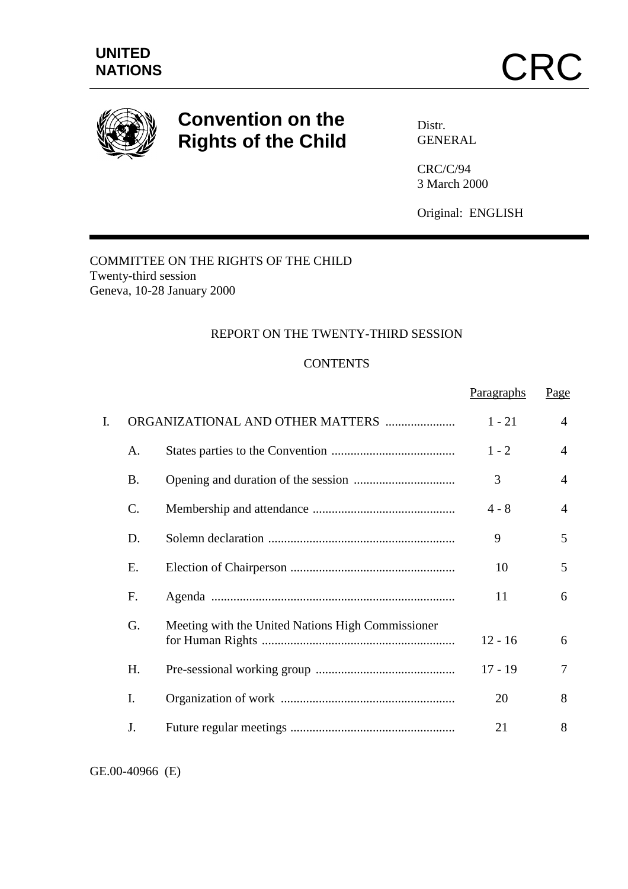**UNITED NATIONS**

**CRC**

# Convention on the Rights of the Child

Distr.
GENERAL

CRC/C/94
3 March 2000

Original: ENGLISH

COMMITTEE ON THE RIGHTS OF THE CHILD
Twenty-third session
Geneva, 10-28 January 2000

## REPORT ON THE TWENTY-THIRD SESSION

### CONTENTS

| | | | Paragraphs | Page |
|---|---|---|---|---|
| I. | ORGANIZATIONAL AND OTHER MATTERS | | 1 - 21 | 4 |
| | A. | States parties to the Convention | 1 - 2 | 4 |
| | B. | Opening and duration of the session | 3 | 4 |
| | C. | Membership and attendance | 4 - 8 | 4 |
| | D. | Solemn declaration | 9 | 5 |
| | E. | Election of Chairperson | 10 | 5 |
| | F. | Agenda | 11 | 6 |
| | G. | Meeting with the United Nations High Commissioner for Human Rights | 12 - 16 | 6 |
| | H. | Pre-sessional working group | 17 - 19 | 7 |
| | I. | Organization of work | 20 | 8 |
| | J. | Future regular meetings | 21 | 8 |

GE.00-40966 (E)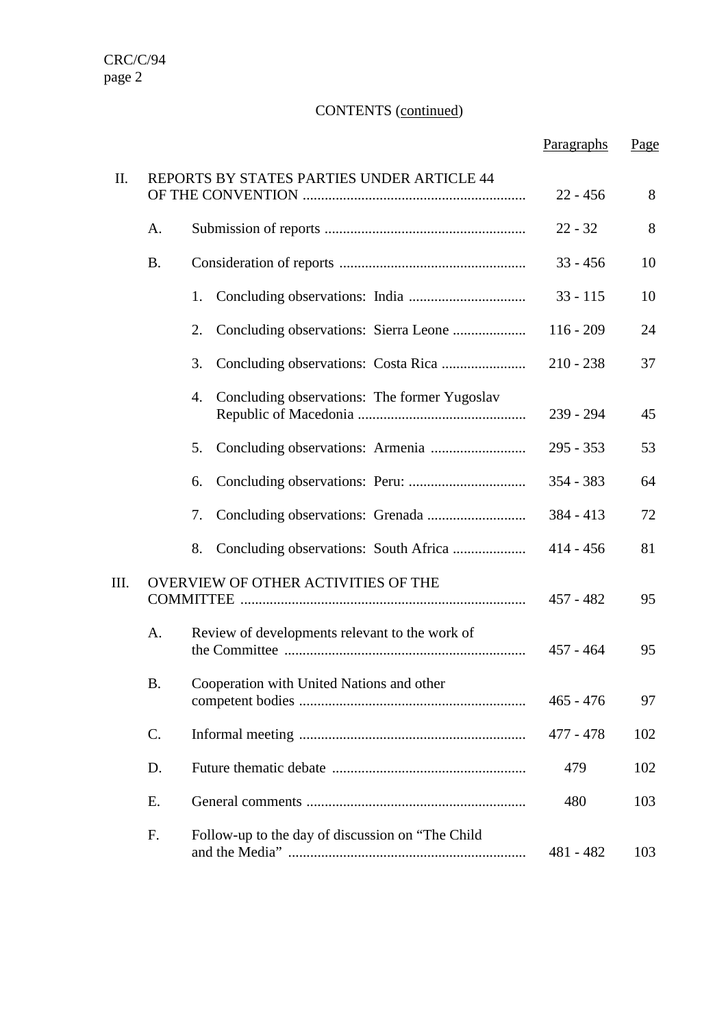CONTENTS (continued)

| | | | Paragraphs | Page |
|---|---|---|---|---|
| II. | REPORTS BY STATES PARTIES UNDER ARTICLE 44 OF THE CONVENTION | | 22 - 456 | 8 |
| | A. | Submission of reports | 22 - 32 | 8 |
| | B. | Consideration of reports | 33 - 456 | 10 |
| | | 1. Concluding observations: India | 33 - 115 | 10 |
| | | 2. Concluding observations: Sierra Leone | 116 - 209 | 24 |
| | | 3. Concluding observations: Costa Rica | 210 - 238 | 37 |
| | | 4. Concluding observations: The former Yugoslav Republic of Macedonia | 239 - 294 | 45 |
| | | 5. Concluding observations: Armenia | 295 - 353 | 53 |
| | | 6. Concluding observations: Peru: | 354 - 383 | 64 |
| | | 7. Concluding observations: Grenada | 384 - 413 | 72 |
| | | 8. Concluding observations: South Africa | 414 - 456 | 81 |
| III. | OVERVIEW OF OTHER ACTIVITIES OF THE COMMITTEE | | 457 - 482 | 95 |
| | A. | Review of developments relevant to the work of the Committee | 457 - 464 | 95 |
| | B. | Cooperation with United Nations and other competent bodies | 465 - 476 | 97 |
| | C. | Informal meeting | 477 - 478 | 102 |
| | D. | Future thematic debate | 479 | 102 |
| | E. | General comments | 480 | 103 |
| | F. | Follow-up to the day of discussion on "The Child and the Media" | 481 - 482 | 103 |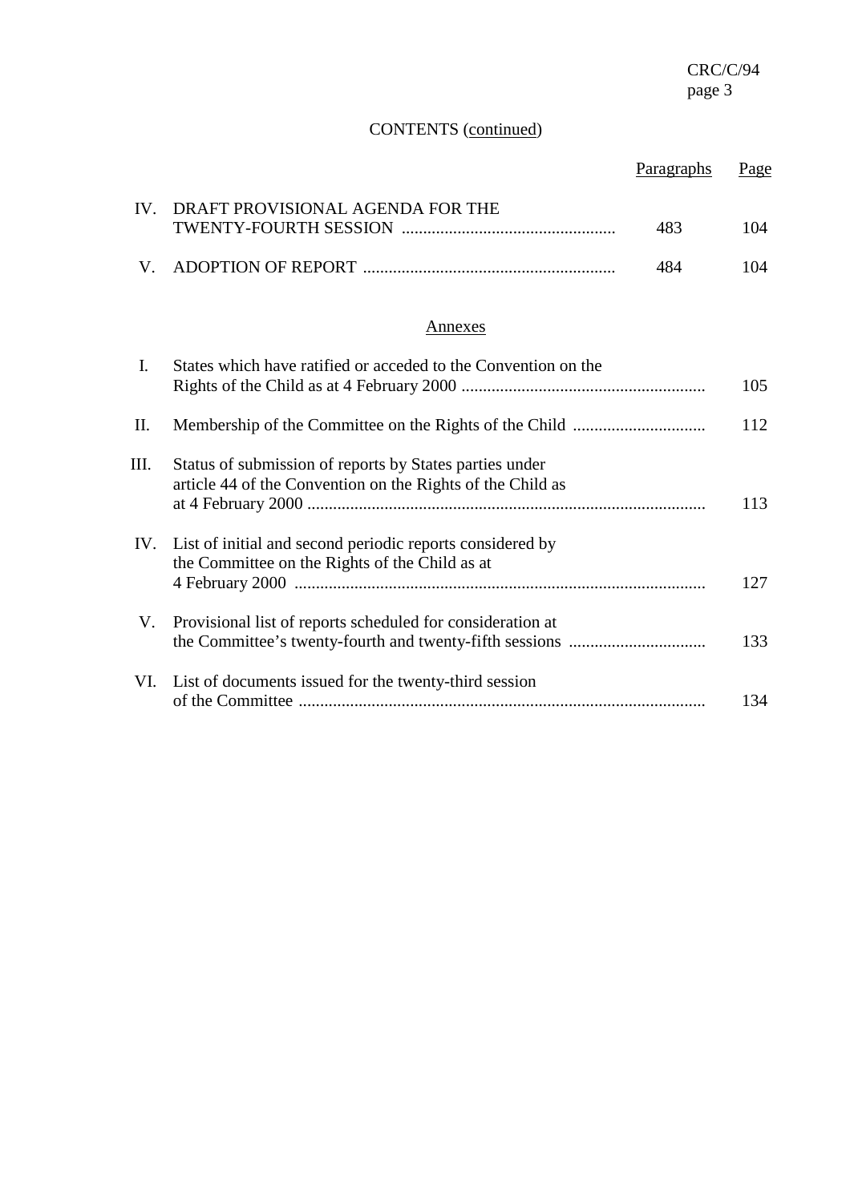CONTENTS (continued)

| | | Paragraphs | Page |
|---|---|---|---|
| IV. | DRAFT PROVISIONAL AGENDA FOR THE TWENTY-FOURTH SESSION | 483 | 104 |
| V. | ADOPTION OF REPORT | 484 | 104 |

Annexes

| | | Page |
|---|---|---|
| I. | States which have ratified or acceded to the Convention on the Rights of the Child as at 4 February 2000 | 105 |
| II. | Membership of the Committee on the Rights of the Child | 112 |
| III. | Status of submission of reports by States parties under article 44 of the Convention on the Rights of the Child as at 4 February 2000 | 113 |
| IV. | List of initial and second periodic reports considered by the Committee on the Rights of the Child as at 4 February 2000 | 127 |
| V. | Provisional list of reports scheduled for consideration at the Committee's twenty-fourth and twenty-fifth sessions | 133 |
| VI. | List of documents issued for the twenty-third session of the Committee | 134 |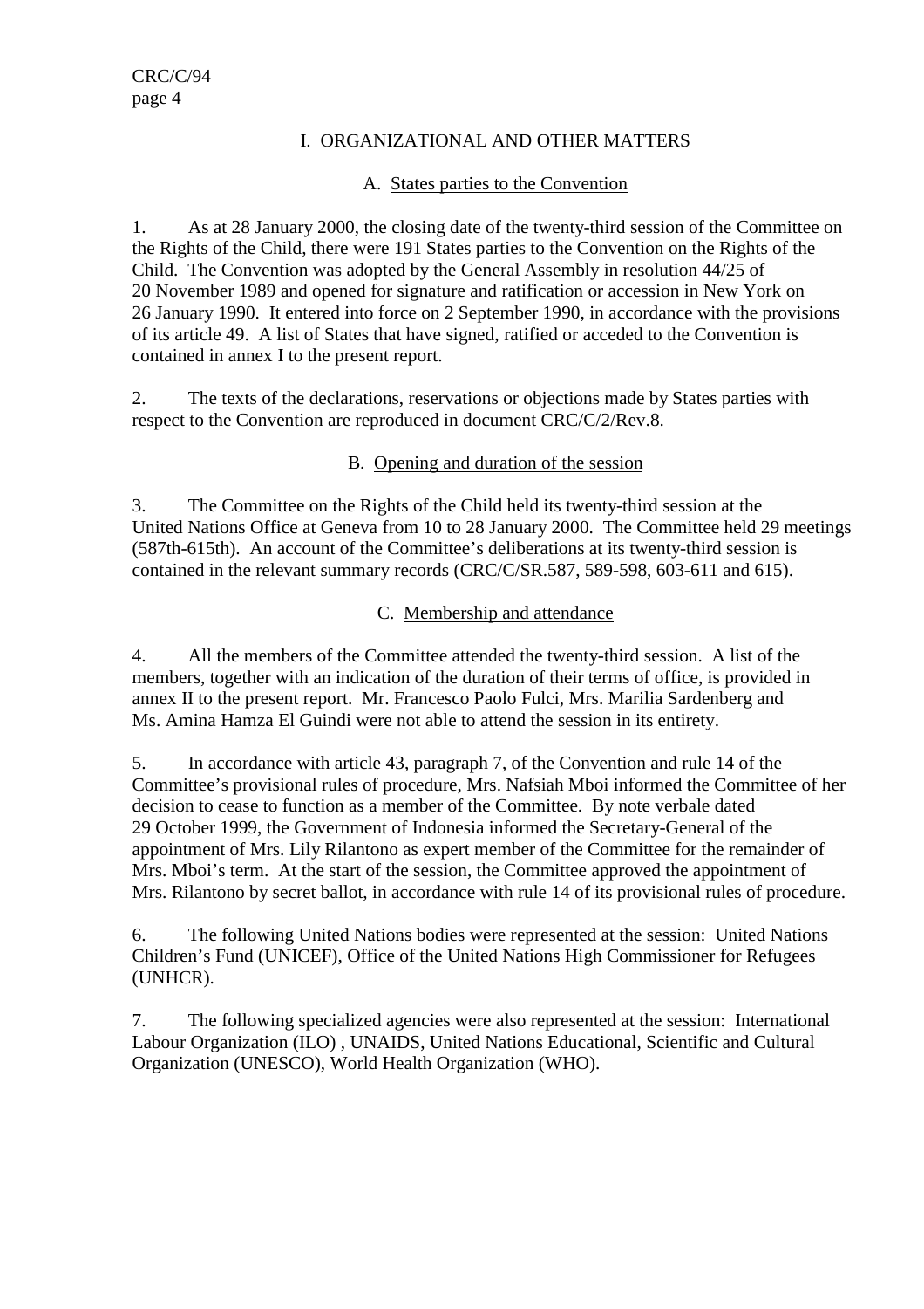# I. ORGANIZATIONAL AND OTHER MATTERS

## A. States parties to the Convention

1. As at 28 January 2000, the closing date of the twenty-third session of the Committee on the Rights of the Child, there were 191 States parties to the Convention on the Rights of the Child. The Convention was adopted by the General Assembly in resolution 44/25 of 20 November 1989 and opened for signature and ratification or accession in New York on 26 January 1990. It entered into force on 2 September 1990, in accordance with the provisions of its article 49. A list of States that have signed, ratified or acceded to the Convention is contained in annex I to the present report.

2. The texts of the declarations, reservations or objections made by States parties with respect to the Convention are reproduced in document CRC/C/2/Rev.8.

## B. Opening and duration of the session

3. The Committee on the Rights of the Child held its twenty-third session at the United Nations Office at Geneva from 10 to 28 January 2000. The Committee held 29 meetings (587th-615th). An account of the Committee's deliberations at its twenty-third session is contained in the relevant summary records (CRC/C/SR.587, 589-598, 603-611 and 615).

## C. Membership and attendance

4. All the members of the Committee attended the twenty-third session. A list of the members, together with an indication of the duration of their terms of office, is provided in annex II to the present report. Mr. Francesco Paolo Fulci, Mrs. Marilia Sardenberg and Ms. Amina Hamza El Guindi were not able to attend the session in its entirety.

5. In accordance with article 43, paragraph 7, of the Convention and rule 14 of the Committee's provisional rules of procedure, Mrs. Nafsiah Mboi informed the Committee of her decision to cease to function as a member of the Committee. By note verbale dated 29 October 1999, the Government of Indonesia informed the Secretary-General of the appointment of Mrs. Lily Rilantono as expert member of the Committee for the remainder of Mrs. Mboi's term. At the start of the session, the Committee approved the appointment of Mrs. Rilantono by secret ballot, in accordance with rule 14 of its provisional rules of procedure.

6. The following United Nations bodies were represented at the session: United Nations Children's Fund (UNICEF), Office of the United Nations High Commissioner for Refugees (UNHCR).

7. The following specialized agencies were also represented at the session: International Labour Organization (ILO) , UNAIDS, United Nations Educational, Scientific and Cultural Organization (UNESCO), World Health Organization (WHO).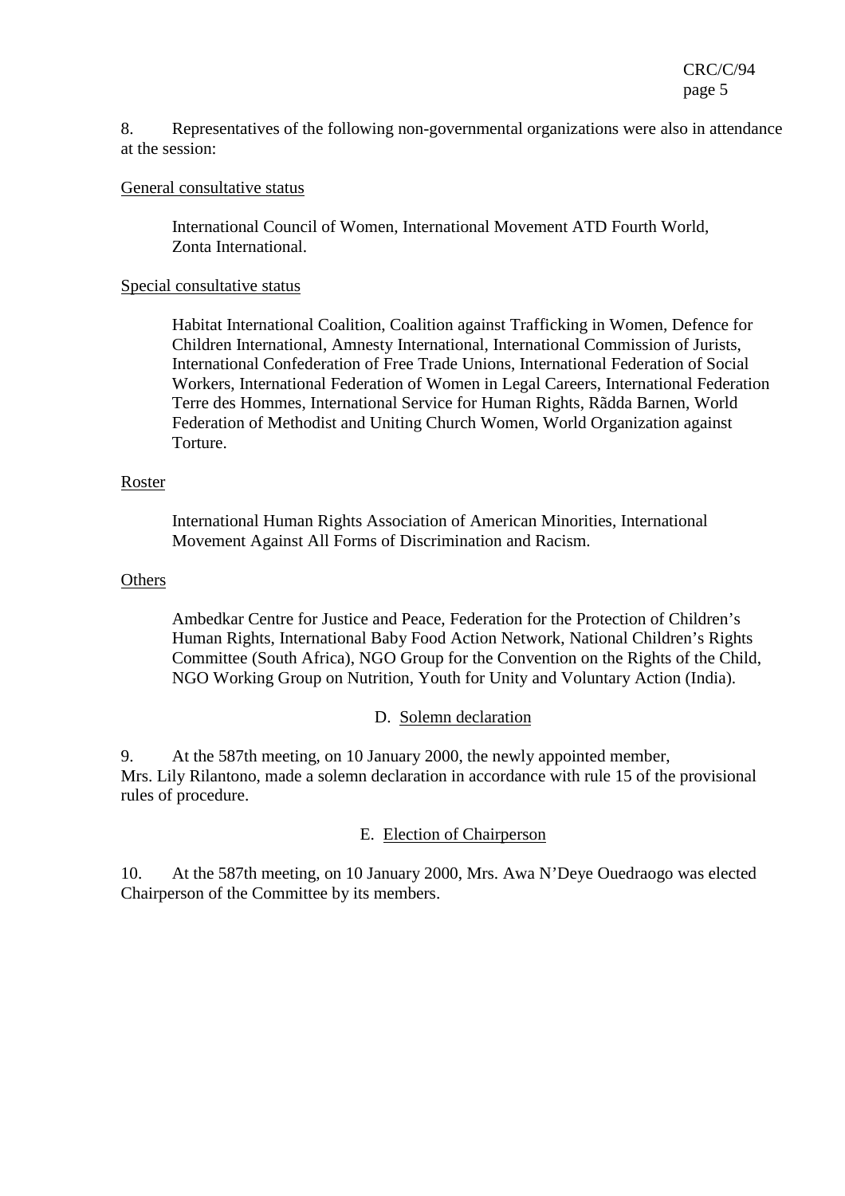8. Representatives of the following non-governmental organizations were also in attendance at the session:

General consultative status

> International Council of Women, International Movement ATD Fourth World, Zonta International.

Special consultative status

> Habitat International Coalition, Coalition against Trafficking in Women, Defence for Children International, Amnesty International, International Commission of Jurists, International Confederation of Free Trade Unions, International Federation of Social Workers, International Federation of Women in Legal Careers, International Federation Terre des Hommes, International Service for Human Rights, Rãdda Barnen, World Federation of Methodist and Uniting Church Women, World Organization against Torture.

Roster

> International Human Rights Association of American Minorities, International Movement Against All Forms of Discrimination and Racism.

Others

> Ambedkar Centre for Justice and Peace, Federation for the Protection of Children's Human Rights, International Baby Food Action Network, National Children's Rights Committee (South Africa), NGO Group for the Convention on the Rights of the Child, NGO Working Group on Nutrition, Youth for Unity and Voluntary Action (India).

## D. Solemn declaration

9. At the 587th meeting, on 10 January 2000, the newly appointed member, Mrs. Lily Rilantono, made a solemn declaration in accordance with rule 15 of the provisional rules of procedure.

## E. Election of Chairperson

10. At the 587th meeting, on 10 January 2000, Mrs. Awa N'Deye Ouedraogo was elected Chairperson of the Committee by its members.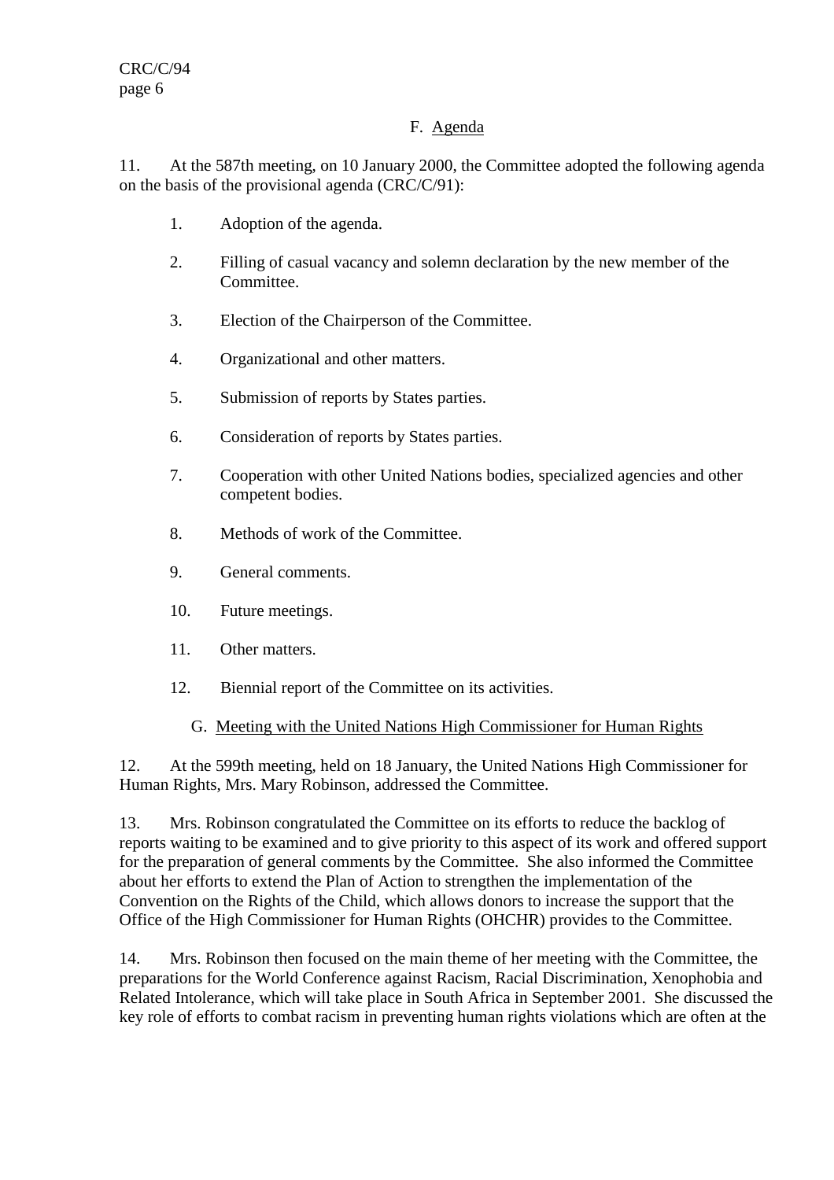## F. Agenda

11. At the 587th meeting, on 10 January 2000, the Committee adopted the following agenda on the basis of the provisional agenda (CRC/C/91):

1. Adoption of the agenda.
2. Filling of casual vacancy and solemn declaration by the new member of the Committee.
3. Election of the Chairperson of the Committee.
4. Organizational and other matters.
5. Submission of reports by States parties.
6. Consideration of reports by States parties.
7. Cooperation with other United Nations bodies, specialized agencies and other competent bodies.
8. Methods of work of the Committee.
9. General comments.
10. Future meetings.
11. Other matters.
12. Biennial report of the Committee on its activities.

## G. Meeting with the United Nations High Commissioner for Human Rights

12. At the 599th meeting, held on 18 January, the United Nations High Commissioner for Human Rights, Mrs. Mary Robinson, addressed the Committee.

13. Mrs. Robinson congratulated the Committee on its efforts to reduce the backlog of reports waiting to be examined and to give priority to this aspect of its work and offered support for the preparation of general comments by the Committee. She also informed the Committee about her efforts to extend the Plan of Action to strengthen the implementation of the Convention on the Rights of the Child, which allows donors to increase the support that the Office of the High Commissioner for Human Rights (OHCHR) provides to the Committee.

14. Mrs. Robinson then focused on the main theme of her meeting with the Committee, the preparations for the World Conference against Racism, Racial Discrimination, Xenophobia and Related Intolerance, which will take place in South Africa in September 2001. She discussed the key role of efforts to combat racism in preventing human rights violations which are often at the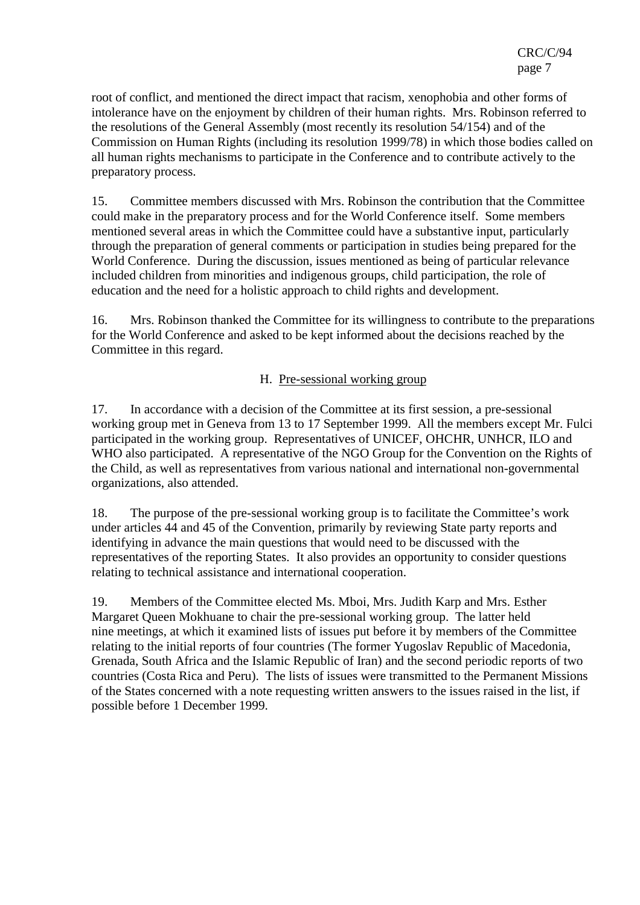root of conflict, and mentioned the direct impact that racism, xenophobia and other forms of intolerance have on the enjoyment by children of their human rights. Mrs. Robinson referred to the resolutions of the General Assembly (most recently its resolution 54/154) and of the Commission on Human Rights (including its resolution 1999/78) in which those bodies called on all human rights mechanisms to participate in the Conference and to contribute actively to the preparatory process.

15. Committee members discussed with Mrs. Robinson the contribution that the Committee could make in the preparatory process and for the World Conference itself. Some members mentioned several areas in which the Committee could have a substantive input, particularly through the preparation of general comments or participation in studies being prepared for the World Conference. During the discussion, issues mentioned as being of particular relevance included children from minorities and indigenous groups, child participation, the role of education and the need for a holistic approach to child rights and development.

16. Mrs. Robinson thanked the Committee for its willingness to contribute to the preparations for the World Conference and asked to be kept informed about the decisions reached by the Committee in this regard.

### H. Pre-sessional working group

17. In accordance with a decision of the Committee at its first session, a pre-sessional working group met in Geneva from 13 to 17 September 1999. All the members except Mr. Fulci participated in the working group. Representatives of UNICEF, OHCHR, UNHCR, ILO and WHO also participated. A representative of the NGO Group for the Convention on the Rights of the Child, as well as representatives from various national and international non-governmental organizations, also attended.

18. The purpose of the pre-sessional working group is to facilitate the Committee's work under articles 44 and 45 of the Convention, primarily by reviewing State party reports and identifying in advance the main questions that would need to be discussed with the representatives of the reporting States. It also provides an opportunity to consider questions relating to technical assistance and international cooperation.

19. Members of the Committee elected Ms. Mboi, Mrs. Judith Karp and Mrs. Esther Margaret Queen Mokhuane to chair the pre-sessional working group. The latter held nine meetings, at which it examined lists of issues put before it by members of the Committee relating to the initial reports of four countries (The former Yugoslav Republic of Macedonia, Grenada, South Africa and the Islamic Republic of Iran) and the second periodic reports of two countries (Costa Rica and Peru). The lists of issues were transmitted to the Permanent Missions of the States concerned with a note requesting written answers to the issues raised in the list, if possible before 1 December 1999.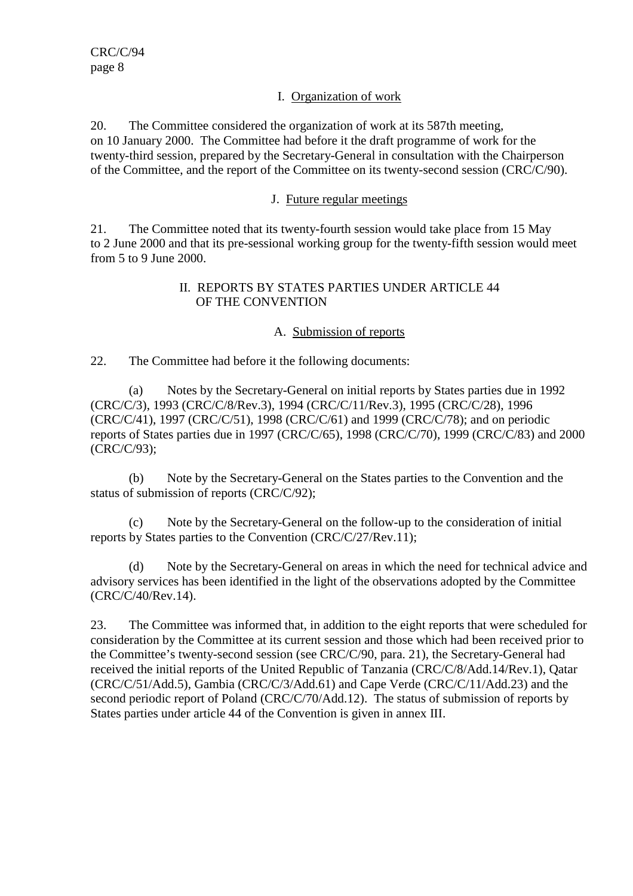### I. Organization of work

20. The Committee considered the organization of work at its 587th meeting, on 10 January 2000. The Committee had before it the draft programme of work for the twenty-third session, prepared by the Secretary-General in consultation with the Chairperson of the Committee, and the report of the Committee on its twenty-second session (CRC/C/90).

### J. Future regular meetings

21. The Committee noted that its twenty-fourth session would take place from 15 May to 2 June 2000 and that its pre-sessional working group for the twenty-fifth session would meet from 5 to 9 June 2000.

## II. REPORTS BY STATES PARTIES UNDER ARTICLE 44 OF THE CONVENTION

### A. Submission of reports

22. The Committee had before it the following documents:

(a) Notes by the Secretary-General on initial reports by States parties due in 1992 (CRC/C/3), 1993 (CRC/C/8/Rev.3), 1994 (CRC/C/11/Rev.3), 1995 (CRC/C/28), 1996 (CRC/C/41), 1997 (CRC/C/51), 1998 (CRC/C/61) and 1999 (CRC/C/78); and on periodic reports of States parties due in 1997 (CRC/C/65), 1998 (CRC/C/70), 1999 (CRC/C/83) and 2000 (CRC/C/93);

(b) Note by the Secretary-General on the States parties to the Convention and the status of submission of reports (CRC/C/92);

(c) Note by the Secretary-General on the follow-up to the consideration of initial reports by States parties to the Convention (CRC/C/27/Rev.11);

(d) Note by the Secretary-General on areas in which the need for technical advice and advisory services has been identified in the light of the observations adopted by the Committee (CRC/C/40/Rev.14).

23. The Committee was informed that, in addition to the eight reports that were scheduled for consideration by the Committee at its current session and those which had been received prior to the Committee's twenty-second session (see CRC/C/90, para. 21), the Secretary-General had received the initial reports of the United Republic of Tanzania (CRC/C/8/Add.14/Rev.1), Qatar (CRC/C/51/Add.5), Gambia (CRC/C/3/Add.61) and Cape Verde (CRC/C/11/Add.23) and the second periodic report of Poland (CRC/C/70/Add.12). The status of submission of reports by States parties under article 44 of the Convention is given in annex III.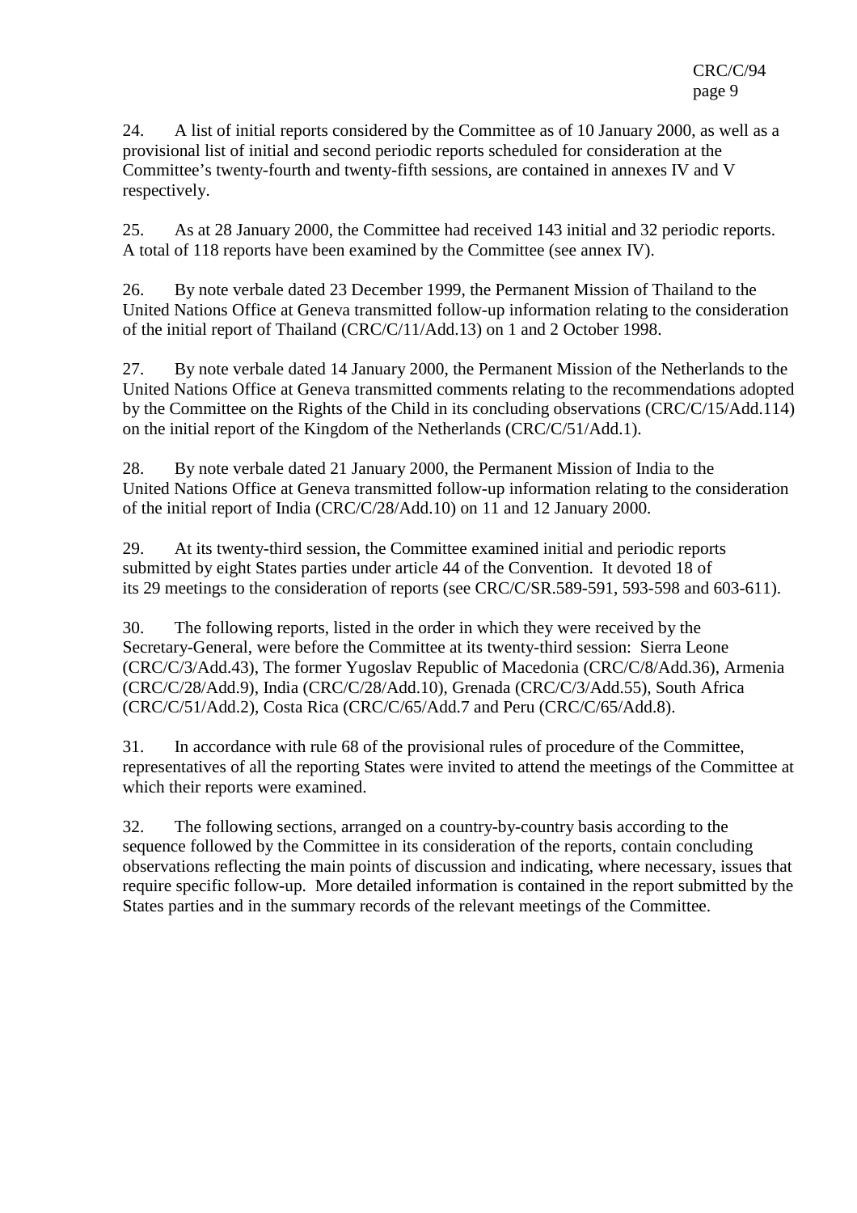24. A list of initial reports considered by the Committee as of 10 January 2000, as well as a provisional list of initial and second periodic reports scheduled for consideration at the Committee's twenty-fourth and twenty-fifth sessions, are contained in annexes IV and V respectively.

25. As at 28 January 2000, the Committee had received 143 initial and 32 periodic reports. A total of 118 reports have been examined by the Committee (see annex IV).

26. By note verbale dated 23 December 1999, the Permanent Mission of Thailand to the United Nations Office at Geneva transmitted follow-up information relating to the consideration of the initial report of Thailand (CRC/C/11/Add.13) on 1 and 2 October 1998.

27. By note verbale dated 14 January 2000, the Permanent Mission of the Netherlands to the United Nations Office at Geneva transmitted comments relating to the recommendations adopted by the Committee on the Rights of the Child in its concluding observations (CRC/C/15/Add.114) on the initial report of the Kingdom of the Netherlands (CRC/C/51/Add.1).

28. By note verbale dated 21 January 2000, the Permanent Mission of India to the United Nations Office at Geneva transmitted follow-up information relating to the consideration of the initial report of India (CRC/C/28/Add.10) on 11 and 12 January 2000.

29. At its twenty-third session, the Committee examined initial and periodic reports submitted by eight States parties under article 44 of the Convention. It devoted 18 of its 29 meetings to the consideration of reports (see CRC/C/SR.589-591, 593-598 and 603-611).

30. The following reports, listed in the order in which they were received by the Secretary-General, were before the Committee at its twenty-third session: Sierra Leone (CRC/C/3/Add.43), The former Yugoslav Republic of Macedonia (CRC/C/8/Add.36), Armenia (CRC/C/28/Add.9), India (CRC/C/28/Add.10), Grenada (CRC/C/3/Add.55), South Africa (CRC/C/51/Add.2), Costa Rica (CRC/C/65/Add.7 and Peru (CRC/C/65/Add.8).

31. In accordance with rule 68 of the provisional rules of procedure of the Committee, representatives of all the reporting States were invited to attend the meetings of the Committee at which their reports were examined.

32. The following sections, arranged on a country-by-country basis according to the sequence followed by the Committee in its consideration of the reports, contain concluding observations reflecting the main points of discussion and indicating, where necessary, issues that require specific follow-up. More detailed information is contained in the report submitted by the States parties and in the summary records of the relevant meetings of the Committee.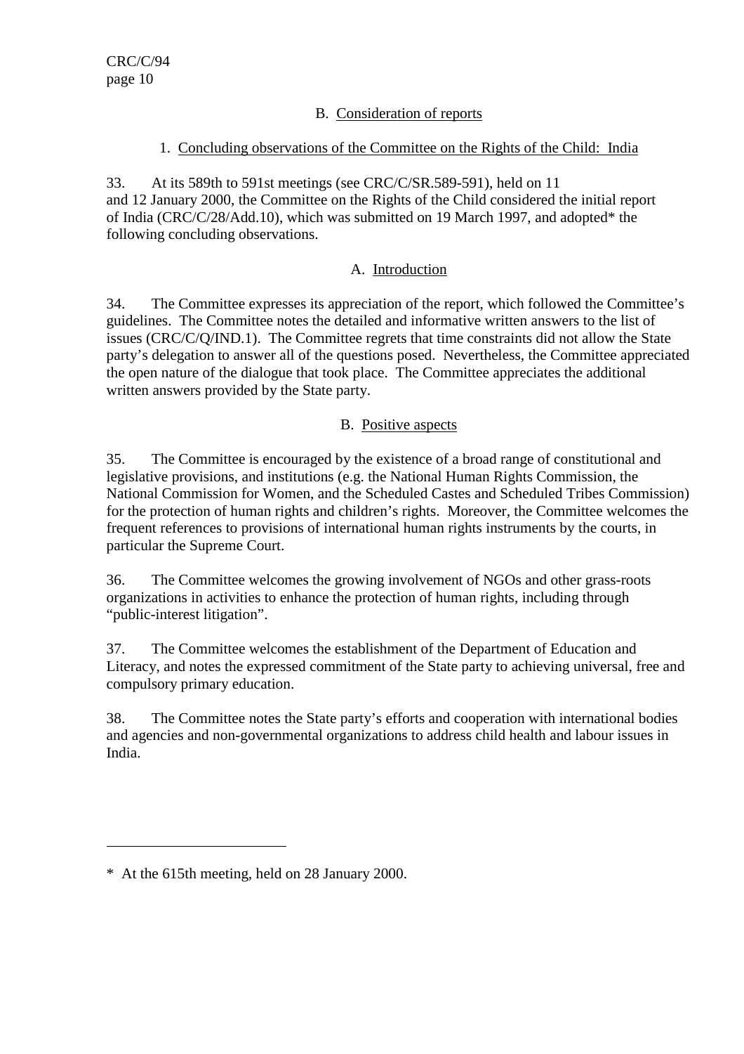## B. Consideration of reports

### 1. Concluding observations of the Committee on the Rights of the Child: India

33. At its 589th to 591st meetings (see CRC/C/SR.589-591), held on 11 and 12 January 2000, the Committee on the Rights of the Child considered the initial report of India (CRC/C/28/Add.10), which was submitted on 19 March 1997, and adopted* the following concluding observations.

#### A. Introduction

34. The Committee expresses its appreciation of the report, which followed the Committee's guidelines. The Committee notes the detailed and informative written answers to the list of issues (CRC/C/Q/IND.1). The Committee regrets that time constraints did not allow the State party's delegation to answer all of the questions posed. Nevertheless, the Committee appreciated the open nature of the dialogue that took place. The Committee appreciates the additional written answers provided by the State party.

#### B. Positive aspects

35. The Committee is encouraged by the existence of a broad range of constitutional and legislative provisions, and institutions (e.g. the National Human Rights Commission, the National Commission for Women, and the Scheduled Castes and Scheduled Tribes Commission) for the protection of human rights and children's rights. Moreover, the Committee welcomes the frequent references to provisions of international human rights instruments by the courts, in particular the Supreme Court.

36. The Committee welcomes the growing involvement of NGOs and other grass-roots organizations in activities to enhance the protection of human rights, including through "public-interest litigation".

37. The Committee welcomes the establishment of the Department of Education and Literacy, and notes the expressed commitment of the State party to achieving universal, free and compulsory primary education.

38. The Committee notes the State party's efforts and cooperation with international bodies and agencies and non-governmental organizations to address child health and labour issues in India.

---

* At the 615th meeting, held on 28 January 2000.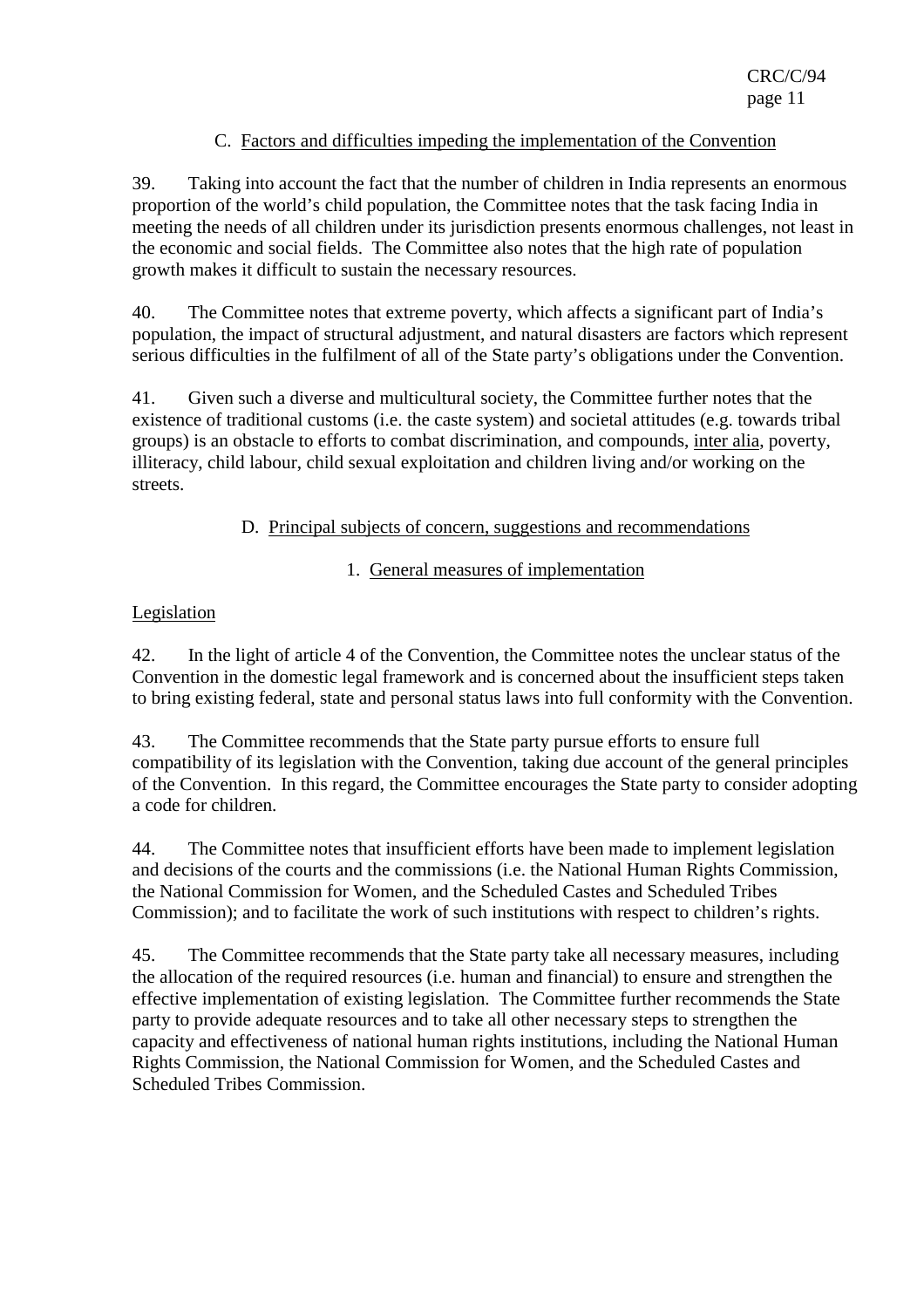## C. Factors and difficulties impeding the implementation of the Convention

39. Taking into account the fact that the number of children in India represents an enormous proportion of the world's child population, the Committee notes that the task facing India in meeting the needs of all children under its jurisdiction presents enormous challenges, not least in the economic and social fields. The Committee also notes that the high rate of population growth makes it difficult to sustain the necessary resources.

40. The Committee notes that extreme poverty, which affects a significant part of India's population, the impact of structural adjustment, and natural disasters are factors which represent serious difficulties in the fulfilment of all of the State party's obligations under the Convention.

41. Given such a diverse and multicultural society, the Committee further notes that the existence of traditional customs (i.e. the caste system) and societal attitudes (e.g. towards tribal groups) is an obstacle to efforts to combat discrimination, and compounds, inter alia, poverty, illiteracy, child labour, child sexual exploitation and children living and/or working on the streets.

## D. Principal subjects of concern, suggestions and recommendations

### 1. General measures of implementation

#### Legislation

42. In the light of article 4 of the Convention, the Committee notes the unclear status of the Convention in the domestic legal framework and is concerned about the insufficient steps taken to bring existing federal, state and personal status laws into full conformity with the Convention.

43. The Committee recommends that the State party pursue efforts to ensure full compatibility of its legislation with the Convention, taking due account of the general principles of the Convention. In this regard, the Committee encourages the State party to consider adopting a code for children.

44. The Committee notes that insufficient efforts have been made to implement legislation and decisions of the courts and the commissions (i.e. the National Human Rights Commission, the National Commission for Women, and the Scheduled Castes and Scheduled Tribes Commission); and to facilitate the work of such institutions with respect to children's rights.

45. The Committee recommends that the State party take all necessary measures, including the allocation of the required resources (i.e. human and financial) to ensure and strengthen the effective implementation of existing legislation. The Committee further recommends the State party to provide adequate resources and to take all other necessary steps to strengthen the capacity and effectiveness of national human rights institutions, including the National Human Rights Commission, the National Commission for Women, and the Scheduled Castes and Scheduled Tribes Commission.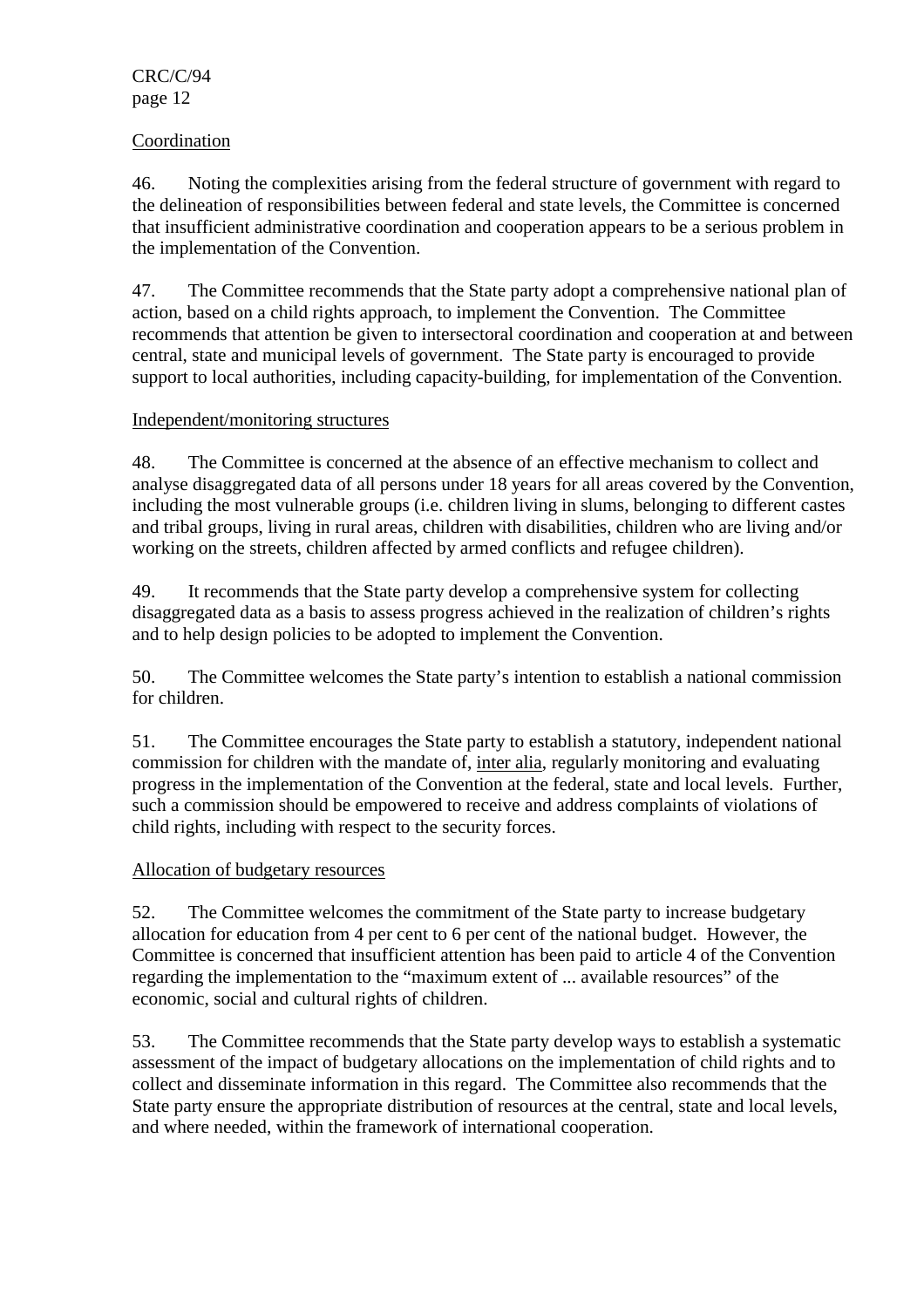### Coordination

46. Noting the complexities arising from the federal structure of government with regard to the delineation of responsibilities between federal and state levels, the Committee is concerned that insufficient administrative coordination and cooperation appears to be a serious problem in the implementation of the Convention.

47. The Committee recommends that the State party adopt a comprehensive national plan of action, based on a child rights approach, to implement the Convention. The Committee recommends that attention be given to intersectoral coordination and cooperation at and between central, state and municipal levels of government. The State party is encouraged to provide support to local authorities, including capacity-building, for implementation of the Convention.

### Independent/monitoring structures

48. The Committee is concerned at the absence of an effective mechanism to collect and analyse disaggregated data of all persons under 18 years for all areas covered by the Convention, including the most vulnerable groups (i.e. children living in slums, belonging to different castes and tribal groups, living in rural areas, children with disabilities, children who are living and/or working on the streets, children affected by armed conflicts and refugee children).

49. It recommends that the State party develop a comprehensive system for collecting disaggregated data as a basis to assess progress achieved in the realization of children's rights and to help design policies to be adopted to implement the Convention.

50. The Committee welcomes the State party's intention to establish a national commission for children.

51. The Committee encourages the State party to establish a statutory, independent national commission for children with the mandate of, inter alia, regularly monitoring and evaluating progress in the implementation of the Convention at the federal, state and local levels. Further, such a commission should be empowered to receive and address complaints of violations of child rights, including with respect to the security forces.

### Allocation of budgetary resources

52. The Committee welcomes the commitment of the State party to increase budgetary allocation for education from 4 per cent to 6 per cent of the national budget. However, the Committee is concerned that insufficient attention has been paid to article 4 of the Convention regarding the implementation to the "maximum extent of ... available resources" of the economic, social and cultural rights of children.

53. The Committee recommends that the State party develop ways to establish a systematic assessment of the impact of budgetary allocations on the implementation of child rights and to collect and disseminate information in this regard. The Committee also recommends that the State party ensure the appropriate distribution of resources at the central, state and local levels, and where needed, within the framework of international cooperation.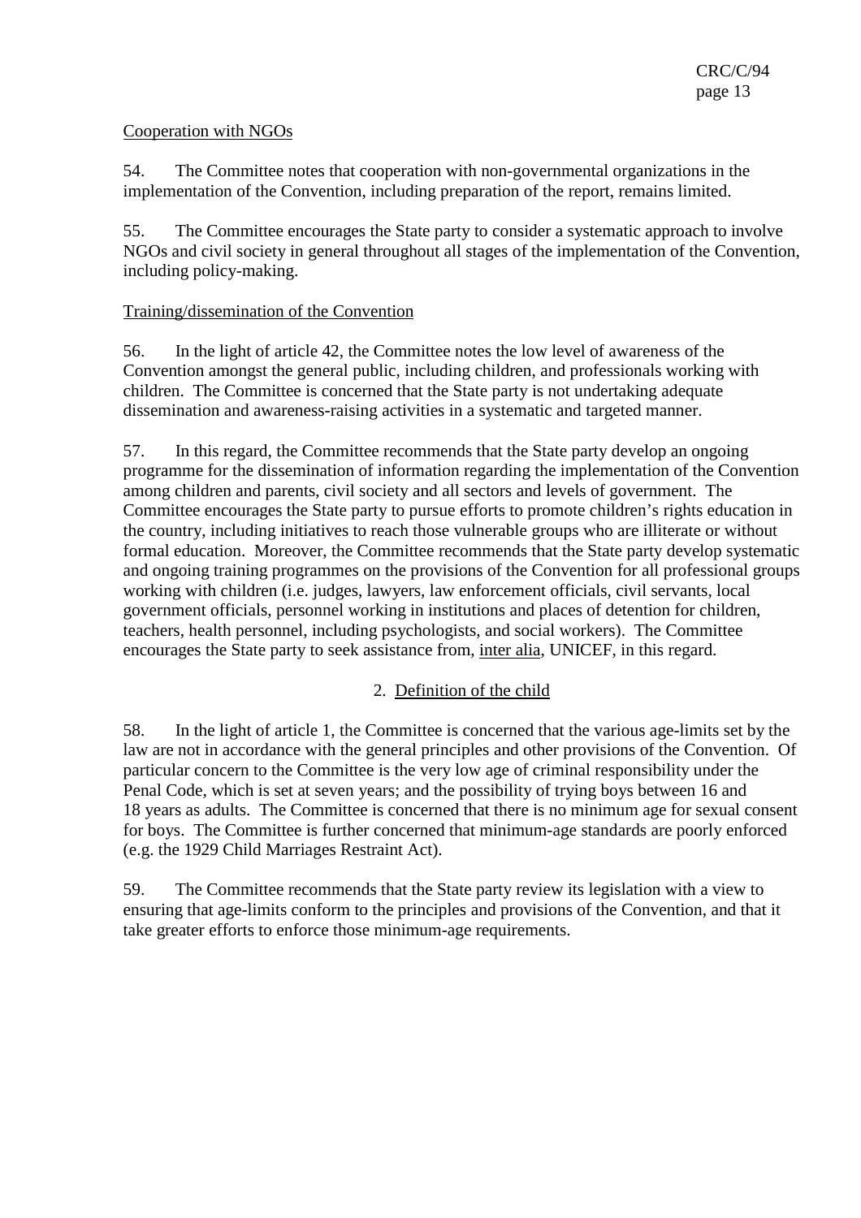Cooperation with NGOs

54. The Committee notes that cooperation with non-governmental organizations in the implementation of the Convention, including preparation of the report, remains limited.

55. The Committee encourages the State party to consider a systematic approach to involve NGOs and civil society in general throughout all stages of the implementation of the Convention, including policy-making.

Training/dissemination of the Convention

56. In the light of article 42, the Committee notes the low level of awareness of the Convention amongst the general public, including children, and professionals working with children. The Committee is concerned that the State party is not undertaking adequate dissemination and awareness-raising activities in a systematic and targeted manner.

57. In this regard, the Committee recommends that the State party develop an ongoing programme for the dissemination of information regarding the implementation of the Convention among children and parents, civil society and all sectors and levels of government. The Committee encourages the State party to pursue efforts to promote children's rights education in the country, including initiatives to reach those vulnerable groups who are illiterate or without formal education. Moreover, the Committee recommends that the State party develop systematic and ongoing training programmes on the provisions of the Convention for all professional groups working with children (i.e. judges, lawyers, law enforcement officials, civil servants, local government officials, personnel working in institutions and places of detention for children, teachers, health personnel, including psychologists, and social workers). The Committee encourages the State party to seek assistance from, inter alia, UNICEF, in this regard.

## 2. Definition of the child

58. In the light of article 1, the Committee is concerned that the various age-limits set by the law are not in accordance with the general principles and other provisions of the Convention. Of particular concern to the Committee is the very low age of criminal responsibility under the Penal Code, which is set at seven years; and the possibility of trying boys between 16 and 18 years as adults. The Committee is concerned that there is no minimum age for sexual consent for boys. The Committee is further concerned that minimum-age standards are poorly enforced (e.g. the 1929 Child Marriages Restraint Act).

59. The Committee recommends that the State party review its legislation with a view to ensuring that age-limits conform to the principles and provisions of the Convention, and that it take greater efforts to enforce those minimum-age requirements.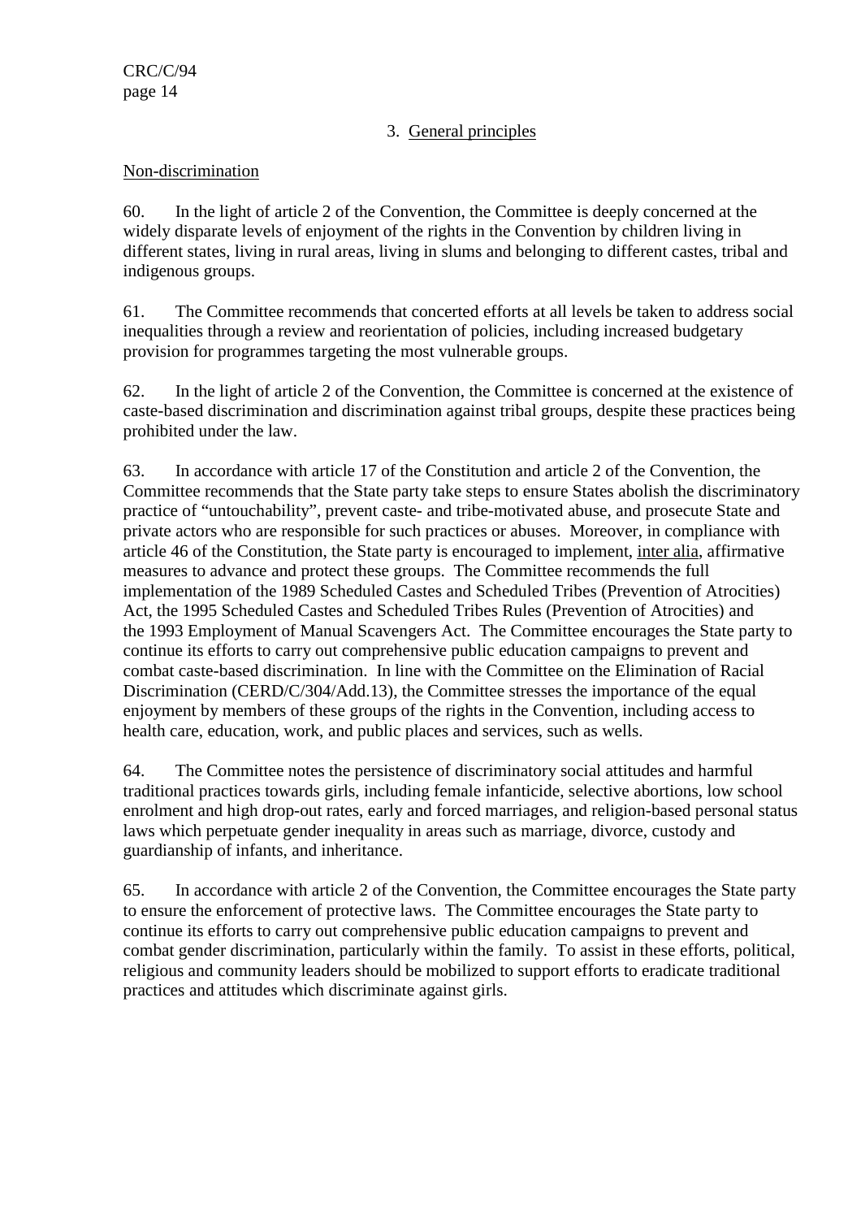### 3. General principles

#### Non-discrimination

60. In the light of article 2 of the Convention, the Committee is deeply concerned at the widely disparate levels of enjoyment of the rights in the Convention by children living in different states, living in rural areas, living in slums and belonging to different castes, tribal and indigenous groups.

61. The Committee recommends that concerted efforts at all levels be taken to address social inequalities through a review and reorientation of policies, including increased budgetary provision for programmes targeting the most vulnerable groups.

62. In the light of article 2 of the Convention, the Committee is concerned at the existence of caste-based discrimination and discrimination against tribal groups, despite these practices being prohibited under the law.

63. In accordance with article 17 of the Constitution and article 2 of the Convention, the Committee recommends that the State party take steps to ensure States abolish the discriminatory practice of "untouchability", prevent caste- and tribe-motivated abuse, and prosecute State and private actors who are responsible for such practices or abuses. Moreover, in compliance with article 46 of the Constitution, the State party is encouraged to implement, inter alia, affirmative measures to advance and protect these groups. The Committee recommends the full implementation of the 1989 Scheduled Castes and Scheduled Tribes (Prevention of Atrocities) Act, the 1995 Scheduled Castes and Scheduled Tribes Rules (Prevention of Atrocities) and the 1993 Employment of Manual Scavengers Act. The Committee encourages the State party to continue its efforts to carry out comprehensive public education campaigns to prevent and combat caste-based discrimination. In line with the Committee on the Elimination of Racial Discrimination (CERD/C/304/Add.13), the Committee stresses the importance of the equal enjoyment by members of these groups of the rights in the Convention, including access to health care, education, work, and public places and services, such as wells.

64. The Committee notes the persistence of discriminatory social attitudes and harmful traditional practices towards girls, including female infanticide, selective abortions, low school enrolment and high drop-out rates, early and forced marriages, and religion-based personal status laws which perpetuate gender inequality in areas such as marriage, divorce, custody and guardianship of infants, and inheritance.

65. In accordance with article 2 of the Convention, the Committee encourages the State party to ensure the enforcement of protective laws. The Committee encourages the State party to continue its efforts to carry out comprehensive public education campaigns to prevent and combat gender discrimination, particularly within the family. To assist in these efforts, political, religious and community leaders should be mobilized to support efforts to eradicate traditional practices and attitudes which discriminate against girls.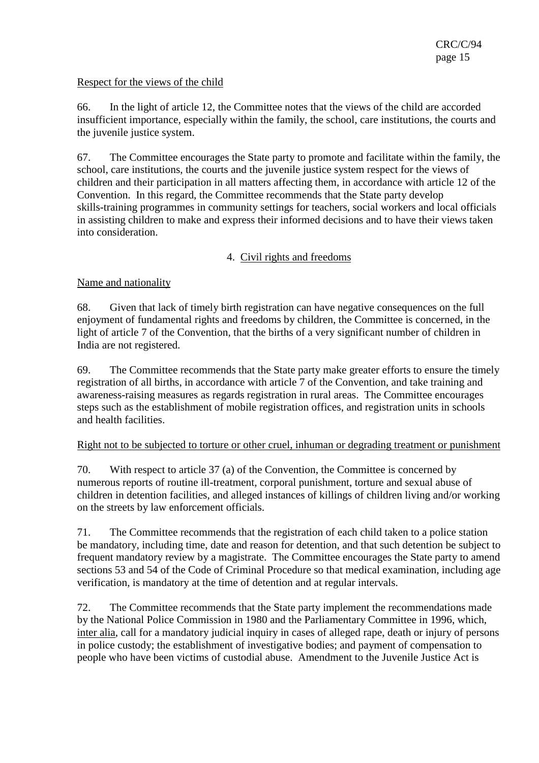Respect for the views of the child

66. In the light of article 12, the Committee notes that the views of the child are accorded insufficient importance, especially within the family, the school, care institutions, the courts and the juvenile justice system.

67. The Committee encourages the State party to promote and facilitate within the family, the school, care institutions, the courts and the juvenile justice system respect for the views of children and their participation in all matters affecting them, in accordance with article 12 of the Convention. In this regard, the Committee recommends that the State party develop skills-training programmes in community settings for teachers, social workers and local officials in assisting children to make and express their informed decisions and to have their views taken into consideration.

## 4. Civil rights and freedoms

Name and nationality

68. Given that lack of timely birth registration can have negative consequences on the full enjoyment of fundamental rights and freedoms by children, the Committee is concerned, in the light of article 7 of the Convention, that the births of a very significant number of children in India are not registered.

69. The Committee recommends that the State party make greater efforts to ensure the timely registration of all births, in accordance with article 7 of the Convention, and take training and awareness-raising measures as regards registration in rural areas. The Committee encourages steps such as the establishment of mobile registration offices, and registration units in schools and health facilities.

Right not to be subjected to torture or other cruel, inhuman or degrading treatment or punishment

70. With respect to article 37 (a) of the Convention, the Committee is concerned by numerous reports of routine ill-treatment, corporal punishment, torture and sexual abuse of children in detention facilities, and alleged instances of killings of children living and/or working on the streets by law enforcement officials.

71. The Committee recommends that the registration of each child taken to a police station be mandatory, including time, date and reason for detention, and that such detention be subject to frequent mandatory review by a magistrate. The Committee encourages the State party to amend sections 53 and 54 of the Code of Criminal Procedure so that medical examination, including age verification, is mandatory at the time of detention and at regular intervals.

72. The Committee recommends that the State party implement the recommendations made by the National Police Commission in 1980 and the Parliamentary Committee in 1996, which, inter alia, call for a mandatory judicial inquiry in cases of alleged rape, death or injury of persons in police custody; the establishment of investigative bodies; and payment of compensation to people who have been victims of custodial abuse. Amendment to the Juvenile Justice Act is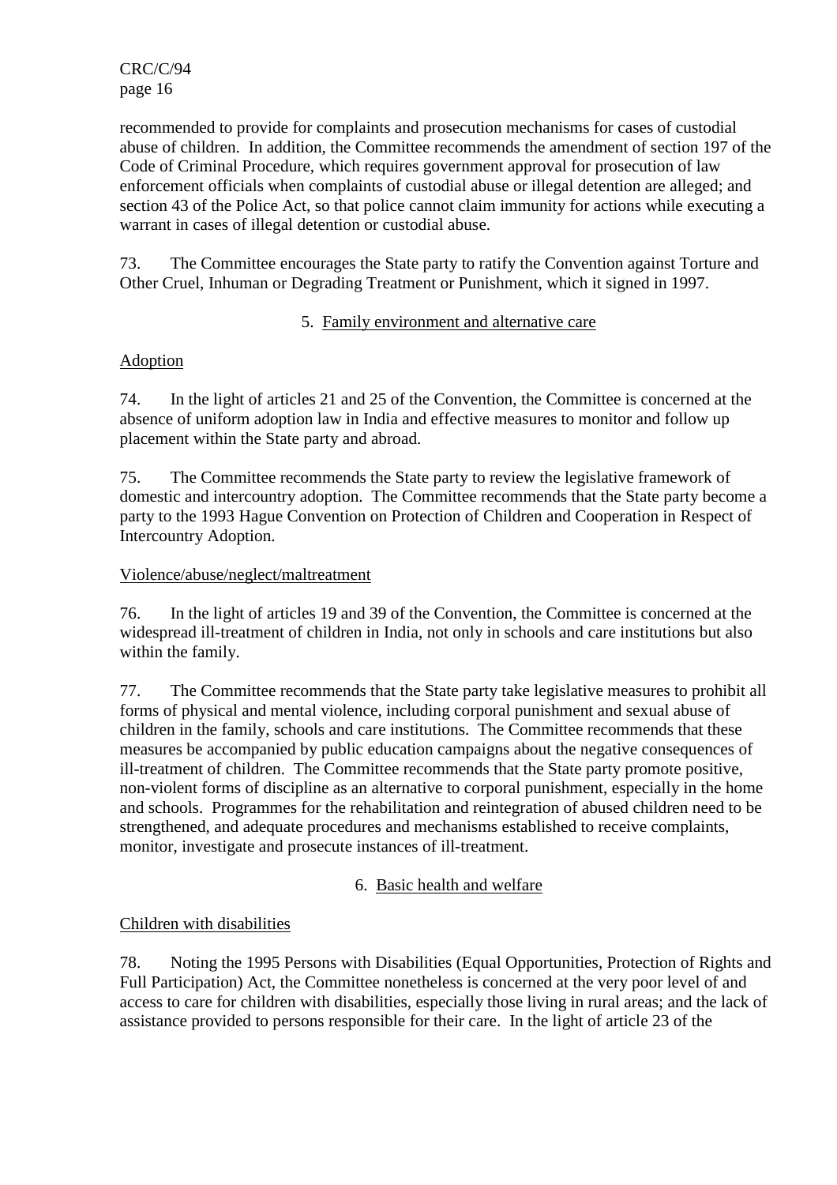recommended to provide for complaints and prosecution mechanisms for cases of custodial abuse of children. In addition, the Committee recommends the amendment of section 197 of the Code of Criminal Procedure, which requires government approval for prosecution of law enforcement officials when complaints of custodial abuse or illegal detention are alleged; and section 43 of the Police Act, so that police cannot claim immunity for actions while executing a warrant in cases of illegal detention or custodial abuse.

73. The Committee encourages the State party to ratify the Convention against Torture and Other Cruel, Inhuman or Degrading Treatment or Punishment, which it signed in 1997.

### 5. Family environment and alternative care

#### Adoption

74. In the light of articles 21 and 25 of the Convention, the Committee is concerned at the absence of uniform adoption law in India and effective measures to monitor and follow up placement within the State party and abroad.

75. The Committee recommends the State party to review the legislative framework of domestic and intercountry adoption. The Committee recommends that the State party become a party to the 1993 Hague Convention on Protection of Children and Cooperation in Respect of Intercountry Adoption.

#### Violence/abuse/neglect/maltreatment

76. In the light of articles 19 and 39 of the Convention, the Committee is concerned at the widespread ill-treatment of children in India, not only in schools and care institutions but also within the family.

77. The Committee recommends that the State party take legislative measures to prohibit all forms of physical and mental violence, including corporal punishment and sexual abuse of children in the family, schools and care institutions. The Committee recommends that these measures be accompanied by public education campaigns about the negative consequences of ill-treatment of children. The Committee recommends that the State party promote positive, non-violent forms of discipline as an alternative to corporal punishment, especially in the home and schools. Programmes for the rehabilitation and reintegration of abused children need to be strengthened, and adequate procedures and mechanisms established to receive complaints, monitor, investigate and prosecute instances of ill-treatment.

### 6. Basic health and welfare

#### Children with disabilities

78. Noting the 1995 Persons with Disabilities (Equal Opportunities, Protection of Rights and Full Participation) Act, the Committee nonetheless is concerned at the very poor level of and access to care for children with disabilities, especially those living in rural areas; and the lack of assistance provided to persons responsible for their care. In the light of article 23 of the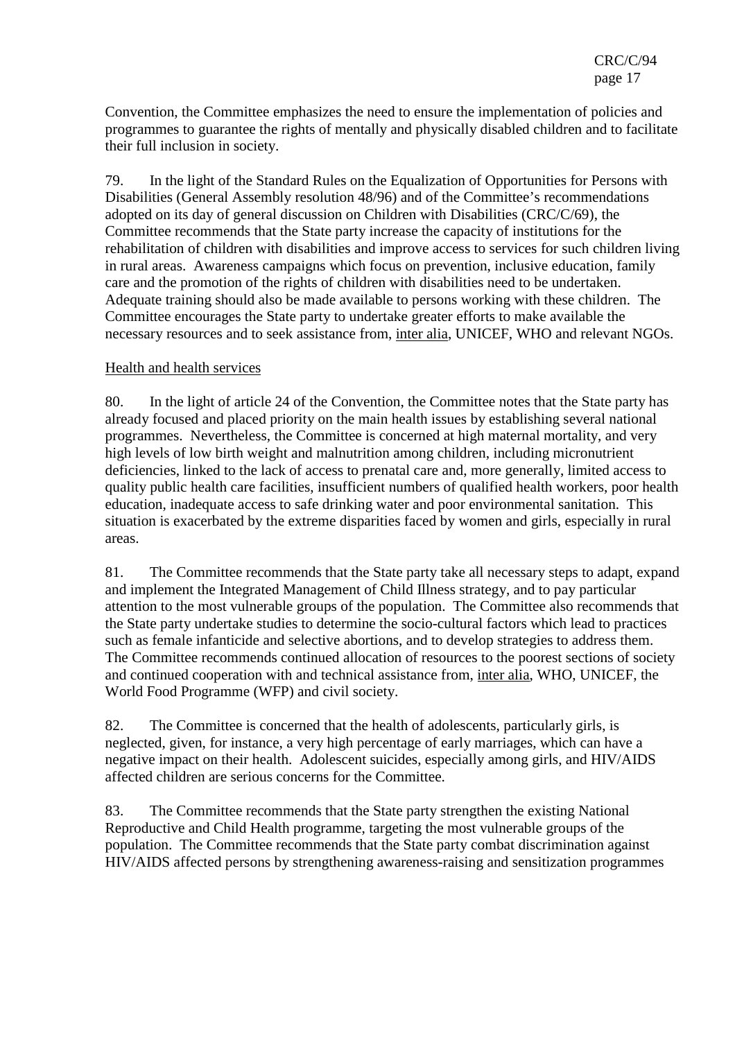Convention, the Committee emphasizes the need to ensure the implementation of policies and programmes to guarantee the rights of mentally and physically disabled children and to facilitate their full inclusion in society.

79. In the light of the Standard Rules on the Equalization of Opportunities for Persons with Disabilities (General Assembly resolution 48/96) and of the Committee's recommendations adopted on its day of general discussion on Children with Disabilities (CRC/C/69), the Committee recommends that the State party increase the capacity of institutions for the rehabilitation of children with disabilities and improve access to services for such children living in rural areas. Awareness campaigns which focus on prevention, inclusive education, family care and the promotion of the rights of children with disabilities need to be undertaken. Adequate training should also be made available to persons working with these children. The Committee encourages the State party to undertake greater efforts to make available the necessary resources and to seek assistance from, inter alia, UNICEF, WHO and relevant NGOs.

Health and health services

80. In the light of article 24 of the Convention, the Committee notes that the State party has already focused and placed priority on the main health issues by establishing several national programmes. Nevertheless, the Committee is concerned at high maternal mortality, and very high levels of low birth weight and malnutrition among children, including micronutrient deficiencies, linked to the lack of access to prenatal care and, more generally, limited access to quality public health care facilities, insufficient numbers of qualified health workers, poor health education, inadequate access to safe drinking water and poor environmental sanitation. This situation is exacerbated by the extreme disparities faced by women and girls, especially in rural areas.

81. The Committee recommends that the State party take all necessary steps to adapt, expand and implement the Integrated Management of Child Illness strategy, and to pay particular attention to the most vulnerable groups of the population. The Committee also recommends that the State party undertake studies to determine the socio-cultural factors which lead to practices such as female infanticide and selective abortions, and to develop strategies to address them. The Committee recommends continued allocation of resources to the poorest sections of society and continued cooperation with and technical assistance from, inter alia, WHO, UNICEF, the World Food Programme (WFP) and civil society.

82. The Committee is concerned that the health of adolescents, particularly girls, is neglected, given, for instance, a very high percentage of early marriages, which can have a negative impact on their health. Adolescent suicides, especially among girls, and HIV/AIDS affected children are serious concerns for the Committee.

83. The Committee recommends that the State party strengthen the existing National Reproductive and Child Health programme, targeting the most vulnerable groups of the population. The Committee recommends that the State party combat discrimination against HIV/AIDS affected persons by strengthening awareness-raising and sensitization programmes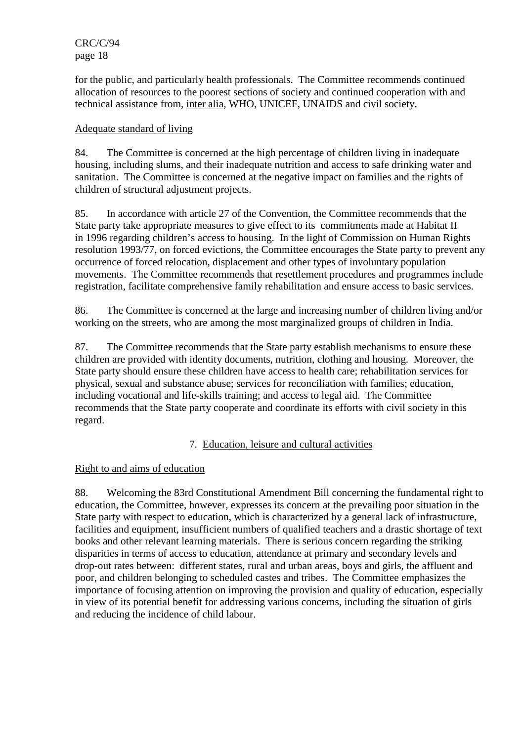for the public, and particularly health professionals. The Committee recommends continued allocation of resources to the poorest sections of society and continued cooperation with and technical assistance from, inter alia, WHO, UNICEF, UNAIDS and civil society.

Adequate standard of living

84. The Committee is concerned at the high percentage of children living in inadequate housing, including slums, and their inadequate nutrition and access to safe drinking water and sanitation. The Committee is concerned at the negative impact on families and the rights of children of structural adjustment projects.

85. In accordance with article 27 of the Convention, the Committee recommends that the State party take appropriate measures to give effect to its commitments made at Habitat II in 1996 regarding children's access to housing. In the light of Commission on Human Rights resolution 1993/77, on forced evictions, the Committee encourages the State party to prevent any occurrence of forced relocation, displacement and other types of involuntary population movements. The Committee recommends that resettlement procedures and programmes include registration, facilitate comprehensive family rehabilitation and ensure access to basic services.

86. The Committee is concerned at the large and increasing number of children living and/or working on the streets, who are among the most marginalized groups of children in India.

87. The Committee recommends that the State party establish mechanisms to ensure these children are provided with identity documents, nutrition, clothing and housing. Moreover, the State party should ensure these children have access to health care; rehabilitation services for physical, sexual and substance abuse; services for reconciliation with families; education, including vocational and life-skills training; and access to legal aid. The Committee recommends that the State party cooperate and coordinate its efforts with civil society in this regard.

## 7. Education, leisure and cultural activities

Right to and aims of education

88. Welcoming the 83rd Constitutional Amendment Bill concerning the fundamental right to education, the Committee, however, expresses its concern at the prevailing poor situation in the State party with respect to education, which is characterized by a general lack of infrastructure, facilities and equipment, insufficient numbers of qualified teachers and a drastic shortage of text books and other relevant learning materials. There is serious concern regarding the striking disparities in terms of access to education, attendance at primary and secondary levels and drop-out rates between: different states, rural and urban areas, boys and girls, the affluent and poor, and children belonging to scheduled castes and tribes. The Committee emphasizes the importance of focusing attention on improving the provision and quality of education, especially in view of its potential benefit for addressing various concerns, including the situation of girls and reducing the incidence of child labour.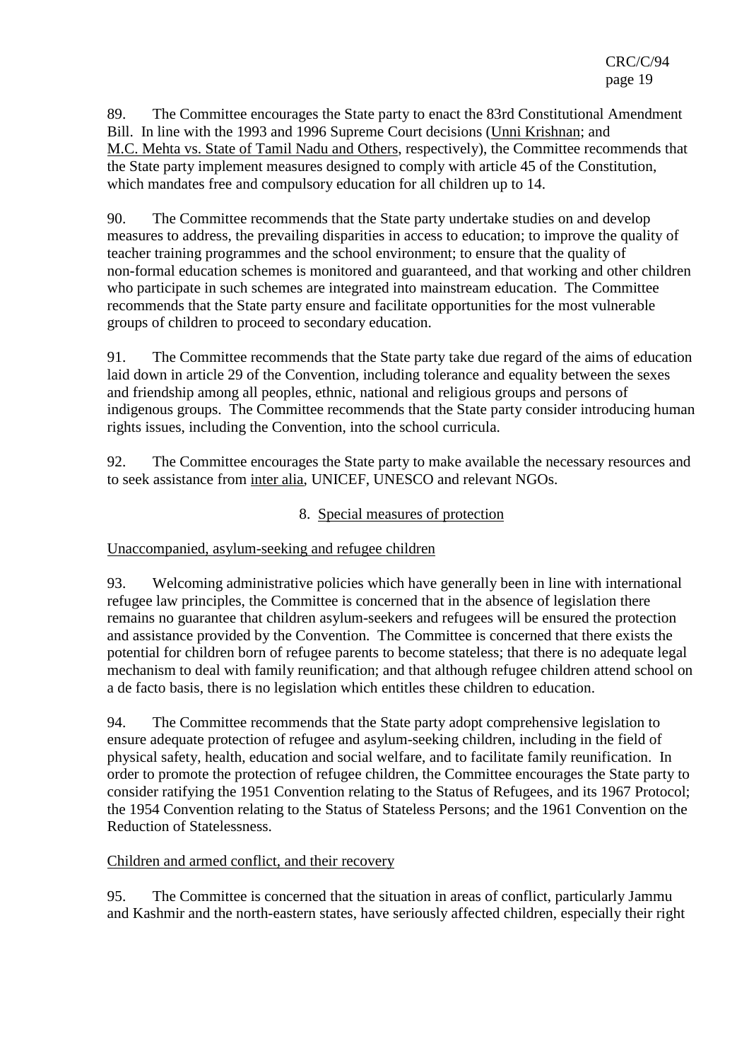89. The Committee encourages the State party to enact the 83rd Constitutional Amendment Bill. In line with the 1993 and 1996 Supreme Court decisions (Unni Krishnan; and M.C. Mehta vs. State of Tamil Nadu and Others, respectively), the Committee recommends that the State party implement measures designed to comply with article 45 of the Constitution, which mandates free and compulsory education for all children up to 14.

90. The Committee recommends that the State party undertake studies on and develop measures to address, the prevailing disparities in access to education; to improve the quality of teacher training programmes and the school environment; to ensure that the quality of non-formal education schemes is monitored and guaranteed, and that working and other children who participate in such schemes are integrated into mainstream education. The Committee recommends that the State party ensure and facilitate opportunities for the most vulnerable groups of children to proceed to secondary education.

91. The Committee recommends that the State party take due regard of the aims of education laid down in article 29 of the Convention, including tolerance and equality between the sexes and friendship among all peoples, ethnic, national and religious groups and persons of indigenous groups. The Committee recommends that the State party consider introducing human rights issues, including the Convention, into the school curricula.

92. The Committee encourages the State party to make available the necessary resources and to seek assistance from inter alia, UNICEF, UNESCO and relevant NGOs.

## 8. Special measures of protection

### Unaccompanied, asylum-seeking and refugee children

93. Welcoming administrative policies which have generally been in line with international refugee law principles, the Committee is concerned that in the absence of legislation there remains no guarantee that children asylum-seekers and refugees will be ensured the protection and assistance provided by the Convention. The Committee is concerned that there exists the potential for children born of refugee parents to become stateless; that there is no adequate legal mechanism to deal with family reunification; and that although refugee children attend school on a de facto basis, there is no legislation which entitles these children to education.

94. The Committee recommends that the State party adopt comprehensive legislation to ensure adequate protection of refugee and asylum-seeking children, including in the field of physical safety, health, education and social welfare, and to facilitate family reunification. In order to promote the protection of refugee children, the Committee encourages the State party to consider ratifying the 1951 Convention relating to the Status of Refugees, and its 1967 Protocol; the 1954 Convention relating to the Status of Stateless Persons; and the 1961 Convention on the Reduction of Statelessness.

### Children and armed conflict, and their recovery

95. The Committee is concerned that the situation in areas of conflict, particularly Jammu and Kashmir and the north-eastern states, have seriously affected children, especially their right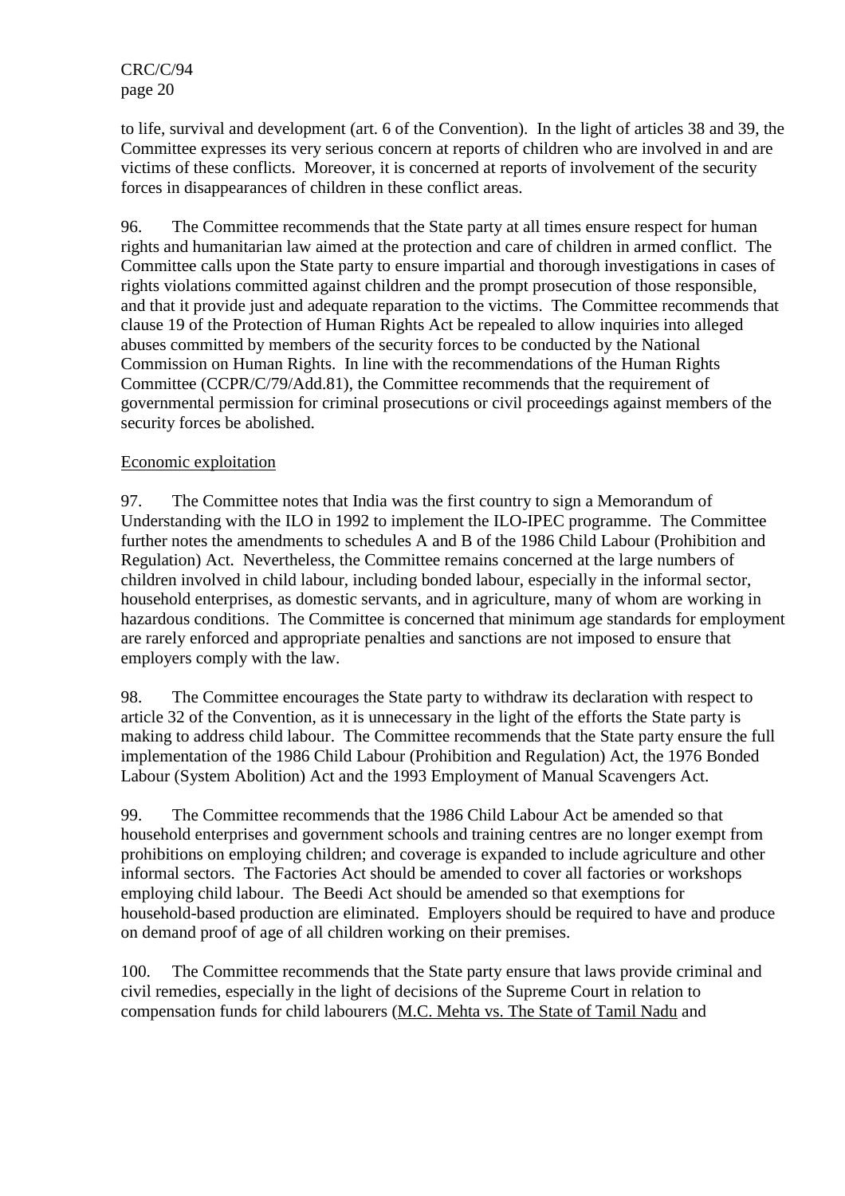to life, survival and development (art. 6 of the Convention). In the light of articles 38 and 39, the Committee expresses its very serious concern at reports of children who are involved in and are victims of these conflicts. Moreover, it is concerned at reports of involvement of the security forces in disappearances of children in these conflict areas.

96. The Committee recommends that the State party at all times ensure respect for human rights and humanitarian law aimed at the protection and care of children in armed conflict. The Committee calls upon the State party to ensure impartial and thorough investigations in cases of rights violations committed against children and the prompt prosecution of those responsible, and that it provide just and adequate reparation to the victims. The Committee recommends that clause 19 of the Protection of Human Rights Act be repealed to allow inquiries into alleged abuses committed by members of the security forces to be conducted by the National Commission on Human Rights. In line with the recommendations of the Human Rights Committee (CCPR/C/79/Add.81), the Committee recommends that the requirement of governmental permission for criminal prosecutions or civil proceedings against members of the security forces be abolished.

<u>Economic exploitation</u>

97. The Committee notes that India was the first country to sign a Memorandum of Understanding with the ILO in 1992 to implement the ILO-IPEC programme. The Committee further notes the amendments to schedules A and B of the 1986 Child Labour (Prohibition and Regulation) Act. Nevertheless, the Committee remains concerned at the large numbers of children involved in child labour, including bonded labour, especially in the informal sector, household enterprises, as domestic servants, and in agriculture, many of whom are working in hazardous conditions. The Committee is concerned that minimum age standards for employment are rarely enforced and appropriate penalties and sanctions are not imposed to ensure that employers comply with the law.

98. The Committee encourages the State party to withdraw its declaration with respect to article 32 of the Convention, as it is unnecessary in the light of the efforts the State party is making to address child labour. The Committee recommends that the State party ensure the full implementation of the 1986 Child Labour (Prohibition and Regulation) Act, the 1976 Bonded Labour (System Abolition) Act and the 1993 Employment of Manual Scavengers Act.

99. The Committee recommends that the 1986 Child Labour Act be amended so that household enterprises and government schools and training centres are no longer exempt from prohibitions on employing children; and coverage is expanded to include agriculture and other informal sectors. The Factories Act should be amended to cover all factories or workshops employing child labour. The Beedi Act should be amended so that exemptions for household-based production are eliminated. Employers should be required to have and produce on demand proof of age of all children working on their premises.

100. The Committee recommends that the State party ensure that laws provide criminal and civil remedies, especially in the light of decisions of the Supreme Court in relation to compensation funds for child labourers (<u>M.C. Mehta vs. The State of Tamil Nadu</u> and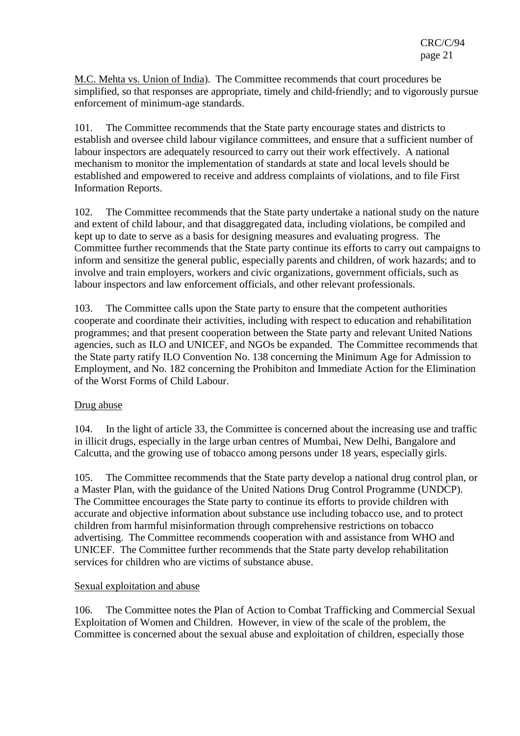M.C. Mehta vs. Union of India). The Committee recommends that court procedures be simplified, so that responses are appropriate, timely and child-friendly; and to vigorously pursue enforcement of minimum-age standards.

101. The Committee recommends that the State party encourage states and districts to establish and oversee child labour vigilance committees, and ensure that a sufficient number of labour inspectors are adequately resourced to carry out their work effectively. A national mechanism to monitor the implementation of standards at state and local levels should be established and empowered to receive and address complaints of violations, and to file First Information Reports.

102. The Committee recommends that the State party undertake a national study on the nature and extent of child labour, and that disaggregated data, including violations, be compiled and kept up to date to serve as a basis for designing measures and evaluating progress. The Committee further recommends that the State party continue its efforts to carry out campaigns to inform and sensitize the general public, especially parents and children, of work hazards; and to involve and train employers, workers and civic organizations, government officials, such as labour inspectors and law enforcement officials, and other relevant professionals.

103. The Committee calls upon the State party to ensure that the competent authorities cooperate and coordinate their activities, including with respect to education and rehabilitation programmes; and that present cooperation between the State party and relevant United Nations agencies, such as ILO and UNICEF, and NGOs be expanded. The Committee recommends that the State party ratify ILO Convention No. 138 concerning the Minimum Age for Admission to Employment, and No. 182 concerning the Prohibiton and Immediate Action for the Elimination of the Worst Forms of Child Labour.

Drug abuse

104. In the light of article 33, the Committee is concerned about the increasing use and traffic in illicit drugs, especially in the large urban centres of Mumbai, New Delhi, Bangalore and Calcutta, and the growing use of tobacco among persons under 18 years, especially girls.

105. The Committee recommends that the State party develop a national drug control plan, or a Master Plan, with the guidance of the United Nations Drug Control Programme (UNDCP). The Committee encourages the State party to continue its efforts to provide children with accurate and objective information about substance use including tobacco use, and to protect children from harmful misinformation through comprehensive restrictions on tobacco advertising. The Committee recommends cooperation with and assistance from WHO and UNICEF. The Committee further recommends that the State party develop rehabilitation services for children who are victims of substance abuse.

Sexual exploitation and abuse

106. The Committee notes the Plan of Action to Combat Trafficking and Commercial Sexual Exploitation of Women and Children. However, in view of the scale of the problem, the Committee is concerned about the sexual abuse and exploitation of children, especially those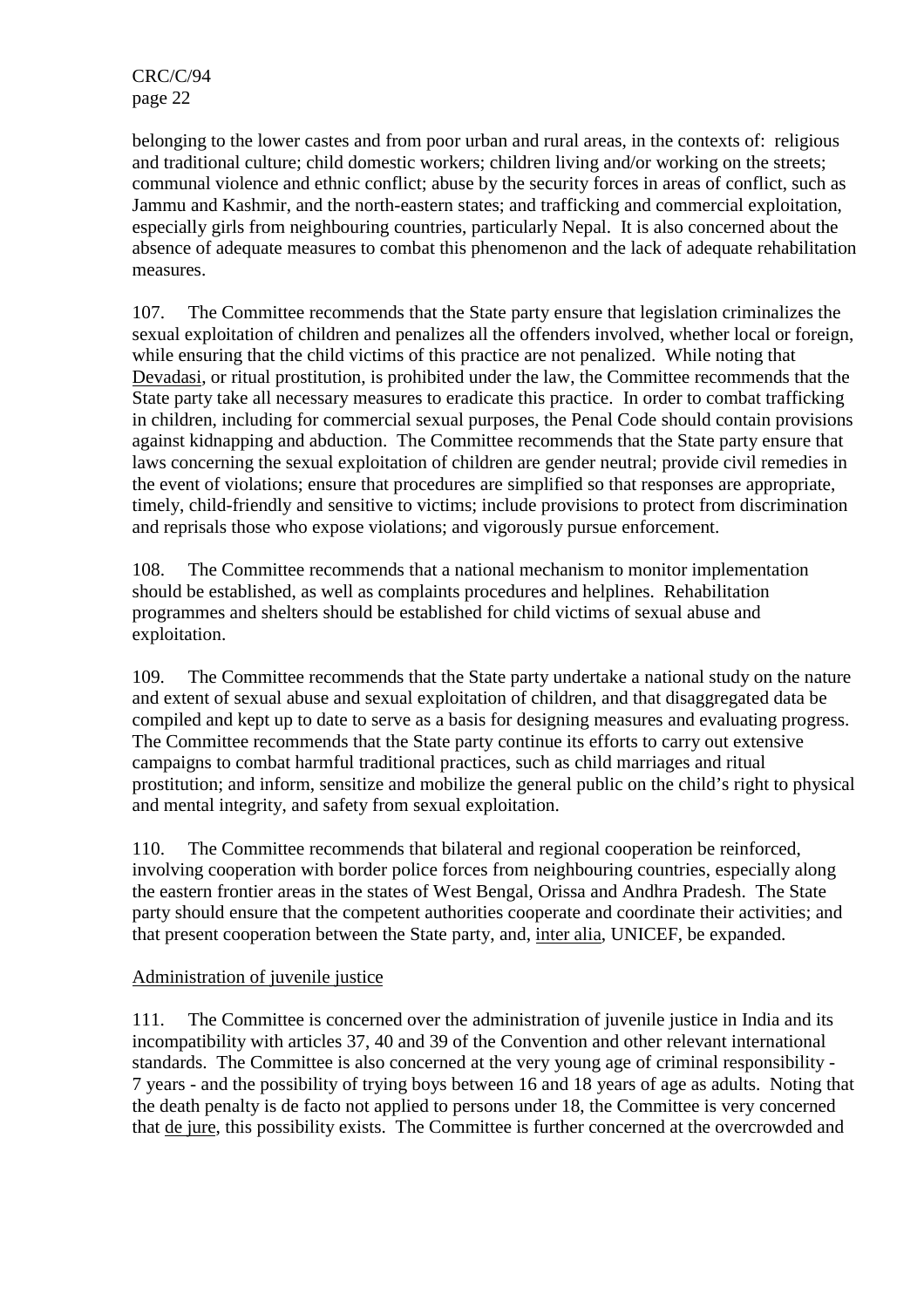belonging to the lower castes and from poor urban and rural areas, in the contexts of: religious and traditional culture; child domestic workers; children living and/or working on the streets; communal violence and ethnic conflict; abuse by the security forces in areas of conflict, such as Jammu and Kashmir, and the north-eastern states; and trafficking and commercial exploitation, especially girls from neighbouring countries, particularly Nepal. It is also concerned about the absence of adequate measures to combat this phenomenon and the lack of adequate rehabilitation measures.

107. The Committee recommends that the State party ensure that legislation criminalizes the sexual exploitation of children and penalizes all the offenders involved, whether local or foreign, while ensuring that the child victims of this practice are not penalized. While noting that Devadasi, or ritual prostitution, is prohibited under the law, the Committee recommends that the State party take all necessary measures to eradicate this practice. In order to combat trafficking in children, including for commercial sexual purposes, the Penal Code should contain provisions against kidnapping and abduction. The Committee recommends that the State party ensure that laws concerning the sexual exploitation of children are gender neutral; provide civil remedies in the event of violations; ensure that procedures are simplified so that responses are appropriate, timely, child-friendly and sensitive to victims; include provisions to protect from discrimination and reprisals those who expose violations; and vigorously pursue enforcement.

108. The Committee recommends that a national mechanism to monitor implementation should be established, as well as complaints procedures and helplines. Rehabilitation programmes and shelters should be established for child victims of sexual abuse and exploitation.

109. The Committee recommends that the State party undertake a national study on the nature and extent of sexual abuse and sexual exploitation of children, and that disaggregated data be compiled and kept up to date to serve as a basis for designing measures and evaluating progress. The Committee recommends that the State party continue its efforts to carry out extensive campaigns to combat harmful traditional practices, such as child marriages and ritual prostitution; and inform, sensitize and mobilize the general public on the child's right to physical and mental integrity, and safety from sexual exploitation.

110. The Committee recommends that bilateral and regional cooperation be reinforced, involving cooperation with border police forces from neighbouring countries, especially along the eastern frontier areas in the states of West Bengal, Orissa and Andhra Pradesh. The State party should ensure that the competent authorities cooperate and coordinate their activities; and that present cooperation between the State party, and, inter alia, UNICEF, be expanded.

Administration of juvenile justice

111. The Committee is concerned over the administration of juvenile justice in India and its incompatibility with articles 37, 40 and 39 of the Convention and other relevant international standards. The Committee is also concerned at the very young age of criminal responsibility - 7 years - and the possibility of trying boys between 16 and 18 years of age as adults. Noting that the death penalty is de facto not applied to persons under 18, the Committee is very concerned that de jure, this possibility exists. The Committee is further concerned at the overcrowded and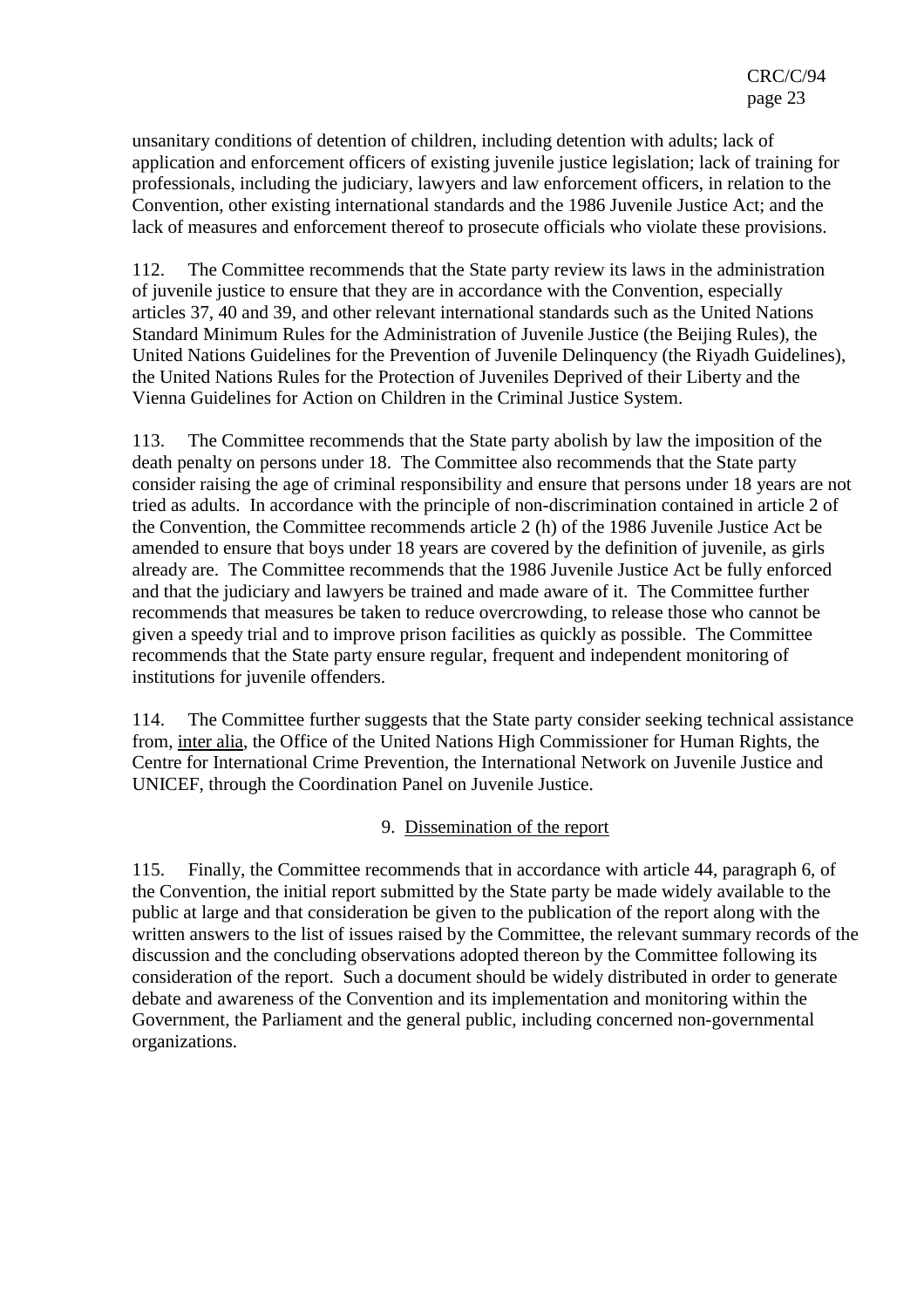unsanitary conditions of detention of children, including detention with adults; lack of application and enforcement officers of existing juvenile justice legislation; lack of training for professionals, including the judiciary, lawyers and law enforcement officers, in relation to the Convention, other existing international standards and the 1986 Juvenile Justice Act; and the lack of measures and enforcement thereof to prosecute officials who violate these provisions.

112. The Committee recommends that the State party review its laws in the administration of juvenile justice to ensure that they are in accordance with the Convention, especially articles 37, 40 and 39, and other relevant international standards such as the United Nations Standard Minimum Rules for the Administration of Juvenile Justice (the Beijing Rules), the United Nations Guidelines for the Prevention of Juvenile Delinquency (the Riyadh Guidelines), the United Nations Rules for the Protection of Juveniles Deprived of their Liberty and the Vienna Guidelines for Action on Children in the Criminal Justice System.

113. The Committee recommends that the State party abolish by law the imposition of the death penalty on persons under 18. The Committee also recommends that the State party consider raising the age of criminal responsibility and ensure that persons under 18 years are not tried as adults. In accordance with the principle of non-discrimination contained in article 2 of the Convention, the Committee recommends article 2 (h) of the 1986 Juvenile Justice Act be amended to ensure that boys under 18 years are covered by the definition of juvenile, as girls already are. The Committee recommends that the 1986 Juvenile Justice Act be fully enforced and that the judiciary and lawyers be trained and made aware of it. The Committee further recommends that measures be taken to reduce overcrowding, to release those who cannot be given a speedy trial and to improve prison facilities as quickly as possible. The Committee recommends that the State party ensure regular, frequent and independent monitoring of institutions for juvenile offenders.

114. The Committee further suggests that the State party consider seeking technical assistance from, inter alia, the Office of the United Nations High Commissioner for Human Rights, the Centre for International Crime Prevention, the International Network on Juvenile Justice and UNICEF, through the Coordination Panel on Juvenile Justice.

### 9. Dissemination of the report

115. Finally, the Committee recommends that in accordance with article 44, paragraph 6, of the Convention, the initial report submitted by the State party be made widely available to the public at large and that consideration be given to the publication of the report along with the written answers to the list of issues raised by the Committee, the relevant summary records of the discussion and the concluding observations adopted thereon by the Committee following its consideration of the report. Such a document should be widely distributed in order to generate debate and awareness of the Convention and its implementation and monitoring within the Government, the Parliament and the general public, including concerned non-governmental organizations.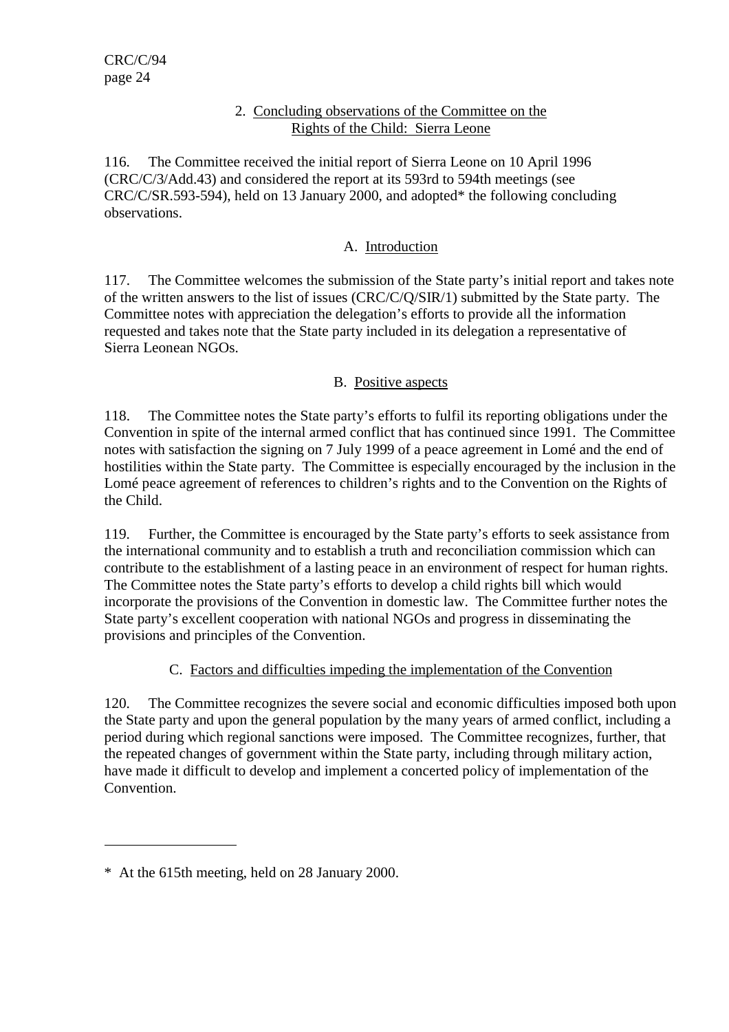## 2. Concluding observations of the Committee on the Rights of the Child: Sierra Leone

116. The Committee received the initial report of Sierra Leone on 10 April 1996 (CRC/C/3/Add.43) and considered the report at its 593rd to 594th meetings (see CRC/C/SR.593-594), held on 13 January 2000, and adopted* the following concluding observations.

### A. Introduction

117. The Committee welcomes the submission of the State party's initial report and takes note of the written answers to the list of issues (CRC/C/Q/SIR/1) submitted by the State party. The Committee notes with appreciation the delegation's efforts to provide all the information requested and takes note that the State party included in its delegation a representative of Sierra Leonean NGOs.

### B. Positive aspects

118. The Committee notes the State party's efforts to fulfil its reporting obligations under the Convention in spite of the internal armed conflict that has continued since 1991. The Committee notes with satisfaction the signing on 7 July 1999 of a peace agreement in Lomé and the end of hostilities within the State party. The Committee is especially encouraged by the inclusion in the Lomé peace agreement of references to children's rights and to the Convention on the Rights of the Child.

119. Further, the Committee is encouraged by the State party's efforts to seek assistance from the international community and to establish a truth and reconciliation commission which can contribute to the establishment of a lasting peace in an environment of respect for human rights. The Committee notes the State party's efforts to develop a child rights bill which would incorporate the provisions of the Convention in domestic law. The Committee further notes the State party's excellent cooperation with national NGOs and progress in disseminating the provisions and principles of the Convention.

### C. Factors and difficulties impeding the implementation of the Convention

120. The Committee recognizes the severe social and economic difficulties imposed both upon the State party and upon the general population by the many years of armed conflict, including a period during which regional sanctions were imposed. The Committee recognizes, further, that the repeated changes of government within the State party, including through military action, have made it difficult to develop and implement a concerted policy of implementation of the Convention.

---

* At the 615th meeting, held on 28 January 2000.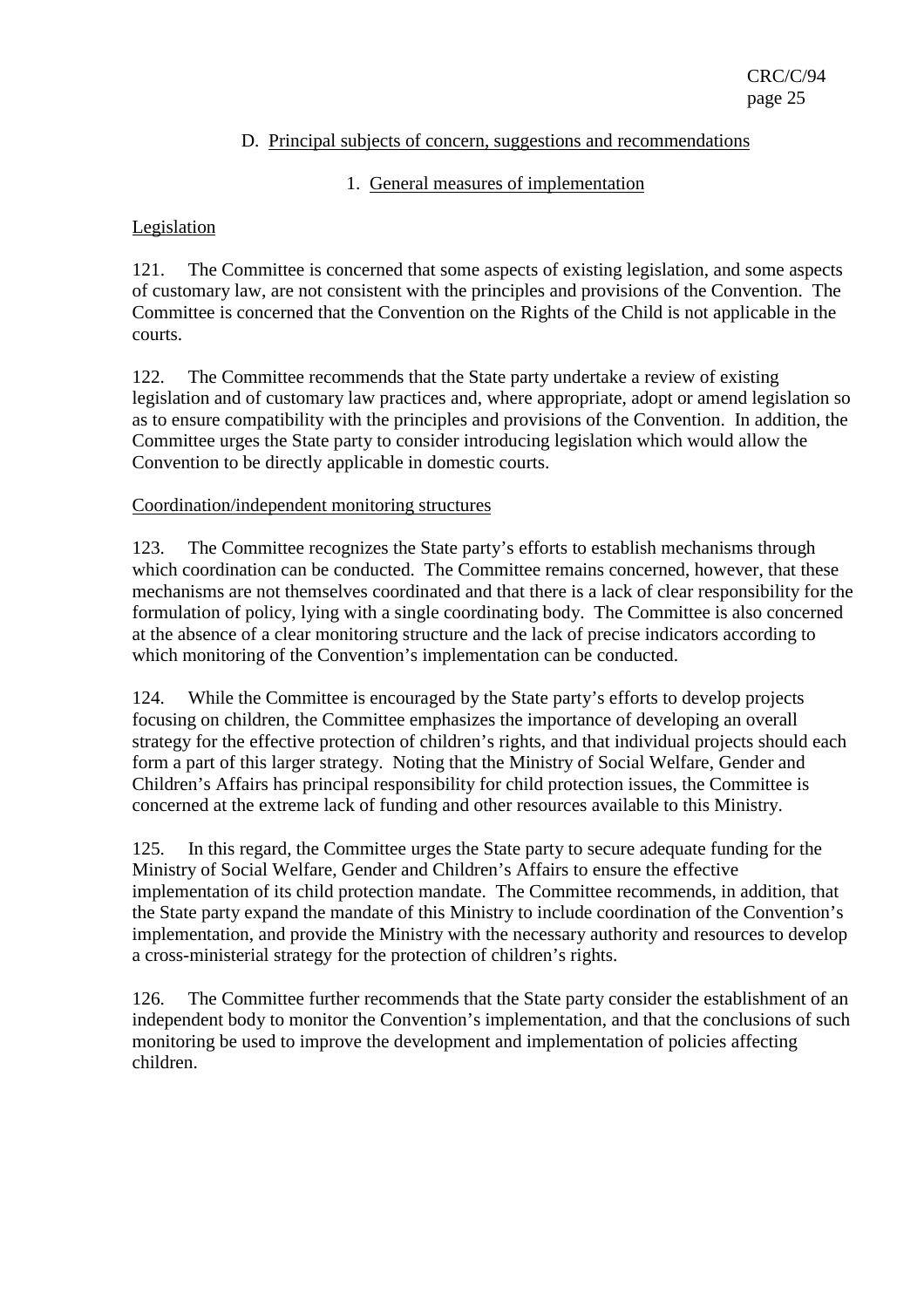## D. Principal subjects of concern, suggestions and recommendations

### 1. General measures of implementation

Legislation

121. The Committee is concerned that some aspects of existing legislation, and some aspects of customary law, are not consistent with the principles and provisions of the Convention. The Committee is concerned that the Convention on the Rights of the Child is not applicable in the courts.

122. The Committee recommends that the State party undertake a review of existing legislation and of customary law practices and, where appropriate, adopt or amend legislation so as to ensure compatibility with the principles and provisions of the Convention. In addition, the Committee urges the State party to consider introducing legislation which would allow the Convention to be directly applicable in domestic courts.

Coordination/independent monitoring structures

123. The Committee recognizes the State party's efforts to establish mechanisms through which coordination can be conducted. The Committee remains concerned, however, that these mechanisms are not themselves coordinated and that there is a lack of clear responsibility for the formulation of policy, lying with a single coordinating body. The Committee is also concerned at the absence of a clear monitoring structure and the lack of precise indicators according to which monitoring of the Convention's implementation can be conducted.

124. While the Committee is encouraged by the State party's efforts to develop projects focusing on children, the Committee emphasizes the importance of developing an overall strategy for the effective protection of children's rights, and that individual projects should each form a part of this larger strategy. Noting that the Ministry of Social Welfare, Gender and Children's Affairs has principal responsibility for child protection issues, the Committee is concerned at the extreme lack of funding and other resources available to this Ministry.

125. In this regard, the Committee urges the State party to secure adequate funding for the Ministry of Social Welfare, Gender and Children's Affairs to ensure the effective implementation of its child protection mandate. The Committee recommends, in addition, that the State party expand the mandate of this Ministry to include coordination of the Convention's implementation, and provide the Ministry with the necessary authority and resources to develop a cross-ministerial strategy for the protection of children's rights.

126. The Committee further recommends that the State party consider the establishment of an independent body to monitor the Convention's implementation, and that the conclusions of such monitoring be used to improve the development and implementation of policies affecting children.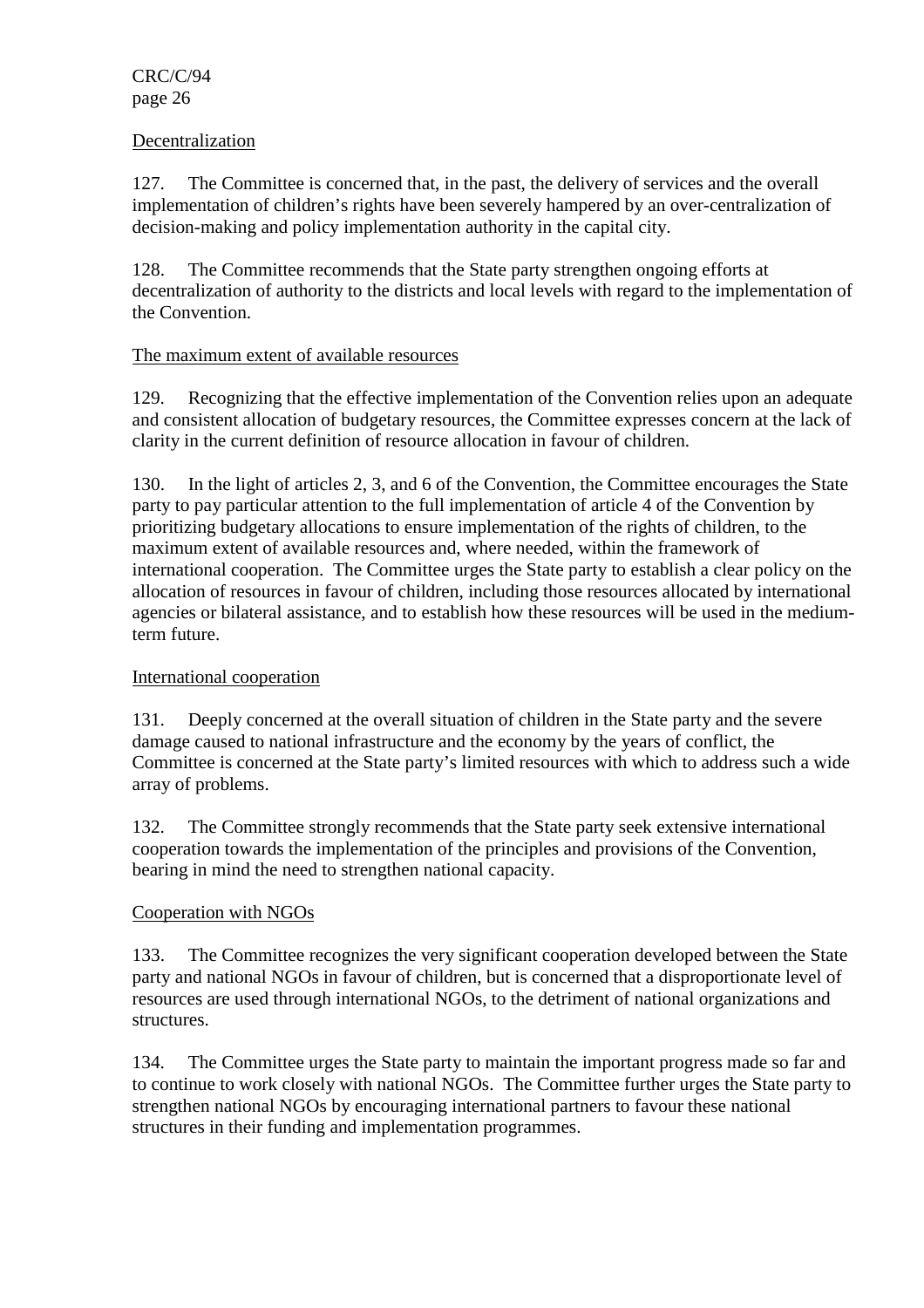Decentralization

127. The Committee is concerned that, in the past, the delivery of services and the overall implementation of children's rights have been severely hampered by an over-centralization of decision-making and policy implementation authority in the capital city.

128. The Committee recommends that the State party strengthen ongoing efforts at decentralization of authority to the districts and local levels with regard to the implementation of the Convention.

The maximum extent of available resources

129. Recognizing that the effective implementation of the Convention relies upon an adequate and consistent allocation of budgetary resources, the Committee expresses concern at the lack of clarity in the current definition of resource allocation in favour of children.

130. In the light of articles 2, 3, and 6 of the Convention, the Committee encourages the State party to pay particular attention to the full implementation of article 4 of the Convention by prioritizing budgetary allocations to ensure implementation of the rights of children, to the maximum extent of available resources and, where needed, within the framework of international cooperation. The Committee urges the State party to establish a clear policy on the allocation of resources in favour of children, including those resources allocated by international agencies or bilateral assistance, and to establish how these resources will be used in the medium-term future.

International cooperation

131. Deeply concerned at the overall situation of children in the State party and the severe damage caused to national infrastructure and the economy by the years of conflict, the Committee is concerned at the State party's limited resources with which to address such a wide array of problems.

132. The Committee strongly recommends that the State party seek extensive international cooperation towards the implementation of the principles and provisions of the Convention, bearing in mind the need to strengthen national capacity.

Cooperation with NGOs

133. The Committee recognizes the very significant cooperation developed between the State party and national NGOs in favour of children, but is concerned that a disproportionate level of resources are used through international NGOs, to the detriment of national organizations and structures.

134. The Committee urges the State party to maintain the important progress made so far and to continue to work closely with national NGOs. The Committee further urges the State party to strengthen national NGOs by encouraging international partners to favour these national structures in their funding and implementation programmes.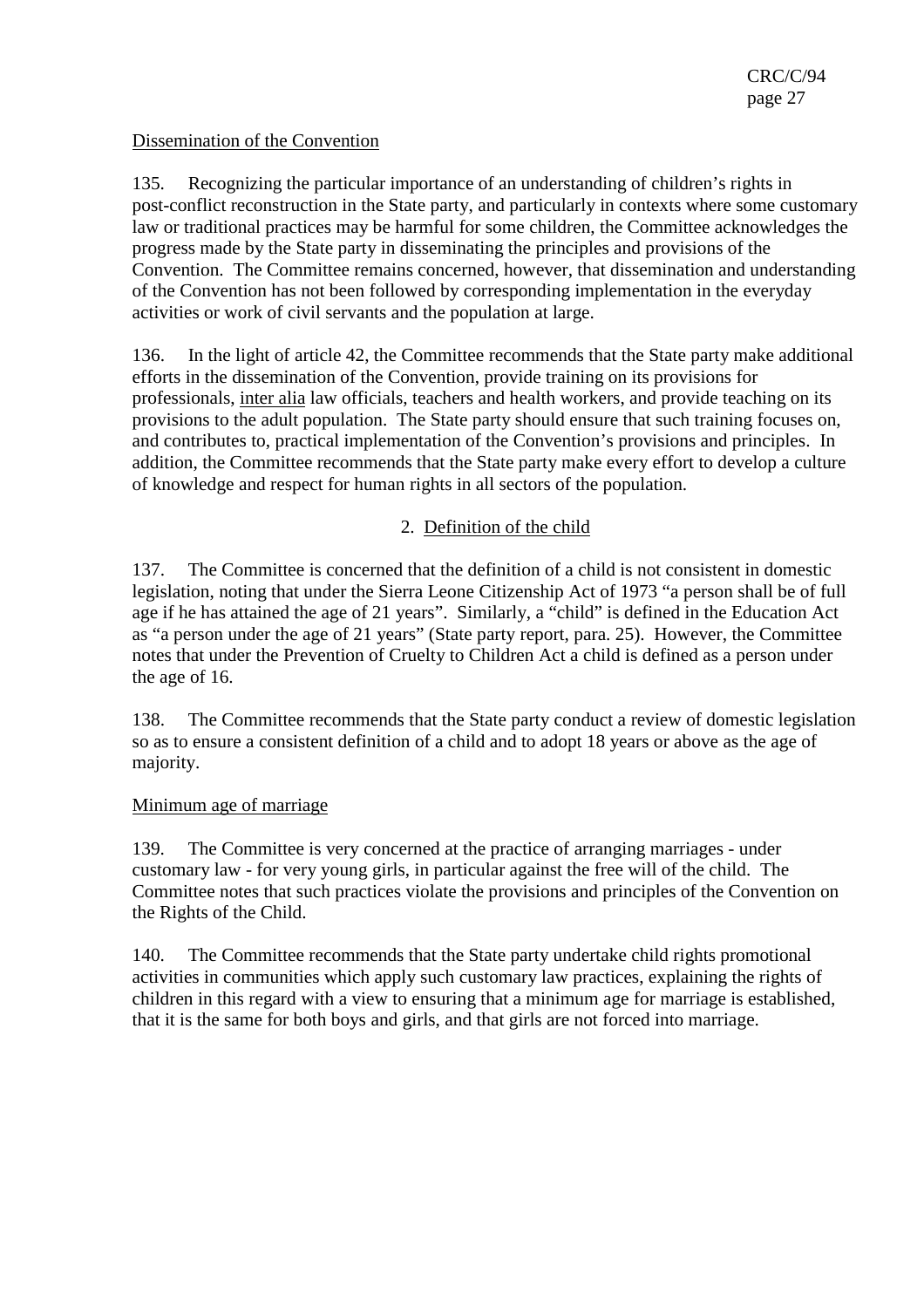Dissemination of the Convention

135. Recognizing the particular importance of an understanding of children's rights in post-conflict reconstruction in the State party, and particularly in contexts where some customary law or traditional practices may be harmful for some children, the Committee acknowledges the progress made by the State party in disseminating the principles and provisions of the Convention. The Committee remains concerned, however, that dissemination and understanding of the Convention has not been followed by corresponding implementation in the everyday activities or work of civil servants and the population at large.

136. In the light of article 42, the Committee recommends that the State party make additional efforts in the dissemination of the Convention, provide training on its provisions for professionals, inter alia law officials, teachers and health workers, and provide teaching on its provisions to the adult population. The State party should ensure that such training focuses on, and contributes to, practical implementation of the Convention's provisions and principles. In addition, the Committee recommends that the State party make every effort to develop a culture of knowledge and respect for human rights in all sectors of the population.

## 2. Definition of the child

137. The Committee is concerned that the definition of a child is not consistent in domestic legislation, noting that under the Sierra Leone Citizenship Act of 1973 "a person shall be of full age if he has attained the age of 21 years". Similarly, a "child" is defined in the Education Act as "a person under the age of 21 years" (State party report, para. 25). However, the Committee notes that under the Prevention of Cruelty to Children Act a child is defined as a person under the age of 16.

138. The Committee recommends that the State party conduct a review of domestic legislation so as to ensure a consistent definition of a child and to adopt 18 years or above as the age of majority.

Minimum age of marriage

139. The Committee is very concerned at the practice of arranging marriages - under customary law - for very young girls, in particular against the free will of the child. The Committee notes that such practices violate the provisions and principles of the Convention on the Rights of the Child.

140. The Committee recommends that the State party undertake child rights promotional activities in communities which apply such customary law practices, explaining the rights of children in this regard with a view to ensuring that a minimum age for marriage is established, that it is the same for both boys and girls, and that girls are not forced into marriage.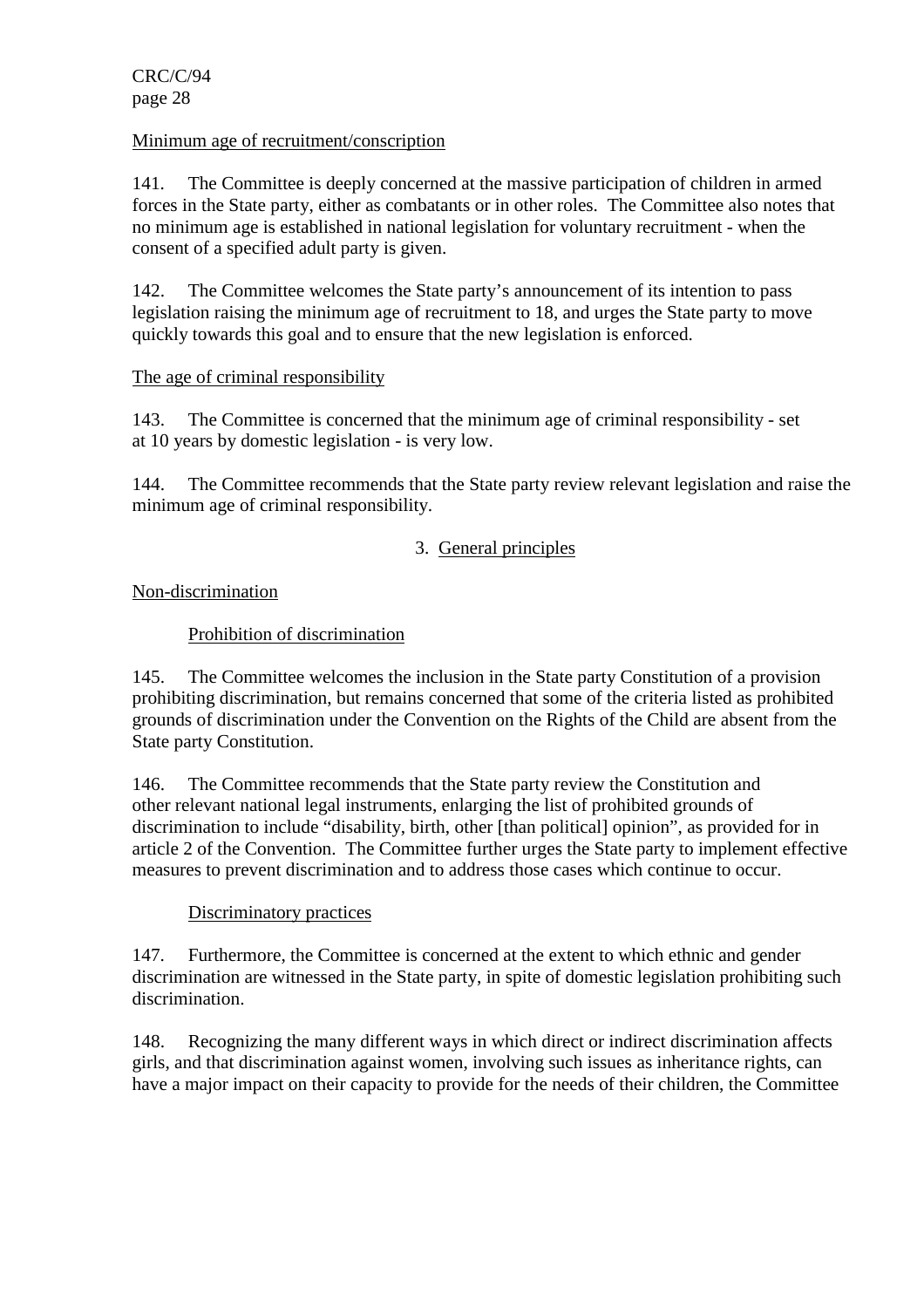Minimum age of recruitment/conscription

141. The Committee is deeply concerned at the massive participation of children in armed forces in the State party, either as combatants or in other roles. The Committee also notes that no minimum age is established in national legislation for voluntary recruitment - when the consent of a specified adult party is given.

142. The Committee welcomes the State party's announcement of its intention to pass legislation raising the minimum age of recruitment to 18, and urges the State party to move quickly towards this goal and to ensure that the new legislation is enforced.

The age of criminal responsibility

143. The Committee is concerned that the minimum age of criminal responsibility - set at 10 years by domestic legislation - is very low.

144. The Committee recommends that the State party review relevant legislation and raise the minimum age of criminal responsibility.

### 3. General principles

Non-discrimination

Prohibition of discrimination

145. The Committee welcomes the inclusion in the State party Constitution of a provision prohibiting discrimination, but remains concerned that some of the criteria listed as prohibited grounds of discrimination under the Convention on the Rights of the Child are absent from the State party Constitution.

146. The Committee recommends that the State party review the Constitution and other relevant national legal instruments, enlarging the list of prohibited grounds of discrimination to include "disability, birth, other [than political] opinion", as provided for in article 2 of the Convention. The Committee further urges the State party to implement effective measures to prevent discrimination and to address those cases which continue to occur.

Discriminatory practices

147. Furthermore, the Committee is concerned at the extent to which ethnic and gender discrimination are witnessed in the State party, in spite of domestic legislation prohibiting such discrimination.

148. Recognizing the many different ways in which direct or indirect discrimination affects girls, and that discrimination against women, involving such issues as inheritance rights, can have a major impact on their capacity to provide for the needs of their children, the Committee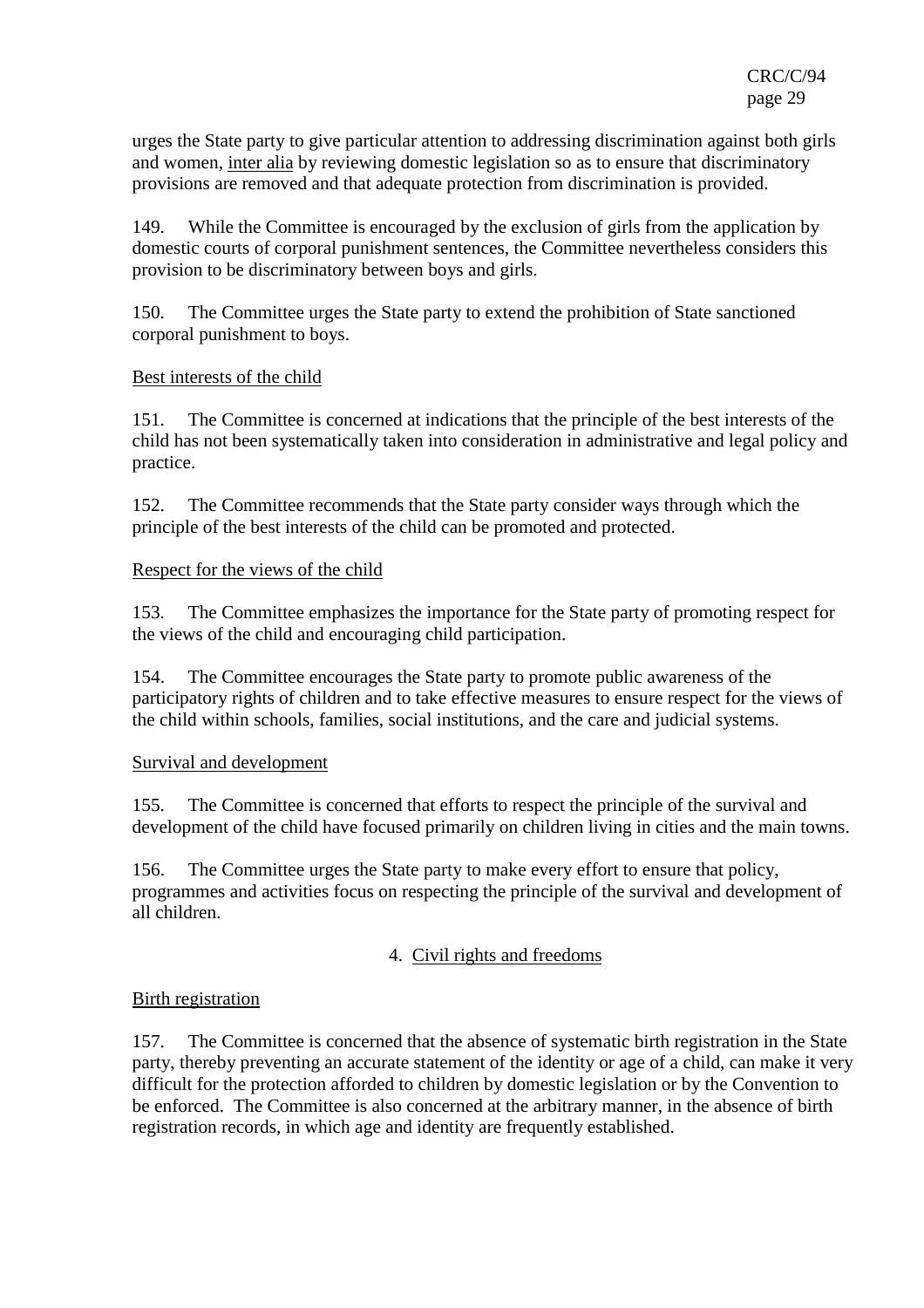urges the State party to give particular attention to addressing discrimination against both girls and women, inter alia by reviewing domestic legislation so as to ensure that discriminatory provisions are removed and that adequate protection from discrimination is provided.

149. While the Committee is encouraged by the exclusion of girls from the application by domestic courts of corporal punishment sentences, the Committee nevertheless considers this provision to be discriminatory between boys and girls.

150. The Committee urges the State party to extend the prohibition of State sanctioned corporal punishment to boys.

Best interests of the child

151. The Committee is concerned at indications that the principle of the best interests of the child has not been systematically taken into consideration in administrative and legal policy and practice.

152. The Committee recommends that the State party consider ways through which the principle of the best interests of the child can be promoted and protected.

Respect for the views of the child

153. The Committee emphasizes the importance for the State party of promoting respect for the views of the child and encouraging child participation.

154. The Committee encourages the State party to promote public awareness of the participatory rights of children and to take effective measures to ensure respect for the views of the child within schools, families, social institutions, and the care and judicial systems.

Survival and development

155. The Committee is concerned that efforts to respect the principle of the survival and development of the child have focused primarily on children living in cities and the main towns.

156. The Committee urges the State party to make every effort to ensure that policy, programmes and activities focus on respecting the principle of the survival and development of all children.

## 4. Civil rights and freedoms

Birth registration

157. The Committee is concerned that the absence of systematic birth registration in the State party, thereby preventing an accurate statement of the identity or age of a child, can make it very difficult for the protection afforded to children by domestic legislation or by the Convention to be enforced. The Committee is also concerned at the arbitrary manner, in the absence of birth registration records, in which age and identity are frequently established.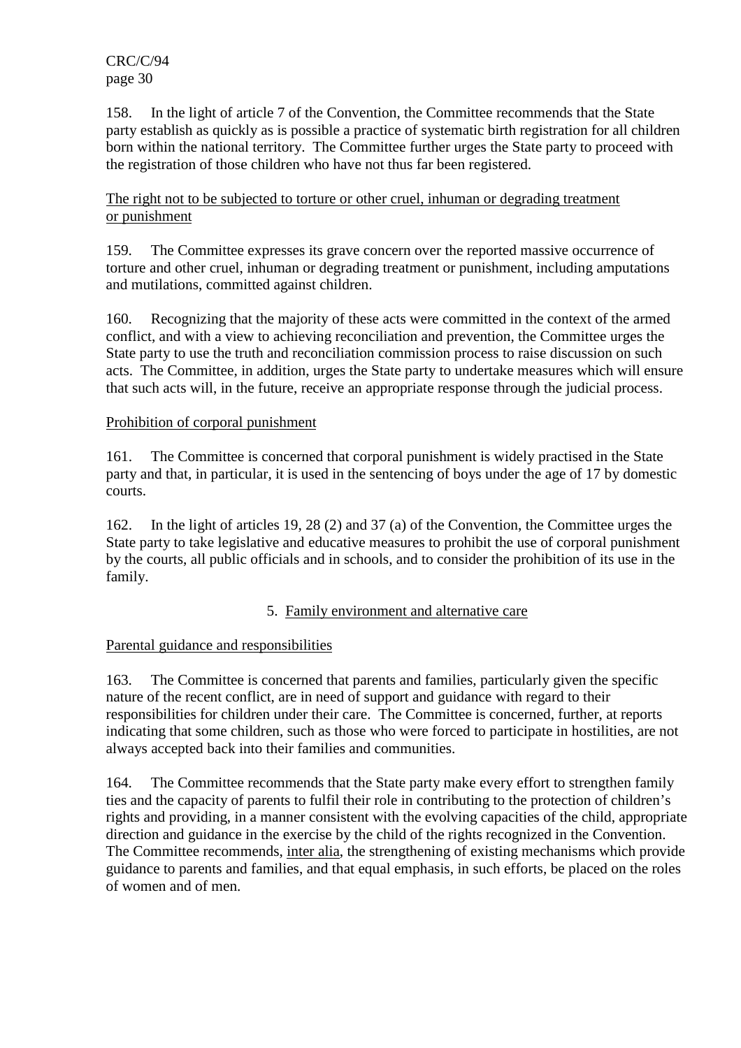158. In the light of article 7 of the Convention, the Committee recommends that the State party establish as quickly as is possible a practice of systematic birth registration for all children born within the national territory. The Committee further urges the State party to proceed with the registration of those children who have not thus far been registered.

### The right not to be subjected to torture or other cruel, inhuman or degrading treatment or punishment

159. The Committee expresses its grave concern over the reported massive occurrence of torture and other cruel, inhuman or degrading treatment or punishment, including amputations and mutilations, committed against children.

160. Recognizing that the majority of these acts were committed in the context of the armed conflict, and with a view to achieving reconciliation and prevention, the Committee urges the State party to use the truth and reconciliation commission process to raise discussion on such acts. The Committee, in addition, urges the State party to undertake measures which will ensure that such acts will, in the future, receive an appropriate response through the judicial process.

### Prohibition of corporal punishment

161. The Committee is concerned that corporal punishment is widely practised in the State party and that, in particular, it is used in the sentencing of boys under the age of 17 by domestic courts.

162. In the light of articles 19, 28 (2) and 37 (a) of the Convention, the Committee urges the State party to take legislative and educative measures to prohibit the use of corporal punishment by the courts, all public officials and in schools, and to consider the prohibition of its use in the family.

## 5. Family environment and alternative care

### Parental guidance and responsibilities

163. The Committee is concerned that parents and families, particularly given the specific nature of the recent conflict, are in need of support and guidance with regard to their responsibilities for children under their care. The Committee is concerned, further, at reports indicating that some children, such as those who were forced to participate in hostilities, are not always accepted back into their families and communities.

164. The Committee recommends that the State party make every effort to strengthen family ties and the capacity of parents to fulfil their role in contributing to the protection of children's rights and providing, in a manner consistent with the evolving capacities of the child, appropriate direction and guidance in the exercise by the child of the rights recognized in the Convention. The Committee recommends, inter alia, the strengthening of existing mechanisms which provide guidance to parents and families, and that equal emphasis, in such efforts, be placed on the roles of women and of men.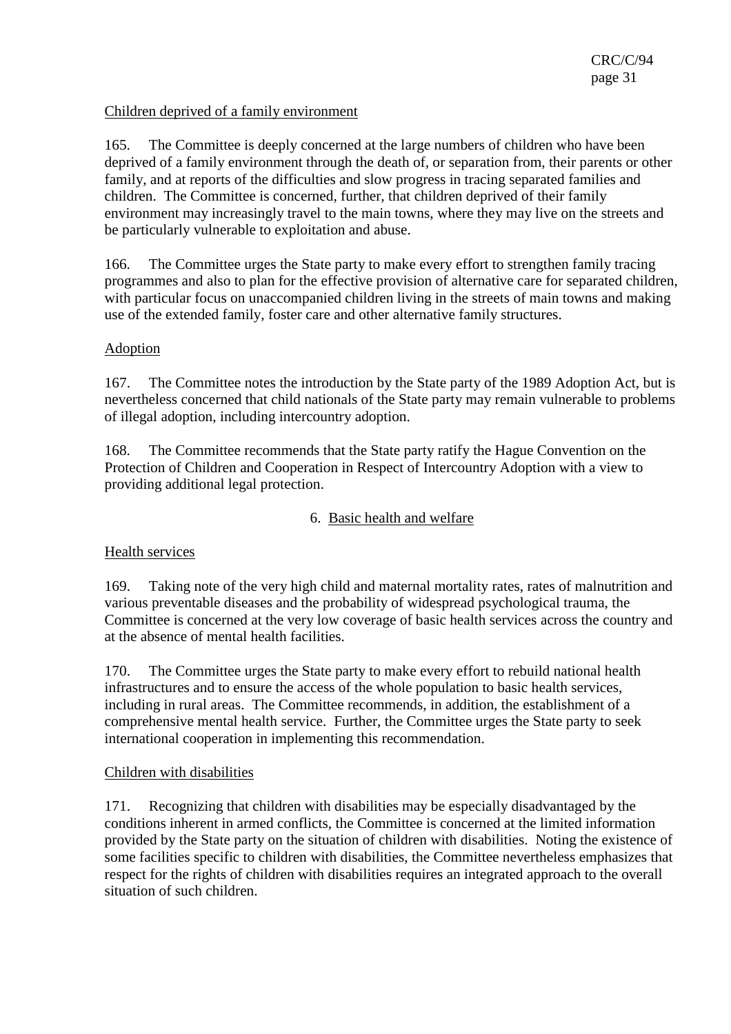Children deprived of a family environment

165. The Committee is deeply concerned at the large numbers of children who have been deprived of a family environment through the death of, or separation from, their parents or other family, and at reports of the difficulties and slow progress in tracing separated families and children. The Committee is concerned, further, that children deprived of their family environment may increasingly travel to the main towns, where they may live on the streets and be particularly vulnerable to exploitation and abuse.

166. The Committee urges the State party to make every effort to strengthen family tracing programmes and also to plan for the effective provision of alternative care for separated children, with particular focus on unaccompanied children living in the streets of main towns and making use of the extended family, foster care and other alternative family structures.

Adoption

167. The Committee notes the introduction by the State party of the 1989 Adoption Act, but is nevertheless concerned that child nationals of the State party may remain vulnerable to problems of illegal adoption, including intercountry adoption.

168. The Committee recommends that the State party ratify the Hague Convention on the Protection of Children and Cooperation in Respect of Intercountry Adoption with a view to providing additional legal protection.

### 6. Basic health and welfare

Health services

169. Taking note of the very high child and maternal mortality rates, rates of malnutrition and various preventable diseases and the probability of widespread psychological trauma, the Committee is concerned at the very low coverage of basic health services across the country and at the absence of mental health facilities.

170. The Committee urges the State party to make every effort to rebuild national health infrastructures and to ensure the access of the whole population to basic health services, including in rural areas. The Committee recommends, in addition, the establishment of a comprehensive mental health service. Further, the Committee urges the State party to seek international cooperation in implementing this recommendation.

Children with disabilities

171. Recognizing that children with disabilities may be especially disadvantaged by the conditions inherent in armed conflicts, the Committee is concerned at the limited information provided by the State party on the situation of children with disabilities. Noting the existence of some facilities specific to children with disabilities, the Committee nevertheless emphasizes that respect for the rights of children with disabilities requires an integrated approach to the overall situation of such children.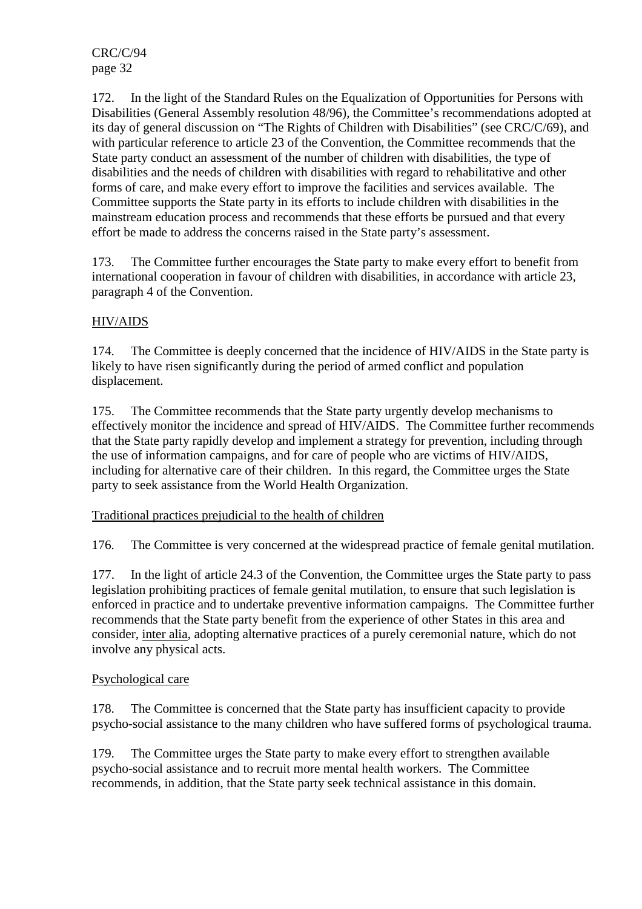172. In the light of the Standard Rules on the Equalization of Opportunities for Persons with Disabilities (General Assembly resolution 48/96), the Committee's recommendations adopted at its day of general discussion on "The Rights of Children with Disabilities" (see CRC/C/69), and with particular reference to article 23 of the Convention, the Committee recommends that the State party conduct an assessment of the number of children with disabilities, the type of disabilities and the needs of children with disabilities with regard to rehabilitative and other forms of care, and make every effort to improve the facilities and services available. The Committee supports the State party in its efforts to include children with disabilities in the mainstream education process and recommends that these efforts be pursued and that every effort be made to address the concerns raised in the State party's assessment.

173. The Committee further encourages the State party to make every effort to benefit from international cooperation in favour of children with disabilities, in accordance with article 23, paragraph 4 of the Convention.

### HIV/AIDS

174. The Committee is deeply concerned that the incidence of HIV/AIDS in the State party is likely to have risen significantly during the period of armed conflict and population displacement.

175. The Committee recommends that the State party urgently develop mechanisms to effectively monitor the incidence and spread of HIV/AIDS. The Committee further recommends that the State party rapidly develop and implement a strategy for prevention, including through the use of information campaigns, and for care of people who are victims of HIV/AIDS, including for alternative care of their children. In this regard, the Committee urges the State party to seek assistance from the World Health Organization.

### Traditional practices prejudicial to the health of children

176. The Committee is very concerned at the widespread practice of female genital mutilation.

177. In the light of article 24.3 of the Convention, the Committee urges the State party to pass legislation prohibiting practices of female genital mutilation, to ensure that such legislation is enforced in practice and to undertake preventive information campaigns. The Committee further recommends that the State party benefit from the experience of other States in this area and consider, inter alia, adopting alternative practices of a purely ceremonial nature, which do not involve any physical acts.

### Psychological care

178. The Committee is concerned that the State party has insufficient capacity to provide psycho-social assistance to the many children who have suffered forms of psychological trauma.

179. The Committee urges the State party to make every effort to strengthen available psycho-social assistance and to recruit more mental health workers. The Committee recommends, in addition, that the State party seek technical assistance in this domain.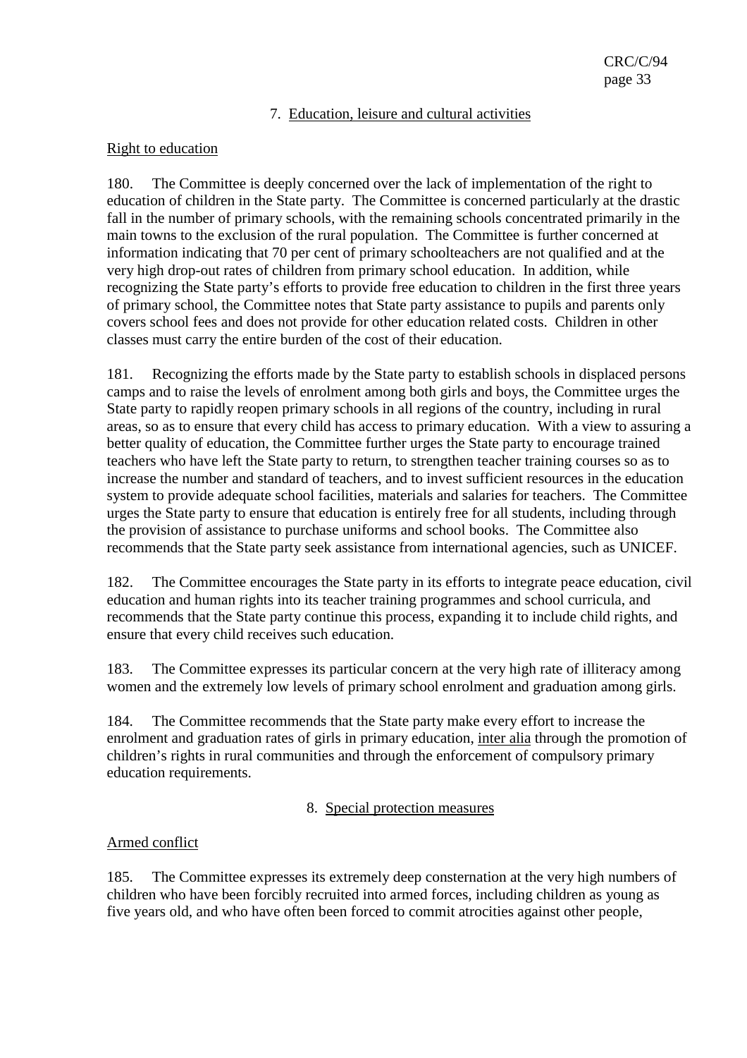### 7. Education, leisure and cultural activities

Right to education

180. The Committee is deeply concerned over the lack of implementation of the right to education of children in the State party. The Committee is concerned particularly at the drastic fall in the number of primary schools, with the remaining schools concentrated primarily in the main towns to the exclusion of the rural population. The Committee is further concerned at information indicating that 70 per cent of primary schoolteachers are not qualified and at the very high drop-out rates of children from primary school education. In addition, while recognizing the State party's efforts to provide free education to children in the first three years of primary school, the Committee notes that State party assistance to pupils and parents only covers school fees and does not provide for other education related costs. Children in other classes must carry the entire burden of the cost of their education.

181. Recognizing the efforts made by the State party to establish schools in displaced persons camps and to raise the levels of enrolment among both girls and boys, the Committee urges the State party to rapidly reopen primary schools in all regions of the country, including in rural areas, so as to ensure that every child has access to primary education. With a view to assuring a better quality of education, the Committee further urges the State party to encourage trained teachers who have left the State party to return, to strengthen teacher training courses so as to increase the number and standard of teachers, and to invest sufficient resources in the education system to provide adequate school facilities, materials and salaries for teachers. The Committee urges the State party to ensure that education is entirely free for all students, including through the provision of assistance to purchase uniforms and school books. The Committee also recommends that the State party seek assistance from international agencies, such as UNICEF.

182. The Committee encourages the State party in its efforts to integrate peace education, civil education and human rights into its teacher training programmes and school curricula, and recommends that the State party continue this process, expanding it to include child rights, and ensure that every child receives such education.

183. The Committee expresses its particular concern at the very high rate of illiteracy among women and the extremely low levels of primary school enrolment and graduation among girls.

184. The Committee recommends that the State party make every effort to increase the enrolment and graduation rates of girls in primary education, inter alia through the promotion of children's rights in rural communities and through the enforcement of compulsory primary education requirements.

### 8. Special protection measures

Armed conflict

185. The Committee expresses its extremely deep consternation at the very high numbers of children who have been forcibly recruited into armed forces, including children as young as five years old, and who have often been forced to commit atrocities against other people,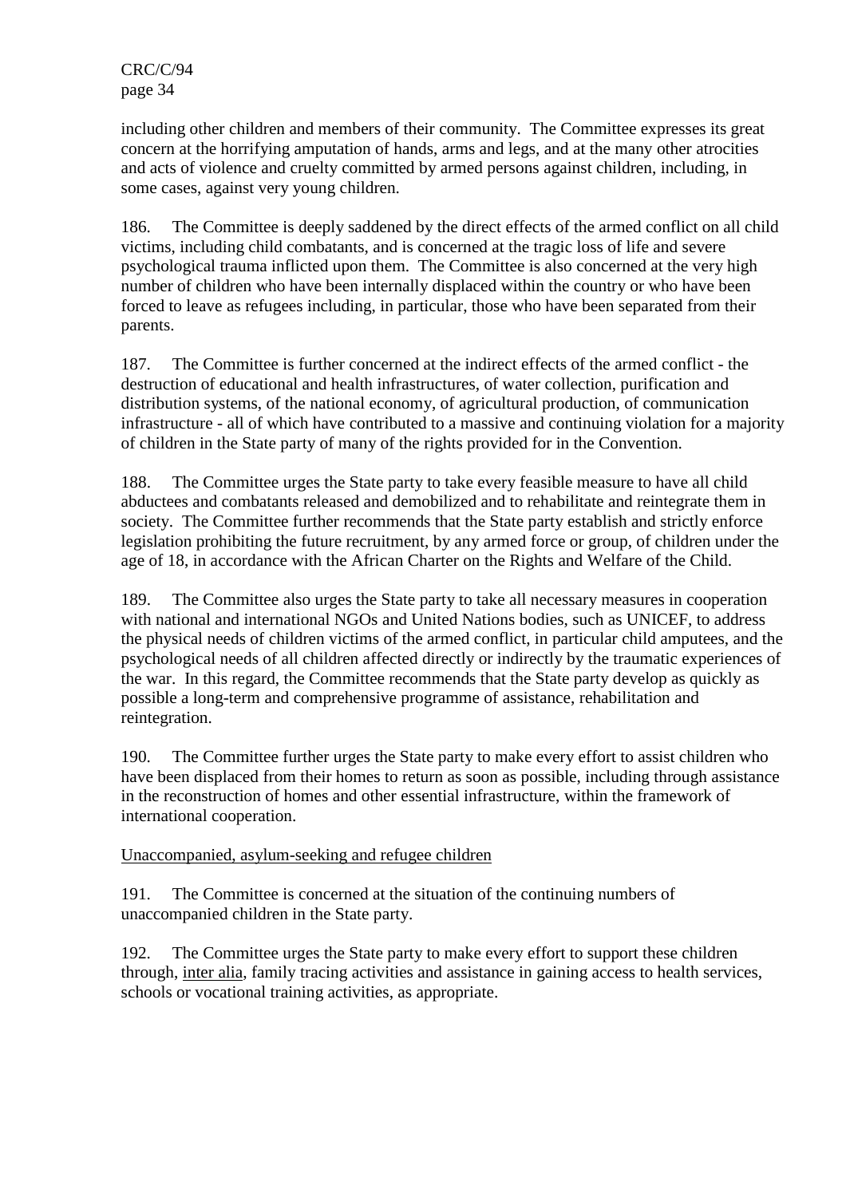including other children and members of their community. The Committee expresses its great concern at the horrifying amputation of hands, arms and legs, and at the many other atrocities and acts of violence and cruelty committed by armed persons against children, including, in some cases, against very young children.

186. The Committee is deeply saddened by the direct effects of the armed conflict on all child victims, including child combatants, and is concerned at the tragic loss of life and severe psychological trauma inflicted upon them. The Committee is also concerned at the very high number of children who have been internally displaced within the country or who have been forced to leave as refugees including, in particular, those who have been separated from their parents.

187. The Committee is further concerned at the indirect effects of the armed conflict - the destruction of educational and health infrastructures, of water collection, purification and distribution systems, of the national economy, of agricultural production, of communication infrastructure - all of which have contributed to a massive and continuing violation for a majority of children in the State party of many of the rights provided for in the Convention.

188. The Committee urges the State party to take every feasible measure to have all child abductees and combatants released and demobilized and to rehabilitate and reintegrate them in society. The Committee further recommends that the State party establish and strictly enforce legislation prohibiting the future recruitment, by any armed force or group, of children under the age of 18, in accordance with the African Charter on the Rights and Welfare of the Child.

189. The Committee also urges the State party to take all necessary measures in cooperation with national and international NGOs and United Nations bodies, such as UNICEF, to address the physical needs of children victims of the armed conflict, in particular child amputees, and the psychological needs of all children affected directly or indirectly by the traumatic experiences of the war. In this regard, the Committee recommends that the State party develop as quickly as possible a long-term and comprehensive programme of assistance, rehabilitation and reintegration.

190. The Committee further urges the State party to make every effort to assist children who have been displaced from their homes to return as soon as possible, including through assistance in the reconstruction of homes and other essential infrastructure, within the framework of international cooperation.

Unaccompanied, asylum-seeking and refugee children

191. The Committee is concerned at the situation of the continuing numbers of unaccompanied children in the State party.

192. The Committee urges the State party to make every effort to support these children through, inter alia, family tracing activities and assistance in gaining access to health services, schools or vocational training activities, as appropriate.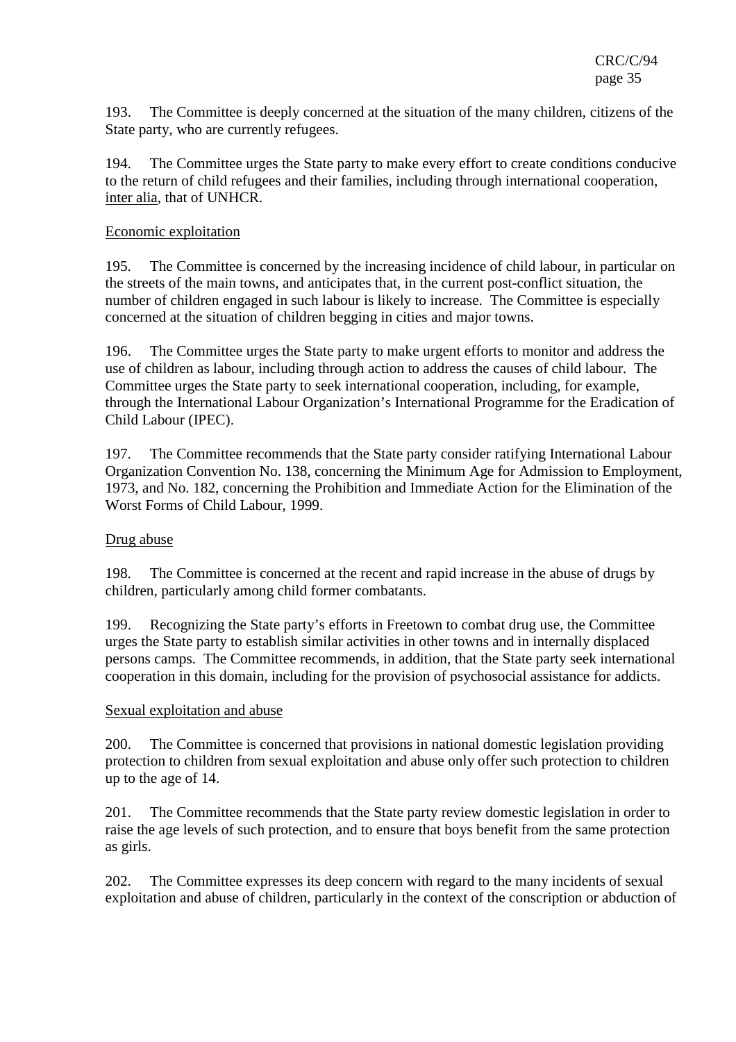193. The Committee is deeply concerned at the situation of the many children, citizens of the State party, who are currently refugees.

194. The Committee urges the State party to make every effort to create conditions conducive to the return of child refugees and their families, including through international cooperation, inter alia, that of UNHCR.

Economic exploitation

195. The Committee is concerned by the increasing incidence of child labour, in particular on the streets of the main towns, and anticipates that, in the current post-conflict situation, the number of children engaged in such labour is likely to increase. The Committee is especially concerned at the situation of children begging in cities and major towns.

196. The Committee urges the State party to make urgent efforts to monitor and address the use of children as labour, including through action to address the causes of child labour. The Committee urges the State party to seek international cooperation, including, for example, through the International Labour Organization's International Programme for the Eradication of Child Labour (IPEC).

197. The Committee recommends that the State party consider ratifying International Labour Organization Convention No. 138, concerning the Minimum Age for Admission to Employment, 1973, and No. 182, concerning the Prohibition and Immediate Action for the Elimination of the Worst Forms of Child Labour, 1999.

Drug abuse

198. The Committee is concerned at the recent and rapid increase in the abuse of drugs by children, particularly among child former combatants.

199. Recognizing the State party's efforts in Freetown to combat drug use, the Committee urges the State party to establish similar activities in other towns and in internally displaced persons camps. The Committee recommends, in addition, that the State party seek international cooperation in this domain, including for the provision of psychosocial assistance for addicts.

Sexual exploitation and abuse

200. The Committee is concerned that provisions in national domestic legislation providing protection to children from sexual exploitation and abuse only offer such protection to children up to the age of 14.

201. The Committee recommends that the State party review domestic legislation in order to raise the age levels of such protection, and to ensure that boys benefit from the same protection as girls.

202. The Committee expresses its deep concern with regard to the many incidents of sexual exploitation and abuse of children, particularly in the context of the conscription or abduction of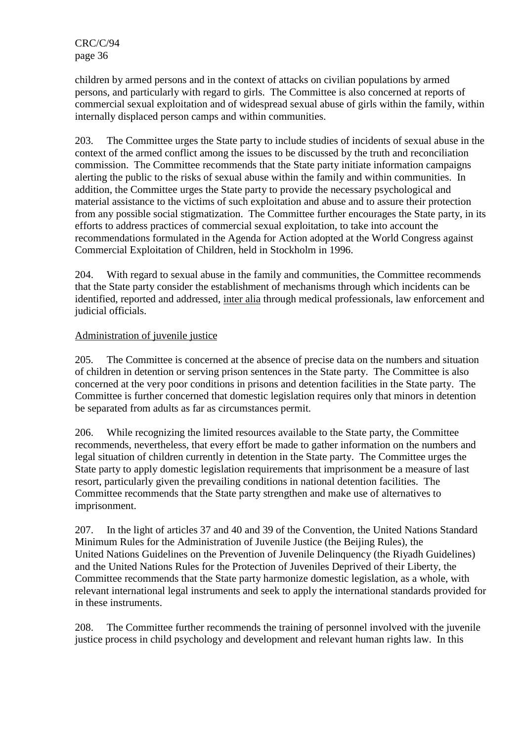children by armed persons and in the context of attacks on civilian populations by armed persons, and particularly with regard to girls. The Committee is also concerned at reports of commercial sexual exploitation and of widespread sexual abuse of girls within the family, within internally displaced person camps and within communities.

203. The Committee urges the State party to include studies of incidents of sexual abuse in the context of the armed conflict among the issues to be discussed by the truth and reconciliation commission. The Committee recommends that the State party initiate information campaigns alerting the public to the risks of sexual abuse within the family and within communities. In addition, the Committee urges the State party to provide the necessary psychological and material assistance to the victims of such exploitation and abuse and to assure their protection from any possible social stigmatization. The Committee further encourages the State party, in its efforts to address practices of commercial sexual exploitation, to take into account the recommendations formulated in the Agenda for Action adopted at the World Congress against Commercial Exploitation of Children, held in Stockholm in 1996.

204. With regard to sexual abuse in the family and communities, the Committee recommends that the State party consider the establishment of mechanisms through which incidents can be identified, reported and addressed, inter alia through medical professionals, law enforcement and judicial officials.

Administration of juvenile justice

205. The Committee is concerned at the absence of precise data on the numbers and situation of children in detention or serving prison sentences in the State party. The Committee is also concerned at the very poor conditions in prisons and detention facilities in the State party. The Committee is further concerned that domestic legislation requires only that minors in detention be separated from adults as far as circumstances permit.

206. While recognizing the limited resources available to the State party, the Committee recommends, nevertheless, that every effort be made to gather information on the numbers and legal situation of children currently in detention in the State party. The Committee urges the State party to apply domestic legislation requirements that imprisonment be a measure of last resort, particularly given the prevailing conditions in national detention facilities. The Committee recommends that the State party strengthen and make use of alternatives to imprisonment.

207. In the light of articles 37 and 40 and 39 of the Convention, the United Nations Standard Minimum Rules for the Administration of Juvenile Justice (the Beijing Rules), the United Nations Guidelines on the Prevention of Juvenile Delinquency (the Riyadh Guidelines) and the United Nations Rules for the Protection of Juveniles Deprived of their Liberty, the Committee recommends that the State party harmonize domestic legislation, as a whole, with relevant international legal instruments and seek to apply the international standards provided for in these instruments.

208. The Committee further recommends the training of personnel involved with the juvenile justice process in child psychology and development and relevant human rights law. In this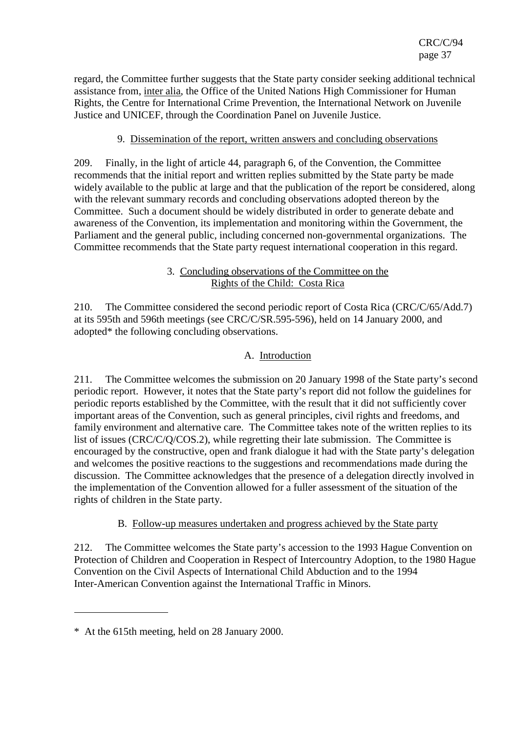regard, the Committee further suggests that the State party consider seeking additional technical assistance from, inter alia, the Office of the United Nations High Commissioner for Human Rights, the Centre for International Crime Prevention, the International Network on Juvenile Justice and UNICEF, through the Coordination Panel on Juvenile Justice.

#### 9. Dissemination of the report, written answers and concluding observations

209. Finally, in the light of article 44, paragraph 6, of the Convention, the Committee recommends that the initial report and written replies submitted by the State party be made widely available to the public at large and that the publication of the report be considered, along with the relevant summary records and concluding observations adopted thereon by the Committee. Such a document should be widely distributed in order to generate debate and awareness of the Convention, its implementation and monitoring within the Government, the Parliament and the general public, including concerned non-governmental organizations. The Committee recommends that the State party request international cooperation in this regard.

## 3. Concluding observations of the Committee on the Rights of the Child: Costa Rica

210. The Committee considered the second periodic report of Costa Rica (CRC/C/65/Add.7) at its 595th and 596th meetings (see CRC/C/SR.595-596), held on 14 January 2000, and adopted* the following concluding observations.

### A. Introduction

211. The Committee welcomes the submission on 20 January 1998 of the State party's second periodic report. However, it notes that the State party's report did not follow the guidelines for periodic reports established by the Committee, with the result that it did not sufficiently cover important areas of the Convention, such as general principles, civil rights and freedoms, and family environment and alternative care. The Committee takes note of the written replies to its list of issues (CRC/C/Q/COS.2), while regretting their late submission. The Committee is encouraged by the constructive, open and frank dialogue it had with the State party's delegation and welcomes the positive reactions to the suggestions and recommendations made during the discussion. The Committee acknowledges that the presence of a delegation directly involved in the implementation of the Convention allowed for a fuller assessment of the situation of the rights of children in the State party.

### B. Follow-up measures undertaken and progress achieved by the State party

212. The Committee welcomes the State party's accession to the 1993 Hague Convention on Protection of Children and Cooperation in Respect of Intercountry Adoption, to the 1980 Hague Convention on the Civil Aspects of International Child Abduction and to the 1994 Inter-American Convention against the International Traffic in Minors.

---

* At the 615th meeting, held on 28 January 2000.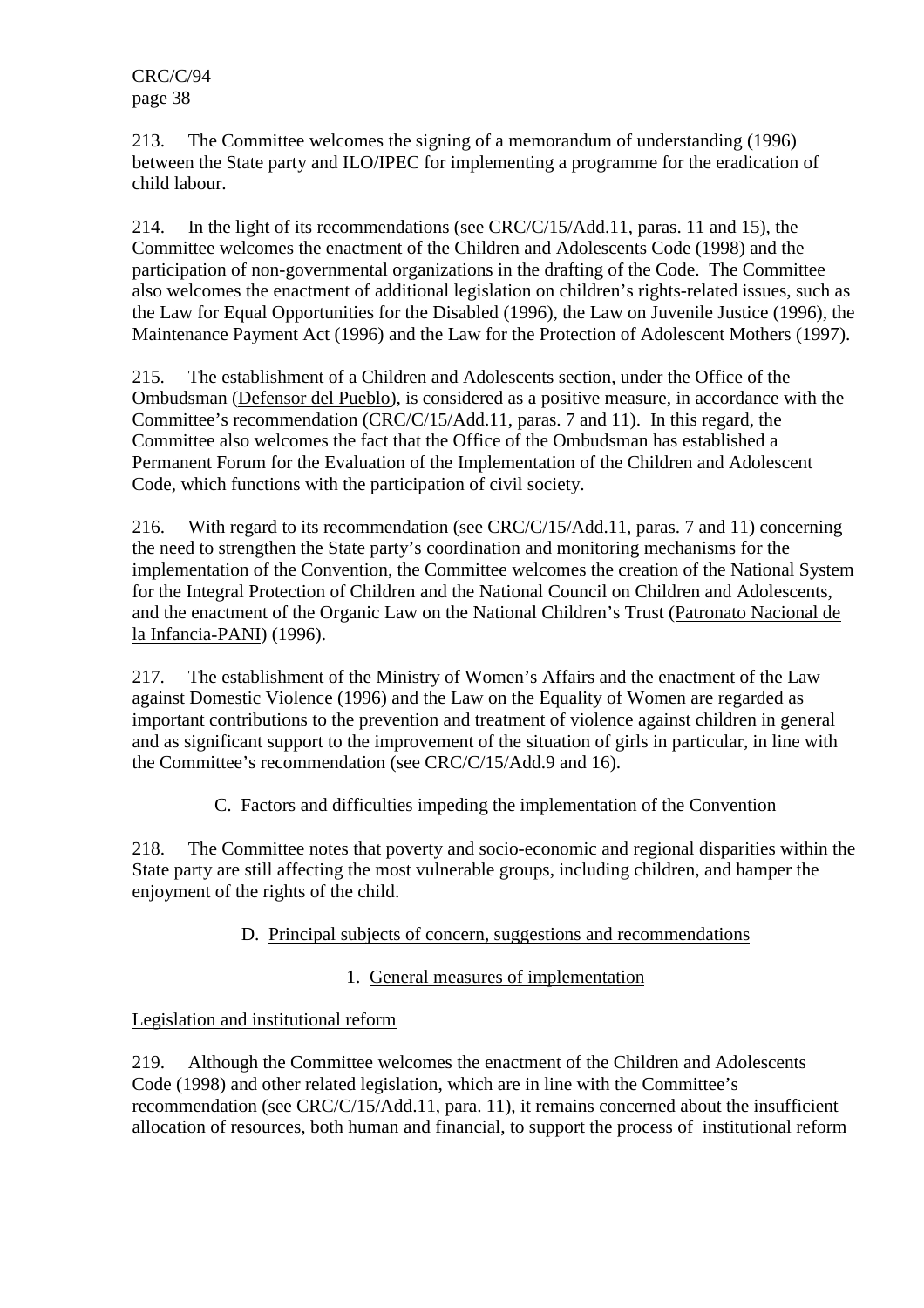213. The Committee welcomes the signing of a memorandum of understanding (1996) between the State party and ILO/IPEC for implementing a programme for the eradication of child labour.

214. In the light of its recommendations (see CRC/C/15/Add.11, paras. 11 and 15), the Committee welcomes the enactment of the Children and Adolescents Code (1998) and the participation of non-governmental organizations in the drafting of the Code. The Committee also welcomes the enactment of additional legislation on children's rights-related issues, such as the Law for Equal Opportunities for the Disabled (1996), the Law on Juvenile Justice (1996), the Maintenance Payment Act (1996) and the Law for the Protection of Adolescent Mothers (1997).

215. The establishment of a Children and Adolescents section, under the Office of the Ombudsman (Defensor del Pueblo), is considered as a positive measure, in accordance with the Committee's recommendation (CRC/C/15/Add.11, paras. 7 and 11). In this regard, the Committee also welcomes the fact that the Office of the Ombudsman has established a Permanent Forum for the Evaluation of the Implementation of the Children and Adolescent Code, which functions with the participation of civil society.

216. With regard to its recommendation (see CRC/C/15/Add.11, paras. 7 and 11) concerning the need to strengthen the State party's coordination and monitoring mechanisms for the implementation of the Convention, the Committee welcomes the creation of the National System for the Integral Protection of Children and the National Council on Children and Adolescents, and the enactment of the Organic Law on the National Children's Trust (Patronato Nacional de la Infancia-PANI) (1996).

217. The establishment of the Ministry of Women's Affairs and the enactment of the Law against Domestic Violence (1996) and the Law on the Equality of Women are regarded as important contributions to the prevention and treatment of violence against children in general and as significant support to the improvement of the situation of girls in particular, in line with the Committee's recommendation (see CRC/C/15/Add.9 and 16).

### C. Factors and difficulties impeding the implementation of the Convention

218. The Committee notes that poverty and socio-economic and regional disparities within the State party are still affecting the most vulnerable groups, including children, and hamper the enjoyment of the rights of the child.

### D. Principal subjects of concern, suggestions and recommendations

#### 1. General measures of implementation

Legislation and institutional reform

219. Although the Committee welcomes the enactment of the Children and Adolescents Code (1998) and other related legislation, which are in line with the Committee's recommendation (see CRC/C/15/Add.11, para. 11), it remains concerned about the insufficient allocation of resources, both human and financial, to support the process of institutional reform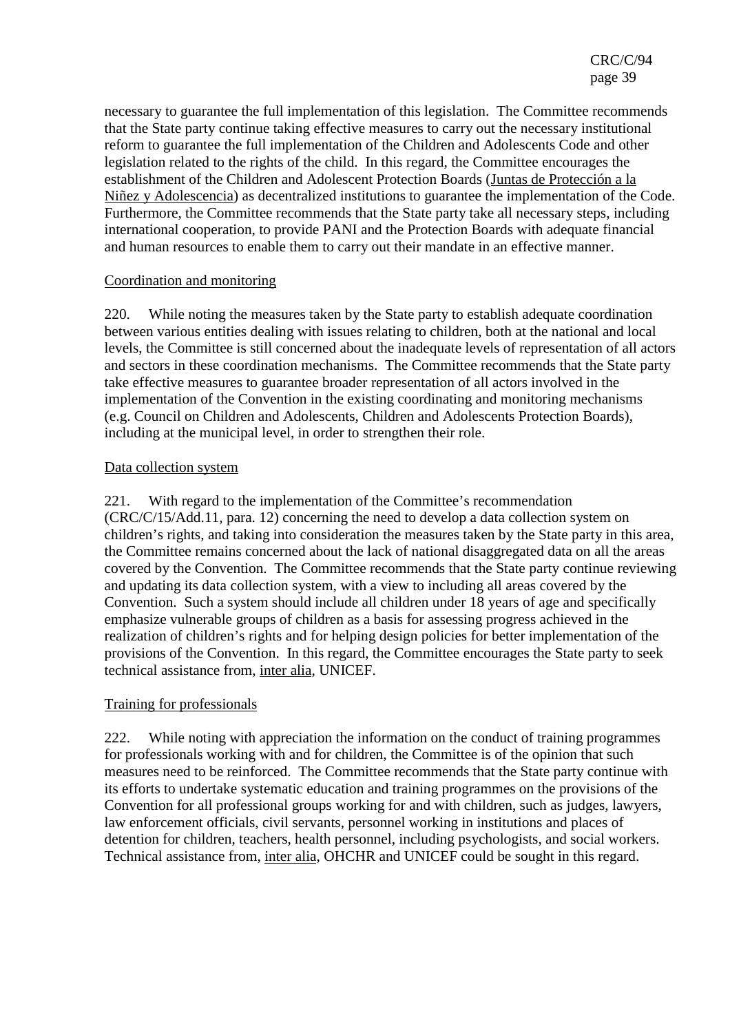necessary to guarantee the full implementation of this legislation. The Committee recommends that the State party continue taking effective measures to carry out the necessary institutional reform to guarantee the full implementation of the Children and Adolescents Code and other legislation related to the rights of the child. In this regard, the Committee encourages the establishment of the Children and Adolescent Protection Boards (Juntas de Protección a la Niñez y Adolescencia) as decentralized institutions to guarantee the implementation of the Code. Furthermore, the Committee recommends that the State party take all necessary steps, including international cooperation, to provide PANI and the Protection Boards with adequate financial and human resources to enable them to carry out their mandate in an effective manner.

Coordination and monitoring

220. While noting the measures taken by the State party to establish adequate coordination between various entities dealing with issues relating to children, both at the national and local levels, the Committee is still concerned about the inadequate levels of representation of all actors and sectors in these coordination mechanisms. The Committee recommends that the State party take effective measures to guarantee broader representation of all actors involved in the implementation of the Convention in the existing coordinating and monitoring mechanisms (e.g. Council on Children and Adolescents, Children and Adolescents Protection Boards), including at the municipal level, in order to strengthen their role.

Data collection system

221. With regard to the implementation of the Committee's recommendation (CRC/C/15/Add.11, para. 12) concerning the need to develop a data collection system on children's rights, and taking into consideration the measures taken by the State party in this area, the Committee remains concerned about the lack of national disaggregated data on all the areas covered by the Convention. The Committee recommends that the State party continue reviewing and updating its data collection system, with a view to including all areas covered by the Convention. Such a system should include all children under 18 years of age and specifically emphasize vulnerable groups of children as a basis for assessing progress achieved in the realization of children's rights and for helping design policies for better implementation of the provisions of the Convention. In this regard, the Committee encourages the State party to seek technical assistance from, inter alia, UNICEF.

Training for professionals

222. While noting with appreciation the information on the conduct of training programmes for professionals working with and for children, the Committee is of the opinion that such measures need to be reinforced. The Committee recommends that the State party continue with its efforts to undertake systematic education and training programmes on the provisions of the Convention for all professional groups working for and with children, such as judges, lawyers, law enforcement officials, civil servants, personnel working in institutions and places of detention for children, teachers, health personnel, including psychologists, and social workers. Technical assistance from, inter alia, OHCHR and UNICEF could be sought in this regard.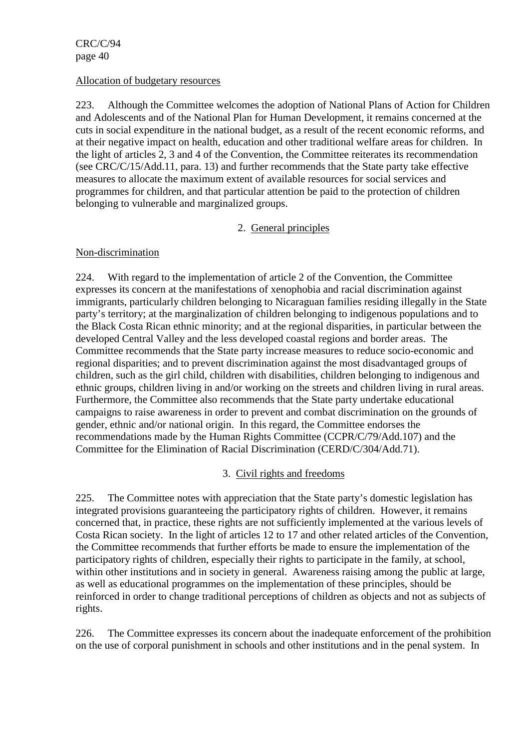Allocation of budgetary resources

223. Although the Committee welcomes the adoption of National Plans of Action for Children and Adolescents and of the National Plan for Human Development, it remains concerned at the cuts in social expenditure in the national budget, as a result of the recent economic reforms, and at their negative impact on health, education and other traditional welfare areas for children. In the light of articles 2, 3 and 4 of the Convention, the Committee reiterates its recommendation (see CRC/C/15/Add.11, para. 13) and further recommends that the State party take effective measures to allocate the maximum extent of available resources for social services and programmes for children, and that particular attention be paid to the protection of children belonging to vulnerable and marginalized groups.

## 2. General principles

Non-discrimination

224. With regard to the implementation of article 2 of the Convention, the Committee expresses its concern at the manifestations of xenophobia and racial discrimination against immigrants, particularly children belonging to Nicaraguan families residing illegally in the State party's territory; at the marginalization of children belonging to indigenous populations and to the Black Costa Rican ethnic minority; and at the regional disparities, in particular between the developed Central Valley and the less developed coastal regions and border areas. The Committee recommends that the State party increase measures to reduce socio-economic and regional disparities; and to prevent discrimination against the most disadvantaged groups of children, such as the girl child, children with disabilities, children belonging to indigenous and ethnic groups, children living in and/or working on the streets and children living in rural areas. Furthermore, the Committee also recommends that the State party undertake educational campaigns to raise awareness in order to prevent and combat discrimination on the grounds of gender, ethnic and/or national origin. In this regard, the Committee endorses the recommendations made by the Human Rights Committee (CCPR/C/79/Add.107) and the Committee for the Elimination of Racial Discrimination (CERD/C/304/Add.71).

## 3. Civil rights and freedoms

225. The Committee notes with appreciation that the State party's domestic legislation has integrated provisions guaranteeing the participatory rights of children. However, it remains concerned that, in practice, these rights are not sufficiently implemented at the various levels of Costa Rican society. In the light of articles 12 to 17 and other related articles of the Convention, the Committee recommends that further efforts be made to ensure the implementation of the participatory rights of children, especially their rights to participate in the family, at school, within other institutions and in society in general. Awareness raising among the public at large, as well as educational programmes on the implementation of these principles, should be reinforced in order to change traditional perceptions of children as objects and not as subjects of rights.

226. The Committee expresses its concern about the inadequate enforcement of the prohibition on the use of corporal punishment in schools and other institutions and in the penal system. In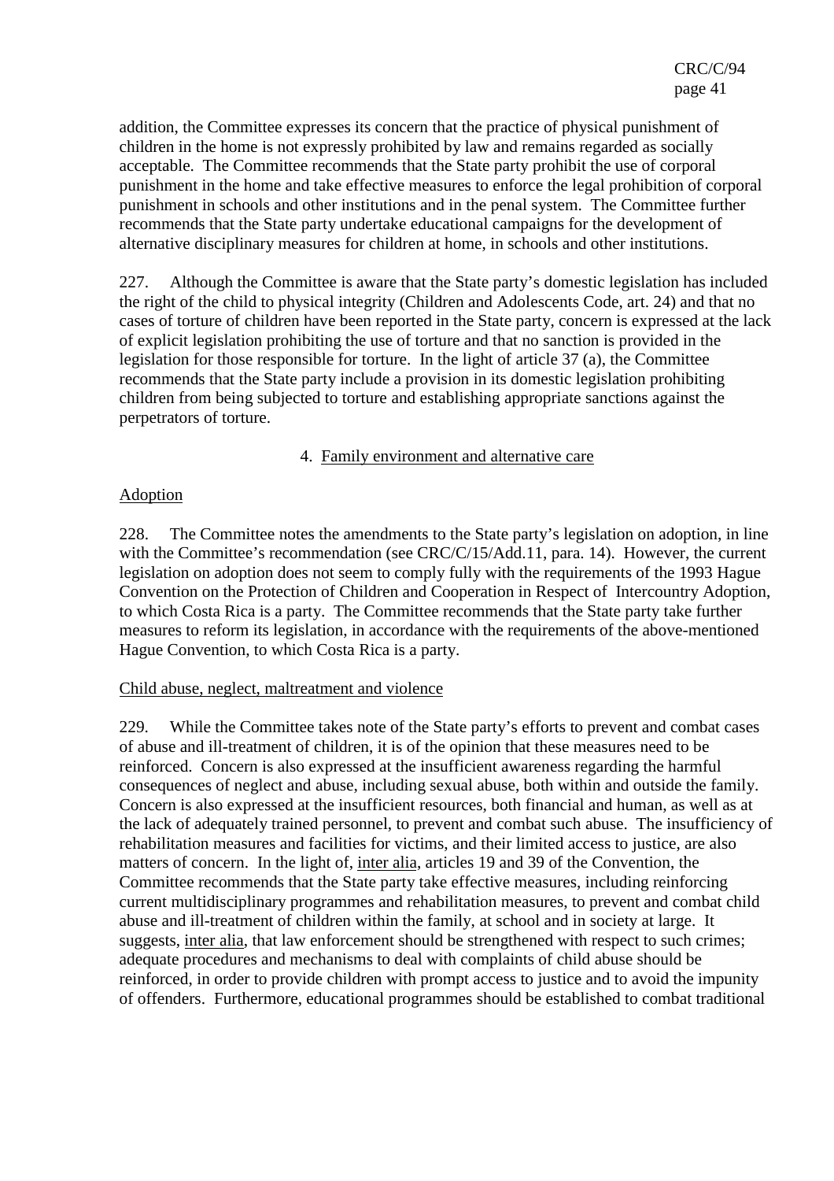addition, the Committee expresses its concern that the practice of physical punishment of children in the home is not expressly prohibited by law and remains regarded as socially acceptable. The Committee recommends that the State party prohibit the use of corporal punishment in the home and take effective measures to enforce the legal prohibition of corporal punishment in schools and other institutions and in the penal system. The Committee further recommends that the State party undertake educational campaigns for the development of alternative disciplinary measures for children at home, in schools and other institutions.

227. Although the Committee is aware that the State party's domestic legislation has included the right of the child to physical integrity (Children and Adolescents Code, art. 24) and that no cases of torture of children have been reported in the State party, concern is expressed at the lack of explicit legislation prohibiting the use of torture and that no sanction is provided in the legislation for those responsible for torture. In the light of article 37 (a), the Committee recommends that the State party include a provision in its domestic legislation prohibiting children from being subjected to torture and establishing appropriate sanctions against the perpetrators of torture.

### 4. Family environment and alternative care

#### Adoption

228. The Committee notes the amendments to the State party's legislation on adoption, in line with the Committee's recommendation (see CRC/C/15/Add.11, para. 14). However, the current legislation on adoption does not seem to comply fully with the requirements of the 1993 Hague Convention on the Protection of Children and Cooperation in Respect of Intercountry Adoption, to which Costa Rica is a party. The Committee recommends that the State party take further measures to reform its legislation, in accordance with the requirements of the above-mentioned Hague Convention, to which Costa Rica is a party.

#### Child abuse, neglect, maltreatment and violence

229. While the Committee takes note of the State party's efforts to prevent and combat cases of abuse and ill-treatment of children, it is of the opinion that these measures need to be reinforced. Concern is also expressed at the insufficient awareness regarding the harmful consequences of neglect and abuse, including sexual abuse, both within and outside the family. Concern is also expressed at the insufficient resources, both financial and human, as well as at the lack of adequately trained personnel, to prevent and combat such abuse. The insufficiency of rehabilitation measures and facilities for victims, and their limited access to justice, are also matters of concern. In the light of, inter alia, articles 19 and 39 of the Convention, the Committee recommends that the State party take effective measures, including reinforcing current multidisciplinary programmes and rehabilitation measures, to prevent and combat child abuse and ill-treatment of children within the family, at school and in society at large. It suggests, inter alia, that law enforcement should be strengthened with respect to such crimes; adequate procedures and mechanisms to deal with complaints of child abuse should be reinforced, in order to provide children with prompt access to justice and to avoid the impunity of offenders. Furthermore, educational programmes should be established to combat traditional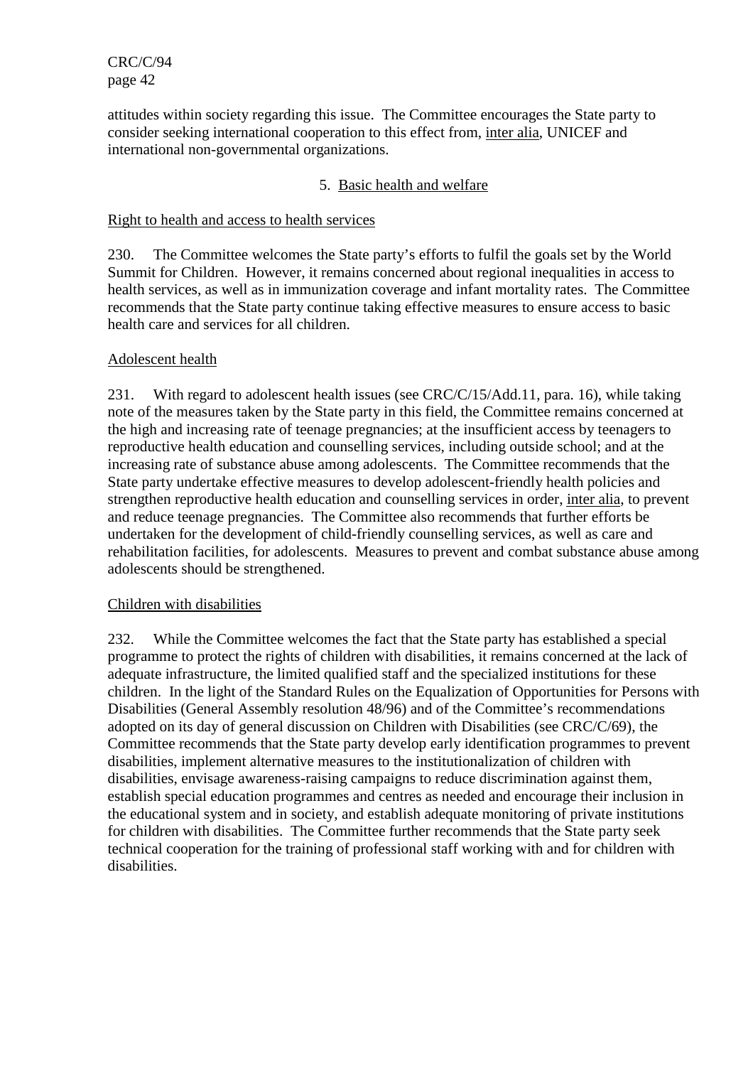attitudes within society regarding this issue. The Committee encourages the State party to consider seeking international cooperation to this effect from, inter alia, UNICEF and international non-governmental organizations.

### 5. Basic health and welfare

Right to health and access to health services

230. The Committee welcomes the State party's efforts to fulfil the goals set by the World Summit for Children. However, it remains concerned about regional inequalities in access to health services, as well as in immunization coverage and infant mortality rates. The Committee recommends that the State party continue taking effective measures to ensure access to basic health care and services for all children.

Adolescent health

231. With regard to adolescent health issues (see CRC/C/15/Add.11, para. 16), while taking note of the measures taken by the State party in this field, the Committee remains concerned at the high and increasing rate of teenage pregnancies; at the insufficient access by teenagers to reproductive health education and counselling services, including outside school; and at the increasing rate of substance abuse among adolescents. The Committee recommends that the State party undertake effective measures to develop adolescent-friendly health policies and strengthen reproductive health education and counselling services in order, inter alia, to prevent and reduce teenage pregnancies. The Committee also recommends that further efforts be undertaken for the development of child-friendly counselling services, as well as care and rehabilitation facilities, for adolescents. Measures to prevent and combat substance abuse among adolescents should be strengthened.

Children with disabilities

232. While the Committee welcomes the fact that the State party has established a special programme to protect the rights of children with disabilities, it remains concerned at the lack of adequate infrastructure, the limited qualified staff and the specialized institutions for these children. In the light of the Standard Rules on the Equalization of Opportunities for Persons with Disabilities (General Assembly resolution 48/96) and of the Committee's recommendations adopted on its day of general discussion on Children with Disabilities (see CRC/C/69), the Committee recommends that the State party develop early identification programmes to prevent disabilities, implement alternative measures to the institutionalization of children with disabilities, envisage awareness-raising campaigns to reduce discrimination against them, establish special education programmes and centres as needed and encourage their inclusion in the educational system and in society, and establish adequate monitoring of private institutions for children with disabilities. The Committee further recommends that the State party seek technical cooperation for the training of professional staff working with and for children with disabilities.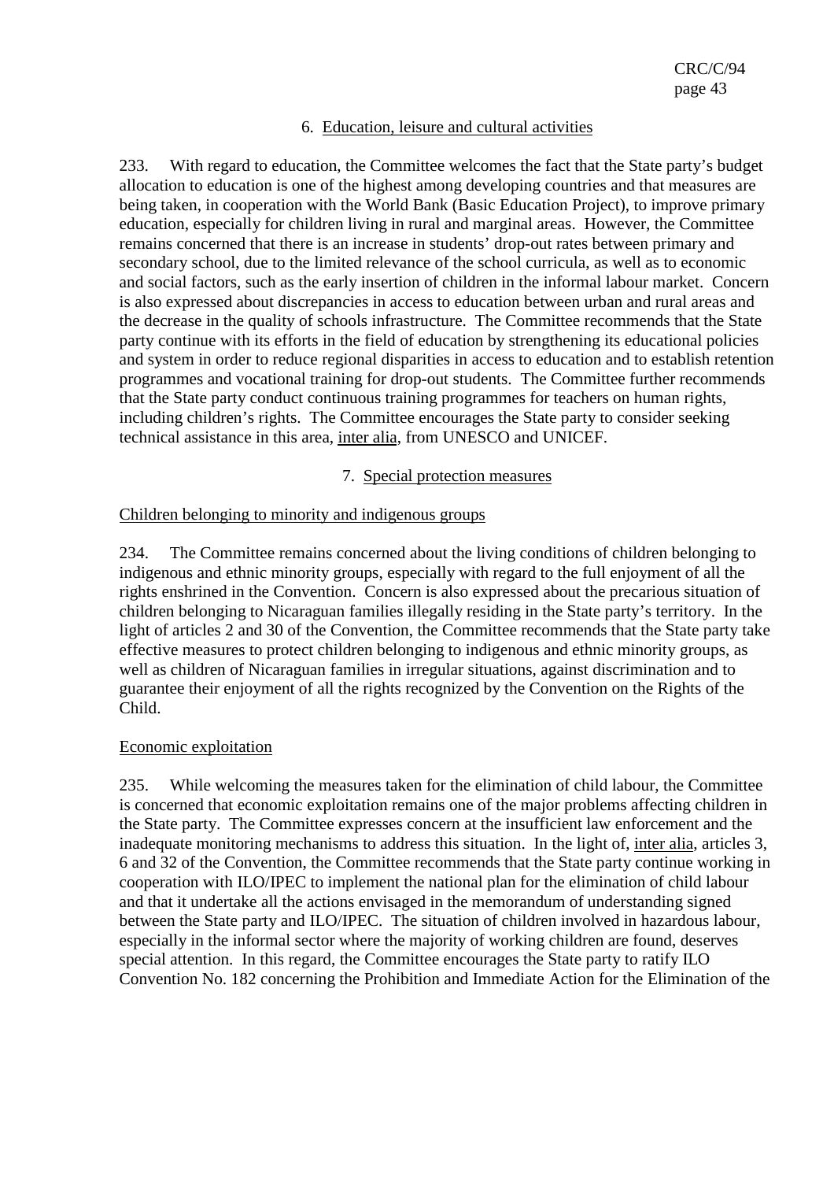### 6. Education, leisure and cultural activities

233. With regard to education, the Committee welcomes the fact that the State party's budget allocation to education is one of the highest among developing countries and that measures are being taken, in cooperation with the World Bank (Basic Education Project), to improve primary education, especially for children living in rural and marginal areas. However, the Committee remains concerned that there is an increase in students' drop-out rates between primary and secondary school, due to the limited relevance of the school curricula, as well as to economic and social factors, such as the early insertion of children in the informal labour market. Concern is also expressed about discrepancies in access to education between urban and rural areas and the decrease in the quality of schools infrastructure. The Committee recommends that the State party continue with its efforts in the field of education by strengthening its educational policies and system in order to reduce regional disparities in access to education and to establish retention programmes and vocational training for drop-out students. The Committee further recommends that the State party conduct continuous training programmes for teachers on human rights, including children's rights. The Committee encourages the State party to consider seeking technical assistance in this area, inter alia, from UNESCO and UNICEF.

### 7. Special protection measures

#### Children belonging to minority and indigenous groups

234. The Committee remains concerned about the living conditions of children belonging to indigenous and ethnic minority groups, especially with regard to the full enjoyment of all the rights enshrined in the Convention. Concern is also expressed about the precarious situation of children belonging to Nicaraguan families illegally residing in the State party's territory. In the light of articles 2 and 30 of the Convention, the Committee recommends that the State party take effective measures to protect children belonging to indigenous and ethnic minority groups, as well as children of Nicaraguan families in irregular situations, against discrimination and to guarantee their enjoyment of all the rights recognized by the Convention on the Rights of the Child.

#### Economic exploitation

235. While welcoming the measures taken for the elimination of child labour, the Committee is concerned that economic exploitation remains one of the major problems affecting children in the State party. The Committee expresses concern at the insufficient law enforcement and the inadequate monitoring mechanisms to address this situation. In the light of, inter alia, articles 3, 6 and 32 of the Convention, the Committee recommends that the State party continue working in cooperation with ILO/IPEC to implement the national plan for the elimination of child labour and that it undertake all the actions envisaged in the memorandum of understanding signed between the State party and ILO/IPEC. The situation of children involved in hazardous labour, especially in the informal sector where the majority of working children are found, deserves special attention. In this regard, the Committee encourages the State party to ratify ILO Convention No. 182 concerning the Prohibition and Immediate Action for the Elimination of the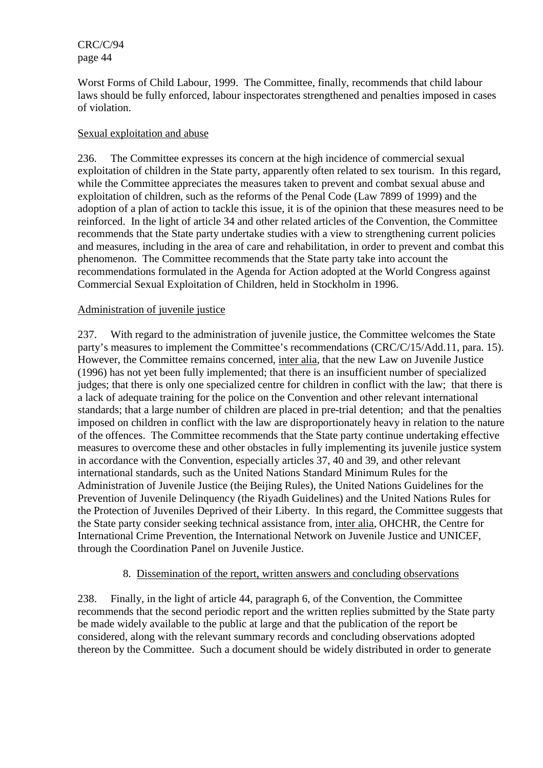Worst Forms of Child Labour, 1999. The Committee, finally, recommends that child labour laws should be fully enforced, labour inspectorates strengthened and penalties imposed in cases of violation.

Sexual exploitation and abuse

236. The Committee expresses its concern at the high incidence of commercial sexual exploitation of children in the State party, apparently often related to sex tourism. In this regard, while the Committee appreciates the measures taken to prevent and combat sexual abuse and exploitation of children, such as the reforms of the Penal Code (Law 7899 of 1999) and the adoption of a plan of action to tackle this issue, it is of the opinion that these measures need to be reinforced. In the light of article 34 and other related articles of the Convention, the Committee recommends that the State party undertake studies with a view to strengthening current policies and measures, including in the area of care and rehabilitation, in order to prevent and combat this phenomenon. The Committee recommends that the State party take into account the recommendations formulated in the Agenda for Action adopted at the World Congress against Commercial Sexual Exploitation of Children, held in Stockholm in 1996.

Administration of juvenile justice

237. With regard to the administration of juvenile justice, the Committee welcomes the State party's measures to implement the Committee's recommendations (CRC/C/15/Add.11, para. 15). However, the Committee remains concerned, inter alia, that the new Law on Juvenile Justice (1996) has not yet been fully implemented; that there is an insufficient number of specialized judges; that there is only one specialized centre for children in conflict with the law; that there is a lack of adequate training for the police on the Convention and other relevant international standards; that a large number of children are placed in pre-trial detention; and that the penalties imposed on children in conflict with the law are disproportionately heavy in relation to the nature of the offences. The Committee recommends that the State party continue undertaking effective measures to overcome these and other obstacles in fully implementing its juvenile justice system in accordance with the Convention, especially articles 37, 40 and 39, and other relevant international standards, such as the United Nations Standard Minimum Rules for the Administration of Juvenile Justice (the Beijing Rules), the United Nations Guidelines for the Prevention of Juvenile Delinquency (the Riyadh Guidelines) and the United Nations Rules for the Protection of Juveniles Deprived of their Liberty. In this regard, the Committee suggests that the State party consider seeking technical assistance from, inter alia, OHCHR, the Centre for International Crime Prevention, the International Network on Juvenile Justice and UNICEF, through the Coordination Panel on Juvenile Justice.

8. Dissemination of the report, written answers and concluding observations

238. Finally, in the light of article 44, paragraph 6, of the Convention, the Committee recommends that the second periodic report and the written replies submitted by the State party be made widely available to the public at large and that the publication of the report be considered, along with the relevant summary records and concluding observations adopted thereon by the Committee. Such a document should be widely distributed in order to generate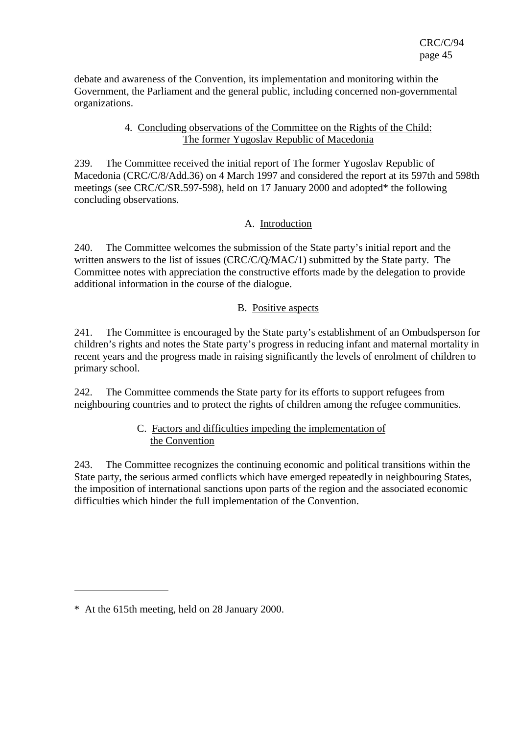debate and awareness of the Convention, its implementation and monitoring within the Government, the Parliament and the general public, including concerned non-governmental organizations.

### 4. Concluding observations of the Committee on the Rights of the Child: The former Yugoslav Republic of Macedonia

239. The Committee received the initial report of The former Yugoslav Republic of Macedonia (CRC/C/8/Add.36) on 4 March 1997 and considered the report at its 597th and 598th meetings (see CRC/C/SR.597-598), held on 17 January 2000 and adopted* the following concluding observations.

#### A. Introduction

240. The Committee welcomes the submission of the State party's initial report and the written answers to the list of issues (CRC/C/Q/MAC/1) submitted by the State party. The Committee notes with appreciation the constructive efforts made by the delegation to provide additional information in the course of the dialogue.

#### B. Positive aspects

241. The Committee is encouraged by the State party's establishment of an Ombudsperson for children's rights and notes the State party's progress in reducing infant and maternal mortality in recent years and the progress made in raising significantly the levels of enrolment of children to primary school.

242. The Committee commends the State party for its efforts to support refugees from neighbouring countries and to protect the rights of children among the refugee communities.

#### C. Factors and difficulties impeding the implementation of the Convention

243. The Committee recognizes the continuing economic and political transitions within the State party, the serious armed conflicts which have emerged repeatedly in neighbouring States, the imposition of international sanctions upon parts of the region and the associated economic difficulties which hinder the full implementation of the Convention.

---

* At the 615th meeting, held on 28 January 2000.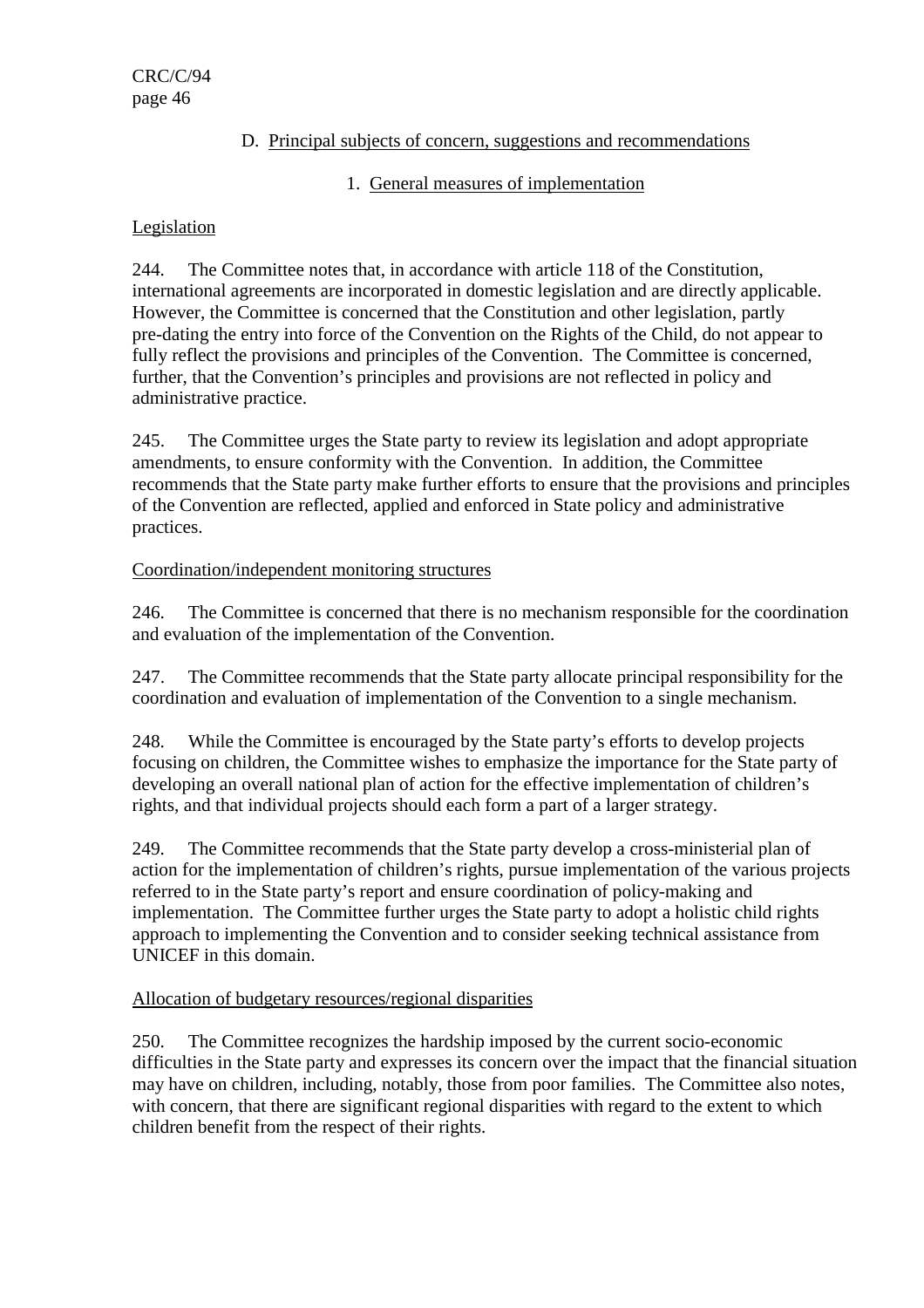## D. Principal subjects of concern, suggestions and recommendations

### 1. General measures of implementation

#### Legislation

244. The Committee notes that, in accordance with article 118 of the Constitution, international agreements are incorporated in domestic legislation and are directly applicable. However, the Committee is concerned that the Constitution and other legislation, partly pre-dating the entry into force of the Convention on the Rights of the Child, do not appear to fully reflect the provisions and principles of the Convention. The Committee is concerned, further, that the Convention's principles and provisions are not reflected in policy and administrative practice.

245. The Committee urges the State party to review its legislation and adopt appropriate amendments, to ensure conformity with the Convention. In addition, the Committee recommends that the State party make further efforts to ensure that the provisions and principles of the Convention are reflected, applied and enforced in State policy and administrative practices.

#### Coordination/independent monitoring structures

246. The Committee is concerned that there is no mechanism responsible for the coordination and evaluation of the implementation of the Convention.

247. The Committee recommends that the State party allocate principal responsibility for the coordination and evaluation of implementation of the Convention to a single mechanism.

248. While the Committee is encouraged by the State party's efforts to develop projects focusing on children, the Committee wishes to emphasize the importance for the State party of developing an overall national plan of action for the effective implementation of children's rights, and that individual projects should each form a part of a larger strategy.

249. The Committee recommends that the State party develop a cross-ministerial plan of action for the implementation of children's rights, pursue implementation of the various projects referred to in the State party's report and ensure coordination of policy-making and implementation. The Committee further urges the State party to adopt a holistic child rights approach to implementing the Convention and to consider seeking technical assistance from UNICEF in this domain.

#### Allocation of budgetary resources/regional disparities

250. The Committee recognizes the hardship imposed by the current socio-economic difficulties in the State party and expresses its concern over the impact that the financial situation may have on children, including, notably, those from poor families. The Committee also notes, with concern, that there are significant regional disparities with regard to the extent to which children benefit from the respect of their rights.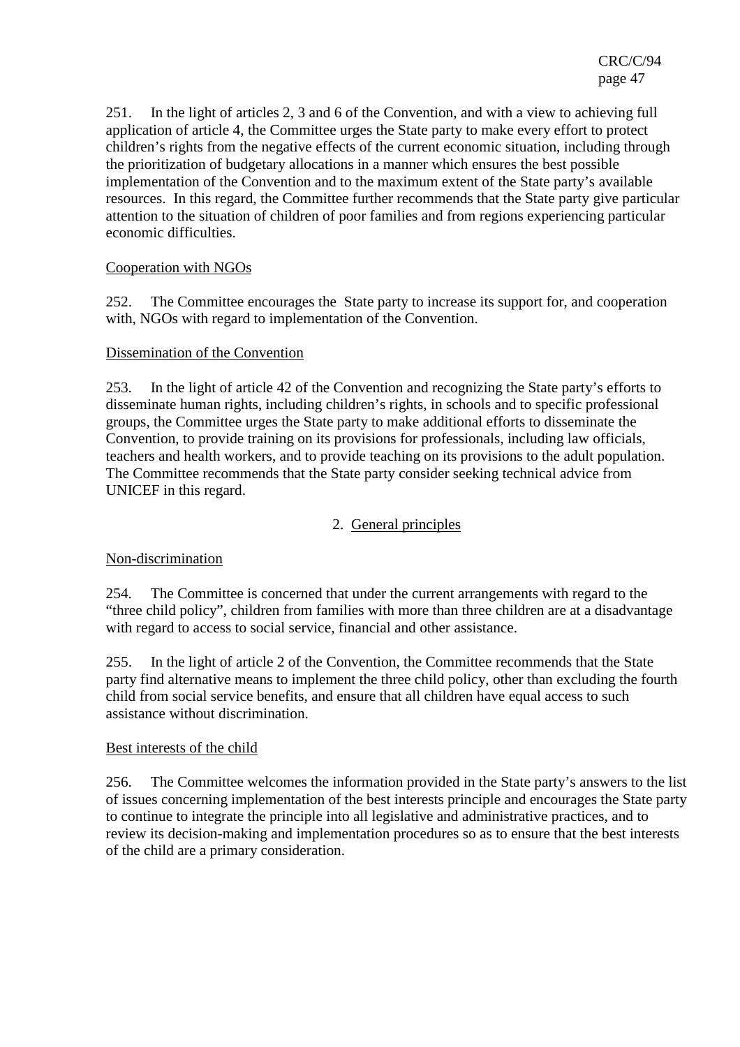251. In the light of articles 2, 3 and 6 of the Convention, and with a view to achieving full application of article 4, the Committee urges the State party to make every effort to protect children's rights from the negative effects of the current economic situation, including through the prioritization of budgetary allocations in a manner which ensures the best possible implementation of the Convention and to the maximum extent of the State party's available resources. In this regard, the Committee further recommends that the State party give particular attention to the situation of children of poor families and from regions experiencing particular economic difficulties.

#### Cooperation with NGOs

252. The Committee encourages the State party to increase its support for, and cooperation with, NGOs with regard to implementation of the Convention.

#### Dissemination of the Convention

253. In the light of article 42 of the Convention and recognizing the State party's efforts to disseminate human rights, including children's rights, in schools and to specific professional groups, the Committee urges the State party to make additional efforts to disseminate the Convention, to provide training on its provisions for professionals, including law officials, teachers and health workers, and to provide teaching on its provisions to the adult population. The Committee recommends that the State party consider seeking technical advice from UNICEF in this regard.

### 2. General principles

#### Non-discrimination

254. The Committee is concerned that under the current arrangements with regard to the "three child policy", children from families with more than three children are at a disadvantage with regard to access to social service, financial and other assistance.

255. In the light of article 2 of the Convention, the Committee recommends that the State party find alternative means to implement the three child policy, other than excluding the fourth child from social service benefits, and ensure that all children have equal access to such assistance without discrimination.

#### Best interests of the child

256. The Committee welcomes the information provided in the State party's answers to the list of issues concerning implementation of the best interests principle and encourages the State party to continue to integrate the principle into all legislative and administrative practices, and to review its decision-making and implementation procedures so as to ensure that the best interests of the child are a primary consideration.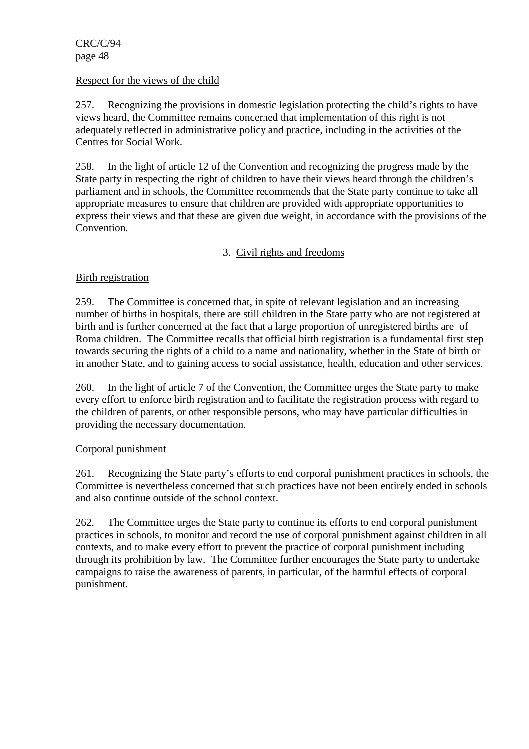### Respect for the views of the child

257. Recognizing the provisions in domestic legislation protecting the child's rights to have views heard, the Committee remains concerned that implementation of this right is not adequately reflected in administrative policy and practice, including in the activities of the Centres for Social Work.

258. In the light of article 12 of the Convention and recognizing the progress made by the State party in respecting the right of children to have their views heard through the children's parliament and in schools, the Committee recommends that the State party continue to take all appropriate measures to ensure that children are provided with appropriate opportunities to express their views and that these are given due weight, in accordance with the provisions of the Convention.

## 3. Civil rights and freedoms

### Birth registration

259. The Committee is concerned that, in spite of relevant legislation and an increasing number of births in hospitals, there are still children in the State party who are not registered at birth and is further concerned at the fact that a large proportion of unregistered births are of Roma children. The Committee recalls that official birth registration is a fundamental first step towards securing the rights of a child to a name and nationality, whether in the State of birth or in another State, and to gaining access to social assistance, health, education and other services.

260. In the light of article 7 of the Convention, the Committee urges the State party to make every effort to enforce birth registration and to facilitate the registration process with regard to the children of parents, or other responsible persons, who may have particular difficulties in providing the necessary documentation.

### Corporal punishment

261. Recognizing the State party's efforts to end corporal punishment practices in schools, the Committee is nevertheless concerned that such practices have not been entirely ended in schools and also continue outside of the school context.

262. The Committee urges the State party to continue its efforts to end corporal punishment practices in schools, to monitor and record the use of corporal punishment against children in all contexts, and to make every effort to prevent the practice of corporal punishment including through its prohibition by law. The Committee further encourages the State party to undertake campaigns to raise the awareness of parents, in particular, of the harmful effects of corporal punishment.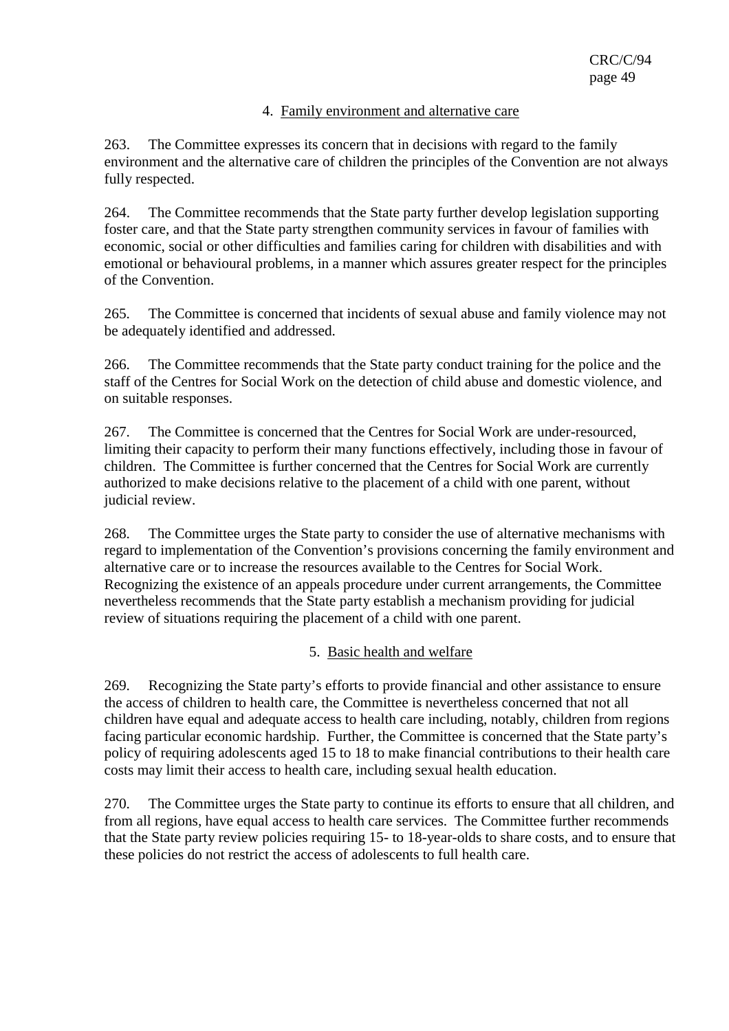### 4. Family environment and alternative care

263. The Committee expresses its concern that in decisions with regard to the family environment and the alternative care of children the principles of the Convention are not always fully respected.

264. The Committee recommends that the State party further develop legislation supporting foster care, and that the State party strengthen community services in favour of families with economic, social or other difficulties and families caring for children with disabilities and with emotional or behavioural problems, in a manner which assures greater respect for the principles of the Convention.

265. The Committee is concerned that incidents of sexual abuse and family violence may not be adequately identified and addressed.

266. The Committee recommends that the State party conduct training for the police and the staff of the Centres for Social Work on the detection of child abuse and domestic violence, and on suitable responses.

267. The Committee is concerned that the Centres for Social Work are under-resourced, limiting their capacity to perform their many functions effectively, including those in favour of children. The Committee is further concerned that the Centres for Social Work are currently authorized to make decisions relative to the placement of a child with one parent, without judicial review.

268. The Committee urges the State party to consider the use of alternative mechanisms with regard to implementation of the Convention's provisions concerning the family environment and alternative care or to increase the resources available to the Centres for Social Work. Recognizing the existence of an appeals procedure under current arrangements, the Committee nevertheless recommends that the State party establish a mechanism providing for judicial review of situations requiring the placement of a child with one parent.

### 5. Basic health and welfare

269. Recognizing the State party's efforts to provide financial and other assistance to ensure the access of children to health care, the Committee is nevertheless concerned that not all children have equal and adequate access to health care including, notably, children from regions facing particular economic hardship. Further, the Committee is concerned that the State party's policy of requiring adolescents aged 15 to 18 to make financial contributions to their health care costs may limit their access to health care, including sexual health education.

270. The Committee urges the State party to continue its efforts to ensure that all children, and from all regions, have equal access to health care services. The Committee further recommends that the State party review policies requiring 15- to 18-year-olds to share costs, and to ensure that these policies do not restrict the access of adolescents to full health care.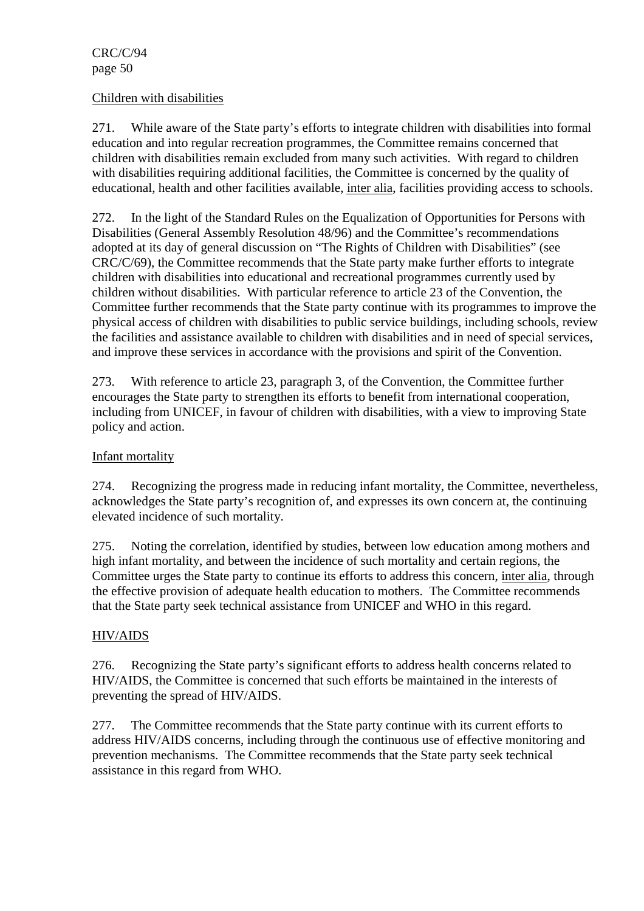Children with disabilities

271. While aware of the State party's efforts to integrate children with disabilities into formal education and into regular recreation programmes, the Committee remains concerned that children with disabilities remain excluded from many such activities. With regard to children with disabilities requiring additional facilities, the Committee is concerned by the quality of educational, health and other facilities available, inter alia, facilities providing access to schools.

272. In the light of the Standard Rules on the Equalization of Opportunities for Persons with Disabilities (General Assembly Resolution 48/96) and the Committee's recommendations adopted at its day of general discussion on "The Rights of Children with Disabilities" (see CRC/C/69), the Committee recommends that the State party make further efforts to integrate children with disabilities into educational and recreational programmes currently used by children without disabilities. With particular reference to article 23 of the Convention, the Committee further recommends that the State party continue with its programmes to improve the physical access of children with disabilities to public service buildings, including schools, review the facilities and assistance available to children with disabilities and in need of special services, and improve these services in accordance with the provisions and spirit of the Convention.

273. With reference to article 23, paragraph 3, of the Convention, the Committee further encourages the State party to strengthen its efforts to benefit from international cooperation, including from UNICEF, in favour of children with disabilities, with a view to improving State policy and action.

Infant mortality

274. Recognizing the progress made in reducing infant mortality, the Committee, nevertheless, acknowledges the State party's recognition of, and expresses its own concern at, the continuing elevated incidence of such mortality.

275. Noting the correlation, identified by studies, between low education among mothers and high infant mortality, and between the incidence of such mortality and certain regions, the Committee urges the State party to continue its efforts to address this concern, inter alia, through the effective provision of adequate health education to mothers. The Committee recommends that the State party seek technical assistance from UNICEF and WHO in this regard.

HIV/AIDS

276. Recognizing the State party's significant efforts to address health concerns related to HIV/AIDS, the Committee is concerned that such efforts be maintained in the interests of preventing the spread of HIV/AIDS.

277. The Committee recommends that the State party continue with its current efforts to address HIV/AIDS concerns, including through the continuous use of effective monitoring and prevention mechanisms. The Committee recommends that the State party seek technical assistance in this regard from WHO.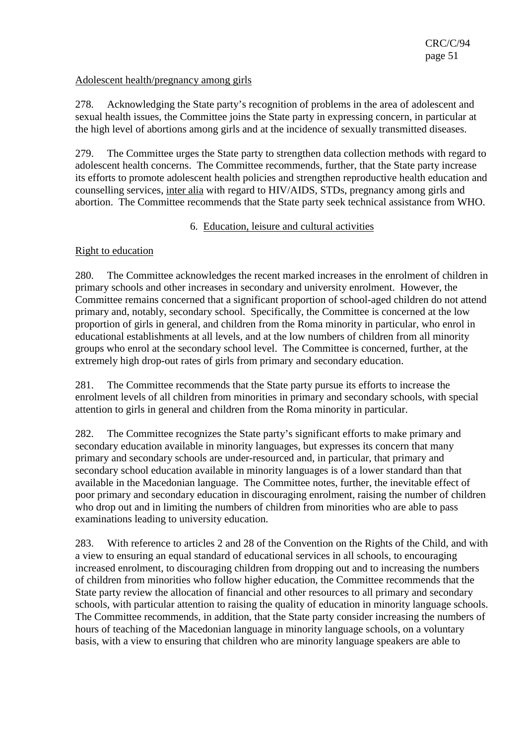Adolescent health/pregnancy among girls

278. Acknowledging the State party's recognition of problems in the area of adolescent and sexual health issues, the Committee joins the State party in expressing concern, in particular at the high level of abortions among girls and at the incidence of sexually transmitted diseases.

279. The Committee urges the State party to strengthen data collection methods with regard to adolescent health concerns. The Committee recommends, further, that the State party increase its efforts to promote adolescent health policies and strengthen reproductive health education and counselling services, inter alia with regard to HIV/AIDS, STDs, pregnancy among girls and abortion. The Committee recommends that the State party seek technical assistance from WHO.

### 6. Education, leisure and cultural activities

Right to education

280. The Committee acknowledges the recent marked increases in the enrolment of children in primary schools and other increases in secondary and university enrolment. However, the Committee remains concerned that a significant proportion of school-aged children do not attend primary and, notably, secondary school. Specifically, the Committee is concerned at the low proportion of girls in general, and children from the Roma minority in particular, who enrol in educational establishments at all levels, and at the low numbers of children from all minority groups who enrol at the secondary school level. The Committee is concerned, further, at the extremely high drop-out rates of girls from primary and secondary education.

281. The Committee recommends that the State party pursue its efforts to increase the enrolment levels of all children from minorities in primary and secondary schools, with special attention to girls in general and children from the Roma minority in particular.

282. The Committee recognizes the State party's significant efforts to make primary and secondary education available in minority languages, but expresses its concern that many primary and secondary schools are under-resourced and, in particular, that primary and secondary school education available in minority languages is of a lower standard than that available in the Macedonian language. The Committee notes, further, the inevitable effect of poor primary and secondary education in discouraging enrolment, raising the number of children who drop out and in limiting the numbers of children from minorities who are able to pass examinations leading to university education.

283. With reference to articles 2 and 28 of the Convention on the Rights of the Child, and with a view to ensuring an equal standard of educational services in all schools, to encouraging increased enrolment, to discouraging children from dropping out and to increasing the numbers of children from minorities who follow higher education, the Committee recommends that the State party review the allocation of financial and other resources to all primary and secondary schools, with particular attention to raising the quality of education in minority language schools. The Committee recommends, in addition, that the State party consider increasing the numbers of hours of teaching of the Macedonian language in minority language schools, on a voluntary basis, with a view to ensuring that children who are minority language speakers are able to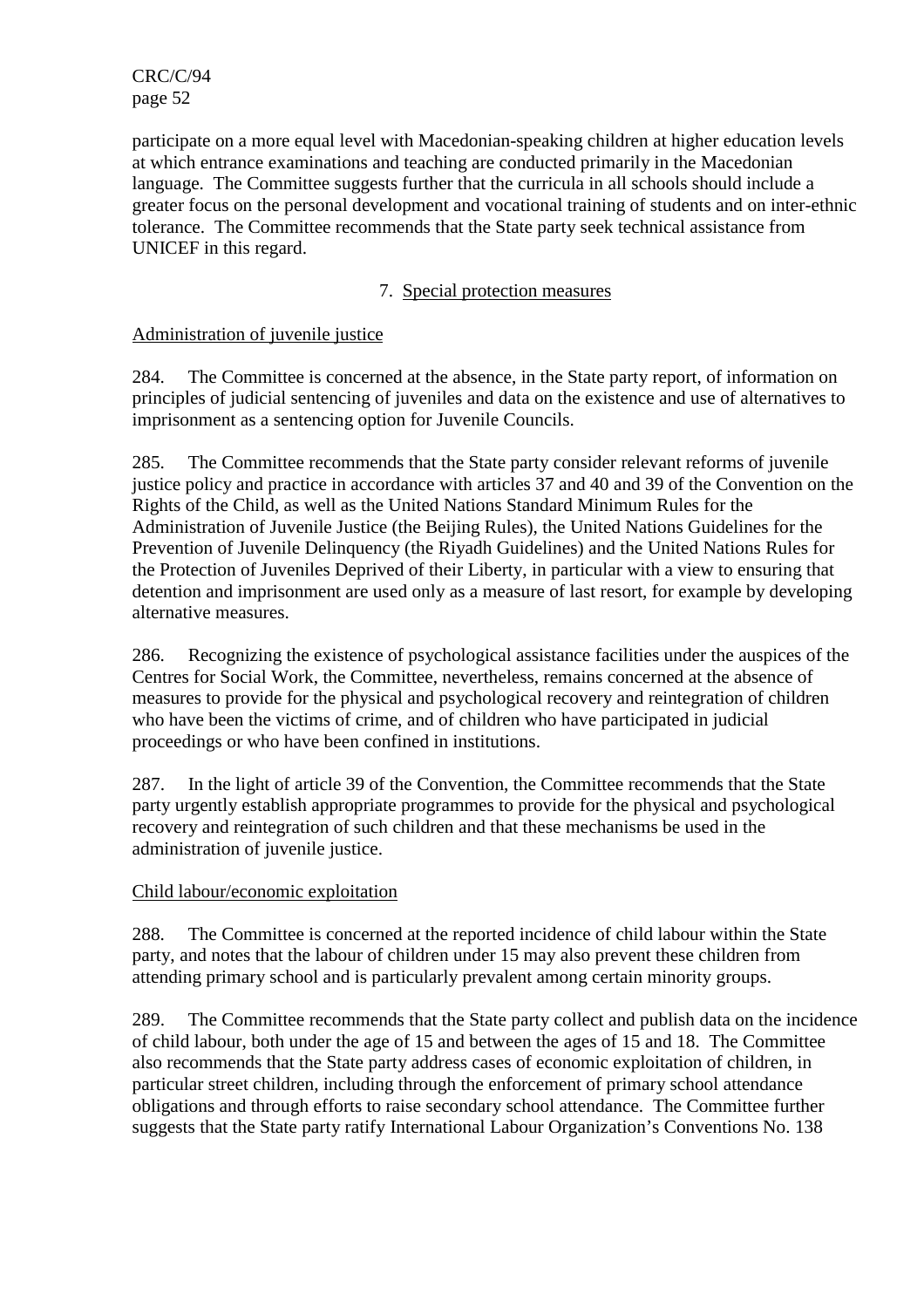participate on a more equal level with Macedonian-speaking children at higher education levels at which entrance examinations and teaching are conducted primarily in the Macedonian language. The Committee suggests further that the curricula in all schools should include a greater focus on the personal development and vocational training of students and on inter-ethnic tolerance. The Committee recommends that the State party seek technical assistance from UNICEF in this regard.

## 7. Special protection measures

### Administration of juvenile justice

284. The Committee is concerned at the absence, in the State party report, of information on principles of judicial sentencing of juveniles and data on the existence and use of alternatives to imprisonment as a sentencing option for Juvenile Councils.

285. The Committee recommends that the State party consider relevant reforms of juvenile justice policy and practice in accordance with articles 37 and 40 and 39 of the Convention on the Rights of the Child, as well as the United Nations Standard Minimum Rules for the Administration of Juvenile Justice (the Beijing Rules), the United Nations Guidelines for the Prevention of Juvenile Delinquency (the Riyadh Guidelines) and the United Nations Rules for the Protection of Juveniles Deprived of their Liberty, in particular with a view to ensuring that detention and imprisonment are used only as a measure of last resort, for example by developing alternative measures.

286. Recognizing the existence of psychological assistance facilities under the auspices of the Centres for Social Work, the Committee, nevertheless, remains concerned at the absence of measures to provide for the physical and psychological recovery and reintegration of children who have been the victims of crime, and of children who have participated in judicial proceedings or who have been confined in institutions.

287. In the light of article 39 of the Convention, the Committee recommends that the State party urgently establish appropriate programmes to provide for the physical and psychological recovery and reintegration of such children and that these mechanisms be used in the administration of juvenile justice.

### Child labour/economic exploitation

288. The Committee is concerned at the reported incidence of child labour within the State party, and notes that the labour of children under 15 may also prevent these children from attending primary school and is particularly prevalent among certain minority groups.

289. The Committee recommends that the State party collect and publish data on the incidence of child labour, both under the age of 15 and between the ages of 15 and 18. The Committee also recommends that the State party address cases of economic exploitation of children, in particular street children, including through the enforcement of primary school attendance obligations and through efforts to raise secondary school attendance. The Committee further suggests that the State party ratify International Labour Organization's Conventions No. 138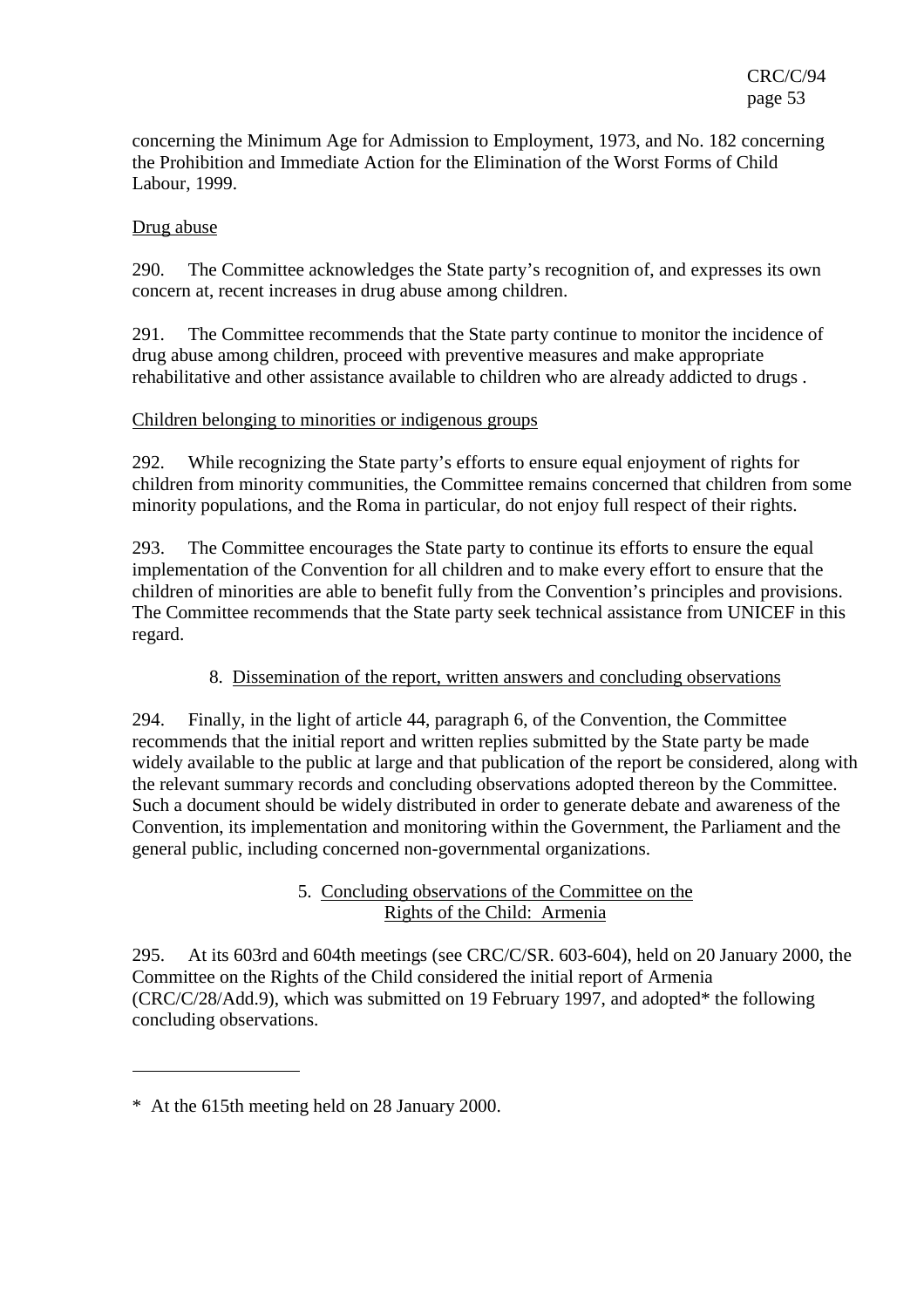concerning the Minimum Age for Admission to Employment, 1973, and No. 182 concerning the Prohibition and Immediate Action for the Elimination of the Worst Forms of Child Labour, 1999.

Drug abuse

290. The Committee acknowledges the State party's recognition of, and expresses its own concern at, recent increases in drug abuse among children.

291. The Committee recommends that the State party continue to monitor the incidence of drug abuse among children, proceed with preventive measures and make appropriate rehabilitative and other assistance available to children who are already addicted to drugs .

Children belonging to minorities or indigenous groups

292. While recognizing the State party's efforts to ensure equal enjoyment of rights for children from minority communities, the Committee remains concerned that children from some minority populations, and the Roma in particular, do not enjoy full respect of their rights.

293. The Committee encourages the State party to continue its efforts to ensure the equal implementation of the Convention for all children and to make every effort to ensure that the children of minorities are able to benefit fully from the Convention's principles and provisions. The Committee recommends that the State party seek technical assistance from UNICEF in this regard.

### 8. Dissemination of the report, written answers and concluding observations

294. Finally, in the light of article 44, paragraph 6, of the Convention, the Committee recommends that the initial report and written replies submitted by the State party be made widely available to the public at large and that publication of the report be considered, along with the relevant summary records and concluding observations adopted thereon by the Committee. Such a document should be widely distributed in order to generate debate and awareness of the Convention, its implementation and monitoring within the Government, the Parliament and the general public, including concerned non-governmental organizations.

## 5. Concluding observations of the Committee on the Rights of the Child: Armenia

295. At its 603rd and 604th meetings (see CRC/C/SR. 603-604), held on 20 January 2000, the Committee on the Rights of the Child considered the initial report of Armenia (CRC/C/28/Add.9), which was submitted on 19 February 1997, and adopted* the following concluding observations.

---

\* At the 615th meeting held on 28 January 2000.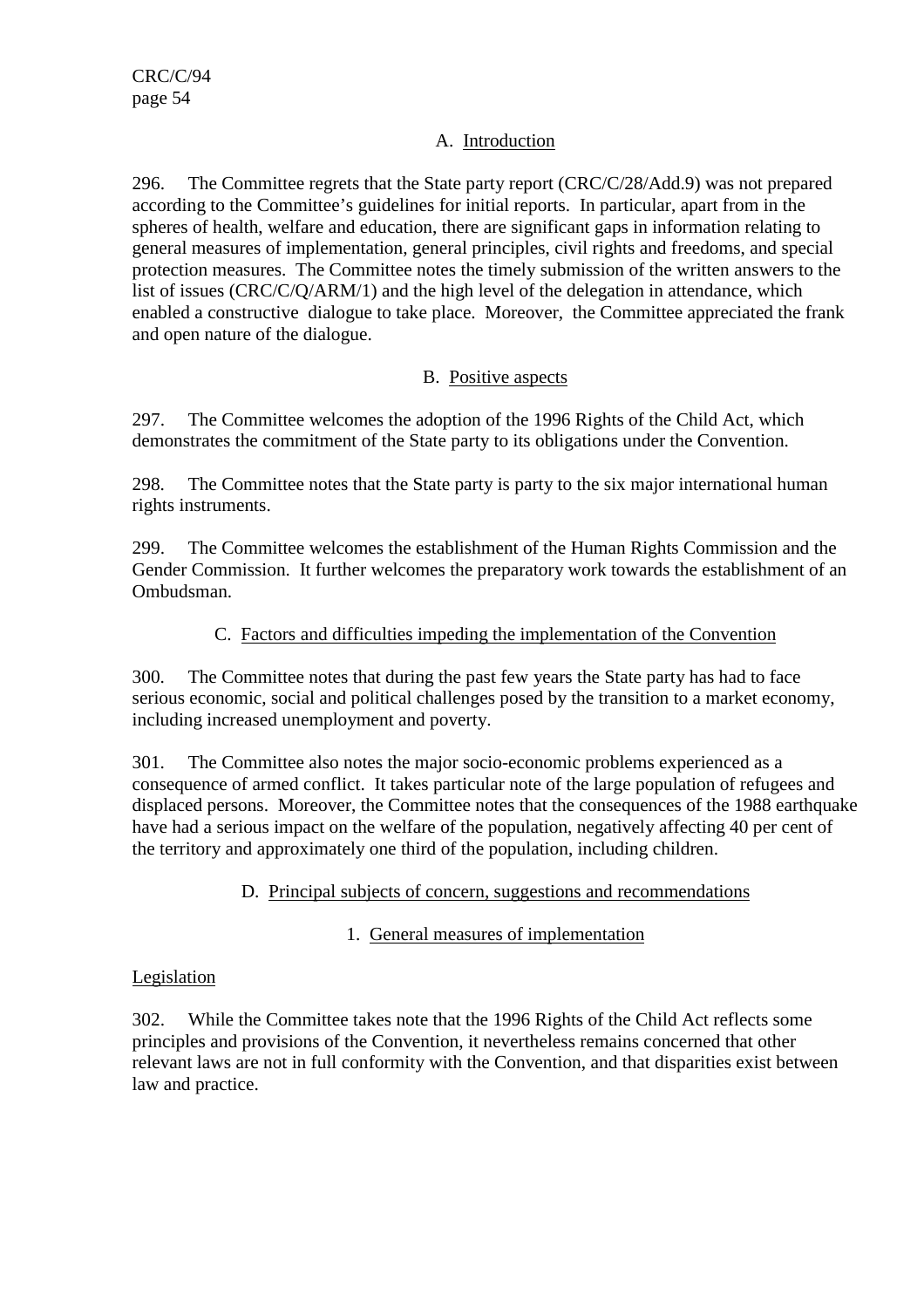## A. Introduction

296. The Committee regrets that the State party report (CRC/C/28/Add.9) was not prepared according to the Committee's guidelines for initial reports. In particular, apart from in the spheres of health, welfare and education, there are significant gaps in information relating to general measures of implementation, general principles, civil rights and freedoms, and special protection measures. The Committee notes the timely submission of the written answers to the list of issues (CRC/C/Q/ARM/1) and the high level of the delegation in attendance, which enabled a constructive dialogue to take place. Moreover, the Committee appreciated the frank and open nature of the dialogue.

## B. Positive aspects

297. The Committee welcomes the adoption of the 1996 Rights of the Child Act, which demonstrates the commitment of the State party to its obligations under the Convention.

298. The Committee notes that the State party is party to the six major international human rights instruments.

299. The Committee welcomes the establishment of the Human Rights Commission and the Gender Commission. It further welcomes the preparatory work towards the establishment of an Ombudsman.

## C. Factors and difficulties impeding the implementation of the Convention

300. The Committee notes that during the past few years the State party has had to face serious economic, social and political challenges posed by the transition to a market economy, including increased unemployment and poverty.

301. The Committee also notes the major socio-economic problems experienced as a consequence of armed conflict. It takes particular note of the large population of refugees and displaced persons. Moreover, the Committee notes that the consequences of the 1988 earthquake have had a serious impact on the welfare of the population, negatively affecting 40 per cent of the territory and approximately one third of the population, including children.

## D. Principal subjects of concern, suggestions and recommendations

### 1. General measures of implementation

#### Legislation

302. While the Committee takes note that the 1996 Rights of the Child Act reflects some principles and provisions of the Convention, it nevertheless remains concerned that other relevant laws are not in full conformity with the Convention, and that disparities exist between law and practice.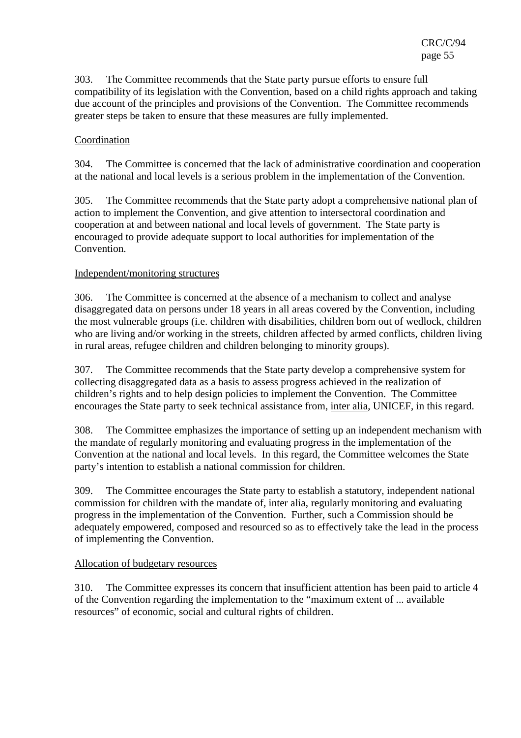303. The Committee recommends that the State party pursue efforts to ensure full compatibility of its legislation with the Convention, based on a child rights approach and taking due account of the principles and provisions of the Convention. The Committee recommends greater steps be taken to ensure that these measures are fully implemented.

Coordination

304. The Committee is concerned that the lack of administrative coordination and cooperation at the national and local levels is a serious problem in the implementation of the Convention.

305. The Committee recommends that the State party adopt a comprehensive national plan of action to implement the Convention, and give attention to intersectoral coordination and cooperation at and between national and local levels of government. The State party is encouraged to provide adequate support to local authorities for implementation of the Convention.

Independent/monitoring structures

306. The Committee is concerned at the absence of a mechanism to collect and analyse disaggregated data on persons under 18 years in all areas covered by the Convention, including the most vulnerable groups (i.e. children with disabilities, children born out of wedlock, children who are living and/or working in the streets, children affected by armed conflicts, children living in rural areas, refugee children and children belonging to minority groups).

307. The Committee recommends that the State party develop a comprehensive system for collecting disaggregated data as a basis to assess progress achieved in the realization of children's rights and to help design policies to implement the Convention. The Committee encourages the State party to seek technical assistance from, inter alia, UNICEF, in this regard.

308. The Committee emphasizes the importance of setting up an independent mechanism with the mandate of regularly monitoring and evaluating progress in the implementation of the Convention at the national and local levels. In this regard, the Committee welcomes the State party's intention to establish a national commission for children.

309. The Committee encourages the State party to establish a statutory, independent national commission for children with the mandate of, inter alia, regularly monitoring and evaluating progress in the implementation of the Convention. Further, such a Commission should be adequately empowered, composed and resourced so as to effectively take the lead in the process of implementing the Convention.

Allocation of budgetary resources

310. The Committee expresses its concern that insufficient attention has been paid to article 4 of the Convention regarding the implementation to the "maximum extent of ... available resources" of economic, social and cultural rights of children.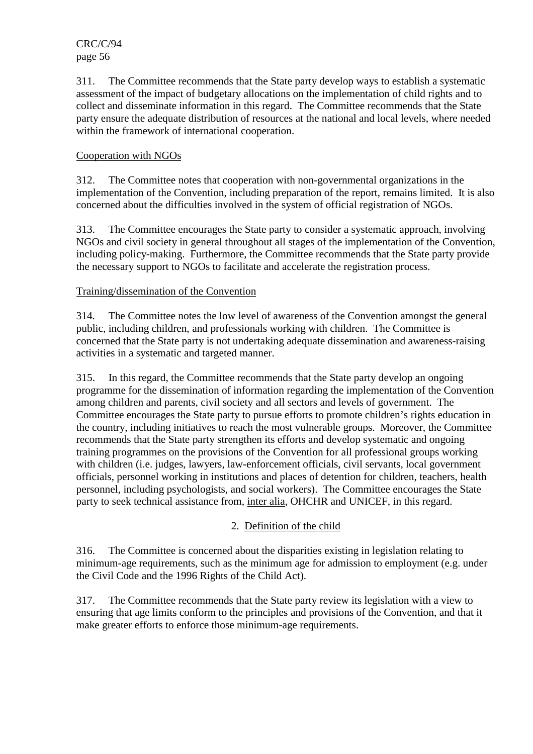311. The Committee recommends that the State party develop ways to establish a systematic assessment of the impact of budgetary allocations on the implementation of child rights and to collect and disseminate information in this regard. The Committee recommends that the State party ensure the adequate distribution of resources at the national and local levels, where needed within the framework of international cooperation.

Cooperation with NGOs

312. The Committee notes that cooperation with non-governmental organizations in the implementation of the Convention, including preparation of the report, remains limited. It is also concerned about the difficulties involved in the system of official registration of NGOs.

313. The Committee encourages the State party to consider a systematic approach, involving NGOs and civil society in general throughout all stages of the implementation of the Convention, including policy-making. Furthermore, the Committee recommends that the State party provide the necessary support to NGOs to facilitate and accelerate the registration process.

Training/dissemination of the Convention

314. The Committee notes the low level of awareness of the Convention amongst the general public, including children, and professionals working with children. The Committee is concerned that the State party is not undertaking adequate dissemination and awareness-raising activities in a systematic and targeted manner.

315. In this regard, the Committee recommends that the State party develop an ongoing programme for the dissemination of information regarding the implementation of the Convention among children and parents, civil society and all sectors and levels of government. The Committee encourages the State party to pursue efforts to promote children's rights education in the country, including initiatives to reach the most vulnerable groups. Moreover, the Committee recommends that the State party strengthen its efforts and develop systematic and ongoing training programmes on the provisions of the Convention for all professional groups working with children (i.e. judges, lawyers, law-enforcement officials, civil servants, local government officials, personnel working in institutions and places of detention for children, teachers, health personnel, including psychologists, and social workers). The Committee encourages the State party to seek technical assistance from, inter alia, OHCHR and UNICEF, in this regard.

## 2. Definition of the child

316. The Committee is concerned about the disparities existing in legislation relating to minimum-age requirements, such as the minimum age for admission to employment (e.g. under the Civil Code and the 1996 Rights of the Child Act).

317. The Committee recommends that the State party review its legislation with a view to ensuring that age limits conform to the principles and provisions of the Convention, and that it make greater efforts to enforce those minimum-age requirements.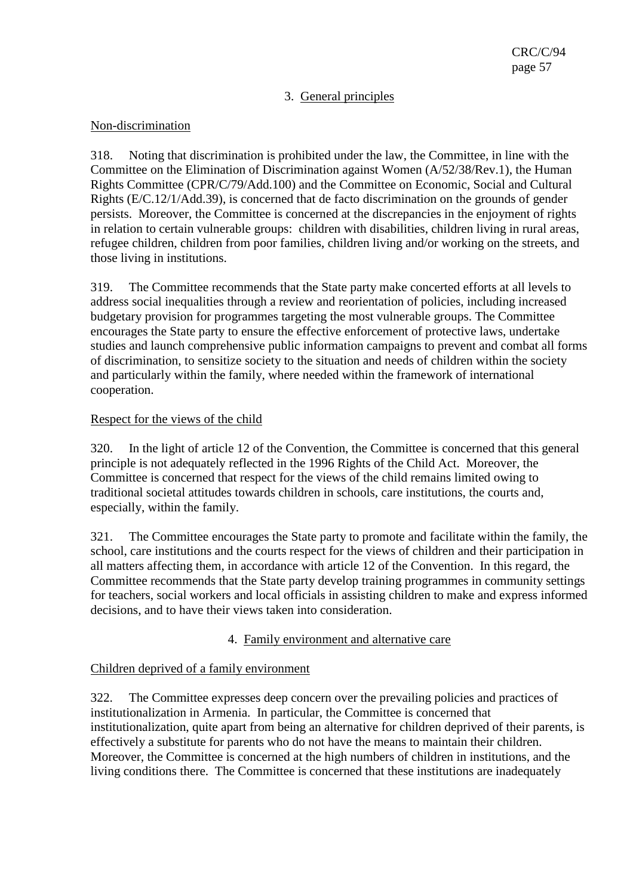### 3. General principles

#### Non-discrimination

318. Noting that discrimination is prohibited under the law, the Committee, in line with the Committee on the Elimination of Discrimination against Women (A/52/38/Rev.1), the Human Rights Committee (CPR/C/79/Add.100) and the Committee on Economic, Social and Cultural Rights (E/C.12/1/Add.39), is concerned that de facto discrimination on the grounds of gender persists. Moreover, the Committee is concerned at the discrepancies in the enjoyment of rights in relation to certain vulnerable groups: children with disabilities, children living in rural areas, refugee children, children from poor families, children living and/or working on the streets, and those living in institutions.

319. The Committee recommends that the State party make concerted efforts at all levels to address social inequalities through a review and reorientation of policies, including increased budgetary provision for programmes targeting the most vulnerable groups. The Committee encourages the State party to ensure the effective enforcement of protective laws, undertake studies and launch comprehensive public information campaigns to prevent and combat all forms of discrimination, to sensitize society to the situation and needs of children within the society and particularly within the family, where needed within the framework of international cooperation.

#### Respect for the views of the child

320. In the light of article 12 of the Convention, the Committee is concerned that this general principle is not adequately reflected in the 1996 Rights of the Child Act. Moreover, the Committee is concerned that respect for the views of the child remains limited owing to traditional societal attitudes towards children in schools, care institutions, the courts and, especially, within the family.

321. The Committee encourages the State party to promote and facilitate within the family, the school, care institutions and the courts respect for the views of children and their participation in all matters affecting them, in accordance with article 12 of the Convention. In this regard, the Committee recommends that the State party develop training programmes in community settings for teachers, social workers and local officials in assisting children to make and express informed decisions, and to have their views taken into consideration.

### 4. Family environment and alternative care

#### Children deprived of a family environment

322. The Committee expresses deep concern over the prevailing policies and practices of institutionalization in Armenia. In particular, the Committee is concerned that institutionalization, quite apart from being an alternative for children deprived of their parents, is effectively a substitute for parents who do not have the means to maintain their children. Moreover, the Committee is concerned at the high numbers of children in institutions, and the living conditions there. The Committee is concerned that these institutions are inadequately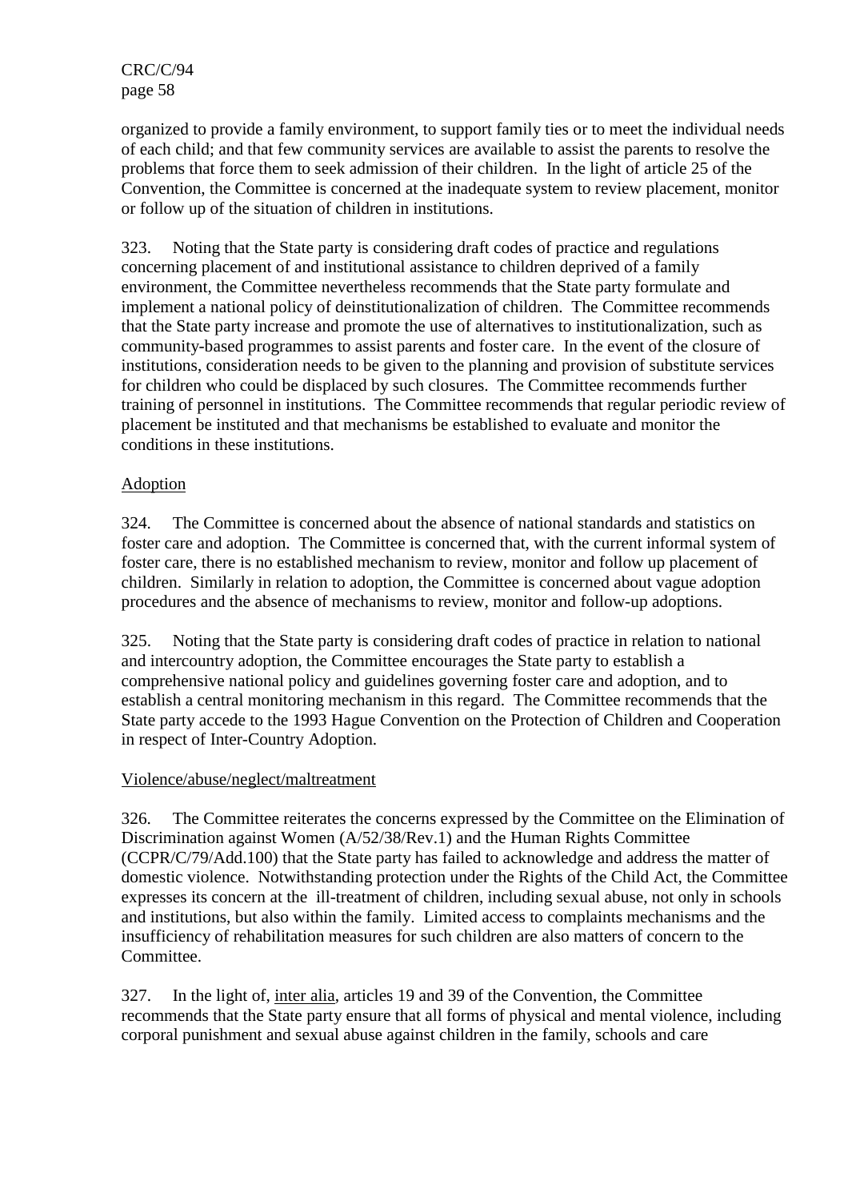organized to provide a family environment, to support family ties or to meet the individual needs of each child; and that few community services are available to assist the parents to resolve the problems that force them to seek admission of their children. In the light of article 25 of the Convention, the Committee is concerned at the inadequate system to review placement, monitor or follow up of the situation of children in institutions.

323. Noting that the State party is considering draft codes of practice and regulations concerning placement of and institutional assistance to children deprived of a family environment, the Committee nevertheless recommends that the State party formulate and implement a national policy of deinstitutionalization of children. The Committee recommends that the State party increase and promote the use of alternatives to institutionalization, such as community-based programmes to assist parents and foster care. In the event of the closure of institutions, consideration needs to be given to the planning and provision of substitute services for children who could be displaced by such closures. The Committee recommends further training of personnel in institutions. The Committee recommends that regular periodic review of placement be instituted and that mechanisms be established to evaluate and monitor the conditions in these institutions.

Adoption

324. The Committee is concerned about the absence of national standards and statistics on foster care and adoption. The Committee is concerned that, with the current informal system of foster care, there is no established mechanism to review, monitor and follow up placement of children. Similarly in relation to adoption, the Committee is concerned about vague adoption procedures and the absence of mechanisms to review, monitor and follow-up adoptions.

325. Noting that the State party is considering draft codes of practice in relation to national and intercountry adoption, the Committee encourages the State party to establish a comprehensive national policy and guidelines governing foster care and adoption, and to establish a central monitoring mechanism in this regard. The Committee recommends that the State party accede to the 1993 Hague Convention on the Protection of Children and Cooperation in respect of Inter-Country Adoption.

Violence/abuse/neglect/maltreatment

326. The Committee reiterates the concerns expressed by the Committee on the Elimination of Discrimination against Women (A/52/38/Rev.1) and the Human Rights Committee (CCPR/C/79/Add.100) that the State party has failed to acknowledge and address the matter of domestic violence. Notwithstanding protection under the Rights of the Child Act, the Committee expresses its concern at the ill-treatment of children, including sexual abuse, not only in schools and institutions, but also within the family. Limited access to complaints mechanisms and the insufficiency of rehabilitation measures for such children are also matters of concern to the Committee.

327. In the light of, inter alia, articles 19 and 39 of the Convention, the Committee recommends that the State party ensure that all forms of physical and mental violence, including corporal punishment and sexual abuse against children in the family, schools and care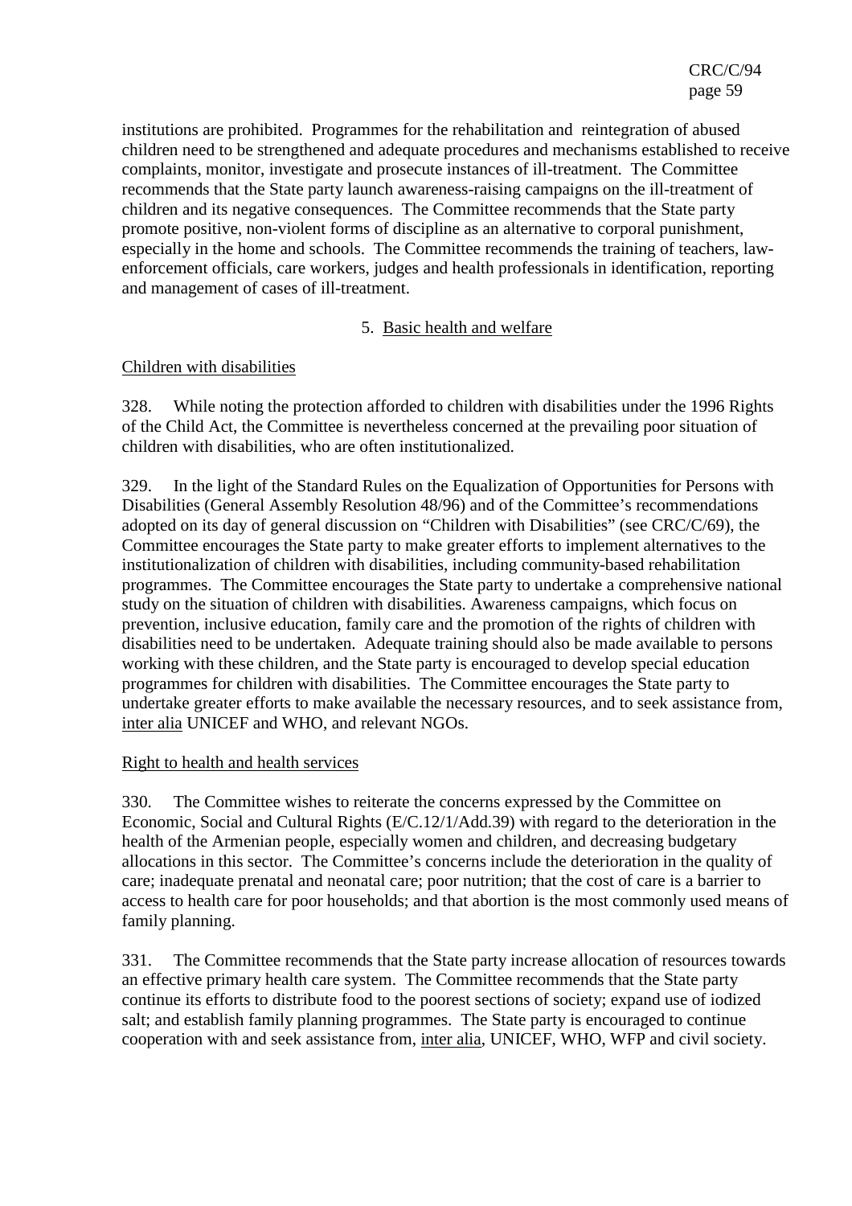institutions are prohibited. Programmes for the rehabilitation and reintegration of abused children need to be strengthened and adequate procedures and mechanisms established to receive complaints, monitor, investigate and prosecute instances of ill-treatment. The Committee recommends that the State party launch awareness-raising campaigns on the ill-treatment of children and its negative consequences. The Committee recommends that the State party promote positive, non-violent forms of discipline as an alternative to corporal punishment, especially in the home and schools. The Committee recommends the training of teachers, law-enforcement officials, care workers, judges and health professionals in identification, reporting and management of cases of ill-treatment.

### 5. Basic health and welfare

#### Children with disabilities

328. While noting the protection afforded to children with disabilities under the 1996 Rights of the Child Act, the Committee is nevertheless concerned at the prevailing poor situation of children with disabilities, who are often institutionalized.

329. In the light of the Standard Rules on the Equalization of Opportunities for Persons with Disabilities (General Assembly Resolution 48/96) and of the Committee's recommendations adopted on its day of general discussion on "Children with Disabilities" (see CRC/C/69), the Committee encourages the State party to make greater efforts to implement alternatives to the institutionalization of children with disabilities, including community-based rehabilitation programmes. The Committee encourages the State party to undertake a comprehensive national study on the situation of children with disabilities. Awareness campaigns, which focus on prevention, inclusive education, family care and the promotion of the rights of children with disabilities need to be undertaken. Adequate training should also be made available to persons working with these children, and the State party is encouraged to develop special education programmes for children with disabilities. The Committee encourages the State party to undertake greater efforts to make available the necessary resources, and to seek assistance from, inter alia UNICEF and WHO, and relevant NGOs.

#### Right to health and health services

330. The Committee wishes to reiterate the concerns expressed by the Committee on Economic, Social and Cultural Rights (E/C.12/1/Add.39) with regard to the deterioration in the health of the Armenian people, especially women and children, and decreasing budgetary allocations in this sector. The Committee's concerns include the deterioration in the quality of care; inadequate prenatal and neonatal care; poor nutrition; that the cost of care is a barrier to access to health care for poor households; and that abortion is the most commonly used means of family planning.

331. The Committee recommends that the State party increase allocation of resources towards an effective primary health care system. The Committee recommends that the State party continue its efforts to distribute food to the poorest sections of society; expand use of iodized salt; and establish family planning programmes. The State party is encouraged to continue cooperation with and seek assistance from, inter alia, UNICEF, WHO, WFP and civil society.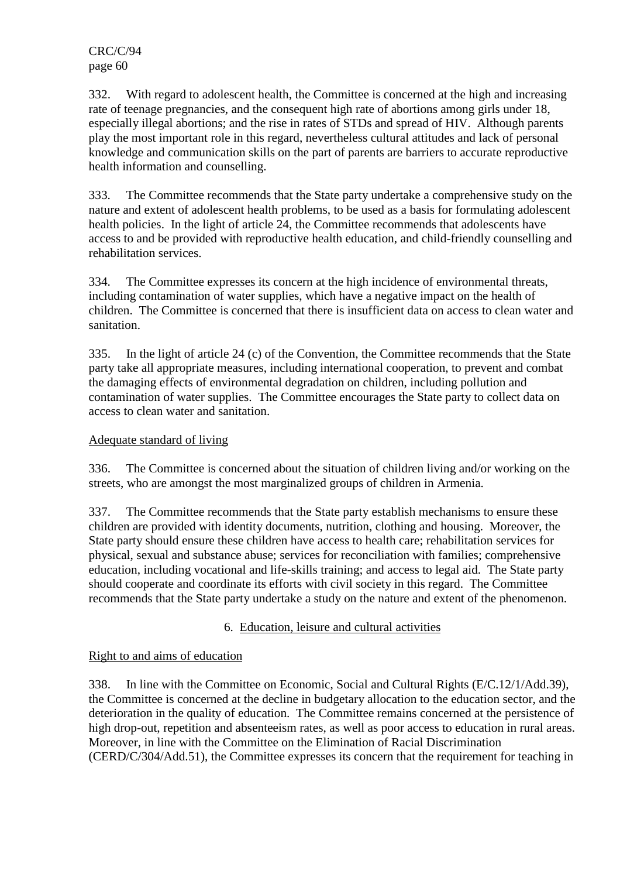332. With regard to adolescent health, the Committee is concerned at the high and increasing rate of teenage pregnancies, and the consequent high rate of abortions among girls under 18, especially illegal abortions; and the rise in rates of STDs and spread of HIV. Although parents play the most important role in this regard, nevertheless cultural attitudes and lack of personal knowledge and communication skills on the part of parents are barriers to accurate reproductive health information and counselling.

333. The Committee recommends that the State party undertake a comprehensive study on the nature and extent of adolescent health problems, to be used as a basis for formulating adolescent health policies. In the light of article 24, the Committee recommends that adolescents have access to and be provided with reproductive health education, and child-friendly counselling and rehabilitation services.

334. The Committee expresses its concern at the high incidence of environmental threats, including contamination of water supplies, which have a negative impact on the health of children. The Committee is concerned that there is insufficient data on access to clean water and sanitation.

335. In the light of article 24 (c) of the Convention, the Committee recommends that the State party take all appropriate measures, including international cooperation, to prevent and combat the damaging effects of environmental degradation on children, including pollution and contamination of water supplies. The Committee encourages the State party to collect data on access to clean water and sanitation.

Adequate standard of living

336. The Committee is concerned about the situation of children living and/or working on the streets, who are amongst the most marginalized groups of children in Armenia.

337. The Committee recommends that the State party establish mechanisms to ensure these children are provided with identity documents, nutrition, clothing and housing. Moreover, the State party should ensure these children have access to health care; rehabilitation services for physical, sexual and substance abuse; services for reconciliation with families; comprehensive education, including vocational and life-skills training; and access to legal aid. The State party should cooperate and coordinate its efforts with civil society in this regard. The Committee recommends that the State party undertake a study on the nature and extent of the phenomenon.

## 6. Education, leisure and cultural activities

Right to and aims of education

338. In line with the Committee on Economic, Social and Cultural Rights (E/C.12/1/Add.39), the Committee is concerned at the decline in budgetary allocation to the education sector, and the deterioration in the quality of education. The Committee remains concerned at the persistence of high drop-out, repetition and absenteeism rates, as well as poor access to education in rural areas. Moreover, in line with the Committee on the Elimination of Racial Discrimination (CERD/C/304/Add.51), the Committee expresses its concern that the requirement for teaching in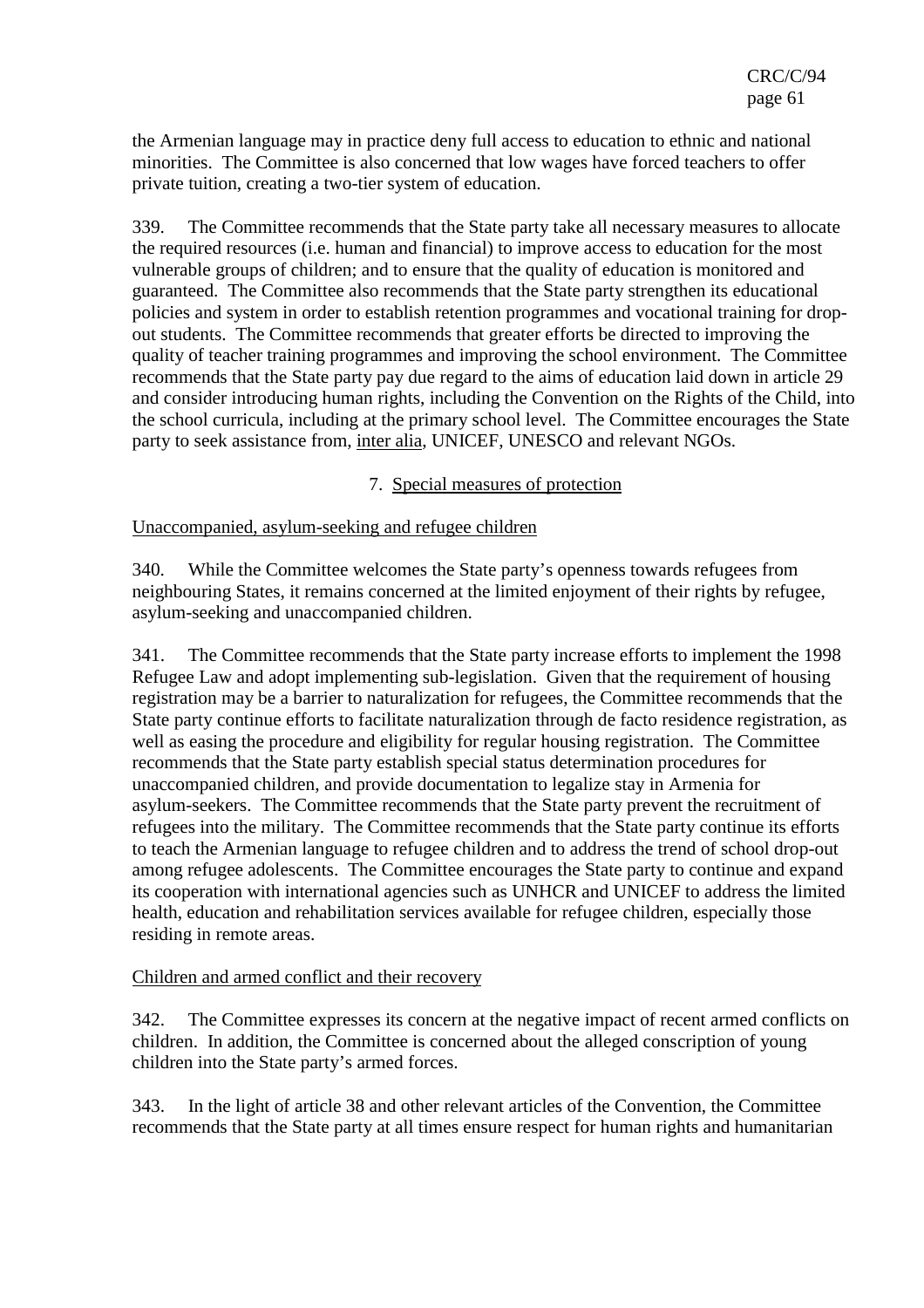the Armenian language may in practice deny full access to education to ethnic and national minorities. The Committee is also concerned that low wages have forced teachers to offer private tuition, creating a two-tier system of education.

339. The Committee recommends that the State party take all necessary measures to allocate the required resources (i.e. human and financial) to improve access to education for the most vulnerable groups of children; and to ensure that the quality of education is monitored and guaranteed. The Committee also recommends that the State party strengthen its educational policies and system in order to establish retention programmes and vocational training for drop-out students. The Committee recommends that greater efforts be directed to improving the quality of teacher training programmes and improving the school environment. The Committee recommends that the State party pay due regard to the aims of education laid down in article 29 and consider introducing human rights, including the Convention on the Rights of the Child, into the school curricula, including at the primary school level. The Committee encourages the State party to seek assistance from, inter alia, UNICEF, UNESCO and relevant NGOs.

### 7. Special measures of protection

#### Unaccompanied, asylum-seeking and refugee children

340. While the Committee welcomes the State party's openness towards refugees from neighbouring States, it remains concerned at the limited enjoyment of their rights by refugee, asylum-seeking and unaccompanied children.

341. The Committee recommends that the State party increase efforts to implement the 1998 Refugee Law and adopt implementing sub-legislation. Given that the requirement of housing registration may be a barrier to naturalization for refugees, the Committee recommends that the State party continue efforts to facilitate naturalization through de facto residence registration, as well as easing the procedure and eligibility for regular housing registration. The Committee recommends that the State party establish special status determination procedures for unaccompanied children, and provide documentation to legalize stay in Armenia for asylum-seekers. The Committee recommends that the State party prevent the recruitment of refugees into the military. The Committee recommends that the State party continue its efforts to teach the Armenian language to refugee children and to address the trend of school drop-out among refugee adolescents. The Committee encourages the State party to continue and expand its cooperation with international agencies such as UNHCR and UNICEF to address the limited health, education and rehabilitation services available for refugee children, especially those residing in remote areas.

#### Children and armed conflict and their recovery

342. The Committee expresses its concern at the negative impact of recent armed conflicts on children. In addition, the Committee is concerned about the alleged conscription of young children into the State party's armed forces.

343. In the light of article 38 and other relevant articles of the Convention, the Committee recommends that the State party at all times ensure respect for human rights and humanitarian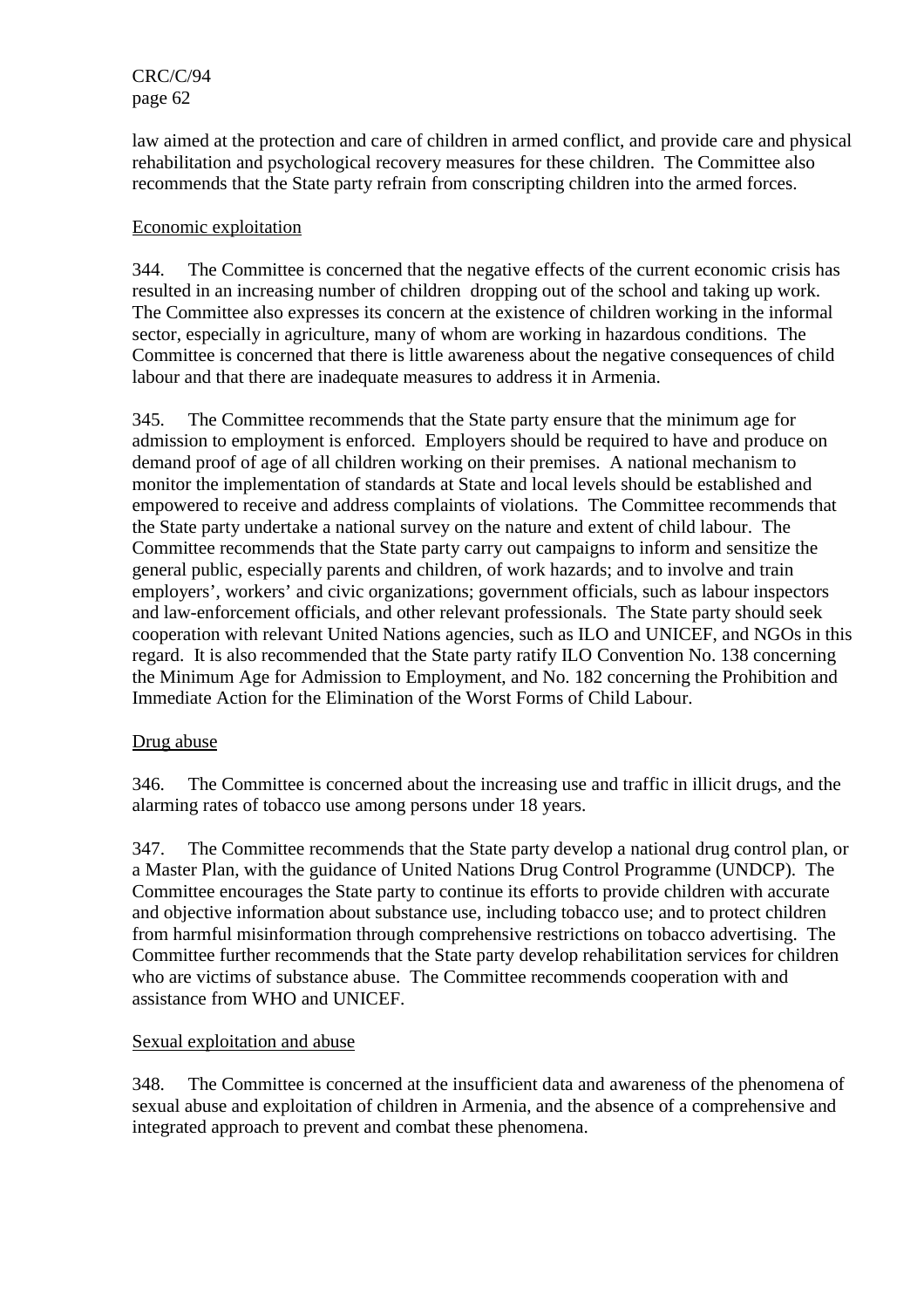law aimed at the protection and care of children in armed conflict, and provide care and physical rehabilitation and psychological recovery measures for these children. The Committee also recommends that the State party refrain from conscripting children into the armed forces.

Economic exploitation

344. The Committee is concerned that the negative effects of the current economic crisis has resulted in an increasing number of children dropping out of the school and taking up work. The Committee also expresses its concern at the existence of children working in the informal sector, especially in agriculture, many of whom are working in hazardous conditions. The Committee is concerned that there is little awareness about the negative consequences of child labour and that there are inadequate measures to address it in Armenia.

345. The Committee recommends that the State party ensure that the minimum age for admission to employment is enforced. Employers should be required to have and produce on demand proof of age of all children working on their premises. A national mechanism to monitor the implementation of standards at State and local levels should be established and empowered to receive and address complaints of violations. The Committee recommends that the State party undertake a national survey on the nature and extent of child labour. The Committee recommends that the State party carry out campaigns to inform and sensitize the general public, especially parents and children, of work hazards; and to involve and train employers', workers' and civic organizations; government officials, such as labour inspectors and law-enforcement officials, and other relevant professionals. The State party should seek cooperation with relevant United Nations agencies, such as ILO and UNICEF, and NGOs in this regard. It is also recommended that the State party ratify ILO Convention No. 138 concerning the Minimum Age for Admission to Employment, and No. 182 concerning the Prohibition and Immediate Action for the Elimination of the Worst Forms of Child Labour.

Drug abuse

346. The Committee is concerned about the increasing use and traffic in illicit drugs, and the alarming rates of tobacco use among persons under 18 years.

347. The Committee recommends that the State party develop a national drug control plan, or a Master Plan, with the guidance of United Nations Drug Control Programme (UNDCP). The Committee encourages the State party to continue its efforts to provide children with accurate and objective information about substance use, including tobacco use; and to protect children from harmful misinformation through comprehensive restrictions on tobacco advertising. The Committee further recommends that the State party develop rehabilitation services for children who are victims of substance abuse. The Committee recommends cooperation with and assistance from WHO and UNICEF.

Sexual exploitation and abuse

348. The Committee is concerned at the insufficient data and awareness of the phenomena of sexual abuse and exploitation of children in Armenia, and the absence of a comprehensive and integrated approach to prevent and combat these phenomena.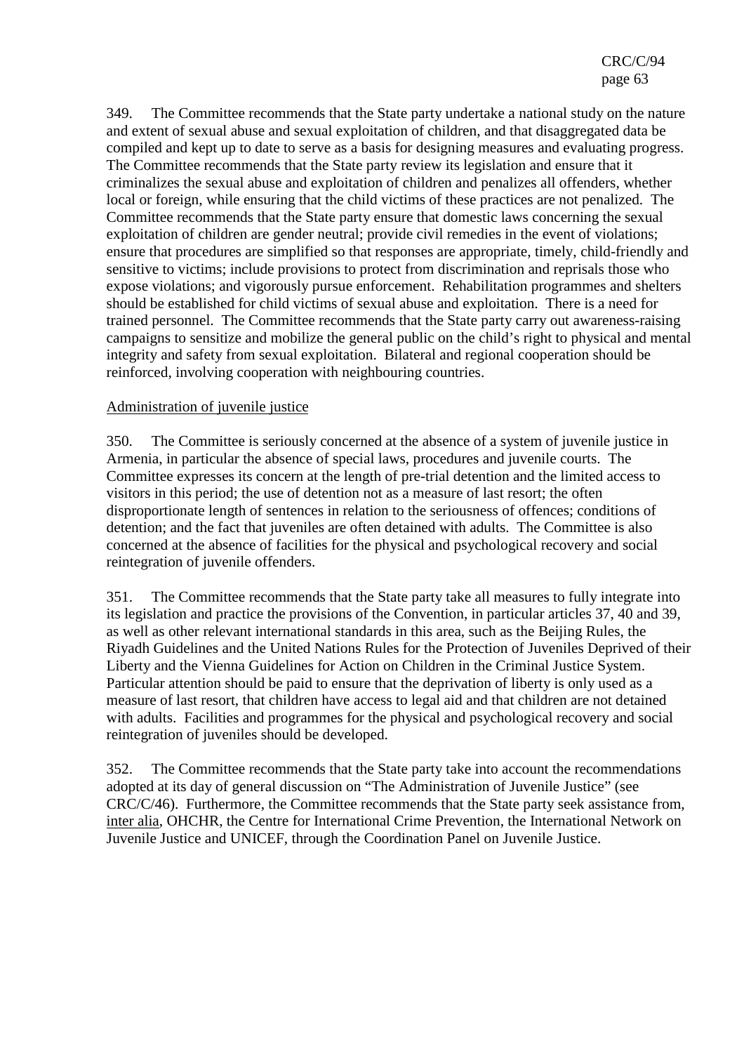349. The Committee recommends that the State party undertake a national study on the nature and extent of sexual abuse and sexual exploitation of children, and that disaggregated data be compiled and kept up to date to serve as a basis for designing measures and evaluating progress. The Committee recommends that the State party review its legislation and ensure that it criminalizes the sexual abuse and exploitation of children and penalizes all offenders, whether local or foreign, while ensuring that the child victims of these practices are not penalized. The Committee recommends that the State party ensure that domestic laws concerning the sexual exploitation of children are gender neutral; provide civil remedies in the event of violations; ensure that procedures are simplified so that responses are appropriate, timely, child-friendly and sensitive to victims; include provisions to protect from discrimination and reprisals those who expose violations; and vigorously pursue enforcement. Rehabilitation programmes and shelters should be established for child victims of sexual abuse and exploitation. There is a need for trained personnel. The Committee recommends that the State party carry out awareness-raising campaigns to sensitize and mobilize the general public on the child's right to physical and mental integrity and safety from sexual exploitation. Bilateral and regional cooperation should be reinforced, involving cooperation with neighbouring countries.

Administration of juvenile justice

350. The Committee is seriously concerned at the absence of a system of juvenile justice in Armenia, in particular the absence of special laws, procedures and juvenile courts. The Committee expresses its concern at the length of pre-trial detention and the limited access to visitors in this period; the use of detention not as a measure of last resort; the often disproportionate length of sentences in relation to the seriousness of offences; conditions of detention; and the fact that juveniles are often detained with adults. The Committee is also concerned at the absence of facilities for the physical and psychological recovery and social reintegration of juvenile offenders.

351. The Committee recommends that the State party take all measures to fully integrate into its legislation and practice the provisions of the Convention, in particular articles 37, 40 and 39, as well as other relevant international standards in this area, such as the Beijing Rules, the Riyadh Guidelines and the United Nations Rules for the Protection of Juveniles Deprived of their Liberty and the Vienna Guidelines for Action on Children in the Criminal Justice System. Particular attention should be paid to ensure that the deprivation of liberty is only used as a measure of last resort, that children have access to legal aid and that children are not detained with adults. Facilities and programmes for the physical and psychological recovery and social reintegration of juveniles should be developed.

352. The Committee recommends that the State party take into account the recommendations adopted at its day of general discussion on "The Administration of Juvenile Justice" (see CRC/C/46). Furthermore, the Committee recommends that the State party seek assistance from, inter alia, OHCHR, the Centre for International Crime Prevention, the International Network on Juvenile Justice and UNICEF, through the Coordination Panel on Juvenile Justice.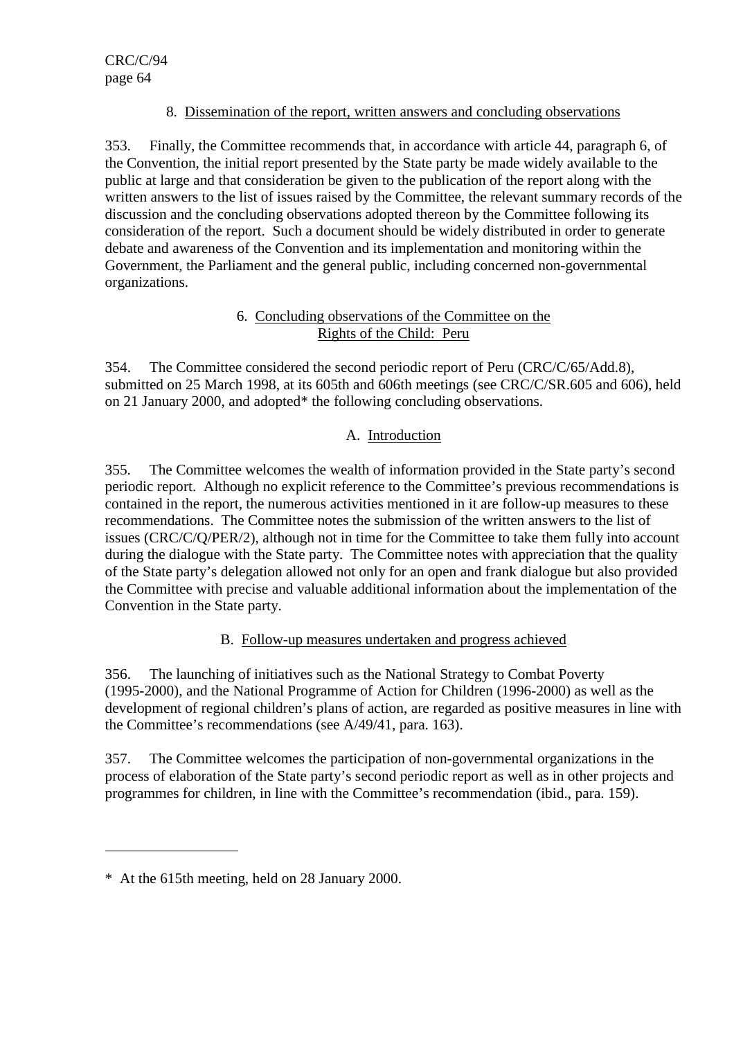### 8. Dissemination of the report, written answers and concluding observations

353. Finally, the Committee recommends that, in accordance with article 44, paragraph 6, of the Convention, the initial report presented by the State party be made widely available to the public at large and that consideration be given to the publication of the report along with the written answers to the list of issues raised by the Committee, the relevant summary records of the discussion and the concluding observations adopted thereon by the Committee following its consideration of the report. Such a document should be widely distributed in order to generate debate and awareness of the Convention and its implementation and monitoring within the Government, the Parliament and the general public, including concerned non-governmental organizations.

## 6. Concluding observations of the Committee on the Rights of the Child: Peru

354. The Committee considered the second periodic report of Peru (CRC/C/65/Add.8), submitted on 25 March 1998, at its 605th and 606th meetings (see CRC/C/SR.605 and 606), held on 21 January 2000, and adopted* the following concluding observations.

### A. Introduction

355. The Committee welcomes the wealth of information provided in the State party's second periodic report. Although no explicit reference to the Committee's previous recommendations is contained in the report, the numerous activities mentioned in it are follow-up measures to these recommendations. The Committee notes the submission of the written answers to the list of issues (CRC/C/Q/PER/2), although not in time for the Committee to take them fully into account during the dialogue with the State party. The Committee notes with appreciation that the quality of the State party's delegation allowed not only for an open and frank dialogue but also provided the Committee with precise and valuable additional information about the implementation of the Convention in the State party.

### B. Follow-up measures undertaken and progress achieved

356. The launching of initiatives such as the National Strategy to Combat Poverty (1995-2000), and the National Programme of Action for Children (1996-2000) as well as the development of regional children's plans of action, are regarded as positive measures in line with the Committee's recommendations (see A/49/41, para. 163).

357. The Committee welcomes the participation of non-governmental organizations in the process of elaboration of the State party's second periodic report as well as in other projects and programmes for children, in line with the Committee's recommendation (ibid., para. 159).

---

\* At the 615th meeting, held on 28 January 2000.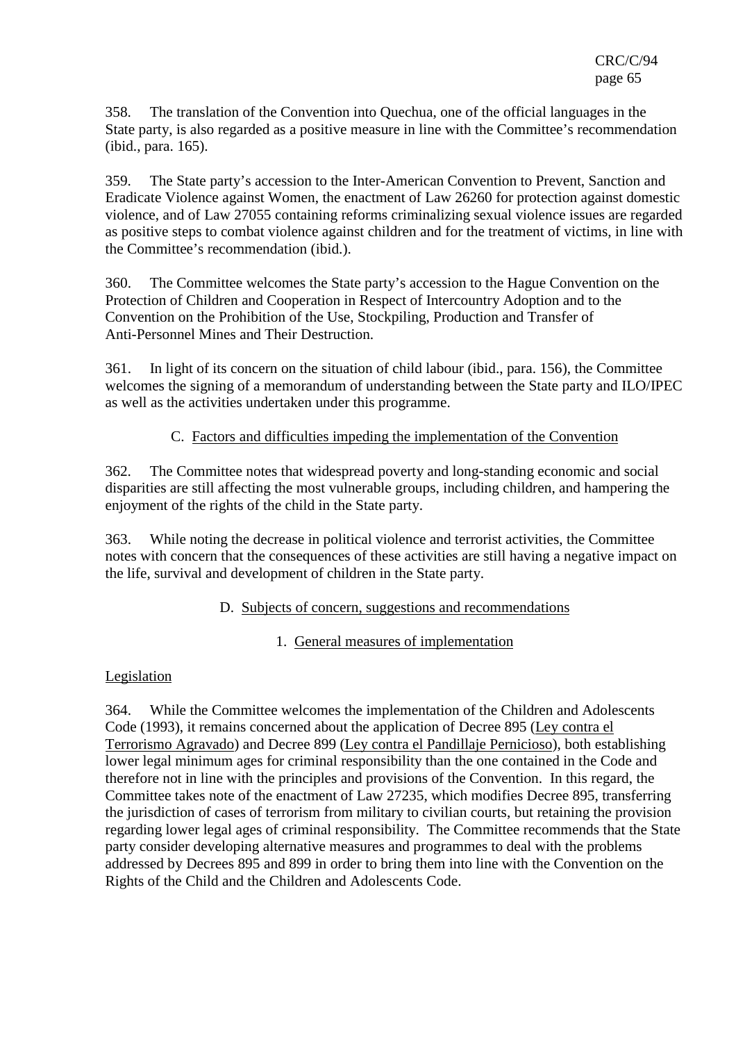358. The translation of the Convention into Quechua, one of the official languages in the State party, is also regarded as a positive measure in line with the Committee's recommendation (ibid., para. 165).

359. The State party's accession to the Inter-American Convention to Prevent, Sanction and Eradicate Violence against Women, the enactment of Law 26260 for protection against domestic violence, and of Law 27055 containing reforms criminalizing sexual violence issues are regarded as positive steps to combat violence against children and for the treatment of victims, in line with the Committee's recommendation (ibid.).

360. The Committee welcomes the State party's accession to the Hague Convention on the Protection of Children and Cooperation in Respect of Intercountry Adoption and to the Convention on the Prohibition of the Use, Stockpiling, Production and Transfer of Anti-Personnel Mines and Their Destruction.

361. In light of its concern on the situation of child labour (ibid., para. 156), the Committee welcomes the signing of a memorandum of understanding between the State party and ILO/IPEC as well as the activities undertaken under this programme.

## C. Factors and difficulties impeding the implementation of the Convention

362. The Committee notes that widespread poverty and long-standing economic and social disparities are still affecting the most vulnerable groups, including children, and hampering the enjoyment of the rights of the child in the State party.

363. While noting the decrease in political violence and terrorist activities, the Committee notes with concern that the consequences of these activities are still having a negative impact on the life, survival and development of children in the State party.

## D. Subjects of concern, suggestions and recommendations

### 1. General measures of implementation

#### Legislation

364. While the Committee welcomes the implementation of the Children and Adolescents Code (1993), it remains concerned about the application of Decree 895 (Ley contra el Terrorismo Agravado) and Decree 899 (Ley contra el Pandillaje Pernicioso), both establishing lower legal minimum ages for criminal responsibility than the one contained in the Code and therefore not in line with the principles and provisions of the Convention. In this regard, the Committee takes note of the enactment of Law 27235, which modifies Decree 895, transferring the jurisdiction of cases of terrorism from military to civilian courts, but retaining the provision regarding lower legal ages of criminal responsibility. The Committee recommends that the State party consider developing alternative measures and programmes to deal with the problems addressed by Decrees 895 and 899 in order to bring them into line with the Convention on the Rights of the Child and the Children and Adolescents Code.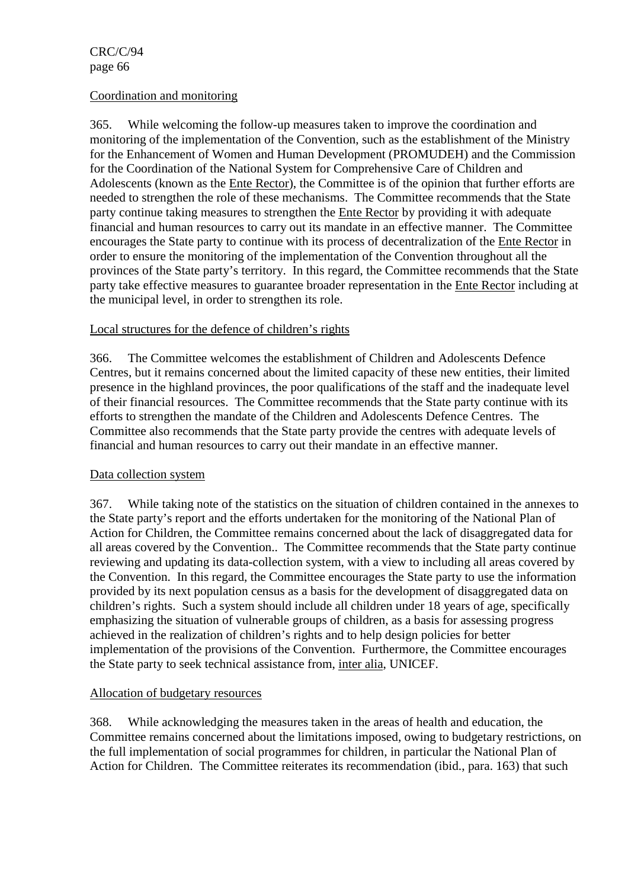Coordination and monitoring

365. While welcoming the follow-up measures taken to improve the coordination and monitoring of the implementation of the Convention, such as the establishment of the Ministry for the Enhancement of Women and Human Development (PROMUDEH) and the Commission for the Coordination of the National System for Comprehensive Care of Children and Adolescents (known as the Ente Rector), the Committee is of the opinion that further efforts are needed to strengthen the role of these mechanisms. The Committee recommends that the State party continue taking measures to strengthen the Ente Rector by providing it with adequate financial and human resources to carry out its mandate in an effective manner. The Committee encourages the State party to continue with its process of decentralization of the Ente Rector in order to ensure the monitoring of the implementation of the Convention throughout all the provinces of the State party's territory. In this regard, the Committee recommends that the State party take effective measures to guarantee broader representation in the Ente Rector including at the municipal level, in order to strengthen its role.

Local structures for the defence of children's rights

366. The Committee welcomes the establishment of Children and Adolescents Defence Centres, but it remains concerned about the limited capacity of these new entities, their limited presence in the highland provinces, the poor qualifications of the staff and the inadequate level of their financial resources. The Committee recommends that the State party continue with its efforts to strengthen the mandate of the Children and Adolescents Defence Centres. The Committee also recommends that the State party provide the centres with adequate levels of financial and human resources to carry out their mandate in an effective manner.

Data collection system

367. While taking note of the statistics on the situation of children contained in the annexes to the State party's report and the efforts undertaken for the monitoring of the National Plan of Action for Children, the Committee remains concerned about the lack of disaggregated data for all areas covered by the Convention.. The Committee recommends that the State party continue reviewing and updating its data-collection system, with a view to including all areas covered by the Convention. In this regard, the Committee encourages the State party to use the information provided by its next population census as a basis for the development of disaggregated data on children's rights. Such a system should include all children under 18 years of age, specifically emphasizing the situation of vulnerable groups of children, as a basis for assessing progress achieved in the realization of children's rights and to help design policies for better implementation of the provisions of the Convention. Furthermore, the Committee encourages the State party to seek technical assistance from, inter alia, UNICEF.

Allocation of budgetary resources

368. While acknowledging the measures taken in the areas of health and education, the Committee remains concerned about the limitations imposed, owing to budgetary restrictions, on the full implementation of social programmes for children, in particular the National Plan of Action for Children. The Committee reiterates its recommendation (ibid., para. 163) that such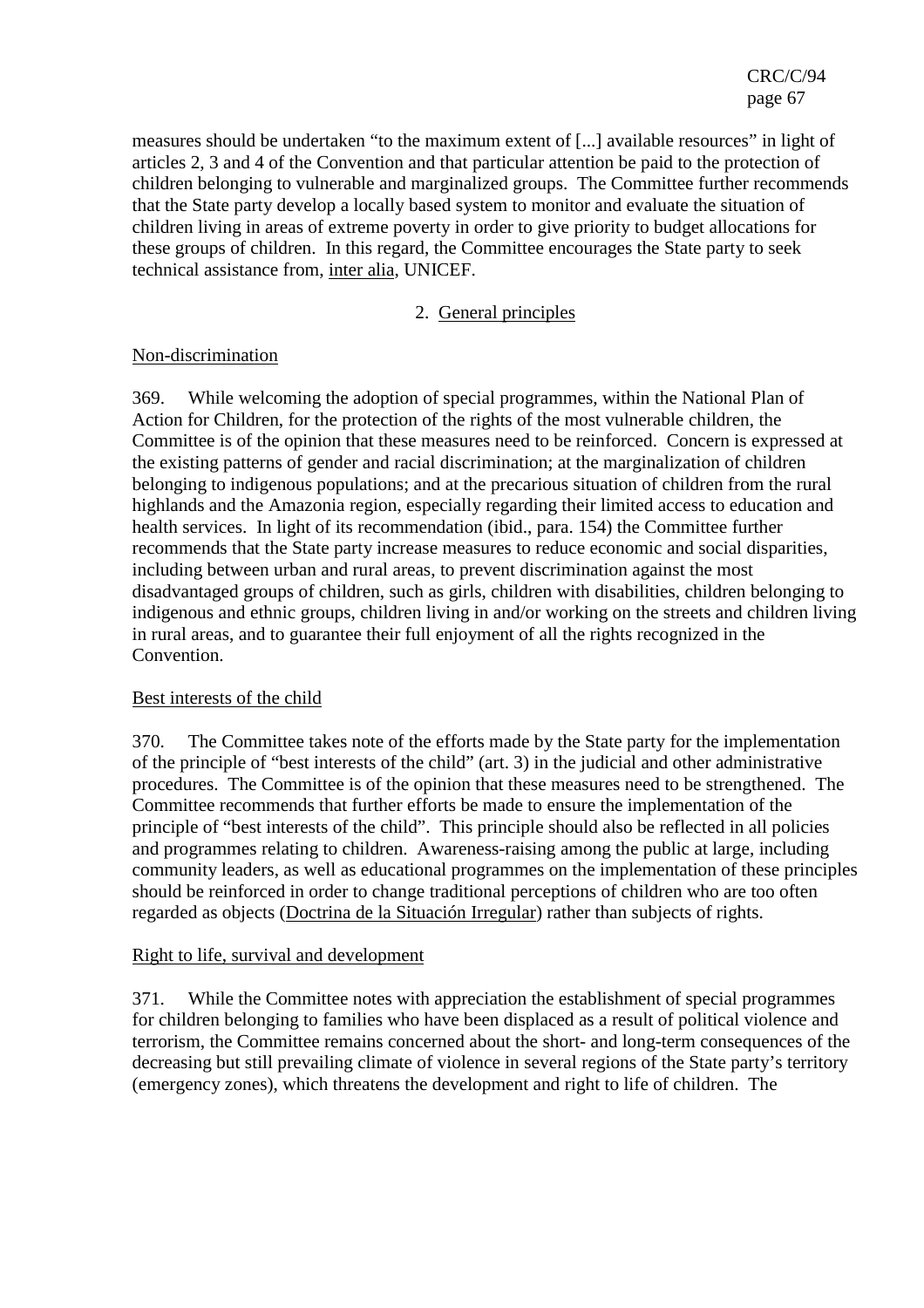measures should be undertaken "to the maximum extent of [...] available resources" in light of articles 2, 3 and 4 of the Convention and that particular attention be paid to the protection of children belonging to vulnerable and marginalized groups. The Committee further recommends that the State party develop a locally based system to monitor and evaluate the situation of children living in areas of extreme poverty in order to give priority to budget allocations for these groups of children. In this regard, the Committee encourages the State party to seek technical assistance from, inter alia, UNICEF.

## 2. General principles

### Non-discrimination

369. While welcoming the adoption of special programmes, within the National Plan of Action for Children, for the protection of the rights of the most vulnerable children, the Committee is of the opinion that these measures need to be reinforced. Concern is expressed at the existing patterns of gender and racial discrimination; at the marginalization of children belonging to indigenous populations; and at the precarious situation of children from the rural highlands and the Amazonia region, especially regarding their limited access to education and health services. In light of its recommendation (ibid., para. 154) the Committee further recommends that the State party increase measures to reduce economic and social disparities, including between urban and rural areas, to prevent discrimination against the most disadvantaged groups of children, such as girls, children with disabilities, children belonging to indigenous and ethnic groups, children living in and/or working on the streets and children living in rural areas, and to guarantee their full enjoyment of all the rights recognized in the Convention.

### Best interests of the child

370. The Committee takes note of the efforts made by the State party for the implementation of the principle of "best interests of the child" (art. 3) in the judicial and other administrative procedures. The Committee is of the opinion that these measures need to be strengthened. The Committee recommends that further efforts be made to ensure the implementation of the principle of "best interests of the child". This principle should also be reflected in all policies and programmes relating to children. Awareness-raising among the public at large, including community leaders, as well as educational programmes on the implementation of these principles should be reinforced in order to change traditional perceptions of children who are too often regarded as objects (Doctrina de la Situación Irregular) rather than subjects of rights.

### Right to life, survival and development

371. While the Committee notes with appreciation the establishment of special programmes for children belonging to families who have been displaced as a result of political violence and terrorism, the Committee remains concerned about the short- and long-term consequences of the decreasing but still prevailing climate of violence in several regions of the State party's territory (emergency zones), which threatens the development and right to life of children. The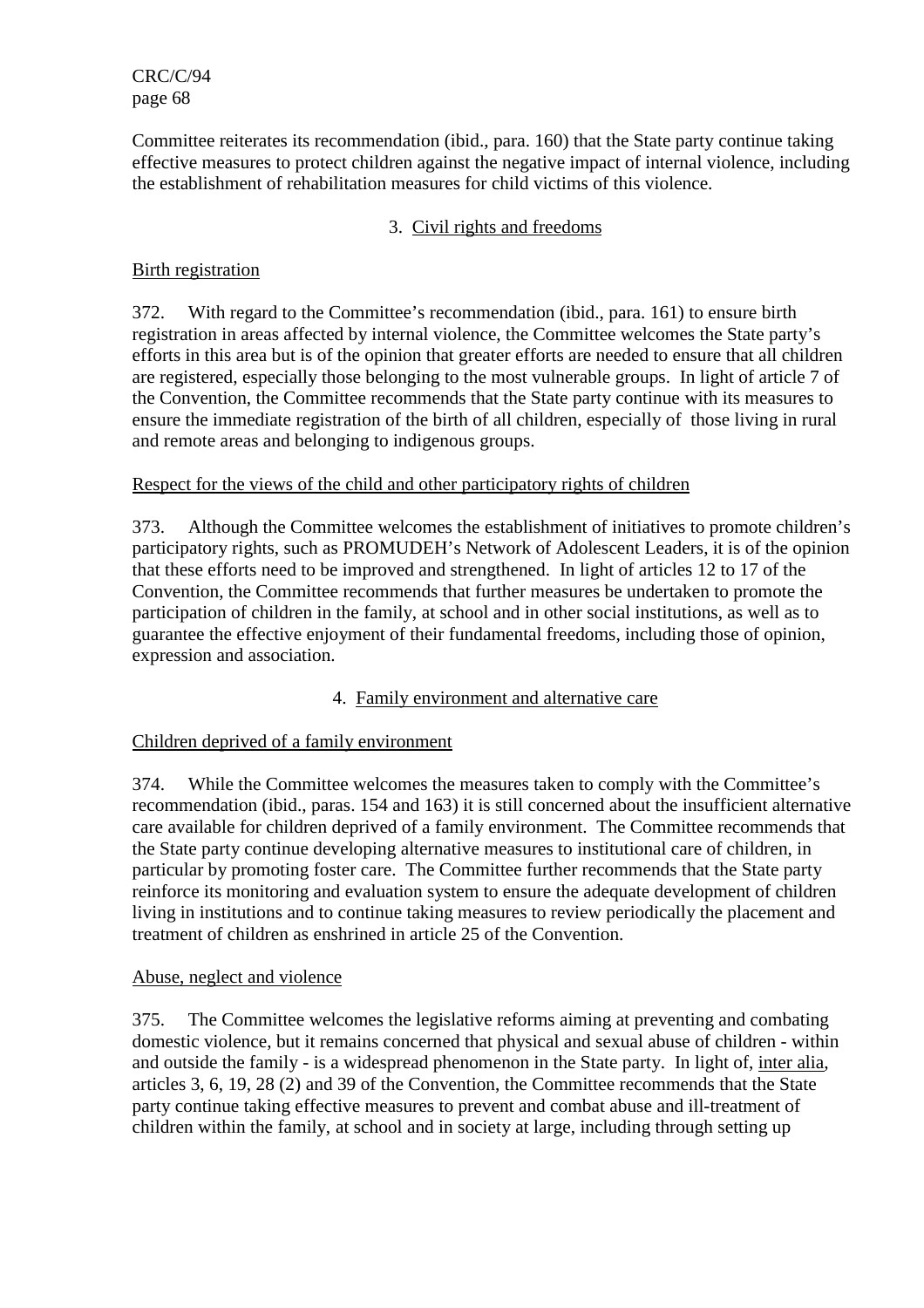Committee reiterates its recommendation (ibid., para. 160) that the State party continue taking effective measures to protect children against the negative impact of internal violence, including the establishment of rehabilitation measures for child victims of this violence.

### 3. Civil rights and freedoms

#### Birth registration

372. With regard to the Committee's recommendation (ibid., para. 161) to ensure birth registration in areas affected by internal violence, the Committee welcomes the State party's efforts in this area but is of the opinion that greater efforts are needed to ensure that all children are registered, especially those belonging to the most vulnerable groups. In light of article 7 of the Convention, the Committee recommends that the State party continue with its measures to ensure the immediate registration of the birth of all children, especially of those living in rural and remote areas and belonging to indigenous groups.

#### Respect for the views of the child and other participatory rights of children

373. Although the Committee welcomes the establishment of initiatives to promote children's participatory rights, such as PROMUDEH's Network of Adolescent Leaders, it is of the opinion that these efforts need to be improved and strengthened. In light of articles 12 to 17 of the Convention, the Committee recommends that further measures be undertaken to promote the participation of children in the family, at school and in other social institutions, as well as to guarantee the effective enjoyment of their fundamental freedoms, including those of opinion, expression and association.

### 4. Family environment and alternative care

#### Children deprived of a family environment

374. While the Committee welcomes the measures taken to comply with the Committee's recommendation (ibid., paras. 154 and 163) it is still concerned about the insufficient alternative care available for children deprived of a family environment. The Committee recommends that the State party continue developing alternative measures to institutional care of children, in particular by promoting foster care. The Committee further recommends that the State party reinforce its monitoring and evaluation system to ensure the adequate development of children living in institutions and to continue taking measures to review periodically the placement and treatment of children as enshrined in article 25 of the Convention.

#### Abuse, neglect and violence

375. The Committee welcomes the legislative reforms aiming at preventing and combating domestic violence, but it remains concerned that physical and sexual abuse of children - within and outside the family - is a widespread phenomenon in the State party. In light of, inter alia, articles 3, 6, 19, 28 (2) and 39 of the Convention, the Committee recommends that the State party continue taking effective measures to prevent and combat abuse and ill-treatment of children within the family, at school and in society at large, including through setting up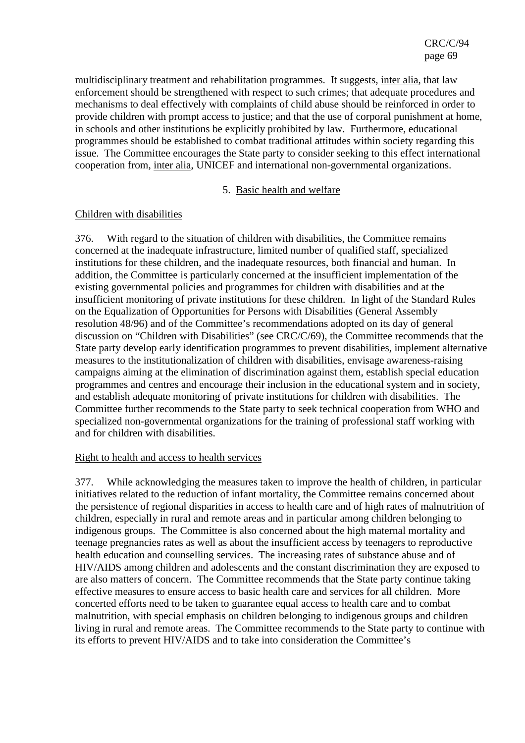multidisciplinary treatment and rehabilitation programmes. It suggests, inter alia, that law enforcement should be strengthened with respect to such crimes; that adequate procedures and mechanisms to deal effectively with complaints of child abuse should be reinforced in order to provide children with prompt access to justice; and that the use of corporal punishment at home, in schools and other institutions be explicitly prohibited by law. Furthermore, educational programmes should be established to combat traditional attitudes within society regarding this issue. The Committee encourages the State party to consider seeking to this effect international cooperation from, inter alia, UNICEF and international non-governmental organizations.

### 5. Basic health and welfare

#### Children with disabilities

376. With regard to the situation of children with disabilities, the Committee remains concerned at the inadequate infrastructure, limited number of qualified staff, specialized institutions for these children, and the inadequate resources, both financial and human. In addition, the Committee is particularly concerned at the insufficient implementation of the existing governmental policies and programmes for children with disabilities and at the insufficient monitoring of private institutions for these children. In light of the Standard Rules on the Equalization of Opportunities for Persons with Disabilities (General Assembly resolution 48/96) and of the Committee's recommendations adopted on its day of general discussion on "Children with Disabilities" (see CRC/C/69), the Committee recommends that the State party develop early identification programmes to prevent disabilities, implement alternative measures to the institutionalization of children with disabilities, envisage awareness-raising campaigns aiming at the elimination of discrimination against them, establish special education programmes and centres and encourage their inclusion in the educational system and in society, and establish adequate monitoring of private institutions for children with disabilities. The Committee further recommends to the State party to seek technical cooperation from WHO and specialized non-governmental organizations for the training of professional staff working with and for children with disabilities.

#### Right to health and access to health services

377. While acknowledging the measures taken to improve the health of children, in particular initiatives related to the reduction of infant mortality, the Committee remains concerned about the persistence of regional disparities in access to health care and of high rates of malnutrition of children, especially in rural and remote areas and in particular among children belonging to indigenous groups. The Committee is also concerned about the high maternal mortality and teenage pregnancies rates as well as about the insufficient access by teenagers to reproductive health education and counselling services. The increasing rates of substance abuse and of HIV/AIDS among children and adolescents and the constant discrimination they are exposed to are also matters of concern. The Committee recommends that the State party continue taking effective measures to ensure access to basic health care and services for all children. More concerted efforts need to be taken to guarantee equal access to health care and to combat malnutrition, with special emphasis on children belonging to indigenous groups and children living in rural and remote areas. The Committee recommends to the State party to continue with its efforts to prevent HIV/AIDS and to take into consideration the Committee's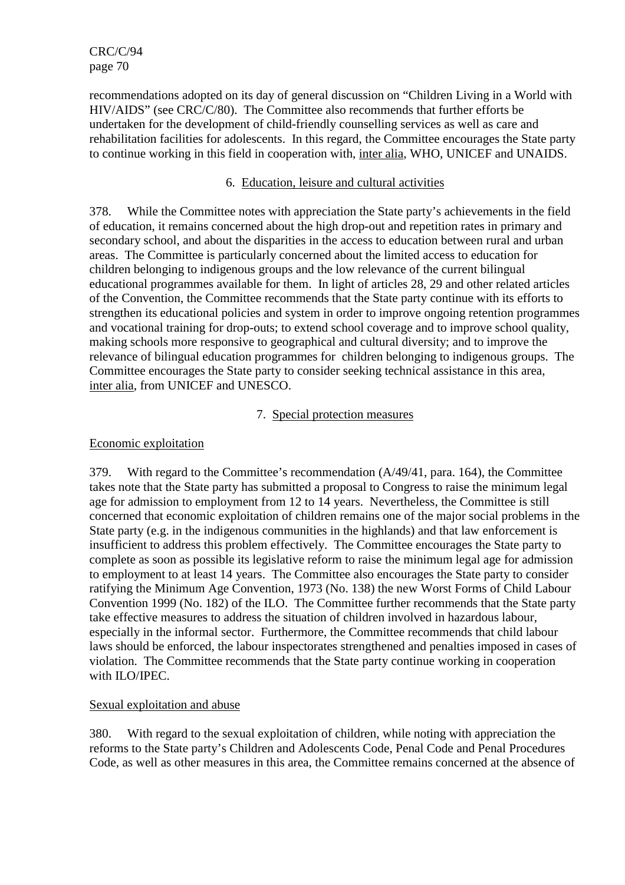recommendations adopted on its day of general discussion on "Children Living in a World with HIV/AIDS" (see CRC/C/80). The Committee also recommends that further efforts be undertaken for the development of child-friendly counselling services as well as care and rehabilitation facilities for adolescents. In this regard, the Committee encourages the State party to continue working in this field in cooperation with, inter alia, WHO, UNICEF and UNAIDS.

### 6. Education, leisure and cultural activities

378. While the Committee notes with appreciation the State party's achievements in the field of education, it remains concerned about the high drop-out and repetition rates in primary and secondary school, and about the disparities in the access to education between rural and urban areas. The Committee is particularly concerned about the limited access to education for children belonging to indigenous groups and the low relevance of the current bilingual educational programmes available for them. In light of articles 28, 29 and other related articles of the Convention, the Committee recommends that the State party continue with its efforts to strengthen its educational policies and system in order to improve ongoing retention programmes and vocational training for drop-outs; to extend school coverage and to improve school quality, making schools more responsive to geographical and cultural diversity; and to improve the relevance of bilingual education programmes for children belonging to indigenous groups. The Committee encourages the State party to consider seeking technical assistance in this area, inter alia, from UNICEF and UNESCO.

### 7. Special protection measures

#### Economic exploitation

379. With regard to the Committee's recommendation (A/49/41, para. 164), the Committee takes note that the State party has submitted a proposal to Congress to raise the minimum legal age for admission to employment from 12 to 14 years. Nevertheless, the Committee is still concerned that economic exploitation of children remains one of the major social problems in the State party (e.g. in the indigenous communities in the highlands) and that law enforcement is insufficient to address this problem effectively. The Committee encourages the State party to complete as soon as possible its legislative reform to raise the minimum legal age for admission to employment to at least 14 years. The Committee also encourages the State party to consider ratifying the Minimum Age Convention, 1973 (No. 138) the new Worst Forms of Child Labour Convention 1999 (No. 182) of the ILO. The Committee further recommends that the State party take effective measures to address the situation of children involved in hazardous labour, especially in the informal sector. Furthermore, the Committee recommends that child labour laws should be enforced, the labour inspectorates strengthened and penalties imposed in cases of violation. The Committee recommends that the State party continue working in cooperation with ILO/IPEC.

#### Sexual exploitation and abuse

380. With regard to the sexual exploitation of children, while noting with appreciation the reforms to the State party's Children and Adolescents Code, Penal Code and Penal Procedures Code, as well as other measures in this area, the Committee remains concerned at the absence of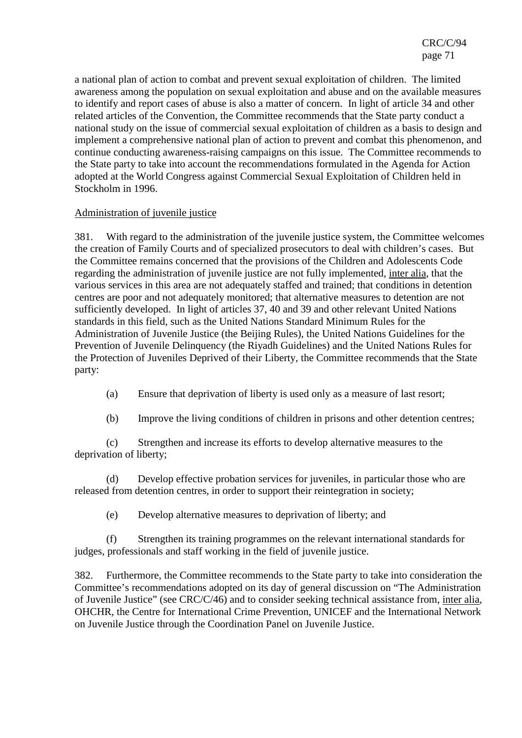a national plan of action to combat and prevent sexual exploitation of children. The limited awareness among the population on sexual exploitation and abuse and on the available measures to identify and report cases of abuse is also a matter of concern. In light of article 34 and other related articles of the Convention, the Committee recommends that the State party conduct a national study on the issue of commercial sexual exploitation of children as a basis to design and implement a comprehensive national plan of action to prevent and combat this phenomenon, and continue conducting awareness-raising campaigns on this issue. The Committee recommends to the State party to take into account the recommendations formulated in the Agenda for Action adopted at the World Congress against Commercial Sexual Exploitation of Children held in Stockholm in 1996.

Administration of juvenile justice

381. With regard to the administration of the juvenile justice system, the Committee welcomes the creation of Family Courts and of specialized prosecutors to deal with children's cases. But the Committee remains concerned that the provisions of the Children and Adolescents Code regarding the administration of juvenile justice are not fully implemented, inter alia, that the various services in this area are not adequately staffed and trained; that conditions in detention centres are poor and not adequately monitored; that alternative measures to detention are not sufficiently developed. In light of articles 37, 40 and 39 and other relevant United Nations standards in this field, such as the United Nations Standard Minimum Rules for the Administration of Juvenile Justice (the Beijing Rules), the United Nations Guidelines for the Prevention of Juvenile Delinquency (the Riyadh Guidelines) and the United Nations Rules for the Protection of Juveniles Deprived of their Liberty, the Committee recommends that the State party:

(a) Ensure that deprivation of liberty is used only as a measure of last resort;

(b) Improve the living conditions of children in prisons and other detention centres;

(c) Strengthen and increase its efforts to develop alternative measures to the deprivation of liberty;

(d) Develop effective probation services for juveniles, in particular those who are released from detention centres, in order to support their reintegration in society;

(e) Develop alternative measures to deprivation of liberty; and

(f) Strengthen its training programmes on the relevant international standards for judges, professionals and staff working in the field of juvenile justice.

382. Furthermore, the Committee recommends to the State party to take into consideration the Committee's recommendations adopted on its day of general discussion on "The Administration of Juvenile Justice" (see CRC/C/46) and to consider seeking technical assistance from, inter alia, OHCHR, the Centre for International Crime Prevention, UNICEF and the International Network on Juvenile Justice through the Coordination Panel on Juvenile Justice.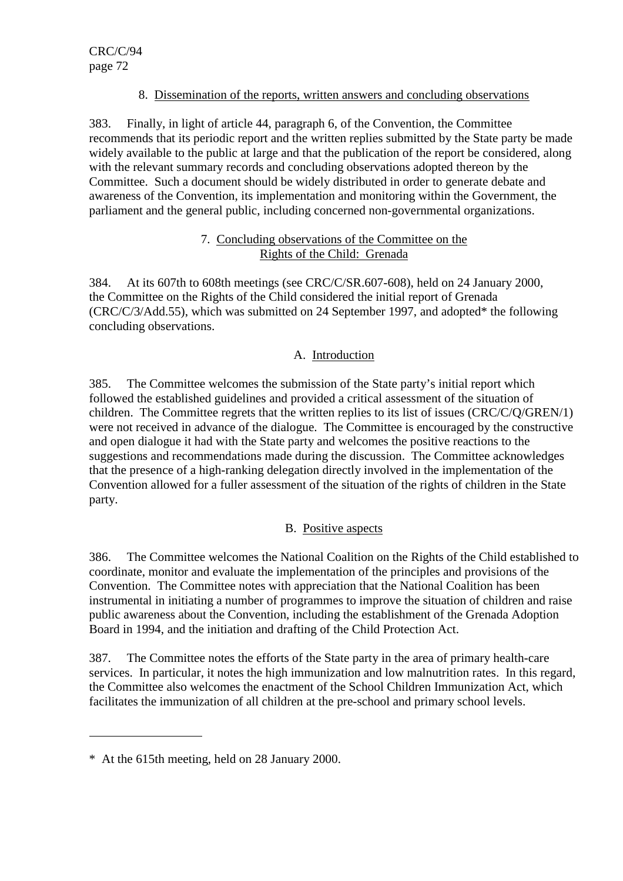#### 8. Dissemination of the reports, written answers and concluding observations

383. Finally, in light of article 44, paragraph 6, of the Convention, the Committee recommends that its periodic report and the written replies submitted by the State party be made widely available to the public at large and that the publication of the report be considered, along with the relevant summary records and concluding observations adopted thereon by the Committee. Such a document should be widely distributed in order to generate debate and awareness of the Convention, its implementation and monitoring within the Government, the parliament and the general public, including concerned non-governmental organizations.

### 7. Concluding observations of the Committee on the Rights of the Child: Grenada

384. At its 607th to 608th meetings (see CRC/C/SR.607-608), held on 24 January 2000, the Committee on the Rights of the Child considered the initial report of Grenada (CRC/C/3/Add.55), which was submitted on 24 September 1997, and adopted* the following concluding observations.

#### A. Introduction

385. The Committee welcomes the submission of the State party's initial report which followed the established guidelines and provided a critical assessment of the situation of children. The Committee regrets that the written replies to its list of issues (CRC/C/Q/GREN/1) were not received in advance of the dialogue. The Committee is encouraged by the constructive and open dialogue it had with the State party and welcomes the positive reactions to the suggestions and recommendations made during the discussion. The Committee acknowledges that the presence of a high-ranking delegation directly involved in the implementation of the Convention allowed for a fuller assessment of the situation of the rights of children in the State party.

#### B. Positive aspects

386. The Committee welcomes the National Coalition on the Rights of the Child established to coordinate, monitor and evaluate the implementation of the principles and provisions of the Convention. The Committee notes with appreciation that the National Coalition has been instrumental in initiating a number of programmes to improve the situation of children and raise public awareness about the Convention, including the establishment of the Grenada Adoption Board in 1994, and the initiation and drafting of the Child Protection Act.

387. The Committee notes the efforts of the State party in the area of primary health-care services. In particular, it notes the high immunization and low malnutrition rates. In this regard, the Committee also welcomes the enactment of the School Children Immunization Act, which facilitates the immunization of all children at the pre-school and primary school levels.

---

* At the 615th meeting, held on 28 January 2000.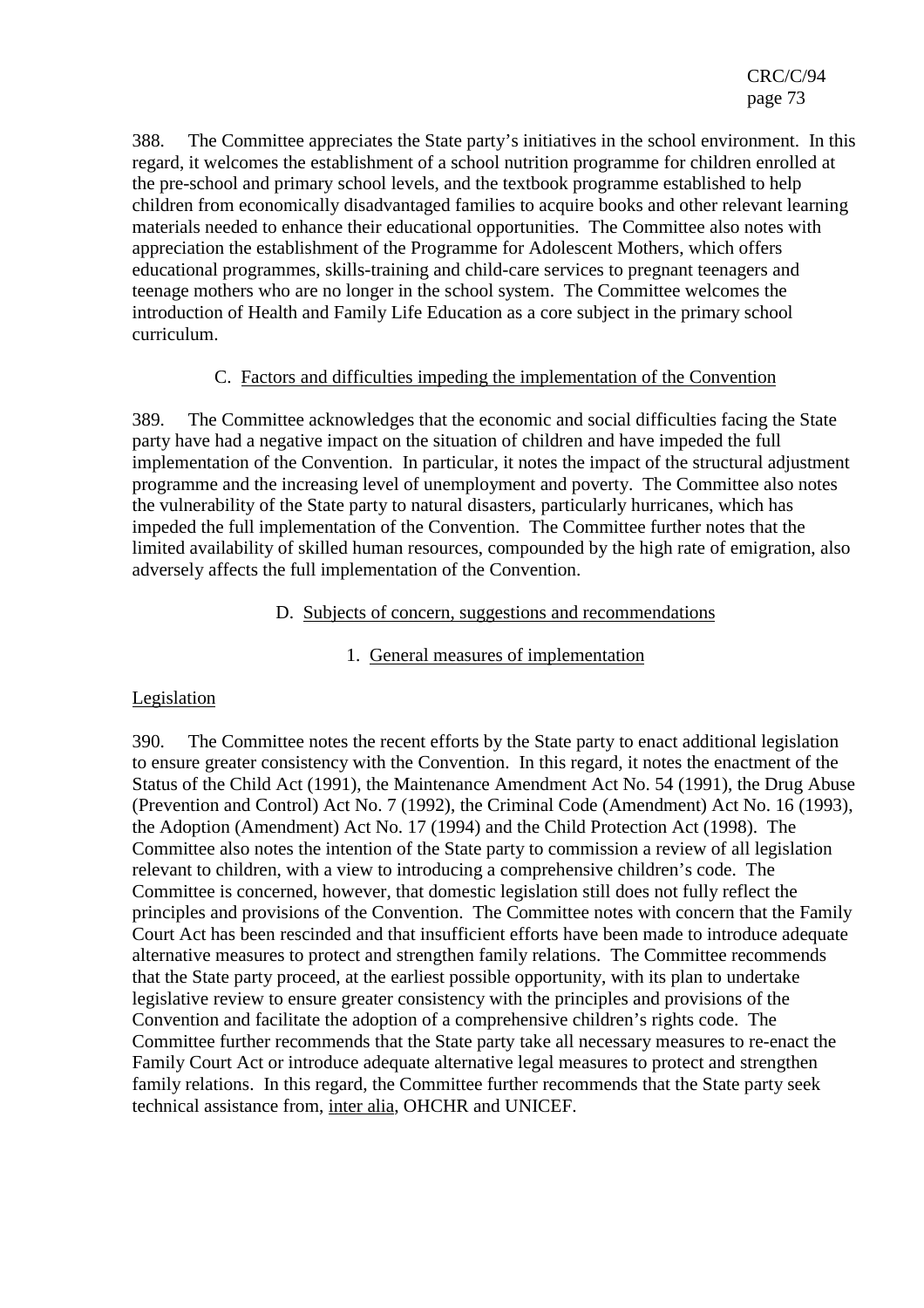388. The Committee appreciates the State party's initiatives in the school environment. In this regard, it welcomes the establishment of a school nutrition programme for children enrolled at the pre-school and primary school levels, and the textbook programme established to help children from economically disadvantaged families to acquire books and other relevant learning materials needed to enhance their educational opportunities. The Committee also notes with appreciation the establishment of the Programme for Adolescent Mothers, which offers educational programmes, skills-training and child-care services to pregnant teenagers and teenage mothers who are no longer in the school system. The Committee welcomes the introduction of Health and Family Life Education as a core subject in the primary school curriculum.

### C. Factors and difficulties impeding the implementation of the Convention

389. The Committee acknowledges that the economic and social difficulties facing the State party have had a negative impact on the situation of children and have impeded the full implementation of the Convention. In particular, it notes the impact of the structural adjustment programme and the increasing level of unemployment and poverty. The Committee also notes the vulnerability of the State party to natural disasters, particularly hurricanes, which has impeded the full implementation of the Convention. The Committee further notes that the limited availability of skilled human resources, compounded by the high rate of emigration, also adversely affects the full implementation of the Convention.

### D. Subjects of concern, suggestions and recommendations

#### 1. General measures of implementation

Legislation

390. The Committee notes the recent efforts by the State party to enact additional legislation to ensure greater consistency with the Convention. In this regard, it notes the enactment of the Status of the Child Act (1991), the Maintenance Amendment Act No. 54 (1991), the Drug Abuse (Prevention and Control) Act No. 7 (1992), the Criminal Code (Amendment) Act No. 16 (1993), the Adoption (Amendment) Act No. 17 (1994) and the Child Protection Act (1998). The Committee also notes the intention of the State party to commission a review of all legislation relevant to children, with a view to introducing a comprehensive children's code. The Committee is concerned, however, that domestic legislation still does not fully reflect the principles and provisions of the Convention. The Committee notes with concern that the Family Court Act has been rescinded and that insufficient efforts have been made to introduce adequate alternative measures to protect and strengthen family relations. The Committee recommends that the State party proceed, at the earliest possible opportunity, with its plan to undertake legislative review to ensure greater consistency with the principles and provisions of the Convention and facilitate the adoption of a comprehensive children's rights code. The Committee further recommends that the State party take all necessary measures to re-enact the Family Court Act or introduce adequate alternative legal measures to protect and strengthen family relations. In this regard, the Committee further recommends that the State party seek technical assistance from, inter alia, OHCHR and UNICEF.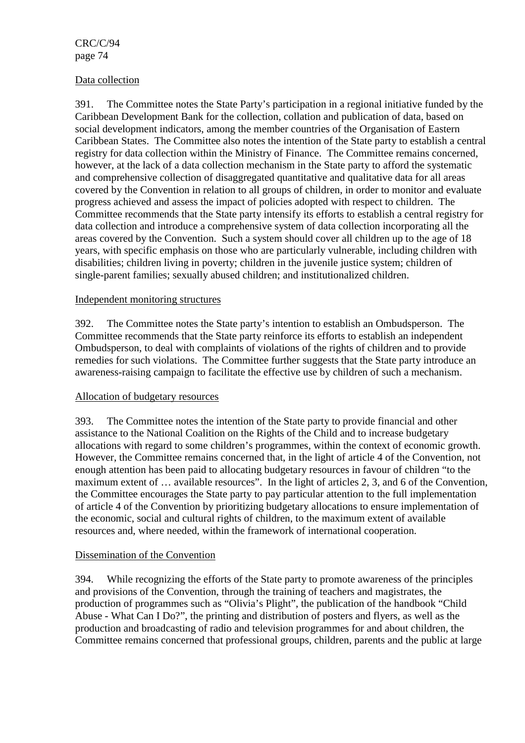Data collection

391. The Committee notes the State Party's participation in a regional initiative funded by the Caribbean Development Bank for the collection, collation and publication of data, based on social development indicators, among the member countries of the Organisation of Eastern Caribbean States. The Committee also notes the intention of the State party to establish a central registry for data collection within the Ministry of Finance. The Committee remains concerned, however, at the lack of a data collection mechanism in the State party to afford the systematic and comprehensive collection of disaggregated quantitative and qualitative data for all areas covered by the Convention in relation to all groups of children, in order to monitor and evaluate progress achieved and assess the impact of policies adopted with respect to children. The Committee recommends that the State party intensify its efforts to establish a central registry for data collection and introduce a comprehensive system of data collection incorporating all the areas covered by the Convention. Such a system should cover all children up to the age of 18 years, with specific emphasis on those who are particularly vulnerable, including children with disabilities; children living in poverty; children in the juvenile justice system; children of single-parent families; sexually abused children; and institutionalized children.

Independent monitoring structures

392. The Committee notes the State party's intention to establish an Ombudsperson. The Committee recommends that the State party reinforce its efforts to establish an independent Ombudsperson, to deal with complaints of violations of the rights of children and to provide remedies for such violations. The Committee further suggests that the State party introduce an awareness-raising campaign to facilitate the effective use by children of such a mechanism.

Allocation of budgetary resources

393. The Committee notes the intention of the State party to provide financial and other assistance to the National Coalition on the Rights of the Child and to increase budgetary allocations with regard to some children's programmes, within the context of economic growth. However, the Committee remains concerned that, in the light of article 4 of the Convention, not enough attention has been paid to allocating budgetary resources in favour of children "to the maximum extent of … available resources". In the light of articles 2, 3, and 6 of the Convention, the Committee encourages the State party to pay particular attention to the full implementation of article 4 of the Convention by prioritizing budgetary allocations to ensure implementation of the economic, social and cultural rights of children, to the maximum extent of available resources and, where needed, within the framework of international cooperation.

Dissemination of the Convention

394. While recognizing the efforts of the State party to promote awareness of the principles and provisions of the Convention, through the training of teachers and magistrates, the production of programmes such as "Olivia's Plight", the publication of the handbook "Child Abuse - What Can I Do?", the printing and distribution of posters and flyers, as well as the production and broadcasting of radio and television programmes for and about children, the Committee remains concerned that professional groups, children, parents and the public at large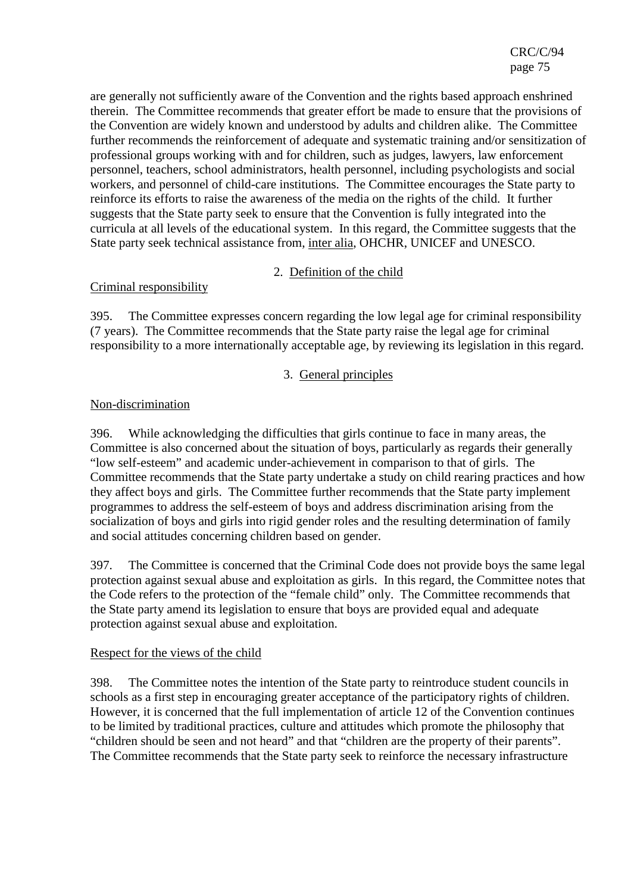are generally not sufficiently aware of the Convention and the rights based approach enshrined therein. The Committee recommends that greater effort be made to ensure that the provisions of the Convention are widely known and understood by adults and children alike. The Committee further recommends the reinforcement of adequate and systematic training and/or sensitization of professional groups working with and for children, such as judges, lawyers, law enforcement personnel, teachers, school administrators, health personnel, including psychologists and social workers, and personnel of child-care institutions. The Committee encourages the State party to reinforce its efforts to raise the awareness of the media on the rights of the child. It further suggests that the State party seek to ensure that the Convention is fully integrated into the curricula at all levels of the educational system. In this regard, the Committee suggests that the State party seek technical assistance from, inter alia, OHCHR, UNICEF and UNESCO.

### 2. Definition of the child

Criminal responsibility

395. The Committee expresses concern regarding the low legal age for criminal responsibility (7 years). The Committee recommends that the State party raise the legal age for criminal responsibility to a more internationally acceptable age, by reviewing its legislation in this regard.

### 3. General principles

Non-discrimination

396. While acknowledging the difficulties that girls continue to face in many areas, the Committee is also concerned about the situation of boys, particularly as regards their generally "low self-esteem" and academic under-achievement in comparison to that of girls. The Committee recommends that the State party undertake a study on child rearing practices and how they affect boys and girls. The Committee further recommends that the State party implement programmes to address the self-esteem of boys and address discrimination arising from the socialization of boys and girls into rigid gender roles and the resulting determination of family and social attitudes concerning children based on gender.

397. The Committee is concerned that the Criminal Code does not provide boys the same legal protection against sexual abuse and exploitation as girls. In this regard, the Committee notes that the Code refers to the protection of the "female child" only. The Committee recommends that the State party amend its legislation to ensure that boys are provided equal and adequate protection against sexual abuse and exploitation.

Respect for the views of the child

398. The Committee notes the intention of the State party to reintroduce student councils in schools as a first step in encouraging greater acceptance of the participatory rights of children. However, it is concerned that the full implementation of article 12 of the Convention continues to be limited by traditional practices, culture and attitudes which promote the philosophy that "children should be seen and not heard" and that "children are the property of their parents". The Committee recommends that the State party seek to reinforce the necessary infrastructure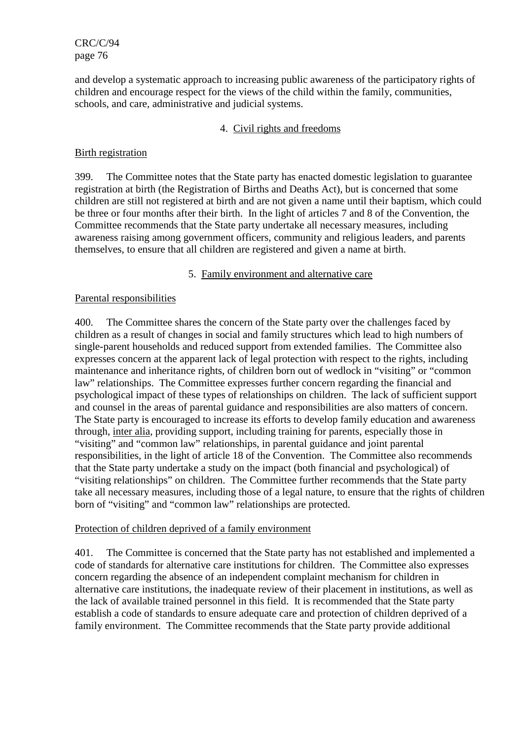and develop a systematic approach to increasing public awareness of the participatory rights of children and encourage respect for the views of the child within the family, communities, schools, and care, administrative and judicial systems.

### 4. Civil rights and freedoms

#### Birth registration

399. The Committee notes that the State party has enacted domestic legislation to guarantee registration at birth (the Registration of Births and Deaths Act), but is concerned that some children are still not registered at birth and are not given a name until their baptism, which could be three or four months after their birth. In the light of articles 7 and 8 of the Convention, the Committee recommends that the State party undertake all necessary measures, including awareness raising among government officers, community and religious leaders, and parents themselves, to ensure that all children are registered and given a name at birth.

### 5. Family environment and alternative care

#### Parental responsibilities

400. The Committee shares the concern of the State party over the challenges faced by children as a result of changes in social and family structures which lead to high numbers of single-parent households and reduced support from extended families. The Committee also expresses concern at the apparent lack of legal protection with respect to the rights, including maintenance and inheritance rights, of children born out of wedlock in "visiting" or "common law" relationships. The Committee expresses further concern regarding the financial and psychological impact of these types of relationships on children. The lack of sufficient support and counsel in the areas of parental guidance and responsibilities are also matters of concern. The State party is encouraged to increase its efforts to develop family education and awareness through, inter alia, providing support, including training for parents, especially those in "visiting" and "common law" relationships, in parental guidance and joint parental responsibilities, in the light of article 18 of the Convention. The Committee also recommends that the State party undertake a study on the impact (both financial and psychological) of "visiting relationships" on children. The Committee further recommends that the State party take all necessary measures, including those of a legal nature, to ensure that the rights of children born of "visiting" and "common law" relationships are protected.

#### Protection of children deprived of a family environment

401. The Committee is concerned that the State party has not established and implemented a code of standards for alternative care institutions for children. The Committee also expresses concern regarding the absence of an independent complaint mechanism for children in alternative care institutions, the inadequate review of their placement in institutions, as well as the lack of available trained personnel in this field. It is recommended that the State party establish a code of standards to ensure adequate care and protection of children deprived of a family environment. The Committee recommends that the State party provide additional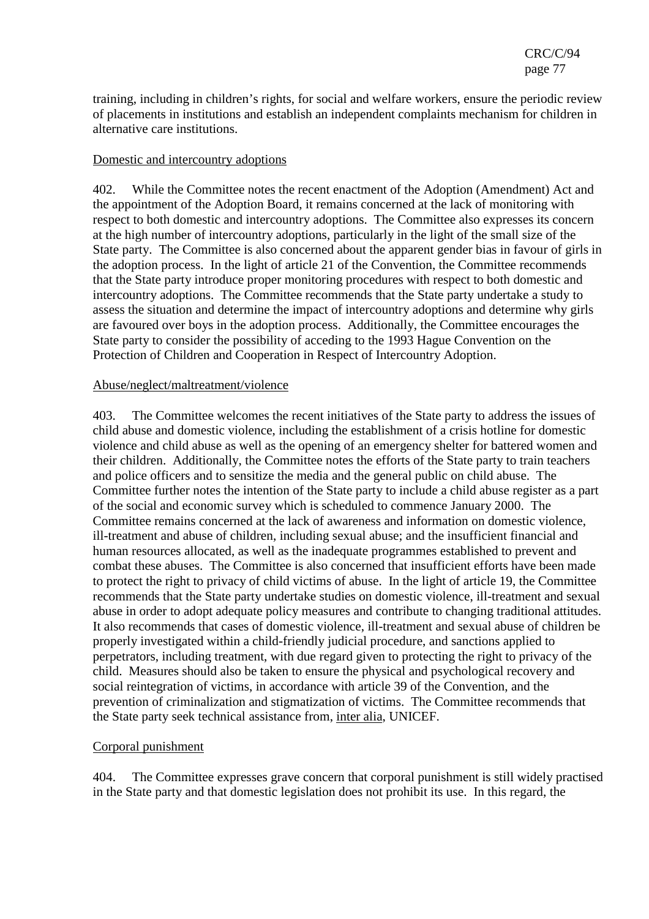training, including in children's rights, for social and welfare workers, ensure the periodic review of placements in institutions and establish an independent complaints mechanism for children in alternative care institutions.

Domestic and intercountry adoptions

402. While the Committee notes the recent enactment of the Adoption (Amendment) Act and the appointment of the Adoption Board, it remains concerned at the lack of monitoring with respect to both domestic and intercountry adoptions. The Committee also expresses its concern at the high number of intercountry adoptions, particularly in the light of the small size of the State party. The Committee is also concerned about the apparent gender bias in favour of girls in the adoption process. In the light of article 21 of the Convention, the Committee recommends that the State party introduce proper monitoring procedures with respect to both domestic and intercountry adoptions. The Committee recommends that the State party undertake a study to assess the situation and determine the impact of intercountry adoptions and determine why girls are favoured over boys in the adoption process. Additionally, the Committee encourages the State party to consider the possibility of acceding to the 1993 Hague Convention on the Protection of Children and Cooperation in Respect of Intercountry Adoption.

Abuse/neglect/maltreatment/violence

403. The Committee welcomes the recent initiatives of the State party to address the issues of child abuse and domestic violence, including the establishment of a crisis hotline for domestic violence and child abuse as well as the opening of an emergency shelter for battered women and their children. Additionally, the Committee notes the efforts of the State party to train teachers and police officers and to sensitize the media and the general public on child abuse. The Committee further notes the intention of the State party to include a child abuse register as a part of the social and economic survey which is scheduled to commence January 2000. The Committee remains concerned at the lack of awareness and information on domestic violence, ill-treatment and abuse of children, including sexual abuse; and the insufficient financial and human resources allocated, as well as the inadequate programmes established to prevent and combat these abuses. The Committee is also concerned that insufficient efforts have been made to protect the right to privacy of child victims of abuse. In the light of article 19, the Committee recommends that the State party undertake studies on domestic violence, ill-treatment and sexual abuse in order to adopt adequate policy measures and contribute to changing traditional attitudes. It also recommends that cases of domestic violence, ill-treatment and sexual abuse of children be properly investigated within a child-friendly judicial procedure, and sanctions applied to perpetrators, including treatment, with due regard given to protecting the right to privacy of the child. Measures should also be taken to ensure the physical and psychological recovery and social reintegration of victims, in accordance with article 39 of the Convention, and the prevention of criminalization and stigmatization of victims. The Committee recommends that the State party seek technical assistance from, inter alia, UNICEF.

Corporal punishment

404. The Committee expresses grave concern that corporal punishment is still widely practised in the State party and that domestic legislation does not prohibit its use. In this regard, the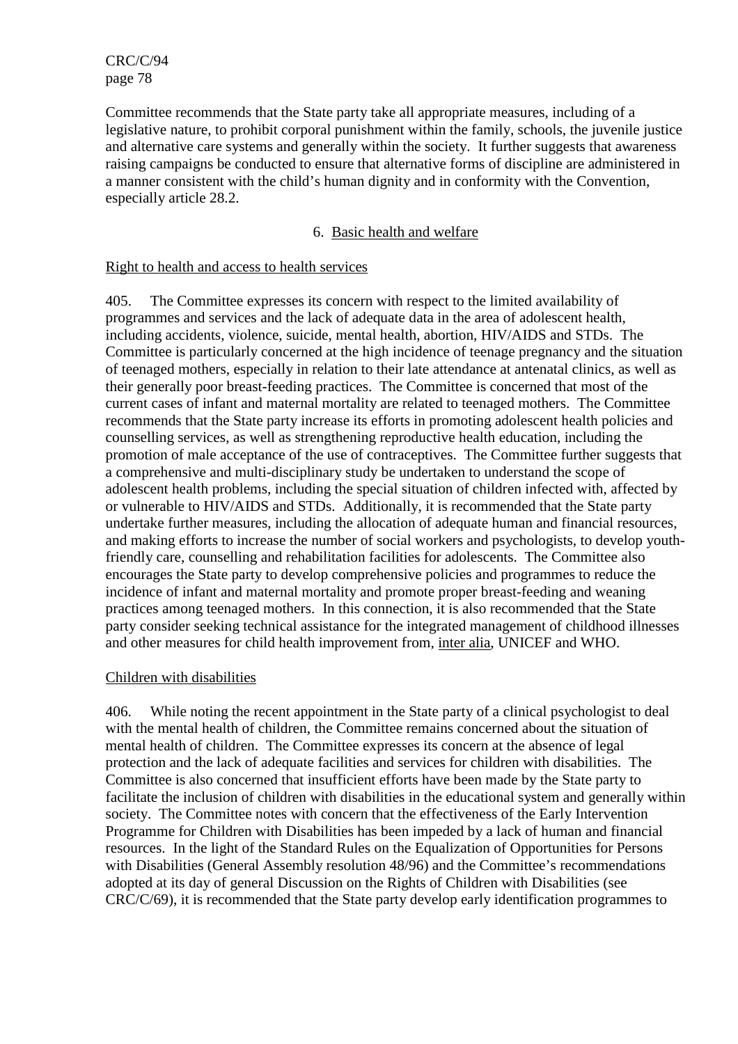Committee recommends that the State party take all appropriate measures, including of a legislative nature, to prohibit corporal punishment within the family, schools, the juvenile justice and alternative care systems and generally within the society. It further suggests that awareness raising campaigns be conducted to ensure that alternative forms of discipline are administered in a manner consistent with the child's human dignity and in conformity with the Convention, especially article 28.2.

## 6. Basic health and welfare

### Right to health and access to health services

405. The Committee expresses its concern with respect to the limited availability of programmes and services and the lack of adequate data in the area of adolescent health, including accidents, violence, suicide, mental health, abortion, HIV/AIDS and STDs. The Committee is particularly concerned at the high incidence of teenage pregnancy and the situation of teenaged mothers, especially in relation to their late attendance at antenatal clinics, as well as their generally poor breast-feeding practices. The Committee is concerned that most of the current cases of infant and maternal mortality are related to teenaged mothers. The Committee recommends that the State party increase its efforts in promoting adolescent health policies and counselling services, as well as strengthening reproductive health education, including the promotion of male acceptance of the use of contraceptives. The Committee further suggests that a comprehensive and multi-disciplinary study be undertaken to understand the scope of adolescent health problems, including the special situation of children infected with, affected by or vulnerable to HIV/AIDS and STDs. Additionally, it is recommended that the State party undertake further measures, including the allocation of adequate human and financial resources, and making efforts to increase the number of social workers and psychologists, to develop youth-friendly care, counselling and rehabilitation facilities for adolescents. The Committee also encourages the State party to develop comprehensive policies and programmes to reduce the incidence of infant and maternal mortality and promote proper breast-feeding and weaning practices among teenaged mothers. In this connection, it is also recommended that the State party consider seeking technical assistance for the integrated management of childhood illnesses and other measures for child health improvement from, inter alia, UNICEF and WHO.

### Children with disabilities

406. While noting the recent appointment in the State party of a clinical psychologist to deal with the mental health of children, the Committee remains concerned about the situation of mental health of children. The Committee expresses its concern at the absence of legal protection and the lack of adequate facilities and services for children with disabilities. The Committee is also concerned that insufficient efforts have been made by the State party to facilitate the inclusion of children with disabilities in the educational system and generally within society. The Committee notes with concern that the effectiveness of the Early Intervention Programme for Children with Disabilities has been impeded by a lack of human and financial resources. In the light of the Standard Rules on the Equalization of Opportunities for Persons with Disabilities (General Assembly resolution 48/96) and the Committee's recommendations adopted at its day of general Discussion on the Rights of Children with Disabilities (see CRC/C/69), it is recommended that the State party develop early identification programmes to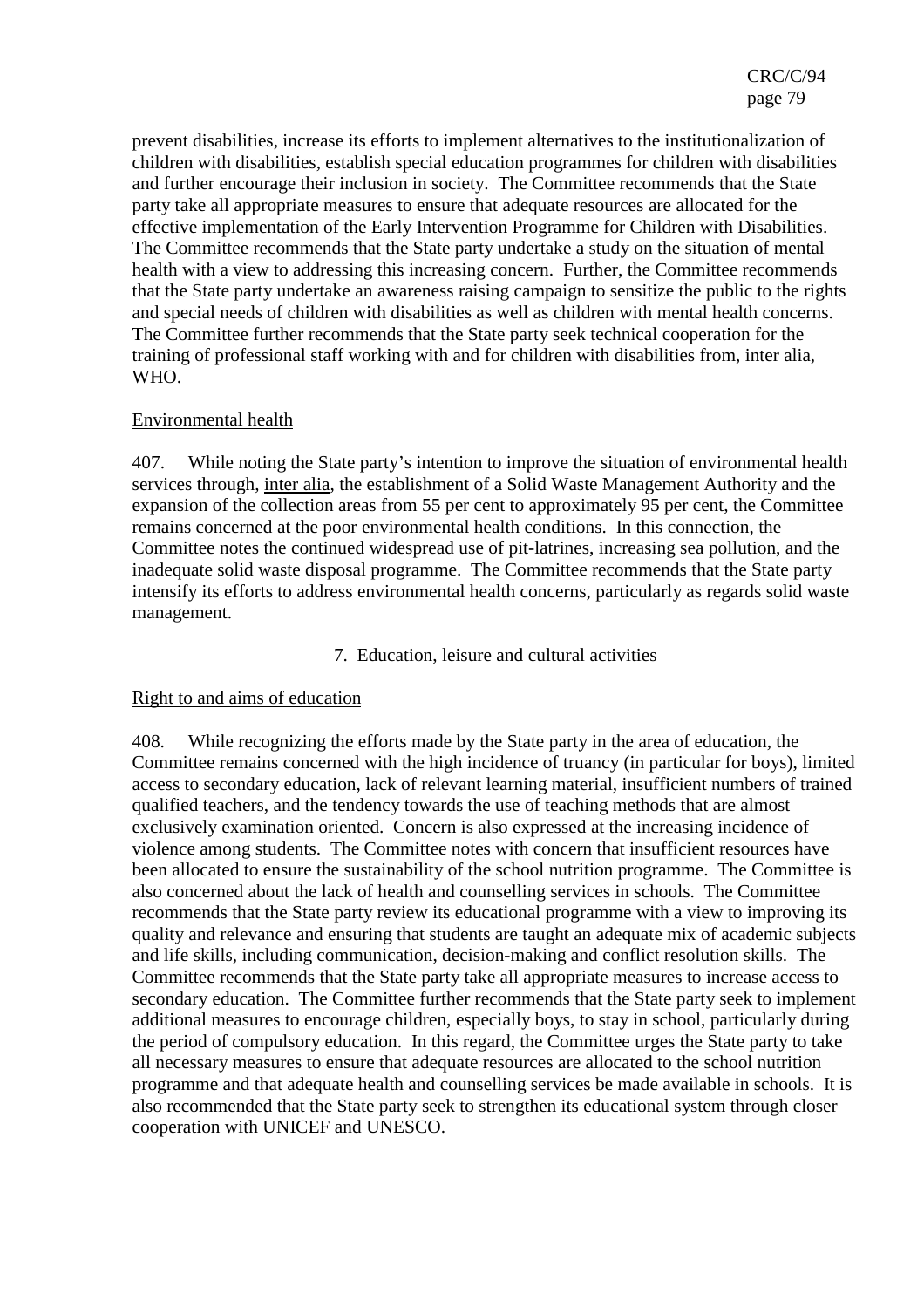prevent disabilities, increase its efforts to implement alternatives to the institutionalization of children with disabilities, establish special education programmes for children with disabilities and further encourage their inclusion in society. The Committee recommends that the State party take all appropriate measures to ensure that adequate resources are allocated for the effective implementation of the Early Intervention Programme for Children with Disabilities. The Committee recommends that the State party undertake a study on the situation of mental health with a view to addressing this increasing concern. Further, the Committee recommends that the State party undertake an awareness raising campaign to sensitize the public to the rights and special needs of children with disabilities as well as children with mental health concerns. The Committee further recommends that the State party seek technical cooperation for the training of professional staff working with and for children with disabilities from, inter alia, WHO.

Environmental health

407. While noting the State party's intention to improve the situation of environmental health services through, inter alia, the establishment of a Solid Waste Management Authority and the expansion of the collection areas from 55 per cent to approximately 95 per cent, the Committee remains concerned at the poor environmental health conditions. In this connection, the Committee notes the continued widespread use of pit-latrines, increasing sea pollution, and the inadequate solid waste disposal programme. The Committee recommends that the State party intensify its efforts to address environmental health concerns, particularly as regards solid waste management.

## 7. Education, leisure and cultural activities

Right to and aims of education

408. While recognizing the efforts made by the State party in the area of education, the Committee remains concerned with the high incidence of truancy (in particular for boys), limited access to secondary education, lack of relevant learning material, insufficient numbers of trained qualified teachers, and the tendency towards the use of teaching methods that are almost exclusively examination oriented. Concern is also expressed at the increasing incidence of violence among students. The Committee notes with concern that insufficient resources have been allocated to ensure the sustainability of the school nutrition programme. The Committee is also concerned about the lack of health and counselling services in schools. The Committee recommends that the State party review its educational programme with a view to improving its quality and relevance and ensuring that students are taught an adequate mix of academic subjects and life skills, including communication, decision-making and conflict resolution skills. The Committee recommends that the State party take all appropriate measures to increase access to secondary education. The Committee further recommends that the State party seek to implement additional measures to encourage children, especially boys, to stay in school, particularly during the period of compulsory education. In this regard, the Committee urges the State party to take all necessary measures to ensure that adequate resources are allocated to the school nutrition programme and that adequate health and counselling services be made available in schools. It is also recommended that the State party seek to strengthen its educational system through closer cooperation with UNICEF and UNESCO.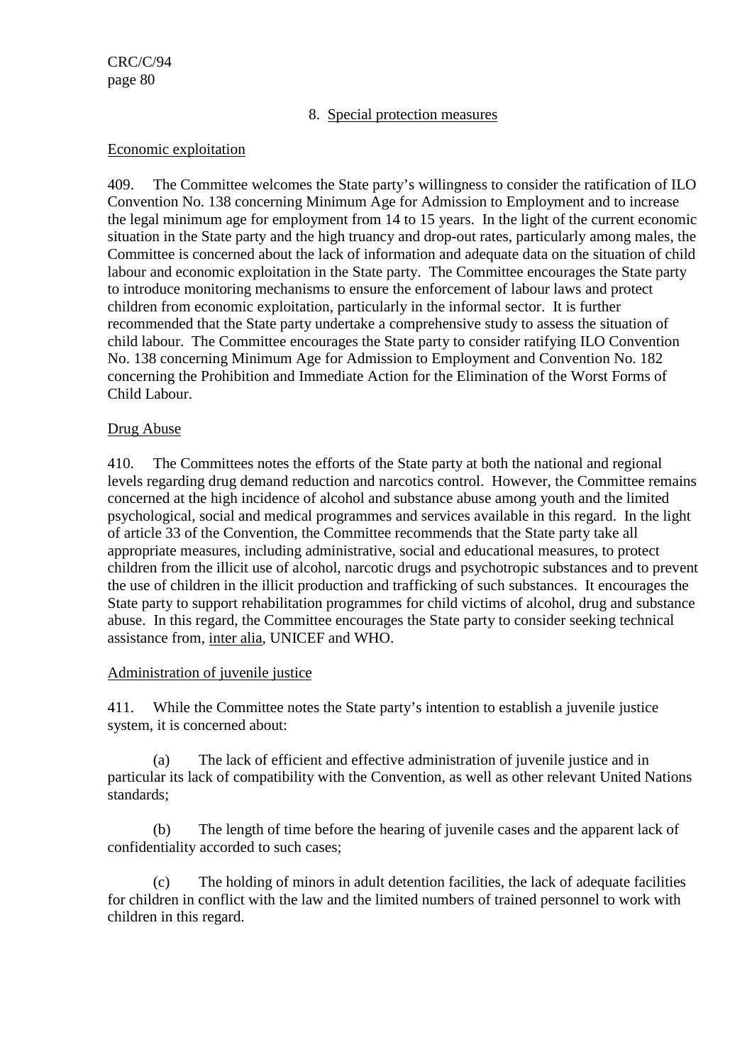## 8. Special protection measures

### Economic exploitation

409. The Committee welcomes the State party's willingness to consider the ratification of ILO Convention No. 138 concerning Minimum Age for Admission to Employment and to increase the legal minimum age for employment from 14 to 15 years. In the light of the current economic situation in the State party and the high truancy and drop-out rates, particularly among males, the Committee is concerned about the lack of information and adequate data on the situation of child labour and economic exploitation in the State party. The Committee encourages the State party to introduce monitoring mechanisms to ensure the enforcement of labour laws and protect children from economic exploitation, particularly in the informal sector. It is further recommended that the State party undertake a comprehensive study to assess the situation of child labour. The Committee encourages the State party to consider ratifying ILO Convention No. 138 concerning Minimum Age for Admission to Employment and Convention No. 182 concerning the Prohibition and Immediate Action for the Elimination of the Worst Forms of Child Labour.

### Drug Abuse

410. The Committees notes the efforts of the State party at both the national and regional levels regarding drug demand reduction and narcotics control. However, the Committee remains concerned at the high incidence of alcohol and substance abuse among youth and the limited psychological, social and medical programmes and services available in this regard. In the light of article 33 of the Convention, the Committee recommends that the State party take all appropriate measures, including administrative, social and educational measures, to protect children from the illicit use of alcohol, narcotic drugs and psychotropic substances and to prevent the use of children in the illicit production and trafficking of such substances. It encourages the State party to support rehabilitation programmes for child victims of alcohol, drug and substance abuse. In this regard, the Committee encourages the State party to consider seeking technical assistance from, inter alia, UNICEF and WHO.

### Administration of juvenile justice

411. While the Committee notes the State party's intention to establish a juvenile justice system, it is concerned about:

(a) The lack of efficient and effective administration of juvenile justice and in particular its lack of compatibility with the Convention, as well as other relevant United Nations standards;

(b) The length of time before the hearing of juvenile cases and the apparent lack of confidentiality accorded to such cases;

(c) The holding of minors in adult detention facilities, the lack of adequate facilities for children in conflict with the law and the limited numbers of trained personnel to work with children in this regard.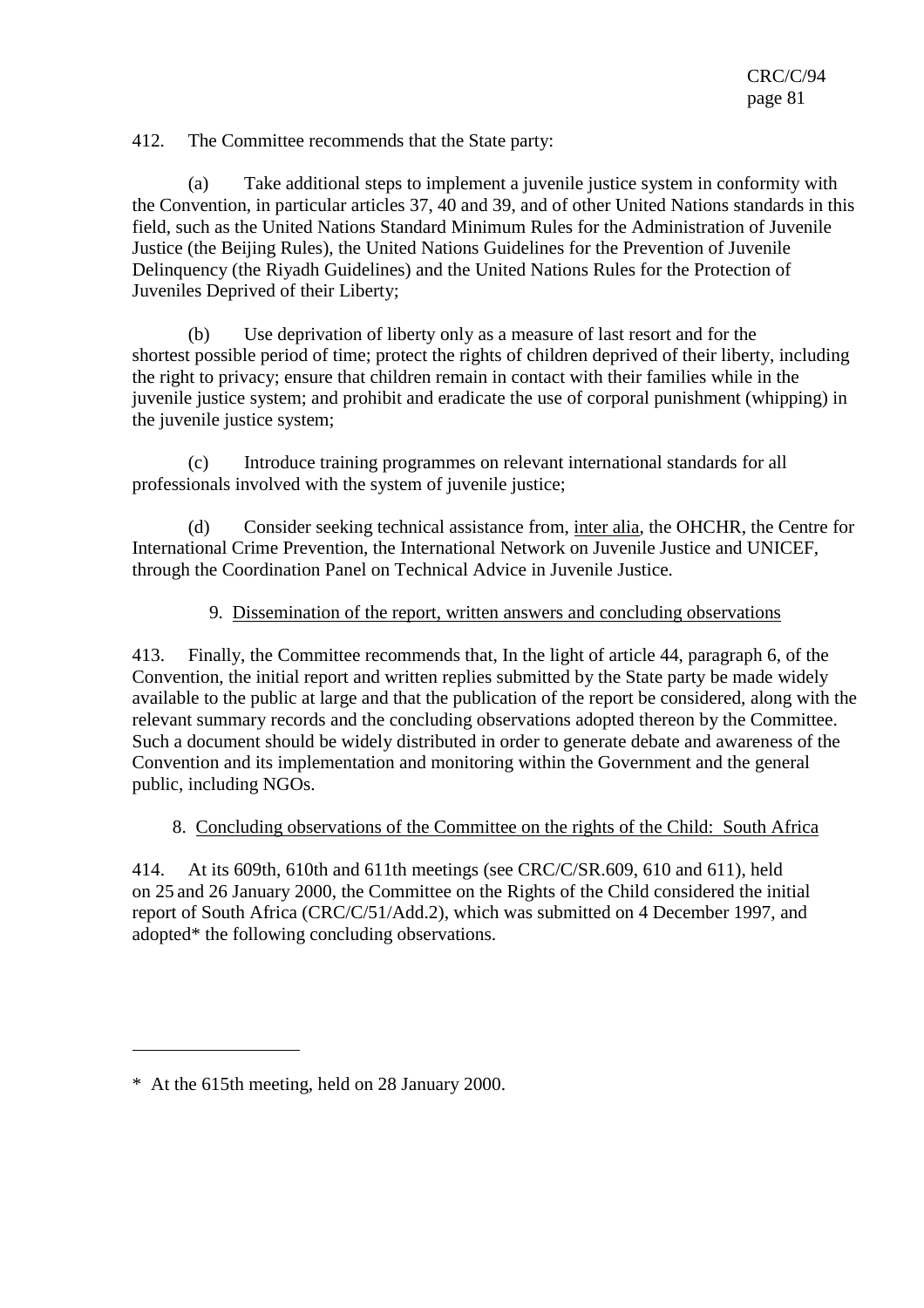412. The Committee recommends that the State party:

(a) Take additional steps to implement a juvenile justice system in conformity with the Convention, in particular articles 37, 40 and 39, and of other United Nations standards in this field, such as the United Nations Standard Minimum Rules for the Administration of Juvenile Justice (the Beijing Rules), the United Nations Guidelines for the Prevention of Juvenile Delinquency (the Riyadh Guidelines) and the United Nations Rules for the Protection of Juveniles Deprived of their Liberty;

(b) Use deprivation of liberty only as a measure of last resort and for the shortest possible period of time; protect the rights of children deprived of their liberty, including the right to privacy; ensure that children remain in contact with their families while in the juvenile justice system; and prohibit and eradicate the use of corporal punishment (whipping) in the juvenile justice system;

(c) Introduce training programmes on relevant international standards for all professionals involved with the system of juvenile justice;

(d) Consider seeking technical assistance from, inter alia, the OHCHR, the Centre for International Crime Prevention, the International Network on Juvenile Justice and UNICEF, through the Coordination Panel on Technical Advice in Juvenile Justice.

### 9. Dissemination of the report, written answers and concluding observations

413. Finally, the Committee recommends that, In the light of article 44, paragraph 6, of the Convention, the initial report and written replies submitted by the State party be made widely available to the public at large and that the publication of the report be considered, along with the relevant summary records and the concluding observations adopted thereon by the Committee. Such a document should be widely distributed in order to generate debate and awareness of the Convention and its implementation and monitoring within the Government and the general public, including NGOs.

## 8. Concluding observations of the Committee on the rights of the Child: South Africa

414. At its 609th, 610th and 611th meetings (see CRC/C/SR.609, 610 and 611), held on 25 and 26 January 2000, the Committee on the Rights of the Child considered the initial report of South Africa (CRC/C/51/Add.2), which was submitted on 4 December 1997, and adopted* the following concluding observations.

---

* At the 615th meeting, held on 28 January 2000.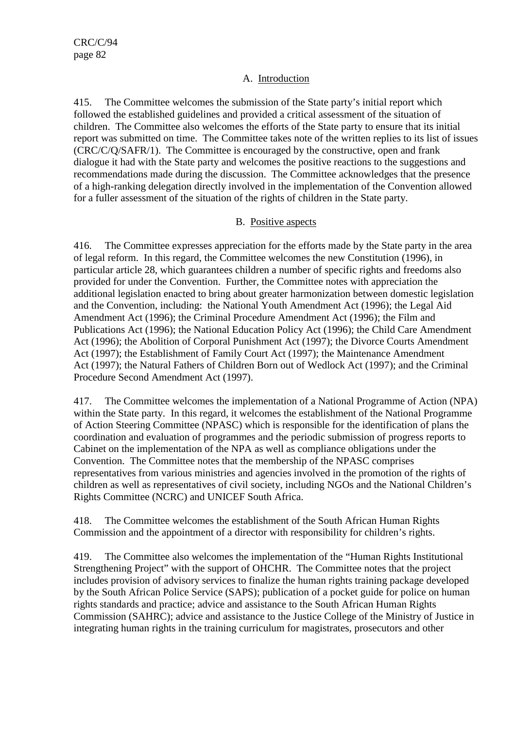### A. Introduction

415. The Committee welcomes the submission of the State party's initial report which followed the established guidelines and provided a critical assessment of the situation of children. The Committee also welcomes the efforts of the State party to ensure that its initial report was submitted on time. The Committee takes note of the written replies to its list of issues (CRC/C/Q/SAFR/1). The Committee is encouraged by the constructive, open and frank dialogue it had with the State party and welcomes the positive reactions to the suggestions and recommendations made during the discussion. The Committee acknowledges that the presence of a high-ranking delegation directly involved in the implementation of the Convention allowed for a fuller assessment of the situation of the rights of children in the State party.

### B. Positive aspects

416. The Committee expresses appreciation for the efforts made by the State party in the area of legal reform. In this regard, the Committee welcomes the new Constitution (1996), in particular article 28, which guarantees children a number of specific rights and freedoms also provided for under the Convention. Further, the Committee notes with appreciation the additional legislation enacted to bring about greater harmonization between domestic legislation and the Convention, including: the National Youth Amendment Act (1996); the Legal Aid Amendment Act (1996); the Criminal Procedure Amendment Act (1996); the Film and Publications Act (1996); the National Education Policy Act (1996); the Child Care Amendment Act (1996); the Abolition of Corporal Punishment Act (1997); the Divorce Courts Amendment Act (1997); the Establishment of Family Court Act (1997); the Maintenance Amendment Act (1997); the Natural Fathers of Children Born out of Wedlock Act (1997); and the Criminal Procedure Second Amendment Act (1997).

417. The Committee welcomes the implementation of a National Programme of Action (NPA) within the State party. In this regard, it welcomes the establishment of the National Programme of Action Steering Committee (NPASC) which is responsible for the identification of plans the coordination and evaluation of programmes and the periodic submission of progress reports to Cabinet on the implementation of the NPA as well as compliance obligations under the Convention. The Committee notes that the membership of the NPASC comprises representatives from various ministries and agencies involved in the promotion of the rights of children as well as representatives of civil society, including NGOs and the National Children's Rights Committee (NCRC) and UNICEF South Africa.

418. The Committee welcomes the establishment of the South African Human Rights Commission and the appointment of a director with responsibility for children's rights.

419. The Committee also welcomes the implementation of the "Human Rights Institutional Strengthening Project" with the support of OHCHR. The Committee notes that the project includes provision of advisory services to finalize the human rights training package developed by the South African Police Service (SAPS); publication of a pocket guide for police on human rights standards and practice; advice and assistance to the South African Human Rights Commission (SAHRC); advice and assistance to the Justice College of the Ministry of Justice in integrating human rights in the training curriculum for magistrates, prosecutors and other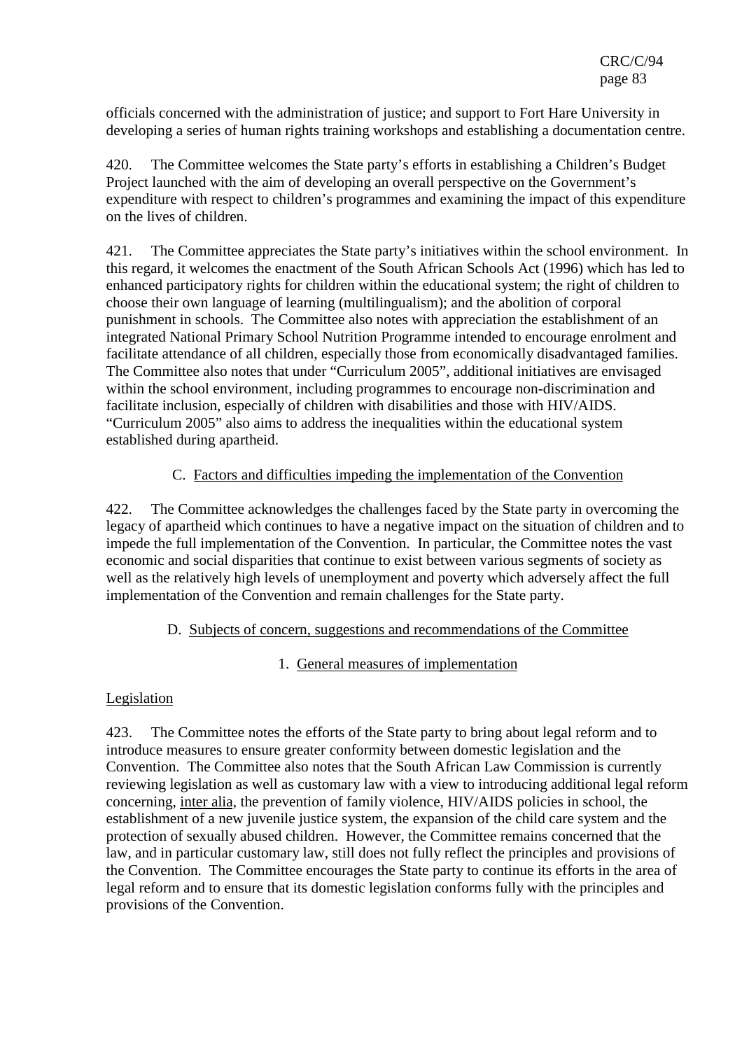officials concerned with the administration of justice; and support to Fort Hare University in developing a series of human rights training workshops and establishing a documentation centre.

420. The Committee welcomes the State party's efforts in establishing a Children's Budget Project launched with the aim of developing an overall perspective on the Government's expenditure with respect to children's programmes and examining the impact of this expenditure on the lives of children.

421. The Committee appreciates the State party's initiatives within the school environment. In this regard, it welcomes the enactment of the South African Schools Act (1996) which has led to enhanced participatory rights for children within the educational system; the right of children to choose their own language of learning (multilingualism); and the abolition of corporal punishment in schools. The Committee also notes with appreciation the establishment of an integrated National Primary School Nutrition Programme intended to encourage enrolment and facilitate attendance of all children, especially those from economically disadvantaged families. The Committee also notes that under "Curriculum 2005", additional initiatives are envisaged within the school environment, including programmes to encourage non-discrimination and facilitate inclusion, especially of children with disabilities and those with HIV/AIDS. "Curriculum 2005" also aims to address the inequalities within the educational system established during apartheid.

## C. Factors and difficulties impeding the implementation of the Convention

422. The Committee acknowledges the challenges faced by the State party in overcoming the legacy of apartheid which continues to have a negative impact on the situation of children and to impede the full implementation of the Convention. In particular, the Committee notes the vast economic and social disparities that continue to exist between various segments of society as well as the relatively high levels of unemployment and poverty which adversely affect the full implementation of the Convention and remain challenges for the State party.

## D. Subjects of concern, suggestions and recommendations of the Committee

### 1. General measures of implementation

#### Legislation

423. The Committee notes the efforts of the State party to bring about legal reform and to introduce measures to ensure greater conformity between domestic legislation and the Convention. The Committee also notes that the South African Law Commission is currently reviewing legislation as well as customary law with a view to introducing additional legal reform concerning, inter alia, the prevention of family violence, HIV/AIDS policies in school, the establishment of a new juvenile justice system, the expansion of the child care system and the protection of sexually abused children. However, the Committee remains concerned that the law, and in particular customary law, still does not fully reflect the principles and provisions of the Convention. The Committee encourages the State party to continue its efforts in the area of legal reform and to ensure that its domestic legislation conforms fully with the principles and provisions of the Convention.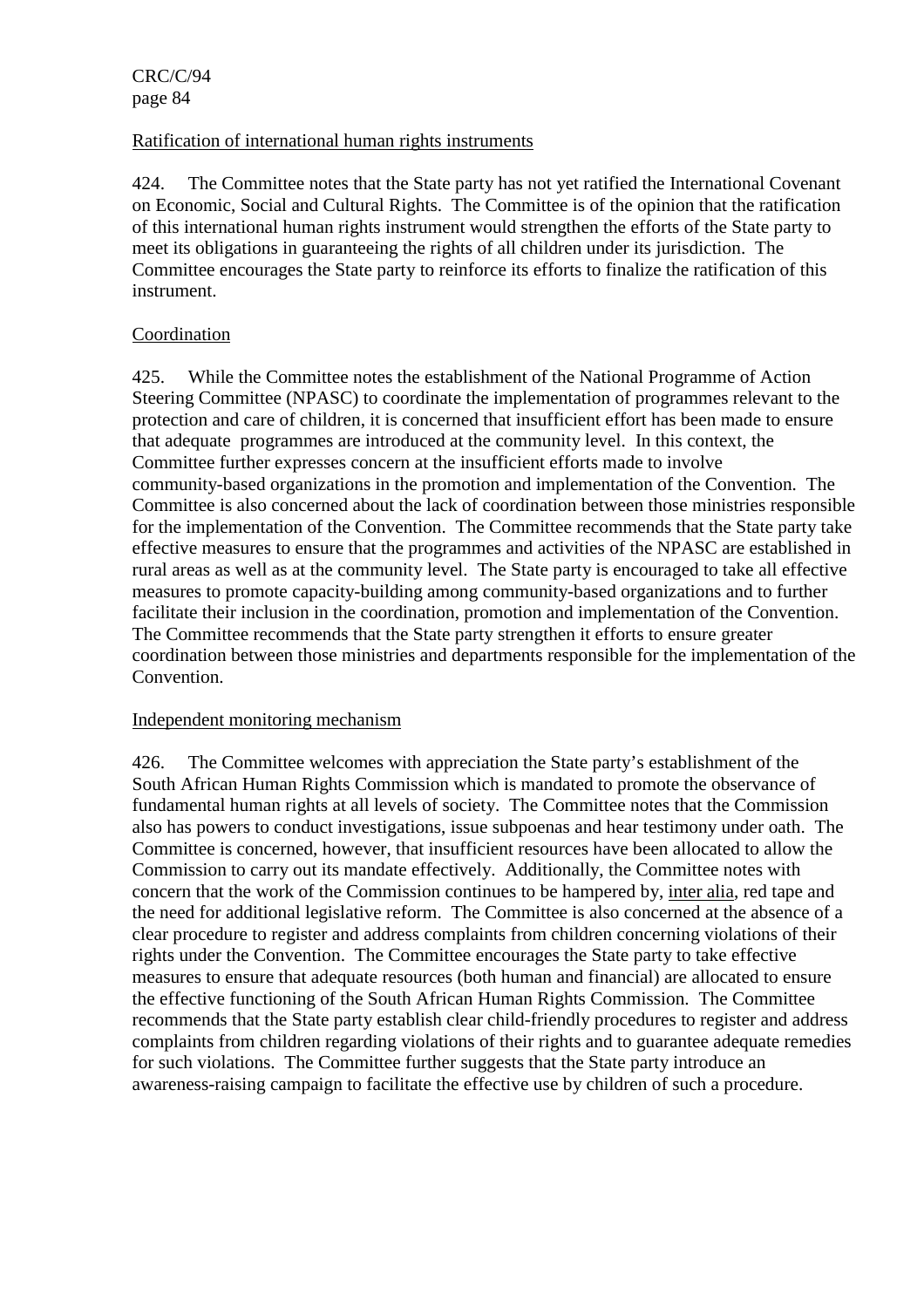Ratification of international human rights instruments

424. The Committee notes that the State party has not yet ratified the International Covenant on Economic, Social and Cultural Rights. The Committee is of the opinion that the ratification of this international human rights instrument would strengthen the efforts of the State party to meet its obligations in guaranteeing the rights of all children under its jurisdiction. The Committee encourages the State party to reinforce its efforts to finalize the ratification of this instrument.

Coordination

425. While the Committee notes the establishment of the National Programme of Action Steering Committee (NPASC) to coordinate the implementation of programmes relevant to the protection and care of children, it is concerned that insufficient effort has been made to ensure that adequate programmes are introduced at the community level. In this context, the Committee further expresses concern at the insufficient efforts made to involve community-based organizations in the promotion and implementation of the Convention. The Committee is also concerned about the lack of coordination between those ministries responsible for the implementation of the Convention. The Committee recommends that the State party take effective measures to ensure that the programmes and activities of the NPASC are established in rural areas as well as at the community level. The State party is encouraged to take all effective measures to promote capacity-building among community-based organizations and to further facilitate their inclusion in the coordination, promotion and implementation of the Convention. The Committee recommends that the State party strengthen it efforts to ensure greater coordination between those ministries and departments responsible for the implementation of the Convention.

Independent monitoring mechanism

426. The Committee welcomes with appreciation the State party's establishment of the South African Human Rights Commission which is mandated to promote the observance of fundamental human rights at all levels of society. The Committee notes that the Commission also has powers to conduct investigations, issue subpoenas and hear testimony under oath. The Committee is concerned, however, that insufficient resources have been allocated to allow the Commission to carry out its mandate effectively. Additionally, the Committee notes with concern that the work of the Commission continues to be hampered by, inter alia, red tape and the need for additional legislative reform. The Committee is also concerned at the absence of a clear procedure to register and address complaints from children concerning violations of their rights under the Convention. The Committee encourages the State party to take effective measures to ensure that adequate resources (both human and financial) are allocated to ensure the effective functioning of the South African Human Rights Commission. The Committee recommends that the State party establish clear child-friendly procedures to register and address complaints from children regarding violations of their rights and to guarantee adequate remedies for such violations. The Committee further suggests that the State party introduce an awareness-raising campaign to facilitate the effective use by children of such a procedure.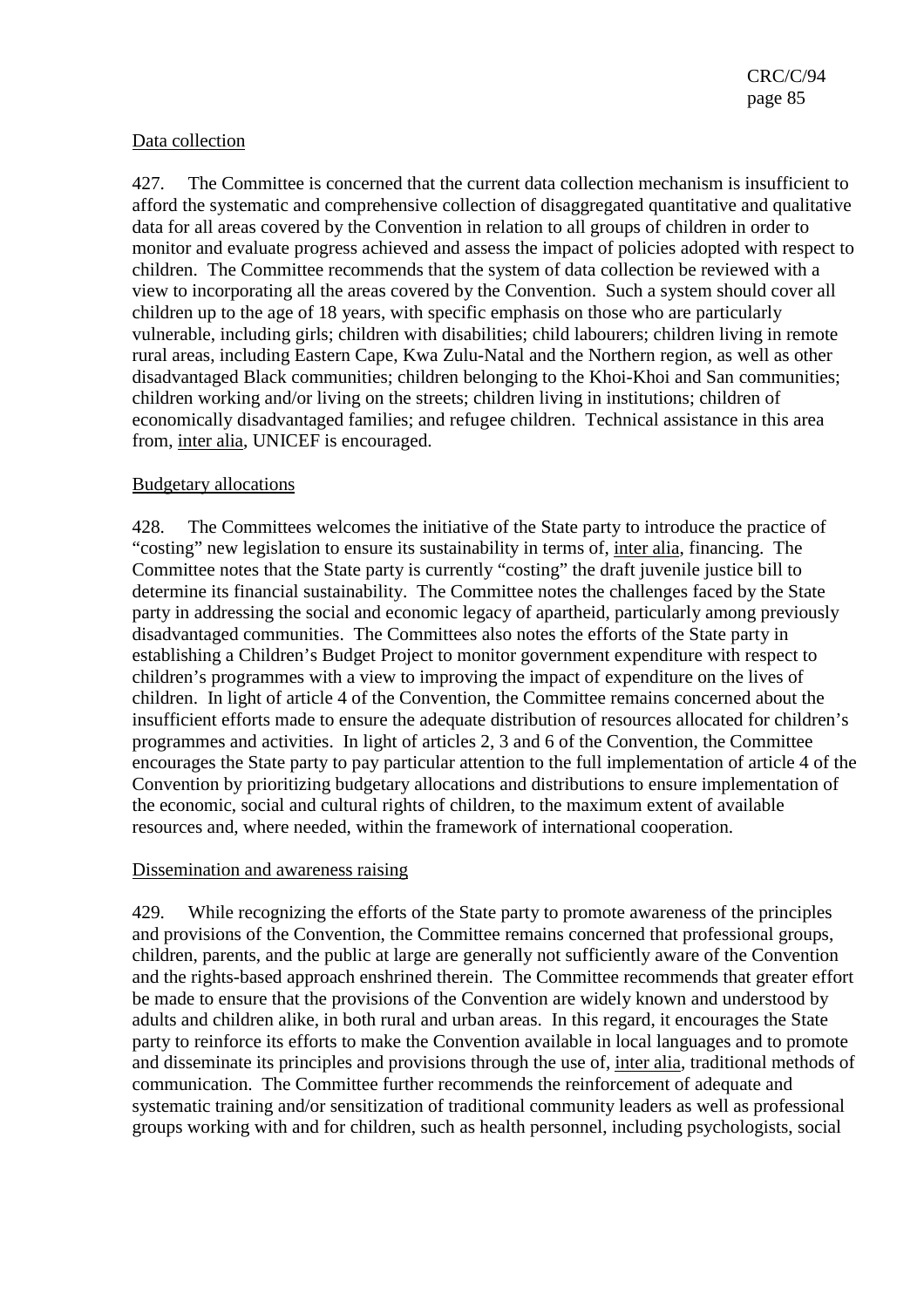Data collection

427. The Committee is concerned that the current data collection mechanism is insufficient to afford the systematic and comprehensive collection of disaggregated quantitative and qualitative data for all areas covered by the Convention in relation to all groups of children in order to monitor and evaluate progress achieved and assess the impact of policies adopted with respect to children. The Committee recommends that the system of data collection be reviewed with a view to incorporating all the areas covered by the Convention. Such a system should cover all children up to the age of 18 years, with specific emphasis on those who are particularly vulnerable, including girls; children with disabilities; child labourers; children living in remote rural areas, including Eastern Cape, Kwa Zulu-Natal and the Northern region, as well as other disadvantaged Black communities; children belonging to the Khoi-Khoi and San communities; children working and/or living on the streets; children living in institutions; children of economically disadvantaged families; and refugee children. Technical assistance in this area from, inter alia, UNICEF is encouraged.

Budgetary allocations

428. The Committees welcomes the initiative of the State party to introduce the practice of "costing" new legislation to ensure its sustainability in terms of, inter alia, financing. The Committee notes that the State party is currently "costing" the draft juvenile justice bill to determine its financial sustainability. The Committee notes the challenges faced by the State party in addressing the social and economic legacy of apartheid, particularly among previously disadvantaged communities. The Committees also notes the efforts of the State party in establishing a Children's Budget Project to monitor government expenditure with respect to children's programmes with a view to improving the impact of expenditure on the lives of children. In light of article 4 of the Convention, the Committee remains concerned about the insufficient efforts made to ensure the adequate distribution of resources allocated for children's programmes and activities. In light of articles 2, 3 and 6 of the Convention, the Committee encourages the State party to pay particular attention to the full implementation of article 4 of the Convention by prioritizing budgetary allocations and distributions to ensure implementation of the economic, social and cultural rights of children, to the maximum extent of available resources and, where needed, within the framework of international cooperation.

Dissemination and awareness raising

429. While recognizing the efforts of the State party to promote awareness of the principles and provisions of the Convention, the Committee remains concerned that professional groups, children, parents, and the public at large are generally not sufficiently aware of the Convention and the rights-based approach enshrined therein. The Committee recommends that greater effort be made to ensure that the provisions of the Convention are widely known and understood by adults and children alike, in both rural and urban areas. In this regard, it encourages the State party to reinforce its efforts to make the Convention available in local languages and to promote and disseminate its principles and provisions through the use of, inter alia, traditional methods of communication. The Committee further recommends the reinforcement of adequate and systematic training and/or sensitization of traditional community leaders as well as professional groups working with and for children, such as health personnel, including psychologists, social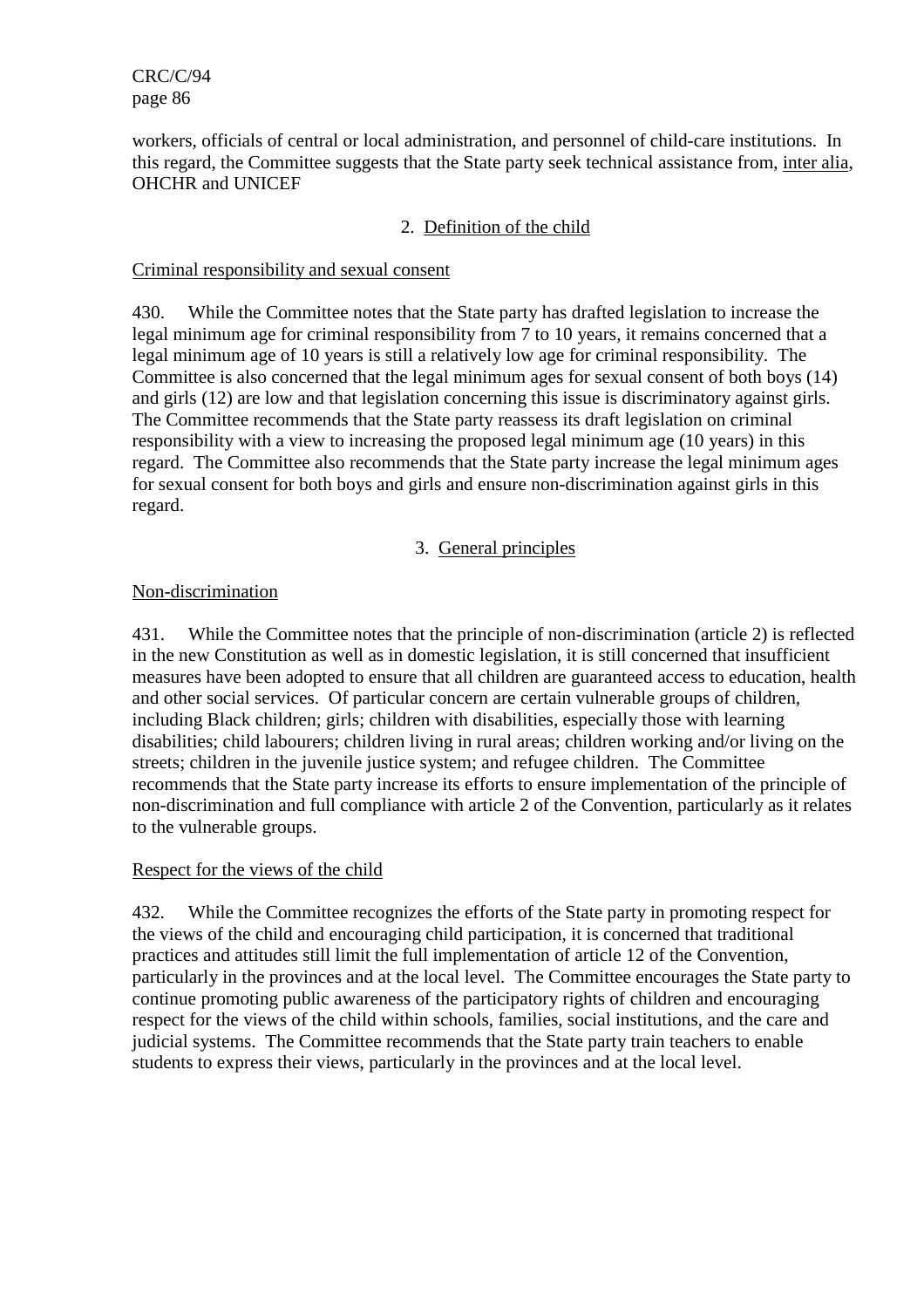workers, officials of central or local administration, and personnel of child-care institutions. In this regard, the Committee suggests that the State party seek technical assistance from, inter alia, OHCHR and UNICEF

## 2. Definition of the child

### Criminal responsibility and sexual consent

430. While the Committee notes that the State party has drafted legislation to increase the legal minimum age for criminal responsibility from 7 to 10 years, it remains concerned that a legal minimum age of 10 years is still a relatively low age for criminal responsibility. The Committee is also concerned that the legal minimum ages for sexual consent of both boys (14) and girls (12) are low and that legislation concerning this issue is discriminatory against girls. The Committee recommends that the State party reassess its draft legislation on criminal responsibility with a view to increasing the proposed legal minimum age (10 years) in this regard. The Committee also recommends that the State party increase the legal minimum ages for sexual consent for both boys and girls and ensure non-discrimination against girls in this regard.

## 3. General principles

### Non-discrimination

431. While the Committee notes that the principle of non-discrimination (article 2) is reflected in the new Constitution as well as in domestic legislation, it is still concerned that insufficient measures have been adopted to ensure that all children are guaranteed access to education, health and other social services. Of particular concern are certain vulnerable groups of children, including Black children; girls; children with disabilities, especially those with learning disabilities; child labourers; children living in rural areas; children working and/or living on the streets; children in the juvenile justice system; and refugee children. The Committee recommends that the State party increase its efforts to ensure implementation of the principle of non-discrimination and full compliance with article 2 of the Convention, particularly as it relates to the vulnerable groups.

### Respect for the views of the child

432. While the Committee recognizes the efforts of the State party in promoting respect for the views of the child and encouraging child participation, it is concerned that traditional practices and attitudes still limit the full implementation of article 12 of the Convention, particularly in the provinces and at the local level. The Committee encourages the State party to continue promoting public awareness of the participatory rights of children and encouraging respect for the views of the child within schools, families, social institutions, and the care and judicial systems. The Committee recommends that the State party train teachers to enable students to express their views, particularly in the provinces and at the local level.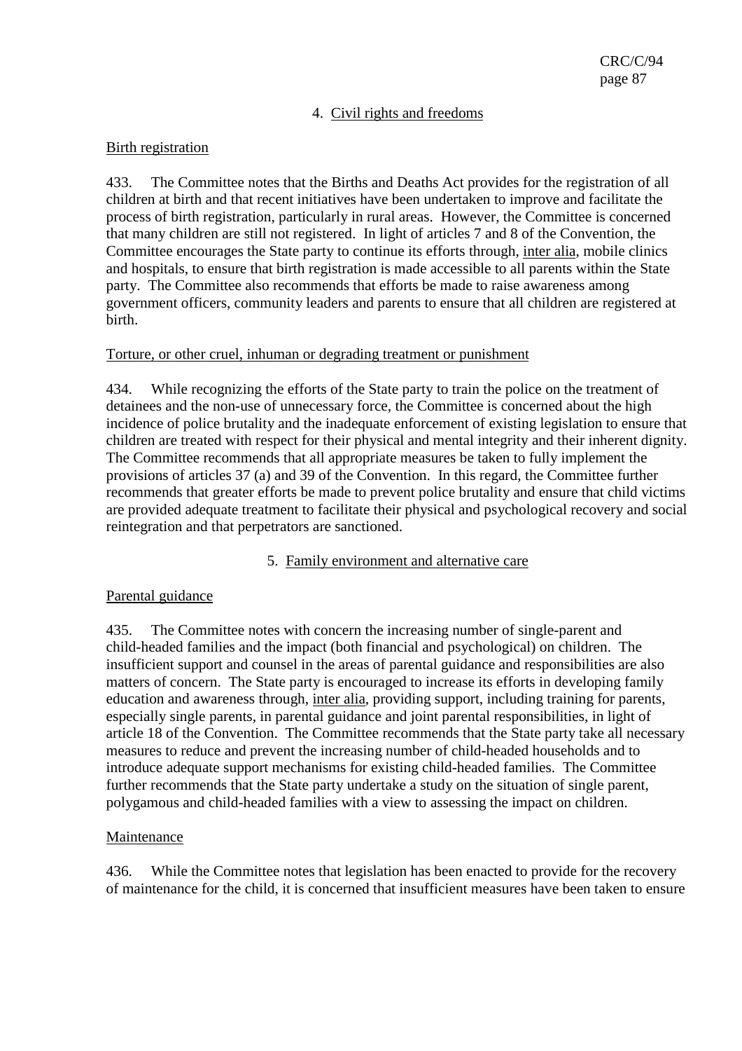## 4. Civil rights and freedoms

### Birth registration

433. The Committee notes that the Births and Deaths Act provides for the registration of all children at birth and that recent initiatives have been undertaken to improve and facilitate the process of birth registration, particularly in rural areas. However, the Committee is concerned that many children are still not registered. In light of articles 7 and 8 of the Convention, the Committee encourages the State party to continue its efforts through, inter alia, mobile clinics and hospitals, to ensure that birth registration is made accessible to all parents within the State party. The Committee also recommends that efforts be made to raise awareness among government officers, community leaders and parents to ensure that all children are registered at birth.

### Torture, or other cruel, inhuman or degrading treatment or punishment

434. While recognizing the efforts of the State party to train the police on the treatment of detainees and the non-use of unnecessary force, the Committee is concerned about the high incidence of police brutality and the inadequate enforcement of existing legislation to ensure that children are treated with respect for their physical and mental integrity and their inherent dignity. The Committee recommends that all appropriate measures be taken to fully implement the provisions of articles 37 (a) and 39 of the Convention. In this regard, the Committee further recommends that greater efforts be made to prevent police brutality and ensure that child victims are provided adequate treatment to facilitate their physical and psychological recovery and social reintegration and that perpetrators are sanctioned.

## 5. Family environment and alternative care

### Parental guidance

435. The Committee notes with concern the increasing number of single-parent and child-headed families and the impact (both financial and psychological) on children. The insufficient support and counsel in the areas of parental guidance and responsibilities are also matters of concern. The State party is encouraged to increase its efforts in developing family education and awareness through, inter alia, providing support, including training for parents, especially single parents, in parental guidance and joint parental responsibilities, in light of article 18 of the Convention. The Committee recommends that the State party take all necessary measures to reduce and prevent the increasing number of child-headed households and to introduce adequate support mechanisms for existing child-headed families. The Committee further recommends that the State party undertake a study on the situation of single parent, polygamous and child-headed families with a view to assessing the impact on children.

### Maintenance

436. While the Committee notes that legislation has been enacted to provide for the recovery of maintenance for the child, it is concerned that insufficient measures have been taken to ensure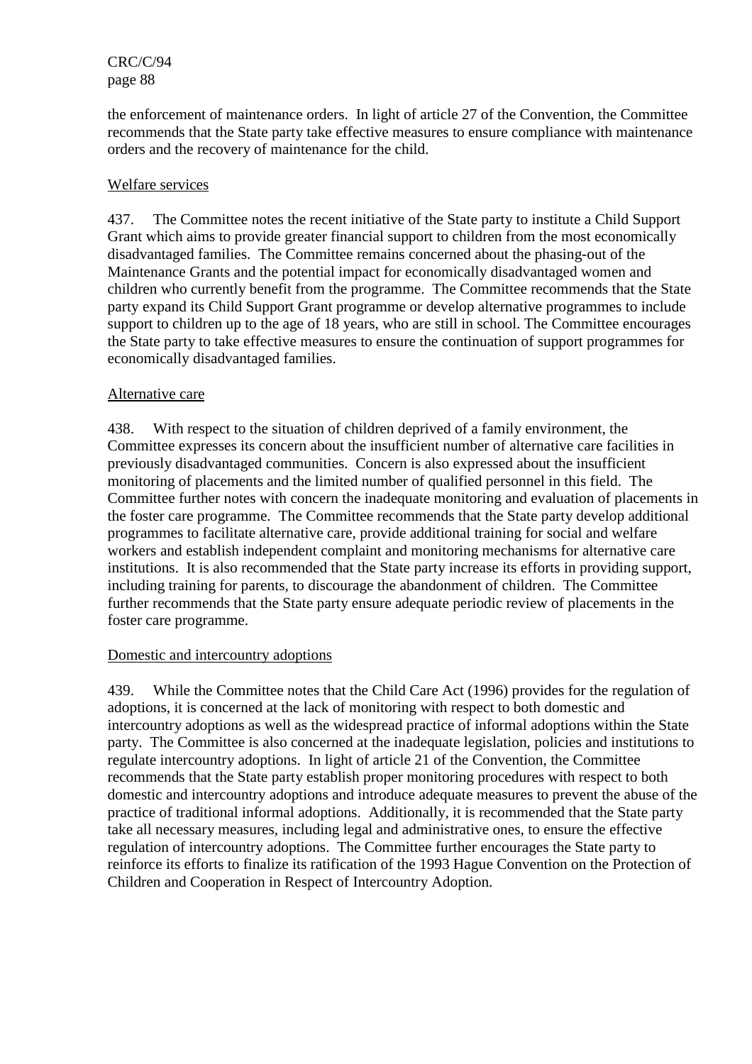the enforcement of maintenance orders. In light of article 27 of the Convention, the Committee recommends that the State party take effective measures to ensure compliance with maintenance orders and the recovery of maintenance for the child.

Welfare services

437. The Committee notes the recent initiative of the State party to institute a Child Support Grant which aims to provide greater financial support to children from the most economically disadvantaged families. The Committee remains concerned about the phasing-out of the Maintenance Grants and the potential impact for economically disadvantaged women and children who currently benefit from the programme. The Committee recommends that the State party expand its Child Support Grant programme or develop alternative programmes to include support to children up to the age of 18 years, who are still in school. The Committee encourages the State party to take effective measures to ensure the continuation of support programmes for economically disadvantaged families.

Alternative care

438. With respect to the situation of children deprived of a family environment, the Committee expresses its concern about the insufficient number of alternative care facilities in previously disadvantaged communities. Concern is also expressed about the insufficient monitoring of placements and the limited number of qualified personnel in this field. The Committee further notes with concern the inadequate monitoring and evaluation of placements in the foster care programme. The Committee recommends that the State party develop additional programmes to facilitate alternative care, provide additional training for social and welfare workers and establish independent complaint and monitoring mechanisms for alternative care institutions. It is also recommended that the State party increase its efforts in providing support, including training for parents, to discourage the abandonment of children. The Committee further recommends that the State party ensure adequate periodic review of placements in the foster care programme.

Domestic and intercountry adoptions

439. While the Committee notes that the Child Care Act (1996) provides for the regulation of adoptions, it is concerned at the lack of monitoring with respect to both domestic and intercountry adoptions as well as the widespread practice of informal adoptions within the State party. The Committee is also concerned at the inadequate legislation, policies and institutions to regulate intercountry adoptions. In light of article 21 of the Convention, the Committee recommends that the State party establish proper monitoring procedures with respect to both domestic and intercountry adoptions and introduce adequate measures to prevent the abuse of the practice of traditional informal adoptions. Additionally, it is recommended that the State party take all necessary measures, including legal and administrative ones, to ensure the effective regulation of intercountry adoptions. The Committee further encourages the State party to reinforce its efforts to finalize its ratification of the 1993 Hague Convention on the Protection of Children and Cooperation in Respect of Intercountry Adoption.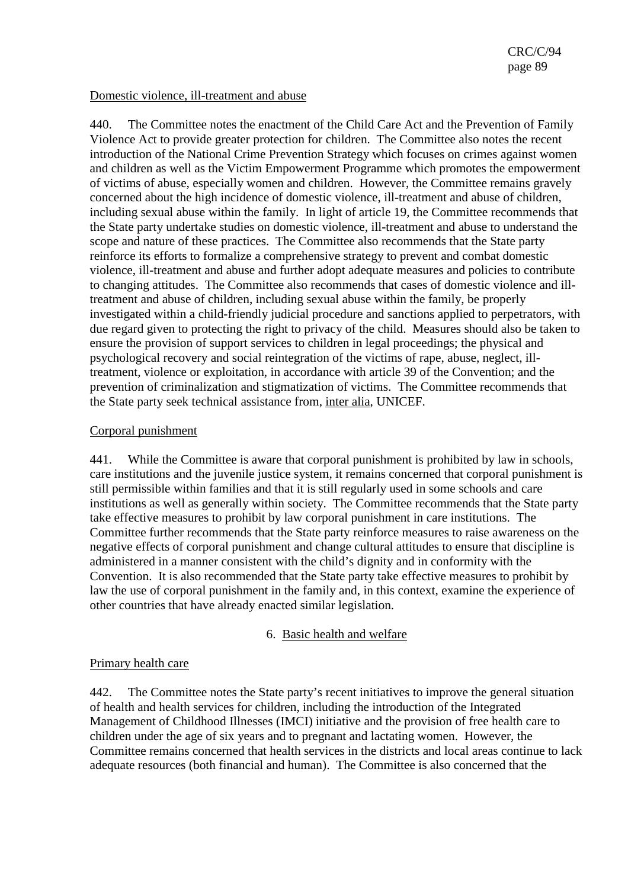Domestic violence, ill-treatment and abuse

440. The Committee notes the enactment of the Child Care Act and the Prevention of Family Violence Act to provide greater protection for children. The Committee also notes the recent introduction of the National Crime Prevention Strategy which focuses on crimes against women and children as well as the Victim Empowerment Programme which promotes the empowerment of victims of abuse, especially women and children. However, the Committee remains gravely concerned about the high incidence of domestic violence, ill-treatment and abuse of children, including sexual abuse within the family. In light of article 19, the Committee recommends that the State party undertake studies on domestic violence, ill-treatment and abuse to understand the scope and nature of these practices. The Committee also recommends that the State party reinforce its efforts to formalize a comprehensive strategy to prevent and combat domestic violence, ill-treatment and abuse and further adopt adequate measures and policies to contribute to changing attitudes. The Committee also recommends that cases of domestic violence and ill-treatment and abuse of children, including sexual abuse within the family, be properly investigated within a child-friendly judicial procedure and sanctions applied to perpetrators, with due regard given to protecting the right to privacy of the child. Measures should also be taken to ensure the provision of support services to children in legal proceedings; the physical and psychological recovery and social reintegration of the victims of rape, abuse, neglect, ill-treatment, violence or exploitation, in accordance with article 39 of the Convention; and the prevention of criminalization and stigmatization of victims. The Committee recommends that the State party seek technical assistance from, inter alia, UNICEF.

Corporal punishment

441. While the Committee is aware that corporal punishment is prohibited by law in schools, care institutions and the juvenile justice system, it remains concerned that corporal punishment is still permissible within families and that it is still regularly used in some schools and care institutions as well as generally within society. The Committee recommends that the State party take effective measures to prohibit by law corporal punishment in care institutions. The Committee further recommends that the State party reinforce measures to raise awareness on the negative effects of corporal punishment and change cultural attitudes to ensure that discipline is administered in a manner consistent with the child's dignity and in conformity with the Convention. It is also recommended that the State party take effective measures to prohibit by law the use of corporal punishment in the family and, in this context, examine the experience of other countries that have already enacted similar legislation.

6. Basic health and welfare

Primary health care

442. The Committee notes the State party's recent initiatives to improve the general situation of health and health services for children, including the introduction of the Integrated Management of Childhood Illnesses (IMCI) initiative and the provision of free health care to children under the age of six years and to pregnant and lactating women. However, the Committee remains concerned that health services in the districts and local areas continue to lack adequate resources (both financial and human). The Committee is also concerned that the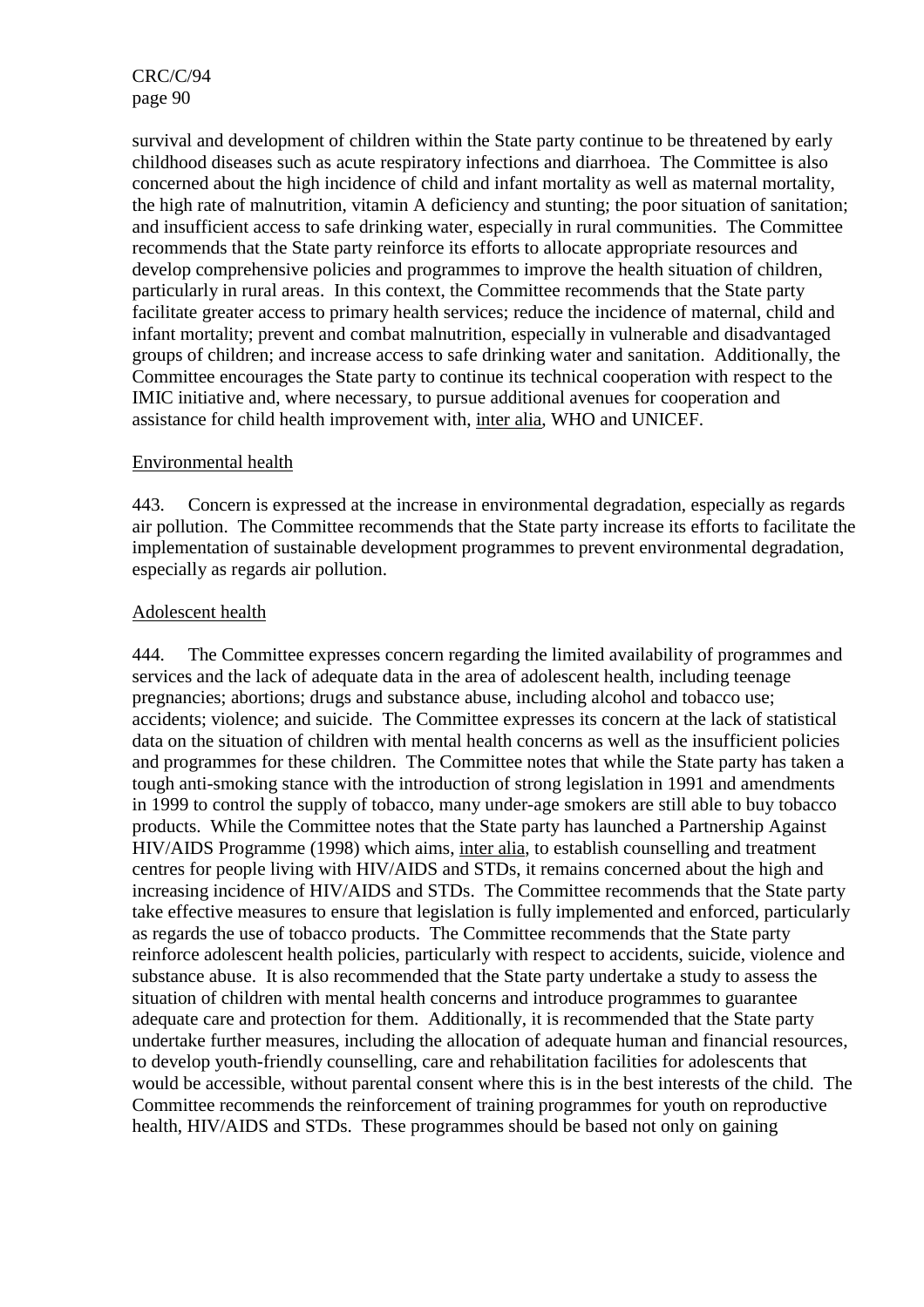survival and development of children within the State party continue to be threatened by early childhood diseases such as acute respiratory infections and diarrhoea. The Committee is also concerned about the high incidence of child and infant mortality as well as maternal mortality, the high rate of malnutrition, vitamin A deficiency and stunting; the poor situation of sanitation; and insufficient access to safe drinking water, especially in rural communities. The Committee recommends that the State party reinforce its efforts to allocate appropriate resources and develop comprehensive policies and programmes to improve the health situation of children, particularly in rural areas. In this context, the Committee recommends that the State party facilitate greater access to primary health services; reduce the incidence of maternal, child and infant mortality; prevent and combat malnutrition, especially in vulnerable and disadvantaged groups of children; and increase access to safe drinking water and sanitation. Additionally, the Committee encourages the State party to continue its technical cooperation with respect to the IMIC initiative and, where necessary, to pursue additional avenues for cooperation and assistance for child health improvement with, inter alia, WHO and UNICEF.

Environmental health

443. Concern is expressed at the increase in environmental degradation, especially as regards air pollution. The Committee recommends that the State party increase its efforts to facilitate the implementation of sustainable development programmes to prevent environmental degradation, especially as regards air pollution.

Adolescent health

444. The Committee expresses concern regarding the limited availability of programmes and services and the lack of adequate data in the area of adolescent health, including teenage pregnancies; abortions; drugs and substance abuse, including alcohol and tobacco use; accidents; violence; and suicide. The Committee expresses its concern at the lack of statistical data on the situation of children with mental health concerns as well as the insufficient policies and programmes for these children. The Committee notes that while the State party has taken a tough anti-smoking stance with the introduction of strong legislation in 1991 and amendments in 1999 to control the supply of tobacco, many under-age smokers are still able to buy tobacco products. While the Committee notes that the State party has launched a Partnership Against HIV/AIDS Programme (1998) which aims, inter alia, to establish counselling and treatment centres for people living with HIV/AIDS and STDs, it remains concerned about the high and increasing incidence of HIV/AIDS and STDs. The Committee recommends that the State party take effective measures to ensure that legislation is fully implemented and enforced, particularly as regards the use of tobacco products. The Committee recommends that the State party reinforce adolescent health policies, particularly with respect to accidents, suicide, violence and substance abuse. It is also recommended that the State party undertake a study to assess the situation of children with mental health concerns and introduce programmes to guarantee adequate care and protection for them. Additionally, it is recommended that the State party undertake further measures, including the allocation of adequate human and financial resources, to develop youth-friendly counselling, care and rehabilitation facilities for adolescents that would be accessible, without parental consent where this is in the best interests of the child. The Committee recommends the reinforcement of training programmes for youth on reproductive health, HIV/AIDS and STDs. These programmes should be based not only on gaining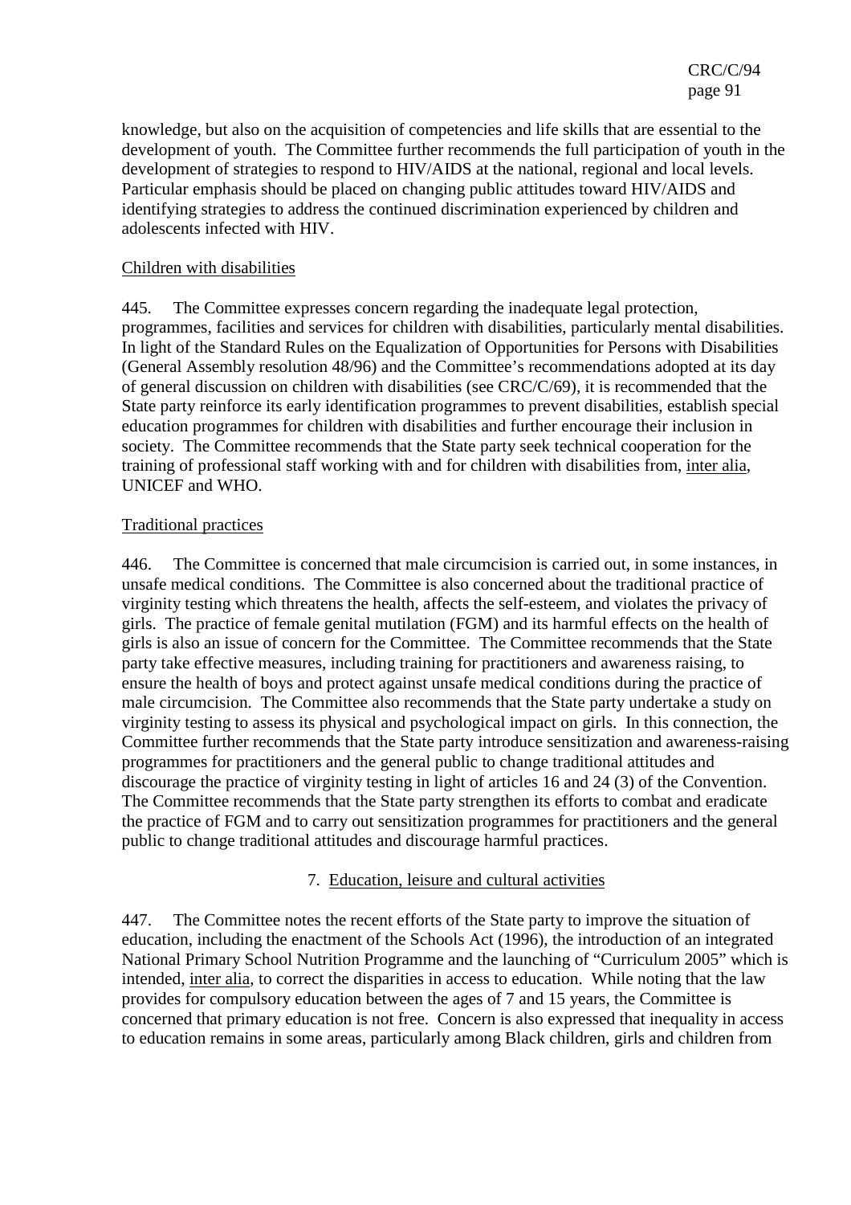knowledge, but also on the acquisition of competencies and life skills that are essential to the development of youth. The Committee further recommends the full participation of youth in the development of strategies to respond to HIV/AIDS at the national, regional and local levels. Particular emphasis should be placed on changing public attitudes toward HIV/AIDS and identifying strategies to address the continued discrimination experienced by children and adolescents infected with HIV.

Children with disabilities

445. The Committee expresses concern regarding the inadequate legal protection, programmes, facilities and services for children with disabilities, particularly mental disabilities. In light of the Standard Rules on the Equalization of Opportunities for Persons with Disabilities (General Assembly resolution 48/96) and the Committee's recommendations adopted at its day of general discussion on children with disabilities (see CRC/C/69), it is recommended that the State party reinforce its early identification programmes to prevent disabilities, establish special education programmes for children with disabilities and further encourage their inclusion in society. The Committee recommends that the State party seek technical cooperation for the training of professional staff working with and for children with disabilities from, inter alia, UNICEF and WHO.

Traditional practices

446. The Committee is concerned that male circumcision is carried out, in some instances, in unsafe medical conditions. The Committee is also concerned about the traditional practice of virginity testing which threatens the health, affects the self-esteem, and violates the privacy of girls. The practice of female genital mutilation (FGM) and its harmful effects on the health of girls is also an issue of concern for the Committee. The Committee recommends that the State party take effective measures, including training for practitioners and awareness raising, to ensure the health of boys and protect against unsafe medical conditions during the practice of male circumcision. The Committee also recommends that the State party undertake a study on virginity testing to assess its physical and psychological impact on girls. In this connection, the Committee further recommends that the State party introduce sensitization and awareness-raising programmes for practitioners and the general public to change traditional attitudes and discourage the practice of virginity testing in light of articles 16 and 24 (3) of the Convention. The Committee recommends that the State party strengthen its efforts to combat and eradicate the practice of FGM and to carry out sensitization programmes for practitioners and the general public to change traditional attitudes and discourage harmful practices.

## 7. Education, leisure and cultural activities

447. The Committee notes the recent efforts of the State party to improve the situation of education, including the enactment of the Schools Act (1996), the introduction of an integrated National Primary School Nutrition Programme and the launching of "Curriculum 2005" which is intended, inter alia, to correct the disparities in access to education. While noting that the law provides for compulsory education between the ages of 7 and 15 years, the Committee is concerned that primary education is not free. Concern is also expressed that inequality in access to education remains in some areas, particularly among Black children, girls and children from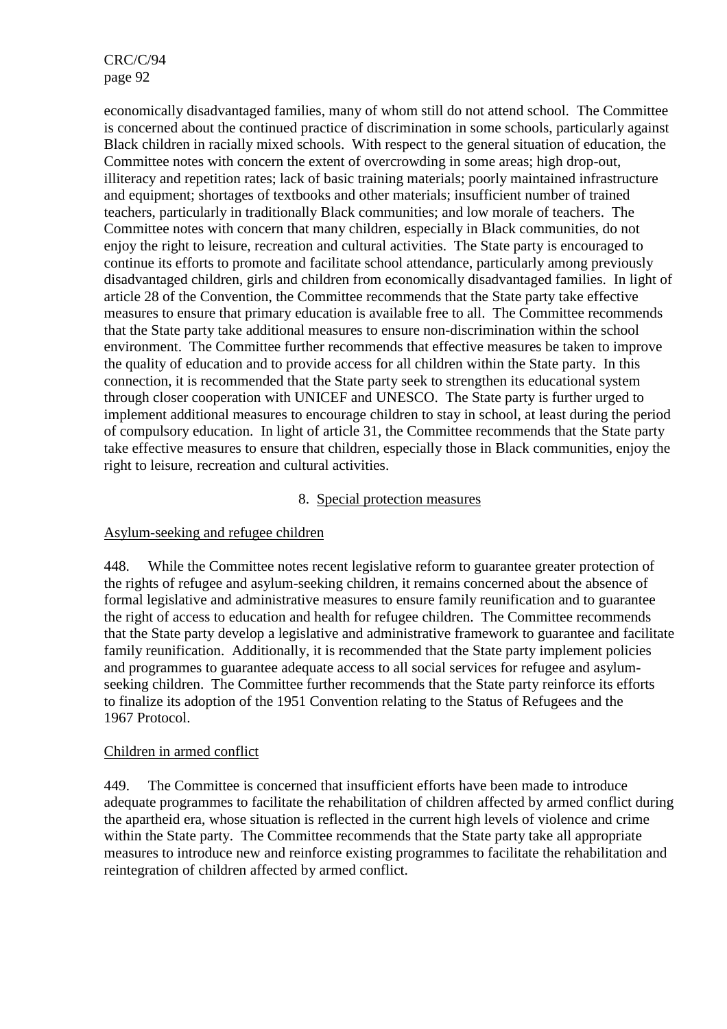economically disadvantaged families, many of whom still do not attend school. The Committee is concerned about the continued practice of discrimination in some schools, particularly against Black children in racially mixed schools. With respect to the general situation of education, the Committee notes with concern the extent of overcrowding in some areas; high drop-out, illiteracy and repetition rates; lack of basic training materials; poorly maintained infrastructure and equipment; shortages of textbooks and other materials; insufficient number of trained teachers, particularly in traditionally Black communities; and low morale of teachers. The Committee notes with concern that many children, especially in Black communities, do not enjoy the right to leisure, recreation and cultural activities. The State party is encouraged to continue its efforts to promote and facilitate school attendance, particularly among previously disadvantaged children, girls and children from economically disadvantaged families. In light of article 28 of the Convention, the Committee recommends that the State party take effective measures to ensure that primary education is available free to all. The Committee recommends that the State party take additional measures to ensure non-discrimination within the school environment. The Committee further recommends that effective measures be taken to improve the quality of education and to provide access for all children within the State party. In this connection, it is recommended that the State party seek to strengthen its educational system through closer cooperation with UNICEF and UNESCO. The State party is further urged to implement additional measures to encourage children to stay in school, at least during the period of compulsory education. In light of article 31, the Committee recommends that the State party take effective measures to ensure that children, especially those in Black communities, enjoy the right to leisure, recreation and cultural activities.

## 8. Special protection measures

### Asylum-seeking and refugee children

448. While the Committee notes recent legislative reform to guarantee greater protection of the rights of refugee and asylum-seeking children, it remains concerned about the absence of formal legislative and administrative measures to ensure family reunification and to guarantee the right of access to education and health for refugee children. The Committee recommends that the State party develop a legislative and administrative framework to guarantee and facilitate family reunification. Additionally, it is recommended that the State party implement policies and programmes to guarantee adequate access to all social services for refugee and asylum-seeking children. The Committee further recommends that the State party reinforce its efforts to finalize its adoption of the 1951 Convention relating to the Status of Refugees and the 1967 Protocol.

### Children in armed conflict

449. The Committee is concerned that insufficient efforts have been made to introduce adequate programmes to facilitate the rehabilitation of children affected by armed conflict during the apartheid era, whose situation is reflected in the current high levels of violence and crime within the State party. The Committee recommends that the State party take all appropriate measures to introduce new and reinforce existing programmes to facilitate the rehabilitation and reintegration of children affected by armed conflict.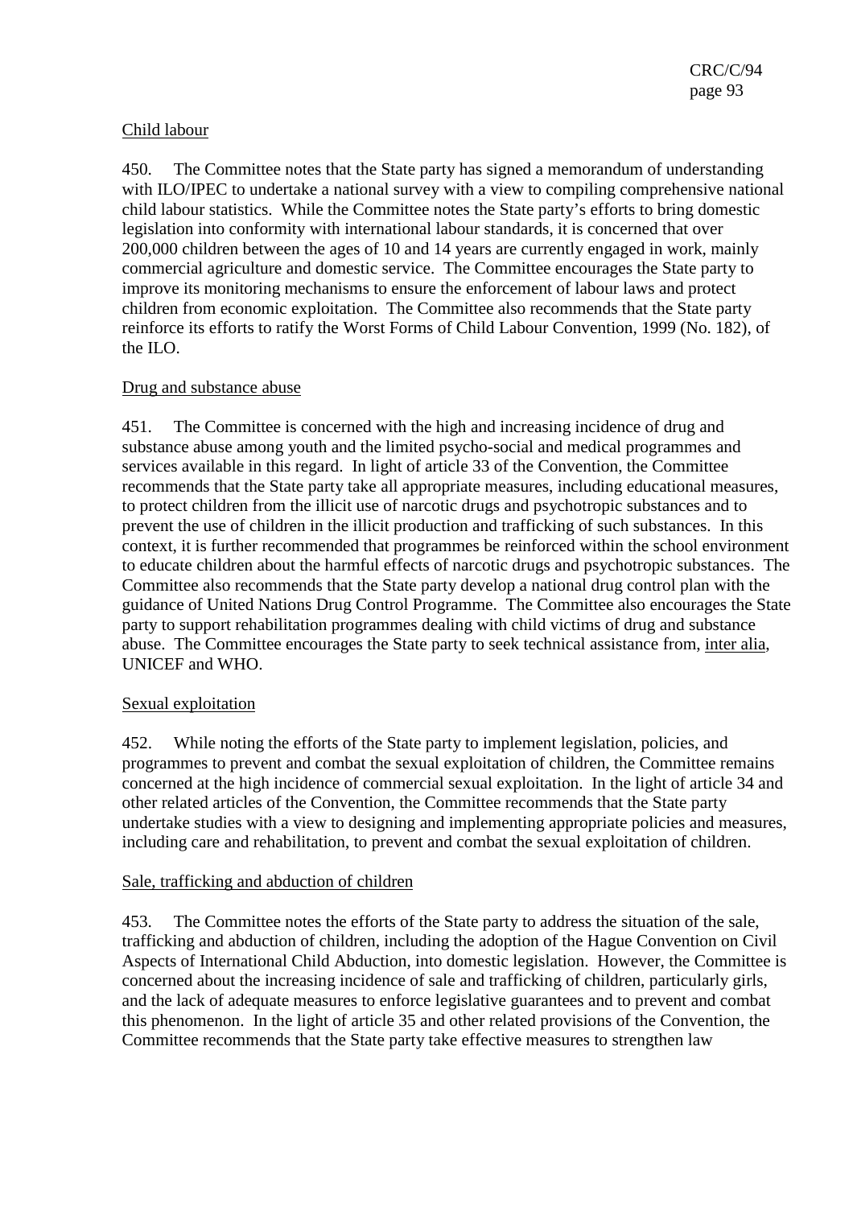Child labour

450. The Committee notes that the State party has signed a memorandum of understanding with ILO/IPEC to undertake a national survey with a view to compiling comprehensive national child labour statistics. While the Committee notes the State party's efforts to bring domestic legislation into conformity with international labour standards, it is concerned that over 200,000 children between the ages of 10 and 14 years are currently engaged in work, mainly commercial agriculture and domestic service. The Committee encourages the State party to improve its monitoring mechanisms to ensure the enforcement of labour laws and protect children from economic exploitation. The Committee also recommends that the State party reinforce its efforts to ratify the Worst Forms of Child Labour Convention, 1999 (No. 182), of the ILO.

Drug and substance abuse

451. The Committee is concerned with the high and increasing incidence of drug and substance abuse among youth and the limited psycho-social and medical programmes and services available in this regard. In light of article 33 of the Convention, the Committee recommends that the State party take all appropriate measures, including educational measures, to protect children from the illicit use of narcotic drugs and psychotropic substances and to prevent the use of children in the illicit production and trafficking of such substances. In this context, it is further recommended that programmes be reinforced within the school environment to educate children about the harmful effects of narcotic drugs and psychotropic substances. The Committee also recommends that the State party develop a national drug control plan with the guidance of United Nations Drug Control Programme. The Committee also encourages the State party to support rehabilitation programmes dealing with child victims of drug and substance abuse. The Committee encourages the State party to seek technical assistance from, inter alia, UNICEF and WHO.

Sexual exploitation

452. While noting the efforts of the State party to implement legislation, policies, and programmes to prevent and combat the sexual exploitation of children, the Committee remains concerned at the high incidence of commercial sexual exploitation. In the light of article 34 and other related articles of the Convention, the Committee recommends that the State party undertake studies with a view to designing and implementing appropriate policies and measures, including care and rehabilitation, to prevent and combat the sexual exploitation of children.

Sale, trafficking and abduction of children

453. The Committee notes the efforts of the State party to address the situation of the sale, trafficking and abduction of children, including the adoption of the Hague Convention on Civil Aspects of International Child Abduction, into domestic legislation. However, the Committee is concerned about the increasing incidence of sale and trafficking of children, particularly girls, and the lack of adequate measures to enforce legislative guarantees and to prevent and combat this phenomenon. In the light of article 35 and other related provisions of the Convention, the Committee recommends that the State party take effective measures to strengthen law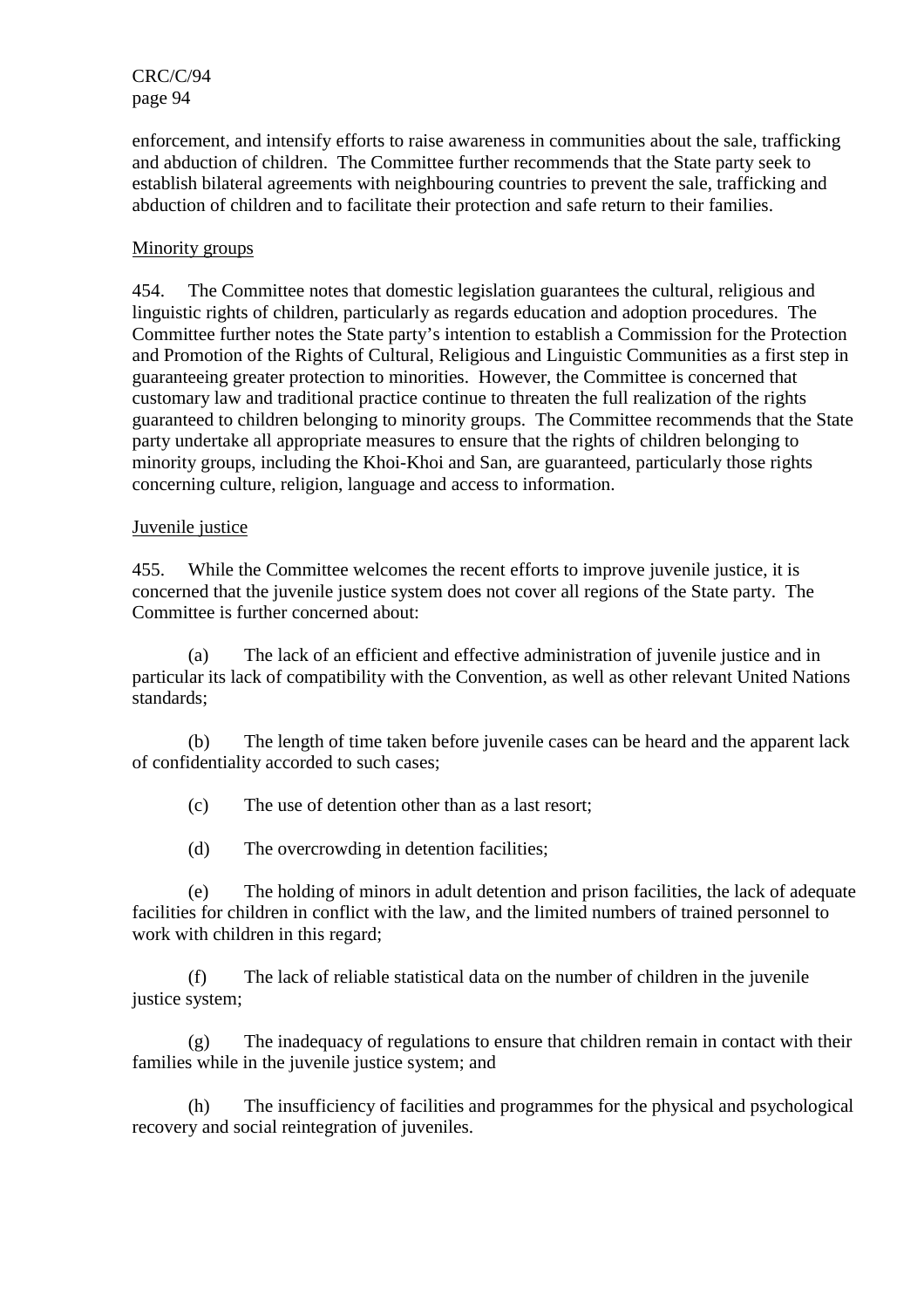enforcement, and intensify efforts to raise awareness in communities about the sale, trafficking and abduction of children. The Committee further recommends that the State party seek to establish bilateral agreements with neighbouring countries to prevent the sale, trafficking and abduction of children and to facilitate their protection and safe return to their families.

Minority groups

454. The Committee notes that domestic legislation guarantees the cultural, religious and linguistic rights of children, particularly as regards education and adoption procedures. The Committee further notes the State party's intention to establish a Commission for the Protection and Promotion of the Rights of Cultural, Religious and Linguistic Communities as a first step in guaranteeing greater protection to minorities. However, the Committee is concerned that customary law and traditional practice continue to threaten the full realization of the rights guaranteed to children belonging to minority groups. The Committee recommends that the State party undertake all appropriate measures to ensure that the rights of children belonging to minority groups, including the Khoi-Khoi and San, are guaranteed, particularly those rights concerning culture, religion, language and access to information.

Juvenile justice

455. While the Committee welcomes the recent efforts to improve juvenile justice, it is concerned that the juvenile justice system does not cover all regions of the State party. The Committee is further concerned about:

(a) The lack of an efficient and effective administration of juvenile justice and in particular its lack of compatibility with the Convention, as well as other relevant United Nations standards;

(b) The length of time taken before juvenile cases can be heard and the apparent lack of confidentiality accorded to such cases;

(c) The use of detention other than as a last resort;

(d) The overcrowding in detention facilities;

(e) The holding of minors in adult detention and prison facilities, the lack of adequate facilities for children in conflict with the law, and the limited numbers of trained personnel to work with children in this regard;

(f) The lack of reliable statistical data on the number of children in the juvenile justice system;

(g) The inadequacy of regulations to ensure that children remain in contact with their families while in the juvenile justice system; and

(h) The insufficiency of facilities and programmes for the physical and psychological recovery and social reintegration of juveniles.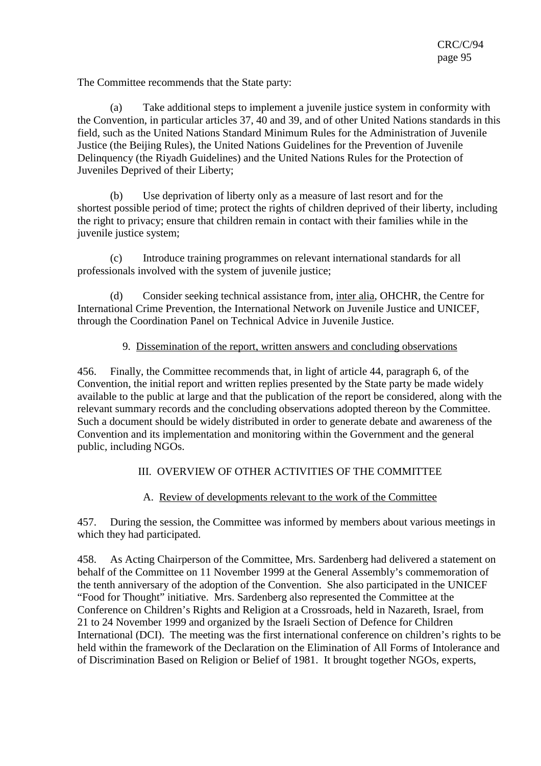The Committee recommends that the State party:

(a) Take additional steps to implement a juvenile justice system in conformity with the Convention, in particular articles 37, 40 and 39, and of other United Nations standards in this field, such as the United Nations Standard Minimum Rules for the Administration of Juvenile Justice (the Beijing Rules), the United Nations Guidelines for the Prevention of Juvenile Delinquency (the Riyadh Guidelines) and the United Nations Rules for the Protection of Juveniles Deprived of their Liberty;

(b) Use deprivation of liberty only as a measure of last resort and for the shortest possible period of time; protect the rights of children deprived of their liberty, including the right to privacy; ensure that children remain in contact with their families while in the juvenile justice system;

(c) Introduce training programmes on relevant international standards for all professionals involved with the system of juvenile justice;

(d) Consider seeking technical assistance from, inter alia, OHCHR, the Centre for International Crime Prevention, the International Network on Juvenile Justice and UNICEF, through the Coordination Panel on Technical Advice in Juvenile Justice.

#### 9. Dissemination of the report, written answers and concluding observations

456. Finally, the Committee recommends that, in light of article 44, paragraph 6, of the Convention, the initial report and written replies presented by the State party be made widely available to the public at large and that the publication of the report be considered, along with the relevant summary records and the concluding observations adopted thereon by the Committee. Such a document should be widely distributed in order to generate debate and awareness of the Convention and its implementation and monitoring within the Government and the general public, including NGOs.

## III. OVERVIEW OF OTHER ACTIVITIES OF THE COMMITTEE

### A. Review of developments relevant to the work of the Committee

457. During the session, the Committee was informed by members about various meetings in which they had participated.

458. As Acting Chairperson of the Committee, Mrs. Sardenberg had delivered a statement on behalf of the Committee on 11 November 1999 at the General Assembly's commemoration of the tenth anniversary of the adoption of the Convention. She also participated in the UNICEF "Food for Thought" initiative. Mrs. Sardenberg also represented the Committee at the Conference on Children's Rights and Religion at a Crossroads, held in Nazareth, Israel, from 21 to 24 November 1999 and organized by the Israeli Section of Defence for Children International (DCI). The meeting was the first international conference on children's rights to be held within the framework of the Declaration on the Elimination of All Forms of Intolerance and of Discrimination Based on Religion or Belief of 1981. It brought together NGOs, experts,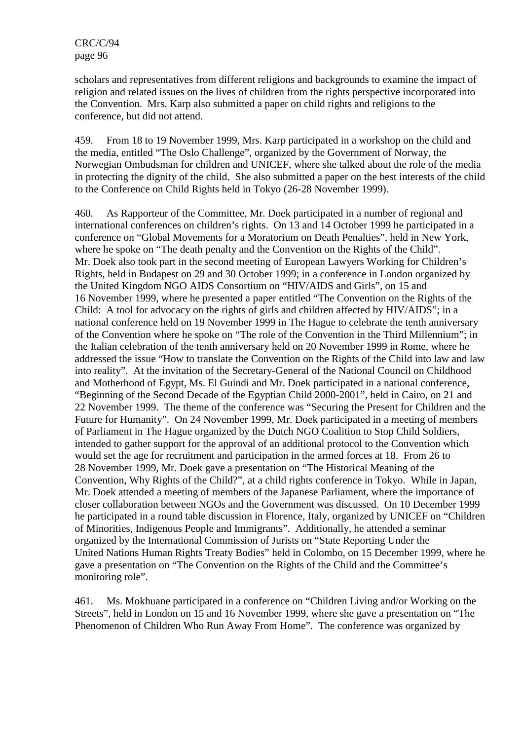scholars and representatives from different religions and backgrounds to examine the impact of religion and related issues on the lives of children from the rights perspective incorporated into the Convention. Mrs. Karp also submitted a paper on child rights and religions to the conference, but did not attend.

459. From 18 to 19 November 1999, Mrs. Karp participated in a workshop on the child and the media, entitled "The Oslo Challenge", organized by the Government of Norway, the Norwegian Ombudsman for children and UNICEF, where she talked about the role of the media in protecting the dignity of the child. She also submitted a paper on the best interests of the child to the Conference on Child Rights held in Tokyo (26-28 November 1999).

460. As Rapporteur of the Committee, Mr. Doek participated in a number of regional and international conferences on children's rights. On 13 and 14 October 1999 he participated in a conference on "Global Movements for a Moratorium on Death Penalties", held in New York, where he spoke on "The death penalty and the Convention on the Rights of the Child". Mr. Doek also took part in the second meeting of European Lawyers Working for Children's Rights, held in Budapest on 29 and 30 October 1999; in a conference in London organized by the United Kingdom NGO AIDS Consortium on "HIV/AIDS and Girls", on 15 and 16 November 1999, where he presented a paper entitled "The Convention on the Rights of the Child: A tool for advocacy on the rights of girls and children affected by HIV/AIDS"; in a national conference held on 19 November 1999 in The Hague to celebrate the tenth anniversary of the Convention where he spoke on "The role of the Convention in the Third Millennium"; in the Italian celebration of the tenth anniversary held on 20 November 1999 in Rome, where he addressed the issue "How to translate the Convention on the Rights of the Child into law and law into reality". At the invitation of the Secretary-General of the National Council on Childhood and Motherhood of Egypt, Ms. El Guindi and Mr. Doek participated in a national conference, "Beginning of the Second Decade of the Egyptian Child 2000-2001", held in Cairo, on 21 and 22 November 1999. The theme of the conference was "Securing the Present for Children and the Future for Humanity". On 24 November 1999, Mr. Doek participated in a meeting of members of Parliament in The Hague organized by the Dutch NGO Coalition to Stop Child Soldiers, intended to gather support for the approval of an additional protocol to the Convention which would set the age for recruitment and participation in the armed forces at 18. From 26 to 28 November 1999, Mr. Doek gave a presentation on "The Historical Meaning of the Convention, Why Rights of the Child?", at a child rights conference in Tokyo. While in Japan, Mr. Doek attended a meeting of members of the Japanese Parliament, where the importance of closer collaboration between NGOs and the Government was discussed. On 10 December 1999 he participated in a round table discussion in Florence, Italy, organized by UNICEF on "Children of Minorities, Indigenous People and Immigrants". Additionally, he attended a seminar organized by the International Commission of Jurists on "State Reporting Under the United Nations Human Rights Treaty Bodies" held in Colombo, on 15 December 1999, where he gave a presentation on "The Convention on the Rights of the Child and the Committee's monitoring role".

461. Ms. Mokhuane participated in a conference on "Children Living and/or Working on the Streets", held in London on 15 and 16 November 1999, where she gave a presentation on "The Phenomenon of Children Who Run Away From Home". The conference was organized by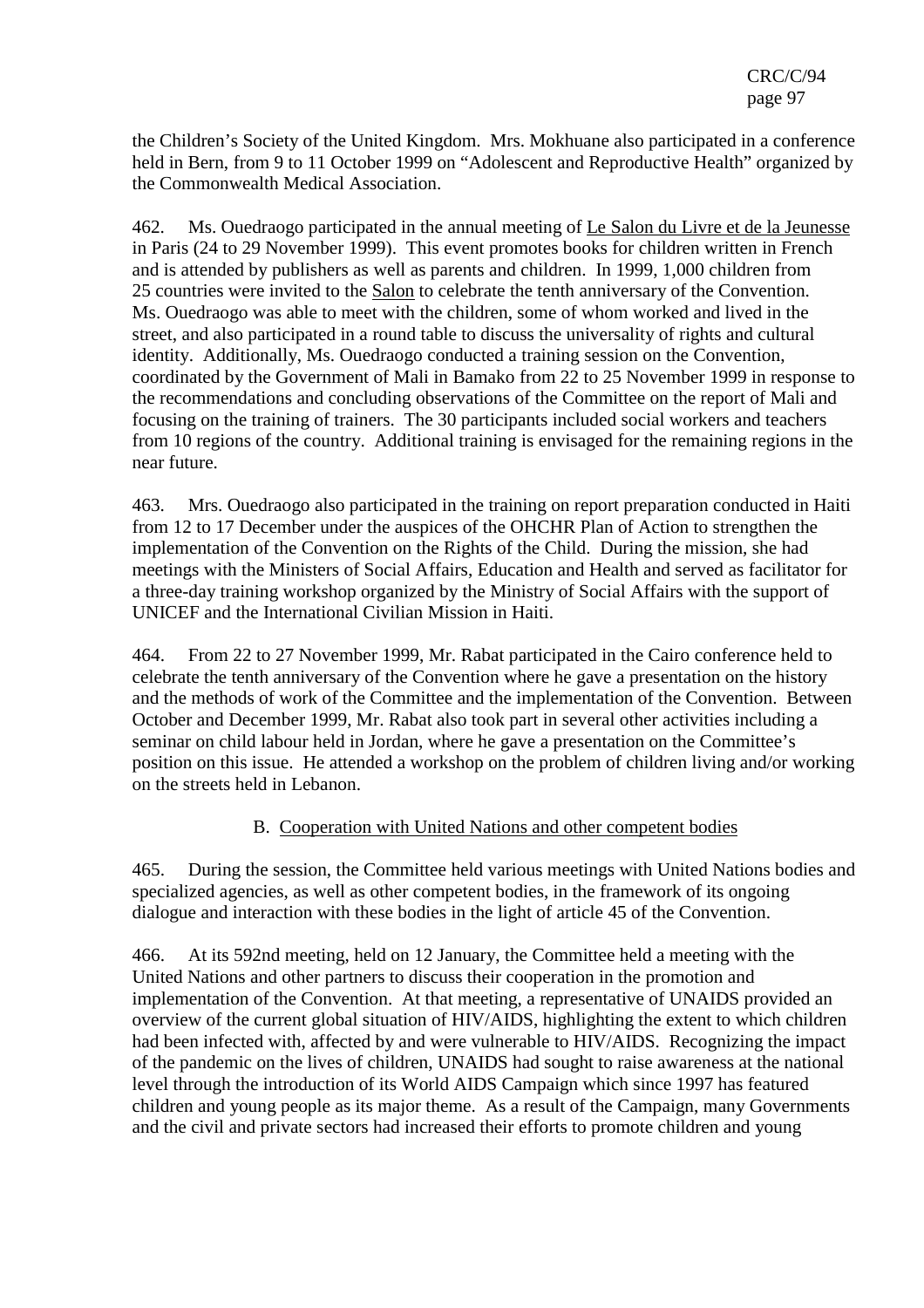the Children's Society of the United Kingdom. Mrs. Mokhuane also participated in a conference held in Bern, from 9 to 11 October 1999 on "Adolescent and Reproductive Health" organized by the Commonwealth Medical Association.

462. Ms. Ouedraogo participated in the annual meeting of Le Salon du Livre et de la Jeunesse in Paris (24 to 29 November 1999). This event promotes books for children written in French and is attended by publishers as well as parents and children. In 1999, 1,000 children from 25 countries were invited to the Salon to celebrate the tenth anniversary of the Convention. Ms. Ouedraogo was able to meet with the children, some of whom worked and lived in the street, and also participated in a round table to discuss the universality of rights and cultural identity. Additionally, Ms. Ouedraogo conducted a training session on the Convention, coordinated by the Government of Mali in Bamako from 22 to 25 November 1999 in response to the recommendations and concluding observations of the Committee on the report of Mali and focusing on the training of trainers. The 30 participants included social workers and teachers from 10 regions of the country. Additional training is envisaged for the remaining regions in the near future.

463. Mrs. Ouedraogo also participated in the training on report preparation conducted in Haiti from 12 to 17 December under the auspices of the OHCHR Plan of Action to strengthen the implementation of the Convention on the Rights of the Child. During the mission, she had meetings with the Ministers of Social Affairs, Education and Health and served as facilitator for a three-day training workshop organized by the Ministry of Social Affairs with the support of UNICEF and the International Civilian Mission in Haiti.

464. From 22 to 27 November 1999, Mr. Rabat participated in the Cairo conference held to celebrate the tenth anniversary of the Convention where he gave a presentation on the history and the methods of work of the Committee and the implementation of the Convention. Between October and December 1999, Mr. Rabat also took part in several other activities including a seminar on child labour held in Jordan, where he gave a presentation on the Committee's position on this issue. He attended a workshop on the problem of children living and/or working on the streets held in Lebanon.

## B. Cooperation with United Nations and other competent bodies

465. During the session, the Committee held various meetings with United Nations bodies and specialized agencies, as well as other competent bodies, in the framework of its ongoing dialogue and interaction with these bodies in the light of article 45 of the Convention.

466. At its 592nd meeting, held on 12 January, the Committee held a meeting with the United Nations and other partners to discuss their cooperation in the promotion and implementation of the Convention. At that meeting, a representative of UNAIDS provided an overview of the current global situation of HIV/AIDS, highlighting the extent to which children had been infected with, affected by and were vulnerable to HIV/AIDS. Recognizing the impact of the pandemic on the lives of children, UNAIDS had sought to raise awareness at the national level through the introduction of its World AIDS Campaign which since 1997 has featured children and young people as its major theme. As a result of the Campaign, many Governments and the civil and private sectors had increased their efforts to promote children and young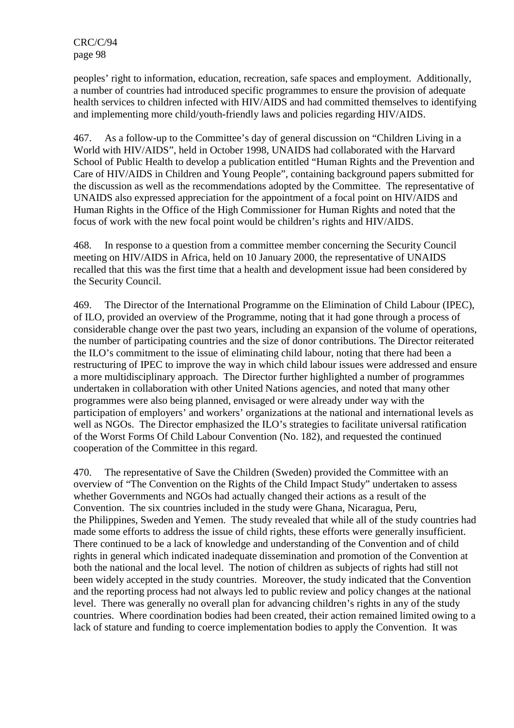peoples' right to information, education, recreation, safe spaces and employment. Additionally, a number of countries had introduced specific programmes to ensure the provision of adequate health services to children infected with HIV/AIDS and had committed themselves to identifying and implementing more child/youth-friendly laws and policies regarding HIV/AIDS.

467. As a follow-up to the Committee's day of general discussion on "Children Living in a World with HIV/AIDS", held in October 1998, UNAIDS had collaborated with the Harvard School of Public Health to develop a publication entitled "Human Rights and the Prevention and Care of HIV/AIDS in Children and Young People", containing background papers submitted for the discussion as well as the recommendations adopted by the Committee. The representative of UNAIDS also expressed appreciation for the appointment of a focal point on HIV/AIDS and Human Rights in the Office of the High Commissioner for Human Rights and noted that the focus of work with the new focal point would be children's rights and HIV/AIDS.

468. In response to a question from a committee member concerning the Security Council meeting on HIV/AIDS in Africa, held on 10 January 2000, the representative of UNAIDS recalled that this was the first time that a health and development issue had been considered by the Security Council.

469. The Director of the International Programme on the Elimination of Child Labour (IPEC), of ILO, provided an overview of the Programme, noting that it had gone through a process of considerable change over the past two years, including an expansion of the volume of operations, the number of participating countries and the size of donor contributions. The Director reiterated the ILO's commitment to the issue of eliminating child labour, noting that there had been a restructuring of IPEC to improve the way in which child labour issues were addressed and ensure a more multidisciplinary approach. The Director further highlighted a number of programmes undertaken in collaboration with other United Nations agencies, and noted that many other programmes were also being planned, envisaged or were already under way with the participation of employers' and workers' organizations at the national and international levels as well as NGOs. The Director emphasized the ILO's strategies to facilitate universal ratification of the Worst Forms Of Child Labour Convention (No. 182), and requested the continued cooperation of the Committee in this regard.

470. The representative of Save the Children (Sweden) provided the Committee with an overview of "The Convention on the Rights of the Child Impact Study" undertaken to assess whether Governments and NGOs had actually changed their actions as a result of the Convention. The six countries included in the study were Ghana, Nicaragua, Peru, the Philippines, Sweden and Yemen. The study revealed that while all of the study countries had made some efforts to address the issue of child rights, these efforts were generally insufficient. There continued to be a lack of knowledge and understanding of the Convention and of child rights in general which indicated inadequate dissemination and promotion of the Convention at both the national and the local level. The notion of children as subjects of rights had still not been widely accepted in the study countries. Moreover, the study indicated that the Convention and the reporting process had not always led to public review and policy changes at the national level. There was generally no overall plan for advancing children's rights in any of the study countries. Where coordination bodies had been created, their action remained limited owing to a lack of stature and funding to coerce implementation bodies to apply the Convention. It was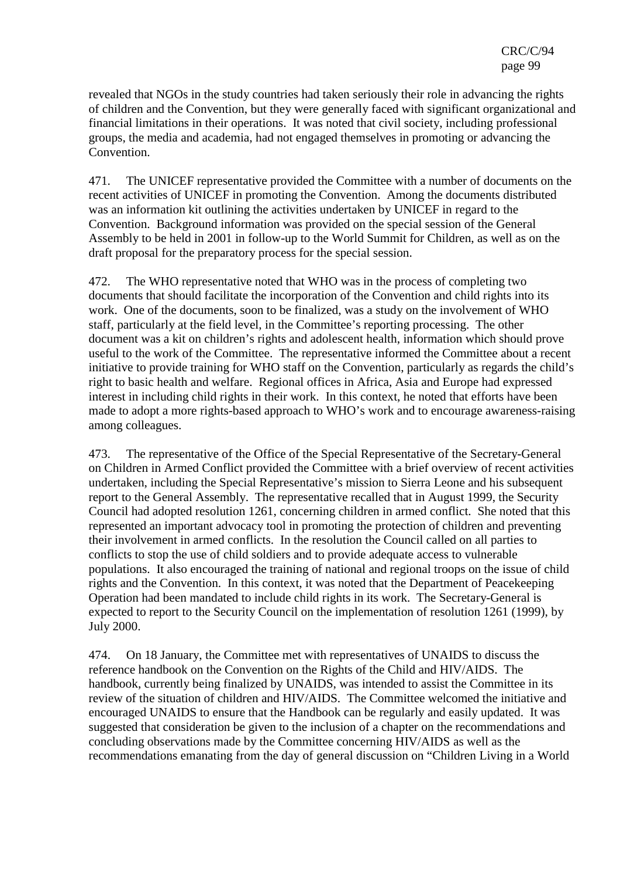revealed that NGOs in the study countries had taken seriously their role in advancing the rights of children and the Convention, but they were generally faced with significant organizational and financial limitations in their operations. It was noted that civil society, including professional groups, the media and academia, had not engaged themselves in promoting or advancing the Convention.

471. The UNICEF representative provided the Committee with a number of documents on the recent activities of UNICEF in promoting the Convention. Among the documents distributed was an information kit outlining the activities undertaken by UNICEF in regard to the Convention. Background information was provided on the special session of the General Assembly to be held in 2001 in follow-up to the World Summit for Children, as well as on the draft proposal for the preparatory process for the special session.

472. The WHO representative noted that WHO was in the process of completing two documents that should facilitate the incorporation of the Convention and child rights into its work. One of the documents, soon to be finalized, was a study on the involvement of WHO staff, particularly at the field level, in the Committee's reporting processing. The other document was a kit on children's rights and adolescent health, information which should prove useful to the work of the Committee. The representative informed the Committee about a recent initiative to provide training for WHO staff on the Convention, particularly as regards the child's right to basic health and welfare. Regional offices in Africa, Asia and Europe had expressed interest in including child rights in their work. In this context, he noted that efforts have been made to adopt a more rights-based approach to WHO's work and to encourage awareness-raising among colleagues.

473. The representative of the Office of the Special Representative of the Secretary-General on Children in Armed Conflict provided the Committee with a brief overview of recent activities undertaken, including the Special Representative's mission to Sierra Leone and his subsequent report to the General Assembly. The representative recalled that in August 1999, the Security Council had adopted resolution 1261, concerning children in armed conflict. She noted that this represented an important advocacy tool in promoting the protection of children and preventing their involvement in armed conflicts. In the resolution the Council called on all parties to conflicts to stop the use of child soldiers and to provide adequate access to vulnerable populations. It also encouraged the training of national and regional troops on the issue of child rights and the Convention. In this context, it was noted that the Department of Peacekeeping Operation had been mandated to include child rights in its work. The Secretary-General is expected to report to the Security Council on the implementation of resolution 1261 (1999), by July 2000.

474. On 18 January, the Committee met with representatives of UNAIDS to discuss the reference handbook on the Convention on the Rights of the Child and HIV/AIDS. The handbook, currently being finalized by UNAIDS, was intended to assist the Committee in its review of the situation of children and HIV/AIDS. The Committee welcomed the initiative and encouraged UNAIDS to ensure that the Handbook can be regularly and easily updated. It was suggested that consideration be given to the inclusion of a chapter on the recommendations and concluding observations made by the Committee concerning HIV/AIDS as well as the recommendations emanating from the day of general discussion on "Children Living in a World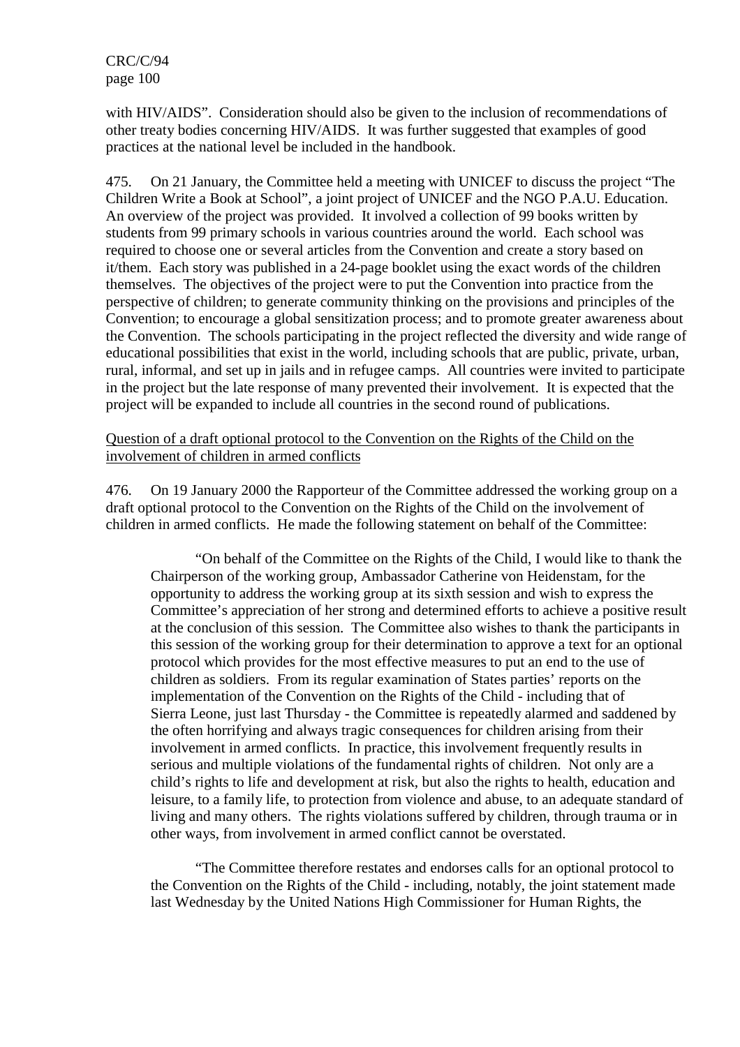with HIV/AIDS". Consideration should also be given to the inclusion of recommendations of other treaty bodies concerning HIV/AIDS. It was further suggested that examples of good practices at the national level be included in the handbook.

475. On 21 January, the Committee held a meeting with UNICEF to discuss the project "The Children Write a Book at School", a joint project of UNICEF and the NGO P.A.U. Education. An overview of the project was provided. It involved a collection of 99 books written by students from 99 primary schools in various countries around the world. Each school was required to choose one or several articles from the Convention and create a story based on it/them. Each story was published in a 24-page booklet using the exact words of the children themselves. The objectives of the project were to put the Convention into practice from the perspective of children; to generate community thinking on the provisions and principles of the Convention; to encourage a global sensitization process; and to promote greater awareness about the Convention. The schools participating in the project reflected the diversity and wide range of educational possibilities that exist in the world, including schools that are public, private, urban, rural, informal, and set up in jails and in refugee camps. All countries were invited to participate in the project but the late response of many prevented their involvement. It is expected that the project will be expanded to include all countries in the second round of publications.

Question of a draft optional protocol to the Convention on the Rights of the Child on the involvement of children in armed conflicts

476. On 19 January 2000 the Rapporteur of the Committee addressed the working group on a draft optional protocol to the Convention on the Rights of the Child on the involvement of children in armed conflicts. He made the following statement on behalf of the Committee:

> "On behalf of the Committee on the Rights of the Child, I would like to thank the Chairperson of the working group, Ambassador Catherine von Heidenstam, for the opportunity to address the working group at its sixth session and wish to express the Committee's appreciation of her strong and determined efforts to achieve a positive result at the conclusion of this session. The Committee also wishes to thank the participants in this session of the working group for their determination to approve a text for an optional protocol which provides for the most effective measures to put an end to the use of children as soldiers. From its regular examination of States parties' reports on the implementation of the Convention on the Rights of the Child - including that of Sierra Leone, just last Thursday - the Committee is repeatedly alarmed and saddened by the often horrifying and always tragic consequences for children arising from their involvement in armed conflicts. In practice, this involvement frequently results in serious and multiple violations of the fundamental rights of children. Not only are a child's rights to life and development at risk, but also the rights to health, education and leisure, to a family life, to protection from violence and abuse, to an adequate standard of living and many others. The rights violations suffered by children, through trauma or in other ways, from involvement in armed conflict cannot be overstated.
>
> "The Committee therefore restates and endorses calls for an optional protocol to the Convention on the Rights of the Child - including, notably, the joint statement made last Wednesday by the United Nations High Commissioner for Human Rights, the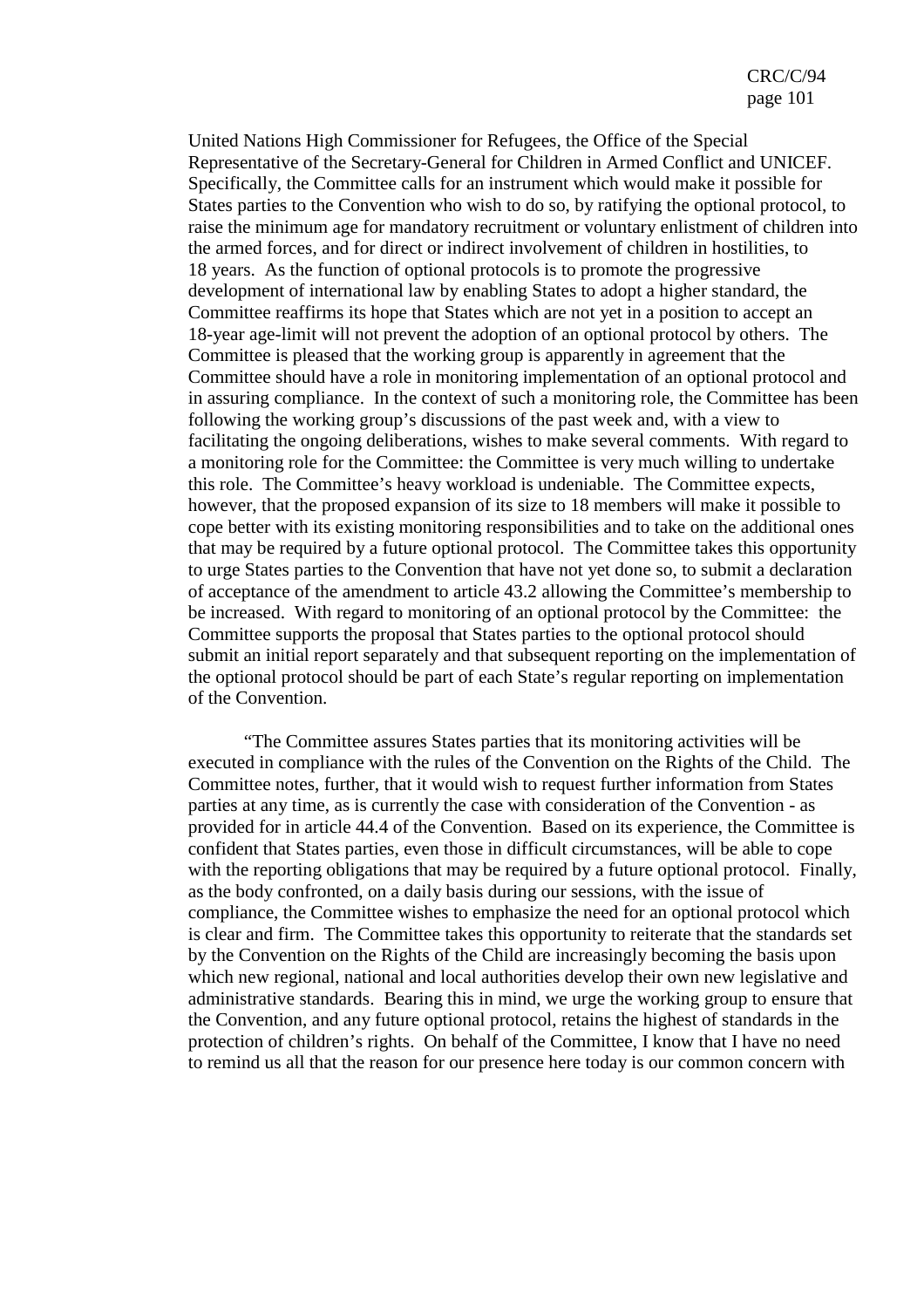United Nations High Commissioner for Refugees, the Office of the Special Representative of the Secretary-General for Children in Armed Conflict and UNICEF. Specifically, the Committee calls for an instrument which would make it possible for States parties to the Convention who wish to do so, by ratifying the optional protocol, to raise the minimum age for mandatory recruitment or voluntary enlistment of children into the armed forces, and for direct or indirect involvement of children in hostilities, to 18 years. As the function of optional protocols is to promote the progressive development of international law by enabling States to adopt a higher standard, the Committee reaffirms its hope that States which are not yet in a position to accept an 18-year age-limit will not prevent the adoption of an optional protocol by others. The Committee is pleased that the working group is apparently in agreement that the Committee should have a role in monitoring implementation of an optional protocol and in assuring compliance. In the context of such a monitoring role, the Committee has been following the working group's discussions of the past week and, with a view to facilitating the ongoing deliberations, wishes to make several comments. With regard to a monitoring role for the Committee: the Committee is very much willing to undertake this role. The Committee's heavy workload is undeniable. The Committee expects, however, that the proposed expansion of its size to 18 members will make it possible to cope better with its existing monitoring responsibilities and to take on the additional ones that may be required by a future optional protocol. The Committee takes this opportunity to urge States parties to the Convention that have not yet done so, to submit a declaration of acceptance of the amendment to article 43.2 allowing the Committee's membership to be increased. With regard to monitoring of an optional protocol by the Committee: the Committee supports the proposal that States parties to the optional protocol should submit an initial report separately and that subsequent reporting on the implementation of the optional protocol should be part of each State's regular reporting on implementation of the Convention.

"The Committee assures States parties that its monitoring activities will be executed in compliance with the rules of the Convention on the Rights of the Child. The Committee notes, further, that it would wish to request further information from States parties at any time, as is currently the case with consideration of the Convention - as provided for in article 44.4 of the Convention. Based on its experience, the Committee is confident that States parties, even those in difficult circumstances, will be able to cope with the reporting obligations that may be required by a future optional protocol. Finally, as the body confronted, on a daily basis during our sessions, with the issue of compliance, the Committee wishes to emphasize the need for an optional protocol which is clear and firm. The Committee takes this opportunity to reiterate that the standards set by the Convention on the Rights of the Child are increasingly becoming the basis upon which new regional, national and local authorities develop their own new legislative and administrative standards. Bearing this in mind, we urge the working group to ensure that the Convention, and any future optional protocol, retains the highest of standards in the protection of children's rights. On behalf of the Committee, I know that I have no need to remind us all that the reason for our presence here today is our common concern with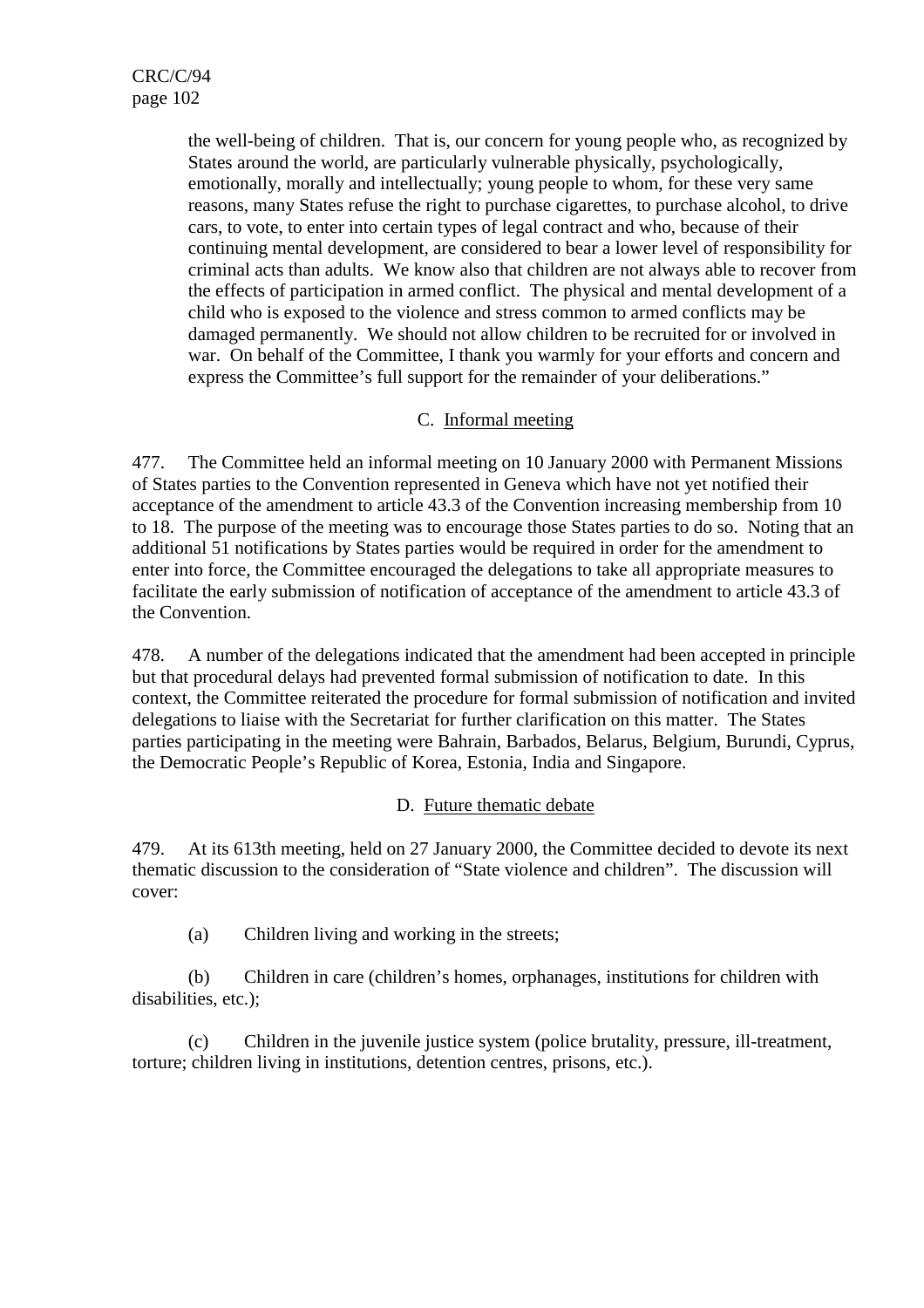> the well-being of children. That is, our concern for young people who, as recognized by States around the world, are particularly vulnerable physically, psychologically, emotionally, morally and intellectually; young people to whom, for these very same reasons, many States refuse the right to purchase cigarettes, to purchase alcohol, to drive cars, to vote, to enter into certain types of legal contract and who, because of their continuing mental development, are considered to bear a lower level of responsibility for criminal acts than adults. We know also that children are not always able to recover from the effects of participation in armed conflict. The physical and mental development of a child who is exposed to the violence and stress common to armed conflicts may be damaged permanently. We should not allow children to be recruited for or involved in war. On behalf of the Committee, I thank you warmly for your efforts and concern and express the Committee's full support for the remainder of your deliberations."

### C. Informal meeting

477. The Committee held an informal meeting on 10 January 2000 with Permanent Missions of States parties to the Convention represented in Geneva which have not yet notified their acceptance of the amendment to article 43.3 of the Convention increasing membership from 10 to 18. The purpose of the meeting was to encourage those States parties to do so. Noting that an additional 51 notifications by States parties would be required in order for the amendment to enter into force, the Committee encouraged the delegations to take all appropriate measures to facilitate the early submission of notification of acceptance of the amendment to article 43.3 of the Convention.

478. A number of the delegations indicated that the amendment had been accepted in principle but that procedural delays had prevented formal submission of notification to date. In this context, the Committee reiterated the procedure for formal submission of notification and invited delegations to liaise with the Secretariat for further clarification on this matter. The States parties participating in the meeting were Bahrain, Barbados, Belarus, Belgium, Burundi, Cyprus, the Democratic People's Republic of Korea, Estonia, India and Singapore.

### D. Future thematic debate

479. At its 613th meeting, held on 27 January 2000, the Committee decided to devote its next thematic discussion to the consideration of "State violence and children". The discussion will cover:

(a) Children living and working in the streets;

(b) Children in care (children's homes, orphanages, institutions for children with disabilities, etc.);

(c) Children in the juvenile justice system (police brutality, pressure, ill-treatment, torture; children living in institutions, detention centres, prisons, etc.).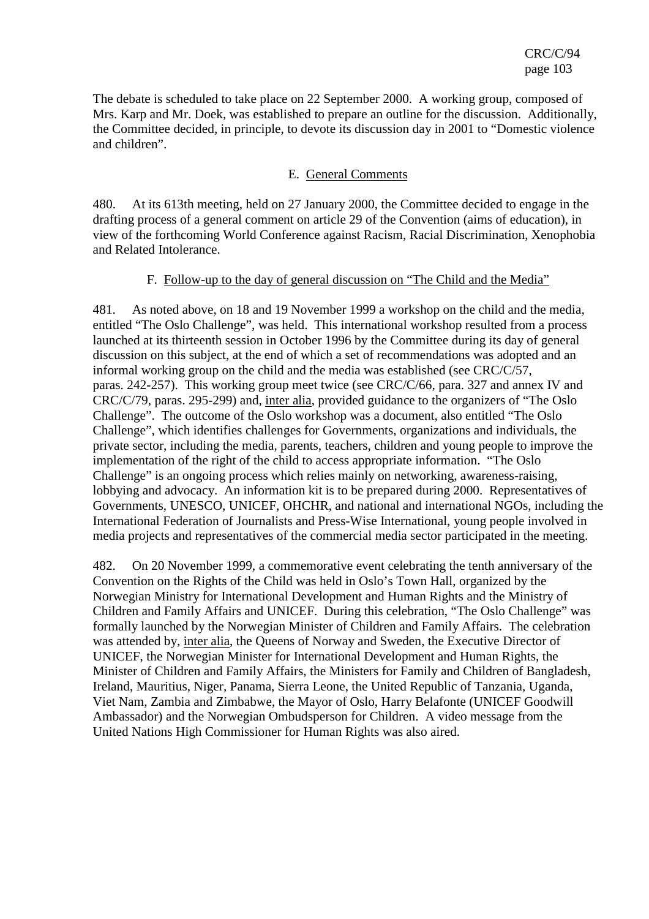The debate is scheduled to take place on 22 September 2000. A working group, composed of Mrs. Karp and Mr. Doek, was established to prepare an outline for the discussion. Additionally, the Committee decided, in principle, to devote its discussion day in 2001 to "Domestic violence and children".

## E. General Comments

480. At its 613th meeting, held on 27 January 2000, the Committee decided to engage in the drafting process of a general comment on article 29 of the Convention (aims of education), in view of the forthcoming World Conference against Racism, Racial Discrimination, Xenophobia and Related Intolerance.

## F. Follow-up to the day of general discussion on "The Child and the Media"

481. As noted above, on 18 and 19 November 1999 a workshop on the child and the media, entitled "The Oslo Challenge", was held. This international workshop resulted from a process launched at its thirteenth session in October 1996 by the Committee during its day of general discussion on this subject, at the end of which a set of recommendations was adopted and an informal working group on the child and the media was established (see CRC/C/57, paras. 242-257). This working group meet twice (see CRC/C/66, para. 327 and annex IV and CRC/C/79, paras. 295-299) and, inter alia, provided guidance to the organizers of "The Oslo Challenge". The outcome of the Oslo workshop was a document, also entitled "The Oslo Challenge", which identifies challenges for Governments, organizations and individuals, the private sector, including the media, parents, teachers, children and young people to improve the implementation of the right of the child to access appropriate information. "The Oslo Challenge" is an ongoing process which relies mainly on networking, awareness-raising, lobbying and advocacy. An information kit is to be prepared during 2000. Representatives of Governments, UNESCO, UNICEF, OHCHR, and national and international NGOs, including the International Federation of Journalists and Press-Wise International, young people involved in media projects and representatives of the commercial media sector participated in the meeting.

482. On 20 November 1999, a commemorative event celebrating the tenth anniversary of the Convention on the Rights of the Child was held in Oslo's Town Hall, organized by the Norwegian Ministry for International Development and Human Rights and the Ministry of Children and Family Affairs and UNICEF. During this celebration, "The Oslo Challenge" was formally launched by the Norwegian Minister of Children and Family Affairs. The celebration was attended by, inter alia, the Queens of Norway and Sweden, the Executive Director of UNICEF, the Norwegian Minister for International Development and Human Rights, the Minister of Children and Family Affairs, the Ministers for Family and Children of Bangladesh, Ireland, Mauritius, Niger, Panama, Sierra Leone, the United Republic of Tanzania, Uganda, Viet Nam, Zambia and Zimbabwe, the Mayor of Oslo, Harry Belafonte (UNICEF Goodwill Ambassador) and the Norwegian Ombudsperson for Children. A video message from the United Nations High Commissioner for Human Rights was also aired.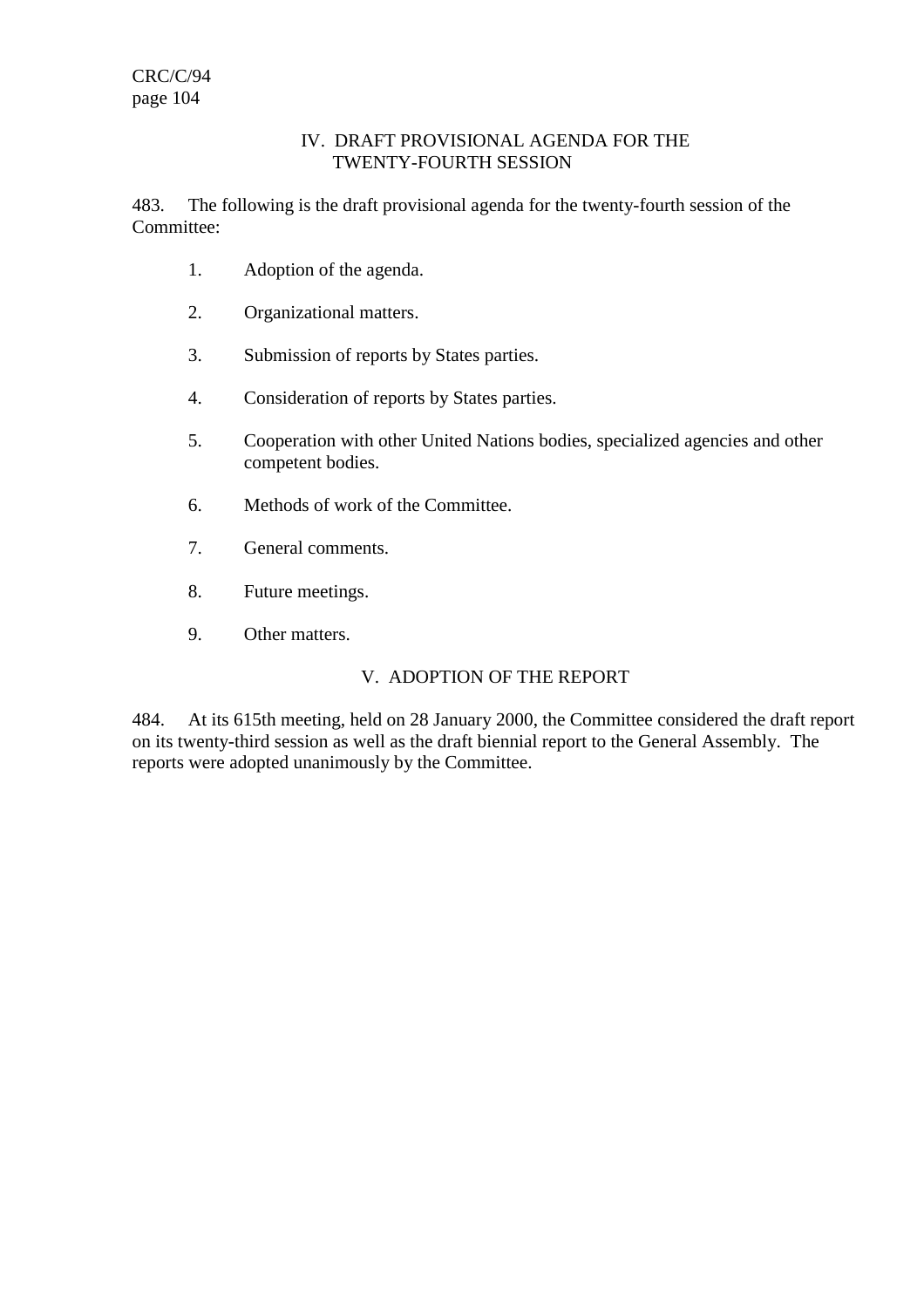## IV. DRAFT PROVISIONAL AGENDA FOR THE TWENTY-FOURTH SESSION

483. The following is the draft provisional agenda for the twenty-fourth session of the Committee:

1. Adoption of the agenda.
2. Organizational matters.
3. Submission of reports by States parties.
4. Consideration of reports by States parties.
5. Cooperation with other United Nations bodies, specialized agencies and other competent bodies.
6. Methods of work of the Committee.
7. General comments.
8. Future meetings.
9. Other matters.

## V. ADOPTION OF THE REPORT

484. At its 615th meeting, held on 28 January 2000, the Committee considered the draft report on its twenty-third session as well as the draft biennial report to the General Assembly. The reports were adopted unanimously by the Committee.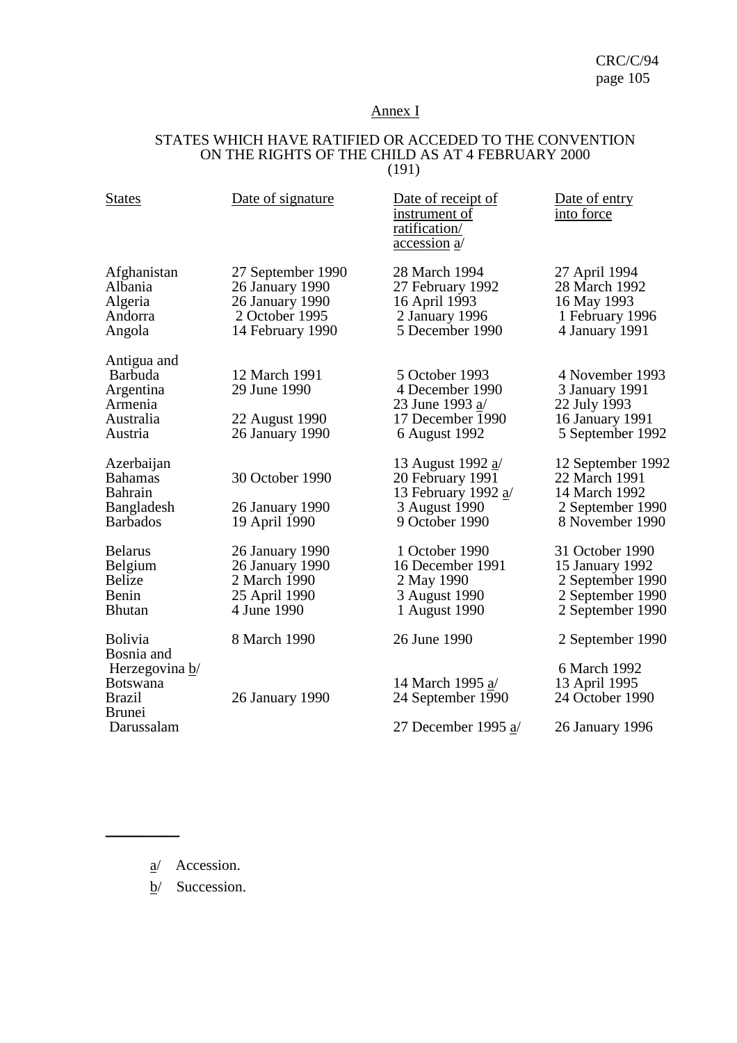Annex I

STATES WHICH HAVE RATIFIED OR ACCEDED TO THE CONVENTION ON THE RIGHTS OF THE CHILD AS AT 4 FEBRUARY 2000 (191)

| States | Date of signature | Date of receipt of instrument of ratification/ accession a/ | Date of entry into force |
|---|---|---|---|
| Afghanistan | 27 September 1990 | 28 March 1994 | 27 April 1994 |
| Albania | 26 January 1990 | 27 February 1992 | 28 March 1992 |
| Algeria | 26 January 1990 | 16 April 1993 | 16 May 1993 |
| Andorra | 2 October 1995 | 2 January 1996 | 1 February 1996 |
| Angola | 14 February 1990 | 5 December 1990 | 4 January 1991 |
| Antigua and Barbuda | 12 March 1991 | 5 October 1993 | 4 November 1993 |
| Argentina | 29 June 1990 | 4 December 1990 | 3 January 1991 |
| Armenia | | 23 June 1993 a/ | 22 July 1993 |
| Australia | 22 August 1990 | 17 December 1990 | 16 January 1991 |
| Austria | 26 January 1990 | 6 August 1992 | 5 September 1992 |
| Azerbaijan | | 13 August 1992 a/ | 12 September 1992 |
| Bahamas | 30 October 1990 | 20 February 1991 | 22 March 1991 |
| Bahrain | | 13 February 1992 a/ | 14 March 1992 |
| Bangladesh | 26 January 1990 | 3 August 1990 | 2 September 1990 |
| Barbados | 19 April 1990 | 9 October 1990 | 8 November 1990 |
| Belarus | 26 January 1990 | 1 October 1990 | 31 October 1990 |
| Belgium | 26 January 1990 | 16 December 1991 | 15 January 1992 |
| Belize | 2 March 1990 | 2 May 1990 | 2 September 1990 |
| Benin | 25 April 1990 | 3 August 1990 | 2 September 1990 |
| Bhutan | 4 June 1990 | 1 August 1990 | 2 September 1990 |
| Bolivia | 8 March 1990 | 26 June 1990 | 2 September 1990 |
| Bosnia and Herzegovina b/ | | | 6 March 1992 |
| Botswana | | 14 March 1995 a/ | 13 April 1995 |
| Brazil | 26 January 1990 | 24 September 1990 | 24 October 1990 |
| Brunei Darussalam | | 27 December 1995 a/ | 26 January 1996 |

---

a/ Accession.

b/ Succession.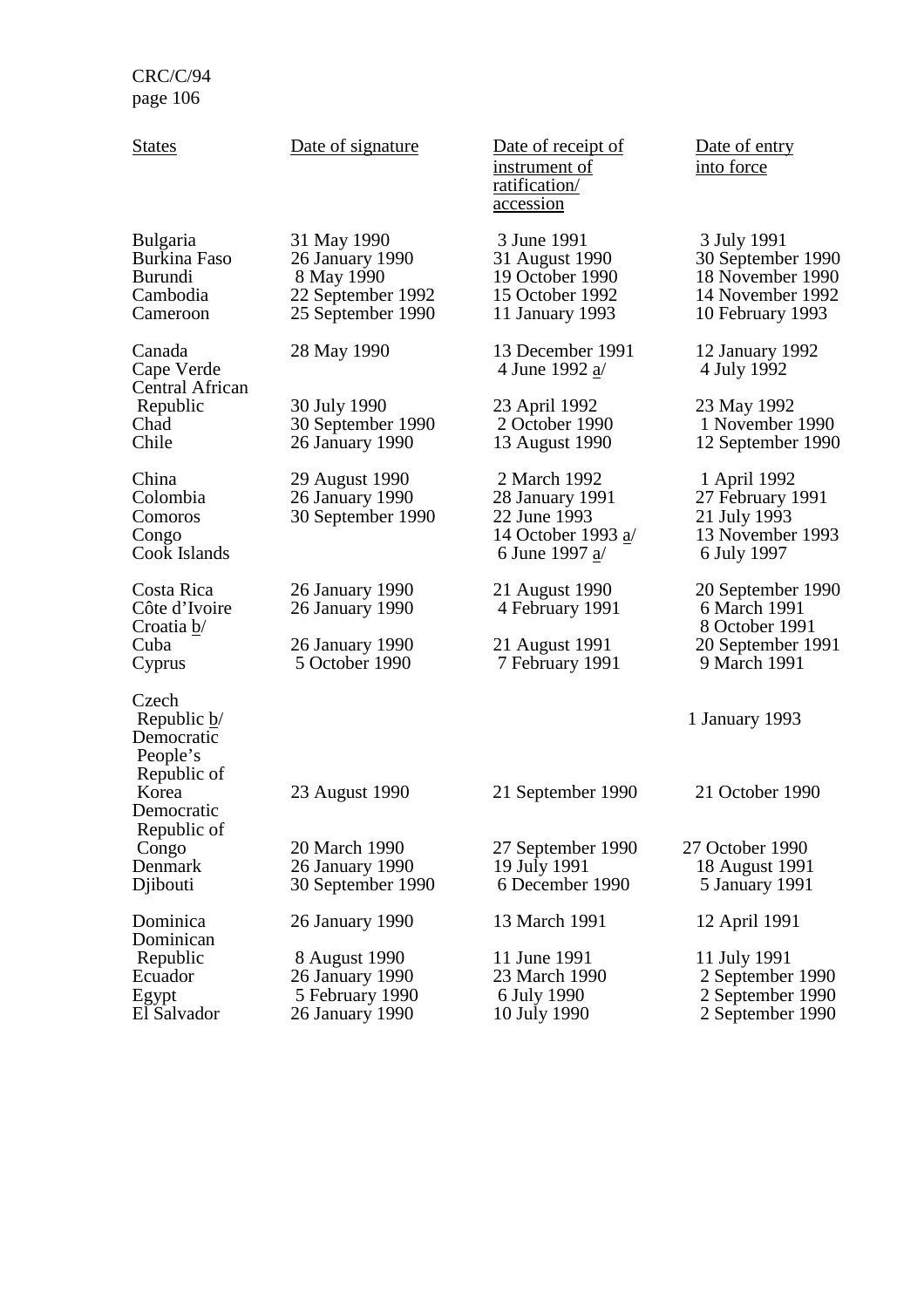| States | Date of signature | Date of receipt of instrument of ratification/ accession | Date of entry into force |
|---|---|---|---|
| Bulgaria | 31 May 1990 | 3 June 1991 | 3 July 1991 |
| Burkina Faso | 26 January 1990 | 31 August 1990 | 30 September 1990 |
| Burundi | 8 May 1990 | 19 October 1990 | 18 November 1990 |
| Cambodia | 22 September 1992 | 15 October 1992 | 14 November 1992 |
| Cameroon | 25 September 1990 | 11 January 1993 | 10 February 1993 |
| Canada | 28 May 1990 | 13 December 1991 | 12 January 1992 |
| Cape Verde | | 4 June 1992 a/ | 4 July 1992 |
| Central African Republic | 30 July 1990 | 23 April 1992 | 23 May 1992 |
| Chad | 30 September 1990 | 2 October 1990 | 1 November 1990 |
| Chile | 26 January 1990 | 13 August 1990 | 12 September 1990 |
| China | 29 August 1990 | 2 March 1992 | 1 April 1992 |
| Colombia | 26 January 1990 | 28 January 1991 | 27 February 1991 |
| Comoros | 30 September 1990 | 22 June 1993 | 21 July 1993 |
| Congo | | 14 October 1993 a/ | 13 November 1993 |
| Cook Islands | | 6 June 1997 a/ | 6 July 1997 |
| Costa Rica | 26 January 1990 | 21 August 1990 | 20 September 1990 |
| Côte d'Ivoire | 26 January 1990 | 4 February 1991 | 6 March 1991 |
| Croatia b/ | | | 8 October 1991 |
| Cuba | 26 January 1990 | 21 August 1991 | 20 September 1991 |
| Cyprus | 5 October 1990 | 7 February 1991 | 9 March 1991 |
| Czech Republic b/ | | | 1 January 1993 |
| Democratic People's Republic of Korea | 23 August 1990 | 21 September 1990 | 21 October 1990 |
| Democratic Republic of Congo | 20 March 1990 | 27 September 1990 | 27 October 1990 |
| Denmark | 26 January 1990 | 19 July 1991 | 18 August 1991 |
| Djibouti | 30 September 1990 | 6 December 1990 | 5 January 1991 |
| Dominica | 26 January 1990 | 13 March 1991 | 12 April 1991 |
| Dominican Republic | 8 August 1990 | 11 June 1991 | 11 July 1991 |
| Ecuador | 26 January 1990 | 23 March 1990 | 2 September 1990 |
| Egypt | 5 February 1990 | 6 July 1990 | 2 September 1990 |
| El Salvador | 26 January 1990 | 10 July 1990 | 2 September 1990 |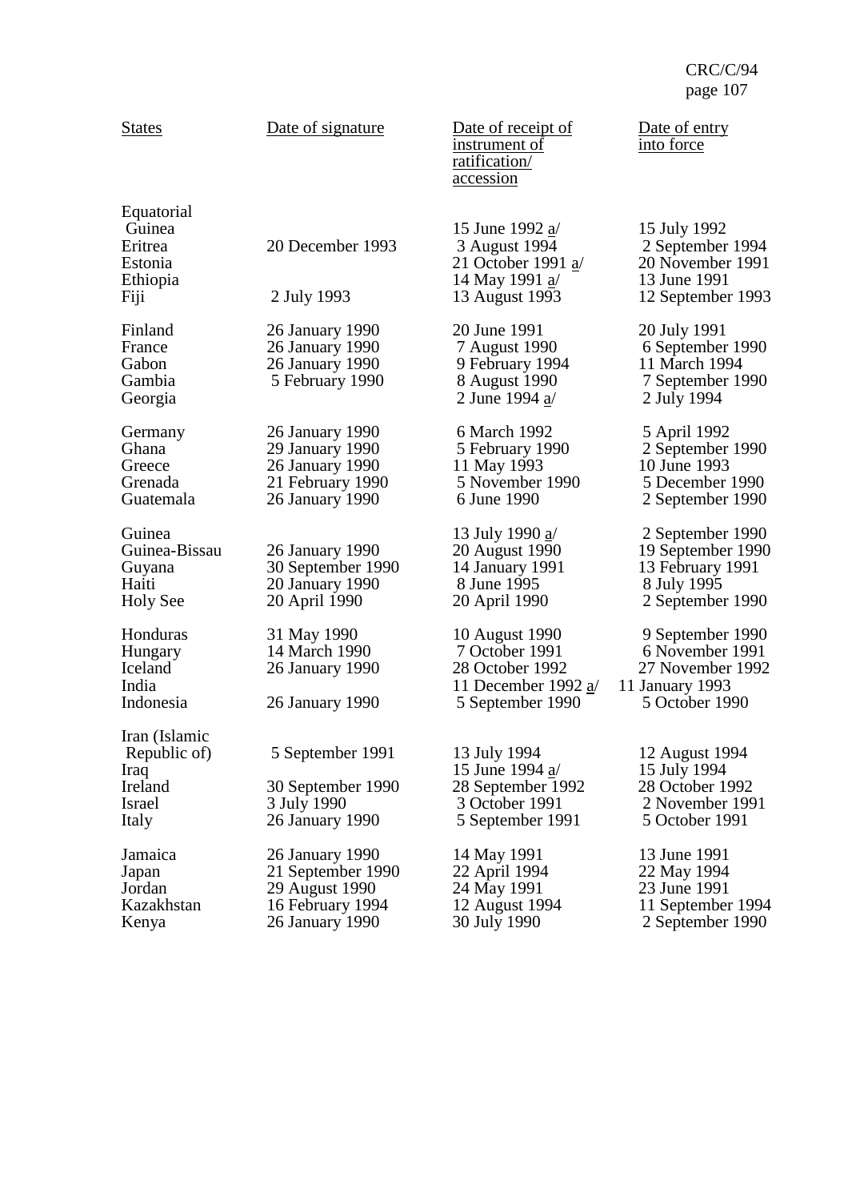| States | Date of signature | Date of receipt of instrument of ratification/ accession | Date of entry into force |
|---|---|---|---|
| Equatorial Guinea | | 15 June 1992 a/ | 15 July 1992 |
| Eritrea | 20 December 1993 | 3 August 1994 | 2 September 1994 |
| Estonia | | 21 October 1991 a/ | 20 November 1991 |
| Ethiopia | | 14 May 1991 a/ | 13 June 1991 |
| Fiji | 2 July 1993 | 13 August 1993 | 12 September 1993 |
| Finland | 26 January 1990 | 20 June 1991 | 20 July 1991 |
| France | 26 January 1990 | 7 August 1990 | 6 September 1990 |
| Gabon | 26 January 1990 | 9 February 1994 | 11 March 1994 |
| Gambia | 5 February 1990 | 8 August 1990 | 7 September 1990 |
| Georgia | | 2 June 1994 a/ | 2 July 1994 |
| Germany | 26 January 1990 | 6 March 1992 | 5 April 1992 |
| Ghana | 29 January 1990 | 5 February 1990 | 2 September 1990 |
| Greece | 26 January 1990 | 11 May 1993 | 10 June 1993 |
| Grenada | 21 February 1990 | 5 November 1990 | 5 December 1990 |
| Guatemala | 26 January 1990 | 6 June 1990 | 2 September 1990 |
| Guinea | | 13 July 1990 a/ | 2 September 1990 |
| Guinea-Bissau | 26 January 1990 | 20 August 1990 | 19 September 1990 |
| Guyana | 30 September 1990 | 14 January 1991 | 13 February 1991 |
| Haiti | 20 January 1990 | 8 June 1995 | 8 July 1995 |
| Holy See | 20 April 1990 | 20 April 1990 | 2 September 1990 |
| Honduras | 31 May 1990 | 10 August 1990 | 9 September 1990 |
| Hungary | 14 March 1990 | 7 October 1991 | 6 November 1991 |
| Iceland | 26 January 1990 | 28 October 1992 | 27 November 1992 |
| India | | 11 December 1992 a/ | 11 January 1993 |
| Indonesia | 26 January 1990 | 5 September 1990 | 5 October 1990 |
| Iran (Islamic Republic of) | 5 September 1991 | 13 July 1994 | 12 August 1994 |
| Iraq | | 15 June 1994 a/ | 15 July 1994 |
| Ireland | 30 September 1990 | 28 September 1992 | 28 October 1992 |
| Israel | 3 July 1990 | 3 October 1991 | 2 November 1991 |
| Italy | 26 January 1990 | 5 September 1991 | 5 October 1991 |
| Jamaica | 26 January 1990 | 14 May 1991 | 13 June 1991 |
| Japan | 21 September 1990 | 22 April 1994 | 22 May 1994 |
| Jordan | 29 August 1990 | 24 May 1991 | 23 June 1991 |
| Kazakhstan | 16 February 1994 | 12 August 1994 | 11 September 1994 |
| Kenya | 26 January 1990 | 30 July 1990 | 2 September 1990 |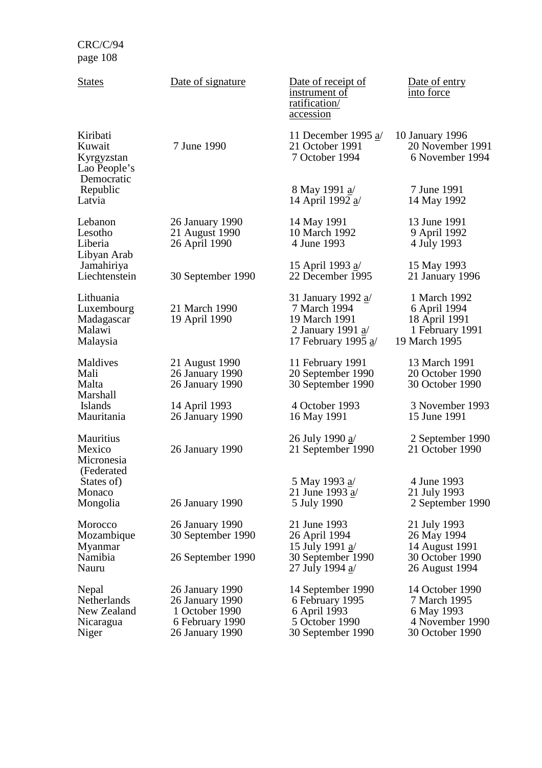| States | Date of signature | Date of receipt of instrument of ratification/ accession | Date of entry into force |
|---|---|---|---|
| Kiribati | | 11 December 1995 a/ | 10 January 1996 |
| Kuwait | 7 June 1990 | 21 October 1991 | 20 November 1991 |
| Kyrgyzstan | | 7 October 1994 | 6 November 1994 |
| Lao People's Democratic Republic | | 8 May 1991 a/ | 7 June 1991 |
| Latvia | | 14 April 1992 a/ | 14 May 1992 |
| Lebanon | 26 January 1990 | 14 May 1991 | 13 June 1991 |
| Lesotho | 21 August 1990 | 10 March 1992 | 9 April 1992 |
| Liberia | 26 April 1990 | 4 June 1993 | 4 July 1993 |
| Libyan Arab Jamahiriya | | 15 April 1993 a/ | 15 May 1993 |
| Liechtenstein | 30 September 1990 | 22 December 1995 | 21 January 1996 |
| Lithuania | | 31 January 1992 a/ | 1 March 1992 |
| Luxembourg | 21 March 1990 | 7 March 1994 | 6 April 1994 |
| Madagascar | 19 April 1990 | 19 March 1991 | 18 April 1991 |
| Malawi | | 2 January 1991 a/ | 1 February 1991 |
| Malaysia | | 17 February 1995 a/ | 19 March 1995 |
| Maldives | 21 August 1990 | 11 February 1991 | 13 March 1991 |
| Mali | 26 January 1990 | 20 September 1990 | 20 October 1990 |
| Malta | 26 January 1990 | 30 September 1990 | 30 October 1990 |
| Marshall Islands | 14 April 1993 | 4 October 1993 | 3 November 1993 |
| Mauritania | 26 January 1990 | 16 May 1991 | 15 June 1991 |
| Mauritius | | 26 July 1990 a/ | 2 September 1990 |
| Mexico | 26 January 1990 | 21 September 1990 | 21 October 1990 |
| Micronesia (Federated States of) | | 5 May 1993 a/ | 4 June 1993 |
| Monaco | | 21 June 1993 a/ | 21 July 1993 |
| Mongolia | 26 January 1990 | 5 July 1990 | 2 September 1990 |
| Morocco | 26 January 1990 | 21 June 1993 | 21 July 1993 |
| Mozambique | 30 September 1990 | 26 April 1994 | 26 May 1994 |
| Myanmar | | 15 July 1991 a/ | 14 August 1991 |
| Namibia | 26 September 1990 | 30 September 1990 | 30 October 1990 |
| Nauru | | 27 July 1994 a/ | 26 August 1994 |
| Nepal | 26 January 1990 | 14 September 1990 | 14 October 1990 |
| Netherlands | 26 January 1990 | 6 February 1995 | 7 March 1995 |
| New Zealand | 1 October 1990 | 6 April 1993 | 6 May 1993 |
| Nicaragua | 6 February 1990 | 5 October 1990 | 4 November 1990 |
| Niger | 26 January 1990 | 30 September 1990 | 30 October 1990 |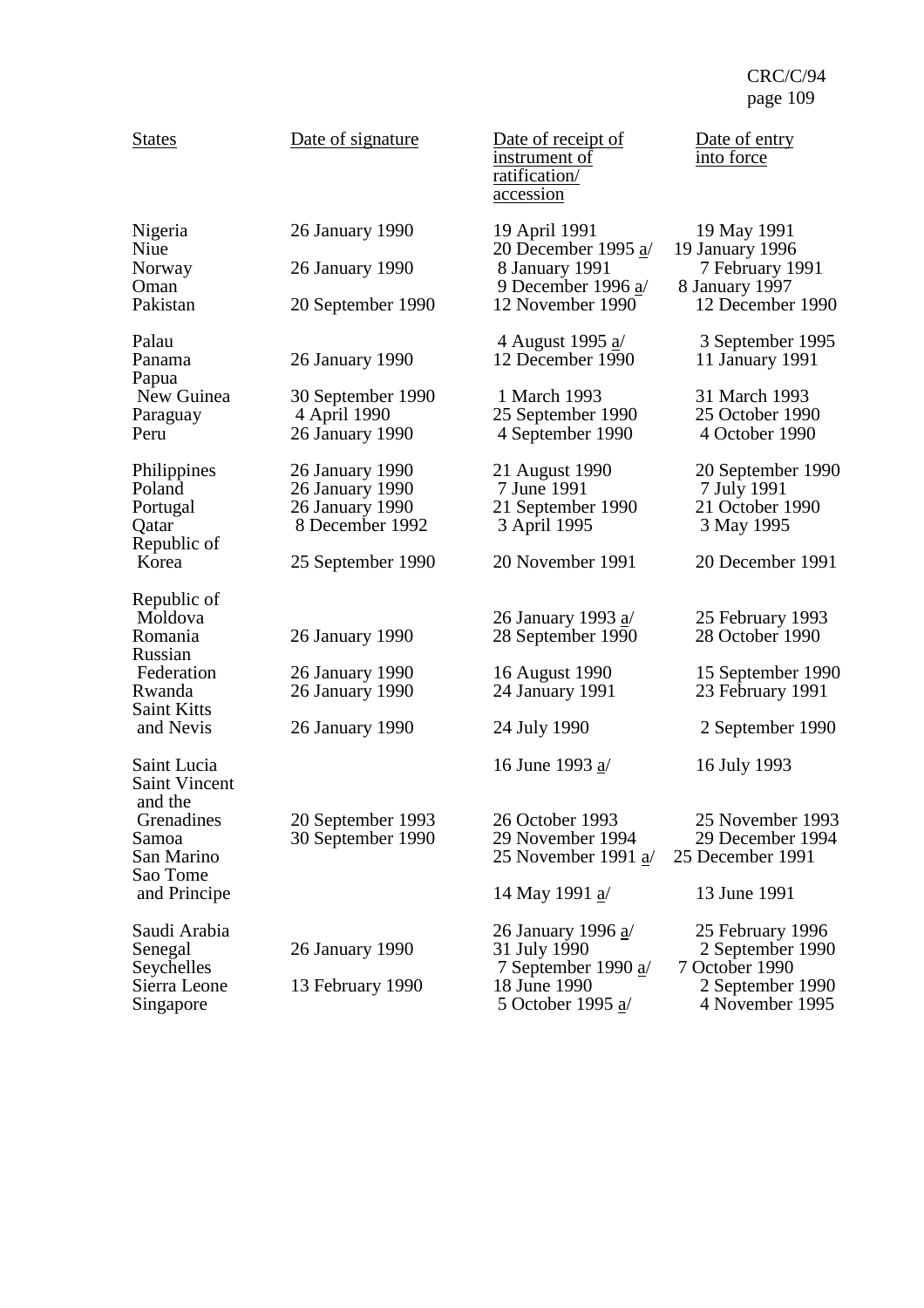| States | Date of signature | Date of receipt of instrument of ratification/ accession | Date of entry into force |
|---|---|---|---|
| Nigeria | 26 January 1990 | 19 April 1991 | 19 May 1991 |
| Niue | | 20 December 1995 a/ | 19 January 1996 |
| Norway | 26 January 1990 | 8 January 1991 | 7 February 1991 |
| Oman | | 9 December 1996 a/ | 8 January 1997 |
| Pakistan | 20 September 1990 | 12 November 1990 | 12 December 1990 |
| Palau | | 4 August 1995 a/ | 3 September 1995 |
| Panama | 26 January 1990 | 12 December 1990 | 11 January 1991 |
| Papua New Guinea | 30 September 1990 | 1 March 1993 | 31 March 1993 |
| Paraguay | 4 April 1990 | 25 September 1990 | 25 October 1990 |
| Peru | 26 January 1990 | 4 September 1990 | 4 October 1990 |
| Philippines | 26 January 1990 | 21 August 1990 | 20 September 1990 |
| Poland | 26 January 1990 | 7 June 1991 | 7 July 1991 |
| Portugal | 26 January 1990 | 21 September 1990 | 21 October 1990 |
| Qatar | 8 December 1992 | 3 April 1995 | 3 May 1995 |
| Republic of Korea | 25 September 1990 | 20 November 1991 | 20 December 1991 |
| Republic of Moldova | | 26 January 1993 a/ | 25 February 1993 |
| Romania | 26 January 1990 | 28 September 1990 | 28 October 1990 |
| Russian Federation | 26 January 1990 | 16 August 1990 | 15 September 1990 |
| Rwanda | 26 January 1990 | 24 January 1991 | 23 February 1991 |
| Saint Kitts and Nevis | 26 January 1990 | 24 July 1990 | 2 September 1990 |
| Saint Lucia | | 16 June 1993 a/ | 16 July 1993 |
| Saint Vincent and the Grenadines | 20 September 1993 | 26 October 1993 | 25 November 1993 |
| Samoa | 30 September 1990 | 29 November 1994 | 29 December 1994 |
| San Marino | | 25 November 1991 a/ | 25 December 1991 |
| Sao Tome and Principe | | 14 May 1991 a/ | 13 June 1991 |
| Saudi Arabia | | 26 January 1996 a/ | 25 February 1996 |
| Senegal | 26 January 1990 | 31 July 1990 | 2 September 1990 |
| Seychelles | | 7 September 1990 a/ | 7 October 1990 |
| Sierra Leone | 13 February 1990 | 18 June 1990 | 2 September 1990 |
| Singapore | | 5 October 1995 a/ | 4 November 1995 |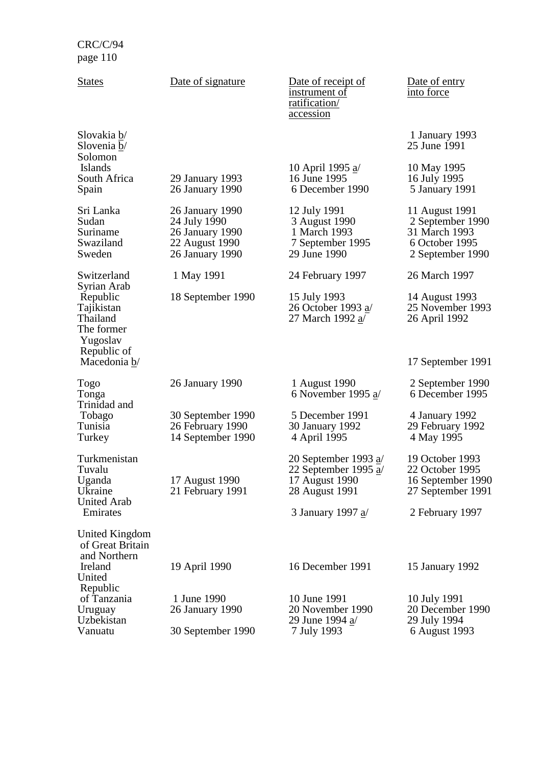| States | Date of signature | Date of receipt of instrument of ratification/ accession | Date of entry into force |
|---|---|---|---|
| Slovakia b/ | | | 1 January 1993 |
| Slovenia b/ | | | 25 June 1991 |
| Solomon Islands | | 10 April 1995 a/ | 10 May 1995 |
| South Africa | 29 January 1993 | 16 June 1995 | 16 July 1995 |
| Spain | 26 January 1990 | 6 December 1990 | 5 January 1991 |
| Sri Lanka | 26 January 1990 | 12 July 1991 | 11 August 1991 |
| Sudan | 24 July 1990 | 3 August 1990 | 2 September 1990 |
| Suriname | 26 January 1990 | 1 March 1993 | 31 March 1993 |
| Swaziland | 22 August 1990 | 7 September 1995 | 6 October 1995 |
| Sweden | 26 January 1990 | 29 June 1990 | 2 September 1990 |
| Switzerland | 1 May 1991 | 24 February 1997 | 26 March 1997 |
| Syrian Arab Republic | 18 September 1990 | 15 July 1993 | 14 August 1993 |
| Tajikistan | | 26 October 1993 a/ | 25 November 1993 |
| Thailand | | 27 March 1992 a/ | 26 April 1992 |
| The former Yugoslav Republic of Macedonia b/ | | | 17 September 1991 |
| Togo | 26 January 1990 | 1 August 1990 | 2 September 1990 |
| Tonga | | 6 November 1995 a/ | 6 December 1995 |
| Trinidad and Tobago | 30 September 1990 | 5 December 1991 | 4 January 1992 |
| Tunisia | 26 February 1990 | 30 January 1992 | 29 February 1992 |
| Turkey | 14 September 1990 | 4 April 1995 | 4 May 1995 |
| Turkmenistan | | 20 September 1993 a/ | 19 October 1993 |
| Tuvalu | | 22 September 1995 a/ | 22 October 1995 |
| Uganda | 17 August 1990 | 17 August 1990 | 16 September 1990 |
| Ukraine | 21 February 1991 | 28 August 1991 | 27 September 1991 |
| United Arab Emirates | | 3 January 1997 a/ | 2 February 1997 |
| United Kingdom of Great Britain and Northern Ireland | 19 April 1990 | 16 December 1991 | 15 January 1992 |
| United Republic of Tanzania | 1 June 1990 | 10 June 1991 | 10 July 1991 |
| Uruguay | 26 January 1990 | 20 November 1990 | 20 December 1990 |
| Uzbekistan | | 29 June 1994 a/ | 29 July 1994 |
| Vanuatu | 30 September 1990 | 7 July 1993 | 6 August 1993 |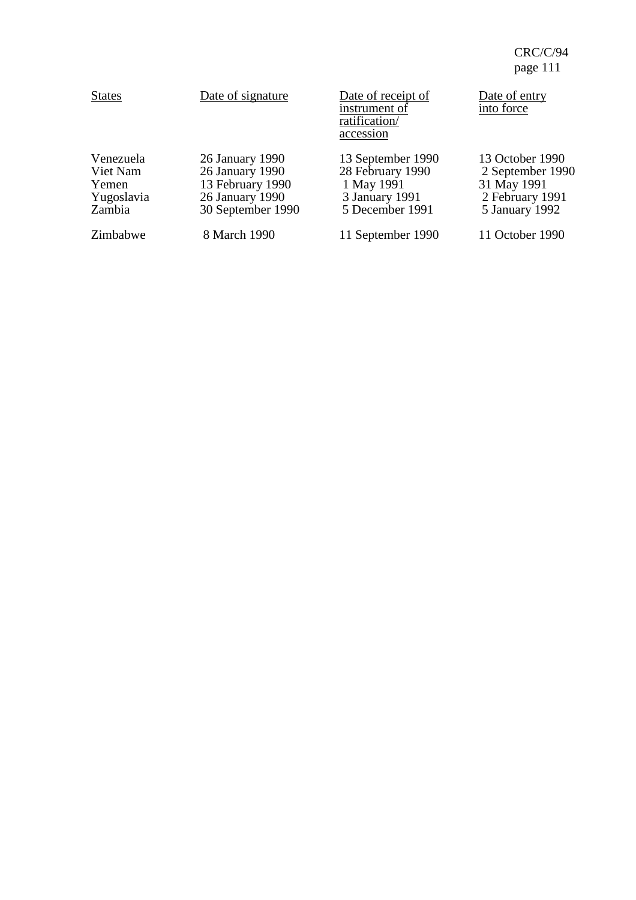| States | Date of signature | Date of receipt of instrument of ratification/ accession | Date of entry into force |
|---|---|---|---|
| Venezuela | 26 January 1990 | 13 September 1990 | 13 October 1990 |
| Viet Nam | 26 January 1990 | 28 February 1990 | 2 September 1990 |
| Yemen | 13 February 1990 | 1 May 1991 | 31 May 1991 |
| Yugoslavia | 26 January 1990 | 3 January 1991 | 2 February 1991 |
| Zambia | 30 September 1990 | 5 December 1991 | 5 January 1992 |
| Zimbabwe | 8 March 1990 | 11 September 1990 | 11 October 1990 |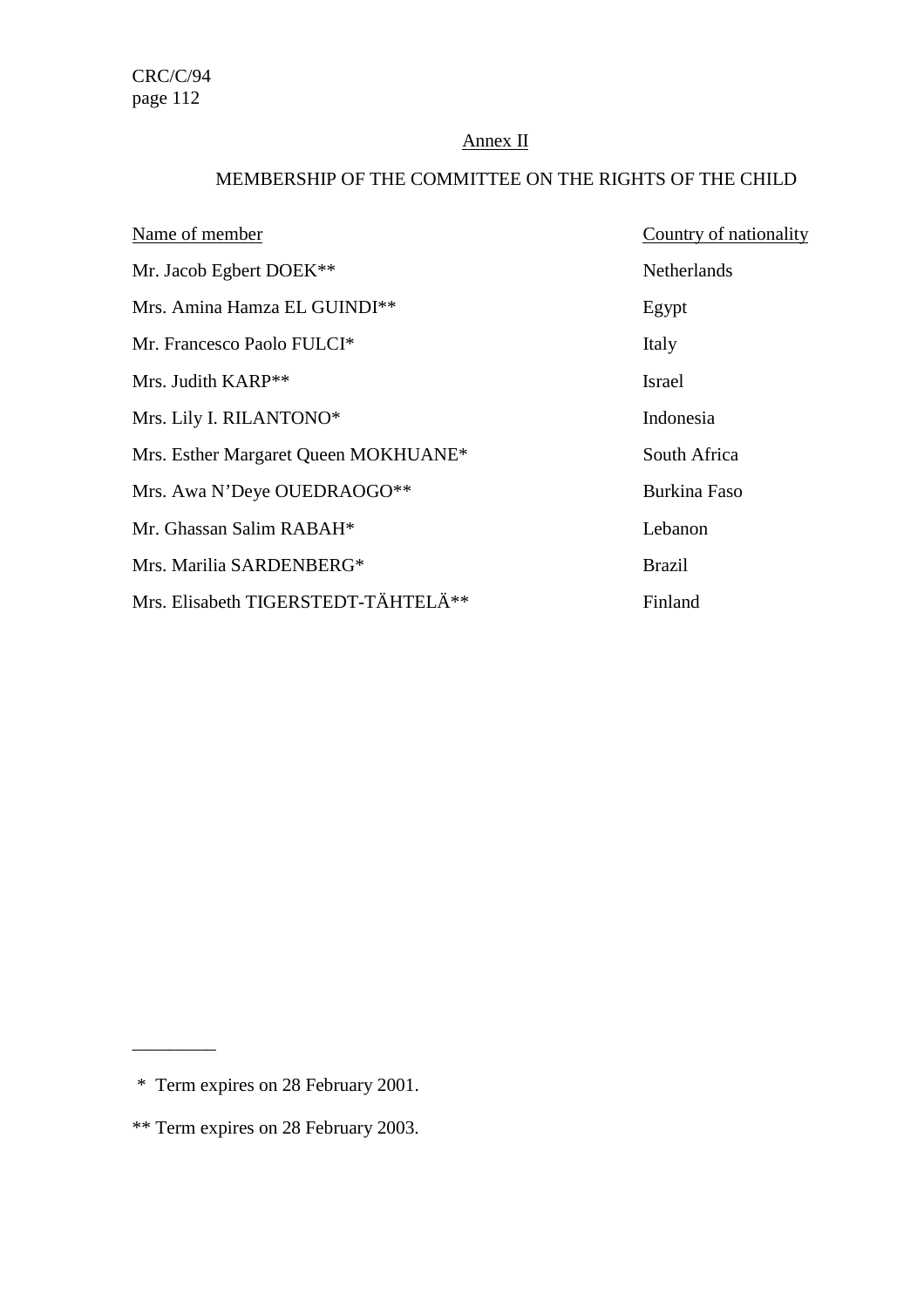## Annex II

## MEMBERSHIP OF THE COMMITTEE ON THE RIGHTS OF THE CHILD

| Name of member | Country of nationality |
|---|---|
| Mr. Jacob Egbert DOEK** | Netherlands |
| Mrs. Amina Hamza EL GUINDI** | Egypt |
| Mr. Francesco Paolo FULCI* | Italy |
| Mrs. Judith KARP** | Israel |
| Mrs. Lily I. RILANTONO* | Indonesia |
| Mrs. Esther Margaret Queen MOKHUANE* | South Africa |
| Mrs. Awa N'Deye OUEDRAOGO** | Burkina Faso |
| Mr. Ghassan Salim RABAH* | Lebanon |
| Mrs. Marilia SARDENBERG* | Brazil |
| Mrs. Elisabeth TIGERSTEDT-TÄHTELÄ** | Finland |

---

\* Term expires on 28 February 2001.

\** Term expires on 28 February 2003.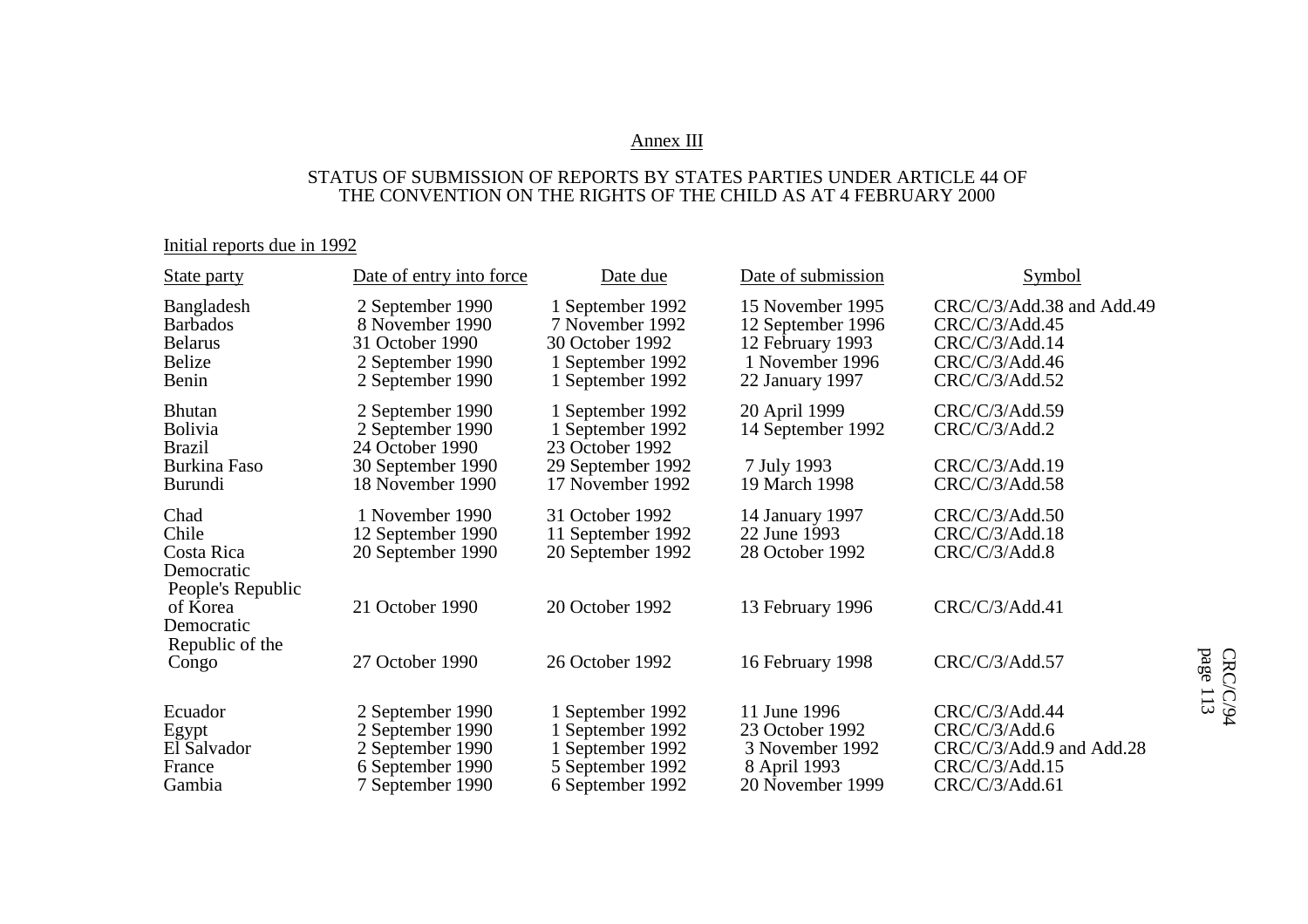Annex III

STATUS OF SUBMISSION OF REPORTS BY STATES PARTIES UNDER ARTICLE 44 OF THE CONVENTION ON THE RIGHTS OF THE CHILD AS AT 4 FEBRUARY 2000

Initial reports due in 1992

| State party | Date of entry into force | Date due | Date of submission | Symbol |
|---|---|---|---|---|
| Bangladesh | 2 September 1990 | 1 September 1992 | 15 November 1995 | CRC/C/3/Add.38 and Add.49 |
| Barbados | 8 November 1990 | 7 November 1992 | 12 September 1996 | CRC/C/3/Add.45 |
| Belarus | 31 October 1990 | 30 October 1992 | 12 February 1993 | CRC/C/3/Add.14 |
| Belize | 2 September 1990 | 1 September 1992 | 1 November 1996 | CRC/C/3/Add.46 |
| Benin | 2 September 1990 | 1 September 1992 | 22 January 1997 | CRC/C/3/Add.52 |
| Bhutan | 2 September 1990 | 1 September 1992 | 20 April 1999 | CRC/C/3/Add.59 |
| Bolivia | 2 September 1990 | 1 September 1992 | 14 September 1992 | CRC/C/3/Add.2 |
| Brazil | 24 October 1990 | 23 October 1992 | | |
| Burkina Faso | 30 September 1990 | 29 September 1992 | 7 July 1993 | CRC/C/3/Add.19 |
| Burundi | 18 November 1990 | 17 November 1992 | 19 March 1998 | CRC/C/3/Add.58 |
| Chad | 1 November 1990 | 31 October 1992 | 14 January 1997 | CRC/C/3/Add.50 |
| Chile | 12 September 1990 | 11 September 1992 | 22 June 1993 | CRC/C/3/Add.18 |
| Costa Rica | 20 September 1990 | 20 September 1992 | 28 October 1992 | CRC/C/3/Add.8 |
| Democratic People's Republic of Korea | 21 October 1990 | 20 October 1992 | 13 February 1996 | CRC/C/3/Add.41 |
| Democratic Republic of the Congo | 27 October 1990 | 26 October 1992 | 16 February 1998 | CRC/C/3/Add.57 |
| Ecuador | 2 September 1990 | 1 September 1992 | 11 June 1996 | CRC/C/3/Add.44 |
| Egypt | 2 September 1990 | 1 September 1992 | 23 October 1992 | CRC/C/3/Add.6 |
| El Salvador | 2 September 1990 | 1 September 1992 | 3 November 1992 | CRC/C/3/Add.9 and Add.28 |
| France | 6 September 1990 | 5 September 1992 | 8 April 1993 | CRC/C/3/Add.15 |
| Gambia | 7 September 1990 | 6 September 1992 | 20 November 1999 | CRC/C/3/Add.61 |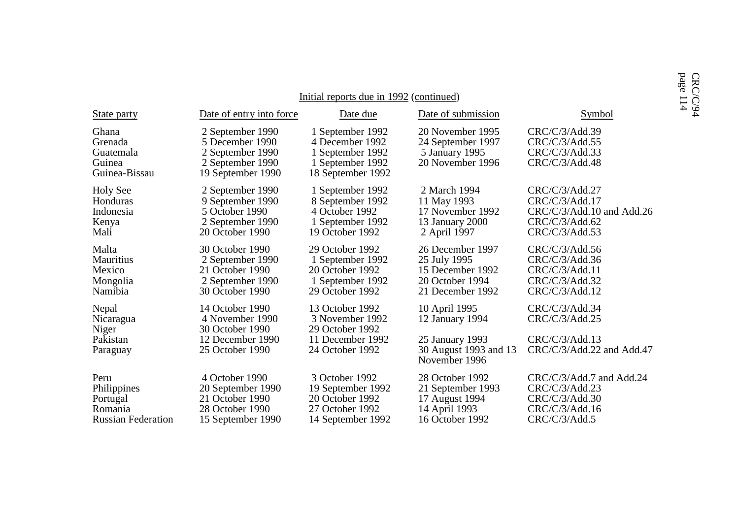Initial reports due in 1992 (continued)

| State party | Date of entry into force | Date due | Date of submission | Symbol |
|---|---|---|---|---|
| Ghana | 2 September 1990 | 1 September 1992 | 20 November 1995 | CRC/C/3/Add.39 |
| Grenada | 5 December 1990 | 4 December 1992 | 24 September 1997 | CRC/C/3/Add.55 |
| Guatemala | 2 September 1990 | 1 September 1992 | 5 January 1995 | CRC/C/3/Add.33 |
| Guinea | 2 September 1990 | 1 September 1992 | 20 November 1996 | CRC/C/3/Add.48 |
| Guinea-Bissau | 19 September 1990 | 18 September 1992 | | |
| Holy See | 2 September 1990 | 1 September 1992 | 2 March 1994 | CRC/C/3/Add.27 |
| Honduras | 9 September 1990 | 8 September 1992 | 11 May 1993 | CRC/C/3/Add.17 |
| Indonesia | 5 October 1990 | 4 October 1992 | 17 November 1992 | CRC/C/3/Add.10 and Add.26 |
| Kenya | 2 September 1990 | 1 September 1992 | 13 January 2000 | CRC/C/3/Add.62 |
| Mali | 20 October 1990 | 19 October 1992 | 2 April 1997 | CRC/C/3/Add.53 |
| Malta | 30 October 1990 | 29 October 1992 | 26 December 1997 | CRC/C/3/Add.56 |
| Mauritius | 2 September 1990 | 1 September 1992 | 25 July 1995 | CRC/C/3/Add.36 |
| Mexico | 21 October 1990 | 20 October 1992 | 15 December 1992 | CRC/C/3/Add.11 |
| Mongolia | 2 September 1990 | 1 September 1992 | 20 October 1994 | CRC/C/3/Add.32 |
| Namibia | 30 October 1990 | 29 October 1992 | 21 December 1992 | CRC/C/3/Add.12 |
| Nepal | 14 October 1990 | 13 October 1992 | 10 April 1995 | CRC/C/3/Add.34 |
| Nicaragua | 4 November 1990 | 3 November 1992 | 12 January 1994 | CRC/C/3/Add.25 |
| Niger | 30 October 1990 | 29 October 1992 | | |
| Pakistan | 12 December 1990 | 11 December 1992 | 25 January 1993 | CRC/C/3/Add.13 |
| Paraguay | 25 October 1990 | 24 October 1992 | 30 August 1993 and 13 November 1996 | CRC/C/3/Add.22 and Add.47 |
| Peru | 4 October 1990 | 3 October 1992 | 28 October 1992 | CRC/C/3/Add.7 and Add.24 |
| Philippines | 20 September 1990 | 19 September 1992 | 21 September 1993 | CRC/C/3/Add.23 |
| Portugal | 21 October 1990 | 20 October 1992 | 17 August 1994 | CRC/C/3/Add.30 |
| Romania | 28 October 1990 | 27 October 1992 | 14 April 1993 | CRC/C/3/Add.16 |
| Russian Federation | 15 September 1990 | 14 September 1992 | 16 October 1992 | CRC/C/3/Add.5 |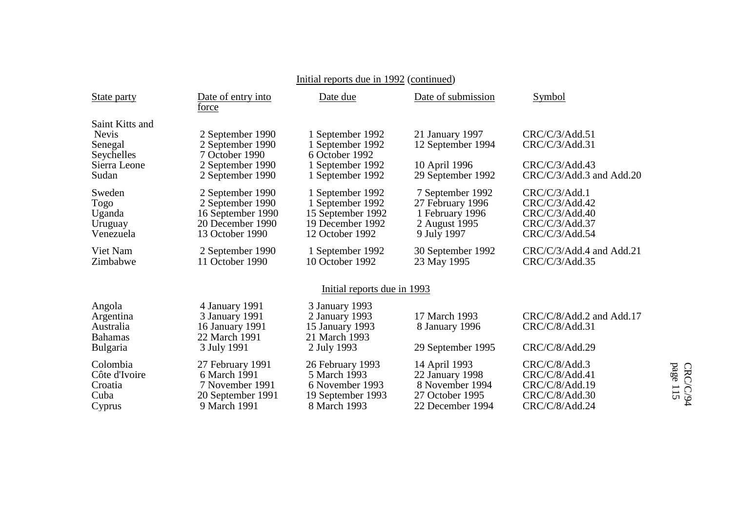Initial reports due in 1992 (continued)

| State party | Date of entry into force | Date due | Date of submission | Symbol |
|---|---|---|---|---|
| Saint Kitts and Nevis | 2 September 1990 | 1 September 1992 | 21 January 1997 | CRC/C/3/Add.51 |
| Senegal | 2 September 1990 | 1 September 1992 | 12 September 1994 | CRC/C/3/Add.31 |
| Seychelles | 7 October 1990 | 6 October 1992 | | |
| Sierra Leone | 2 September 1990 | 1 September 1992 | 10 April 1996 | CRC/C/3/Add.43 |
| Sudan | 2 September 1990 | 1 September 1992 | 29 September 1992 | CRC/C/3/Add.3 and Add.20 |
| Sweden | 2 September 1990 | 1 September 1992 | 7 September 1992 | CRC/C/3/Add.1 |
| Togo | 2 September 1990 | 1 September 1992 | 27 February 1996 | CRC/C/3/Add.42 |
| Uganda | 16 September 1990 | 15 September 1992 | 1 February 1996 | CRC/C/3/Add.40 |
| Uruguay | 20 December 1990 | 19 December 1992 | 2 August 1995 | CRC/C/3/Add.37 |
| Venezuela | 13 October 1990 | 12 October 1992 | 9 July 1997 | CRC/C/3/Add.54 |
| Viet Nam | 2 September 1990 | 1 September 1992 | 30 September 1992 | CRC/C/3/Add.4 and Add.21 |
| Zimbabwe | 11 October 1990 | 10 October 1992 | 23 May 1995 | CRC/C/3/Add.35 |

Initial reports due in 1993

| State party | Date of entry into force | Date due | Date of submission | Symbol |
|---|---|---|---|---|
| Angola | 4 January 1991 | 3 January 1993 | | |
| Argentina | 3 January 1991 | 2 January 1993 | 17 March 1993 | CRC/C/8/Add.2 and Add.17 |
| Australia | 16 January 1991 | 15 January 1993 | 8 January 1996 | CRC/C/8/Add.31 |
| Bahamas | 22 March 1991 | 21 March 1993 | | |
| Bulgaria | 3 July 1991 | 2 July 1993 | 29 September 1995 | CRC/C/8/Add.29 |
| Colombia | 27 February 1991 | 26 February 1993 | 14 April 1993 | CRC/C/8/Add.3 |
| Côte d'Ivoire | 6 March 1991 | 5 March 1993 | 22 January 1998 | CRC/C/8/Add.41 |
| Croatia | 7 November 1991 | 6 November 1993 | 8 November 1994 | CRC/C/8/Add.19 |
| Cuba | 20 September 1991 | 19 September 1993 | 27 October 1995 | CRC/C/8/Add.30 |
| Cyprus | 9 March 1991 | 8 March 1993 | 22 December 1994 | CRC/C/8/Add.24 |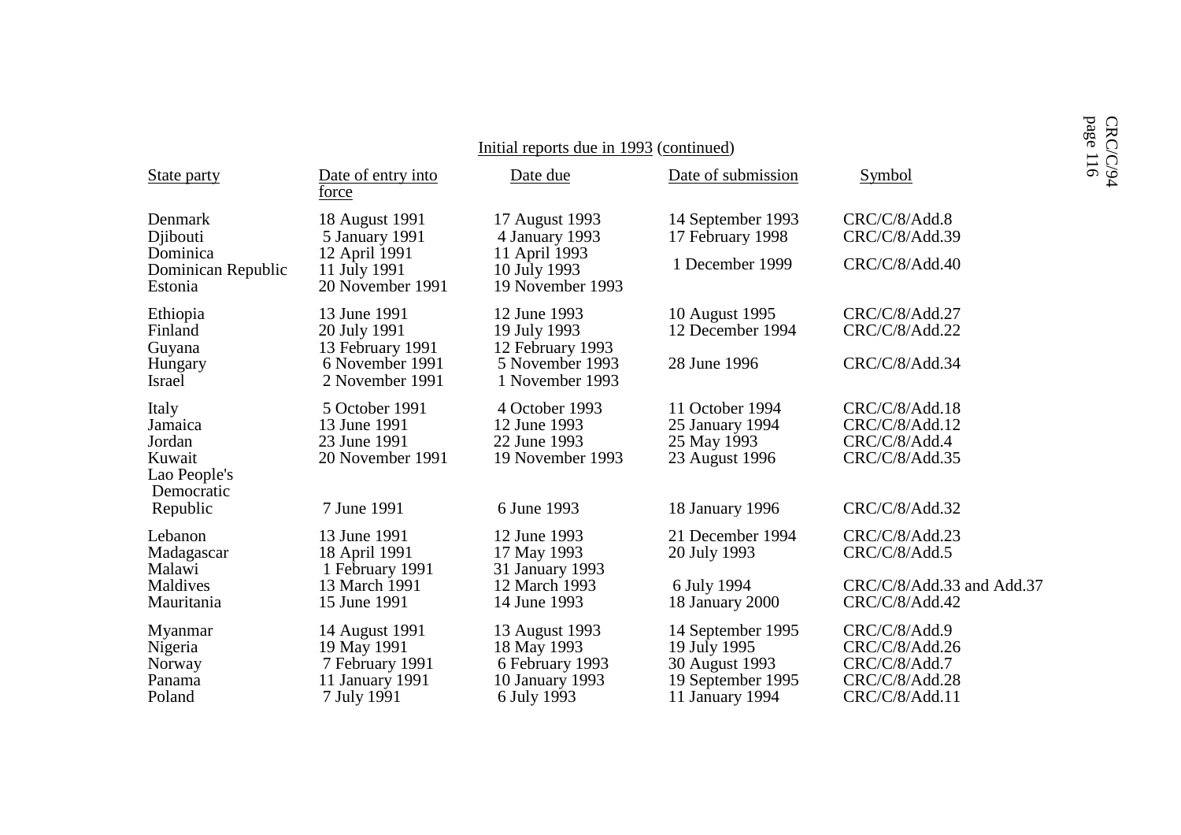Initial reports due in 1993 (continued)

| State party | Date of entry into force | Date due | Date of submission | Symbol |
|---|---|---|---|---|
| Denmark | 18 August 1991 | 17 August 1993 | 14 September 1993 | CRC/C/8/Add.8 |
| Djibouti | 5 January 1991 | 4 January 1993 | 17 February 1998 | CRC/C/8/Add.39 |
| Dominica | 12 April 1991 | 11 April 1993 | | |
| Dominican Republic | 11 July 1991 | 10 July 1993 | 1 December 1999 | CRC/C/8/Add.40 |
| Estonia | 20 November 1991 | 19 November 1993 | | |
| Ethiopia | 13 June 1991 | 12 June 1993 | 10 August 1995 | CRC/C/8/Add.27 |
| Finland | 20 July 1991 | 19 July 1993 | 12 December 1994 | CRC/C/8/Add.22 |
| Guyana | 13 February 1991 | 12 February 1993 | | |
| Hungary | 6 November 1991 | 5 November 1993 | 28 June 1996 | CRC/C/8/Add.34 |
| Israel | 2 November 1991 | 1 November 1993 | | |
| Italy | 5 October 1991 | 4 October 1993 | 11 October 1994 | CRC/C/8/Add.18 |
| Jamaica | 13 June 1991 | 12 June 1993 | 25 January 1994 | CRC/C/8/Add.12 |
| Jordan | 23 June 1991 | 22 June 1993 | 25 May 1993 | CRC/C/8/Add.4 |
| Kuwait | 20 November 1991 | 19 November 1993 | 23 August 1996 | CRC/C/8/Add.35 |
| Lao People's Democratic Republic | 7 June 1991 | 6 June 1993 | 18 January 1996 | CRC/C/8/Add.32 |
| Lebanon | 13 June 1991 | 12 June 1993 | 21 December 1994 | CRC/C/8/Add.23 |
| Madagascar | 18 April 1991 | 17 May 1993 | 20 July 1993 | CRC/C/8/Add.5 |
| Malawi | 1 February 1991 | 31 January 1993 | | |
| Maldives | 13 March 1991 | 12 March 1993 | 6 July 1994 | CRC/C/8/Add.33 and Add.37 |
| Mauritania | 15 June 1991 | 14 June 1993 | 18 January 2000 | CRC/C/8/Add.42 |
| Myanmar | 14 August 1991 | 13 August 1993 | 14 September 1995 | CRC/C/8/Add.9 |
| Nigeria | 19 May 1991 | 18 May 1993 | 19 July 1995 | CRC/C/8/Add.26 |
| Norway | 7 February 1991 | 6 February 1993 | 30 August 1993 | CRC/C/8/Add.7 |
| Panama | 11 January 1991 | 10 January 1993 | 19 September 1995 | CRC/C/8/Add.28 |
| Poland | 7 July 1991 | 6 July 1993 | 11 January 1994 | CRC/C/8/Add.11 |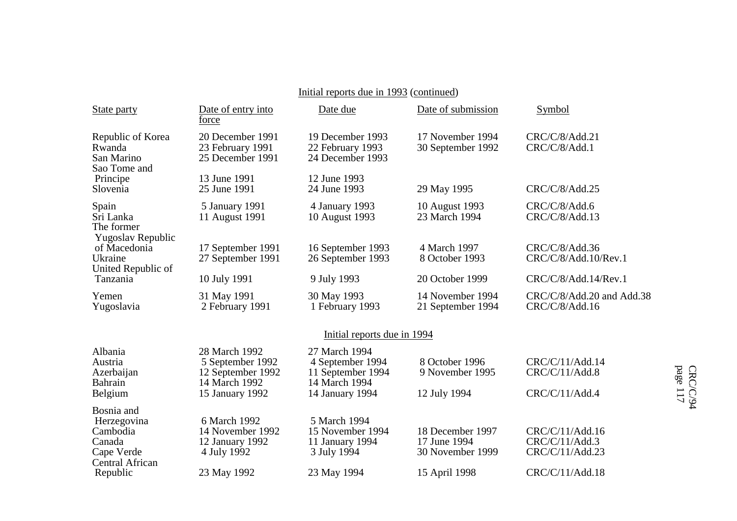Initial reports due in 1993 (continued)

| State party | Date of entry into force | Date due | Date of submission | Symbol |
|---|---|---|---|---|
| Republic of Korea | 20 December 1991 | 19 December 1993 | 17 November 1994 | CRC/C/8/Add.21 |
| Rwanda | 23 February 1991 | 22 February 1993 | 30 September 1992 | CRC/C/8/Add.1 |
| San Marino | 25 December 1991 | 24 December 1993 | | |
| Sao Tome and Principe | 13 June 1991 | 12 June 1993 | | |
| Slovenia | 25 June 1991 | 24 June 1993 | 29 May 1995 | CRC/C/8/Add.25 |
| Spain | 5 January 1991 | 4 January 1993 | 10 August 1993 | CRC/C/8/Add.6 |
| Sri Lanka | 11 August 1991 | 10 August 1993 | 23 March 1994 | CRC/C/8/Add.13 |
| The former Yugoslav Republic of Macedonia | 17 September 1991 | 16 September 1993 | 4 March 1997 | CRC/C/8/Add.36 |
| Ukraine | 27 September 1991 | 26 September 1993 | 8 October 1993 | CRC/C/8/Add.10/Rev.1 |
| United Republic of Tanzania | 10 July 1991 | 9 July 1993 | 20 October 1999 | CRC/C/8/Add.14/Rev.1 |
| Yemen | 31 May 1991 | 30 May 1993 | 14 November 1994 | CRC/C/8/Add.20 and Add.38 |
| Yugoslavia | 2 February 1991 | 1 February 1993 | 21 September 1994 | CRC/C/8/Add.16 |

Initial reports due in 1994

| State party | Date of entry into force | Date due | Date of submission | Symbol |
|---|---|---|---|---|
| Albania | 28 March 1992 | 27 March 1994 | | |
| Austria | 5 September 1992 | 4 September 1994 | 8 October 1996 | CRC/C/11/Add.14 |
| Azerbaijan | 12 September 1992 | 11 September 1994 | 9 November 1995 | CRC/C/11/Add.8 |
| Bahrain | 14 March 1992 | 14 March 1994 | | |
| Belgium | 15 January 1992 | 14 January 1994 | 12 July 1994 | CRC/C/11/Add.4 |
| Bosnia and Herzegovina | 6 March 1992 | 5 March 1994 | | |
| Cambodia | 14 November 1992 | 15 November 1994 | 18 December 1997 | CRC/C/11/Add.16 |
| Canada | 12 January 1992 | 11 January 1994 | 17 June 1994 | CRC/C/11/Add.3 |
| Cape Verde | 4 July 1992 | 3 July 1994 | 30 November 1999 | CRC/C/11/Add.23 |
| Central African Republic | 23 May 1992 | 23 May 1994 | 15 April 1998 | CRC/C/11/Add.18 |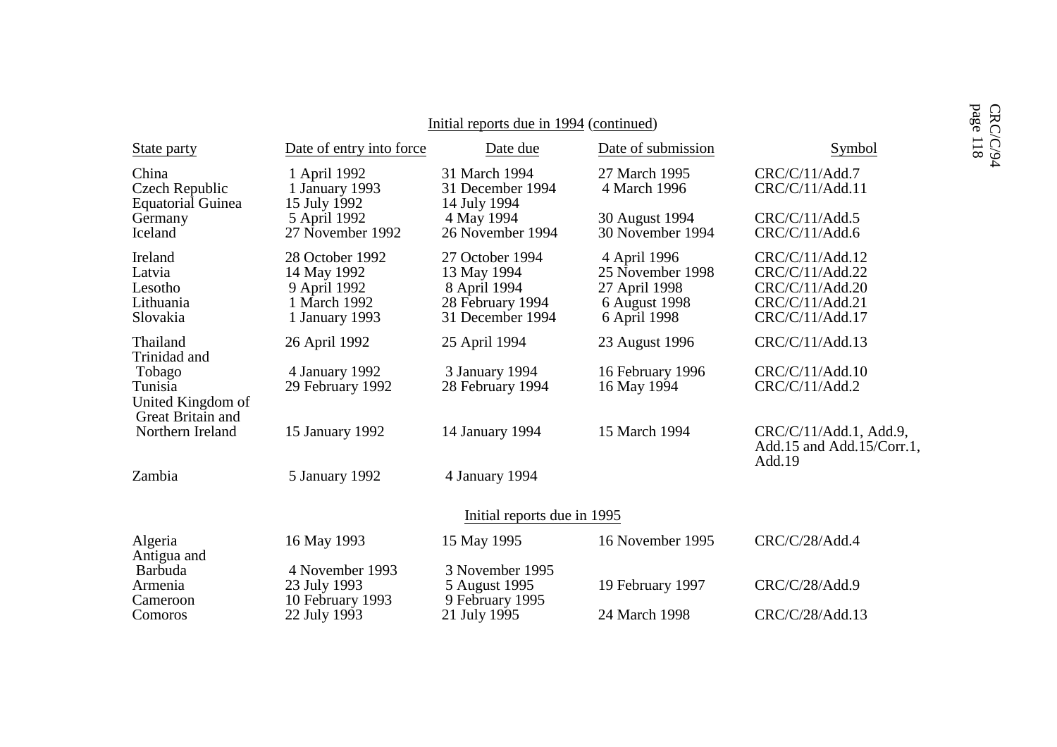Initial reports due in 1994 (continued)

| State party | Date of entry into force | Date due | Date of submission | Symbol |
|---|---|---|---|---|
| China | 1 April 1992 | 31 March 1994 | 27 March 1995 | CRC/C/11/Add.7 |
| Czech Republic | 1 January 1993 | 31 December 1994 | 4 March 1996 | CRC/C/11/Add.11 |
| Equatorial Guinea | 15 July 1992 | 14 July 1994 | | |
| Germany | 5 April 1992 | 4 May 1994 | 30 August 1994 | CRC/C/11/Add.5 |
| Iceland | 27 November 1992 | 26 November 1994 | 30 November 1994 | CRC/C/11/Add.6 |
| Ireland | 28 October 1992 | 27 October 1994 | 4 April 1996 | CRC/C/11/Add.12 |
| Latvia | 14 May 1992 | 13 May 1994 | 25 November 1998 | CRC/C/11/Add.22 |
| Lesotho | 9 April 1992 | 8 April 1994 | 27 April 1998 | CRC/C/11/Add.20 |
| Lithuania | 1 March 1992 | 28 February 1994 | 6 August 1998 | CRC/C/11/Add.21 |
| Slovakia | 1 January 1993 | 31 December 1994 | 6 April 1998 | CRC/C/11/Add.17 |
| Thailand | 26 April 1992 | 25 April 1994 | 23 August 1996 | CRC/C/11/Add.13 |
| Trinidad and Tobago | 4 January 1992 | 3 January 1994 | 16 February 1996 | CRC/C/11/Add.10 |
| Tunisia | 29 February 1992 | 28 February 1994 | 16 May 1994 | CRC/C/11/Add.2 |
| United Kingdom of Great Britain and Northern Ireland | 15 January 1992 | 14 January 1994 | 15 March 1994 | CRC/C/11/Add.1, Add.9, Add.15 and Add.15/Corr.1, Add.19 |
| Zambia | 5 January 1992 | 4 January 1994 | | |

Initial reports due in 1995

| State party | Date of entry into force | Date due | Date of submission | Symbol |
|---|---|---|---|---|
| Algeria | 16 May 1993 | 15 May 1995 | 16 November 1995 | CRC/C/28/Add.4 |
| Antigua and Barbuda | 4 November 1993 | 3 November 1995 | | |
| Armenia | 23 July 1993 | 5 August 1995 | 19 February 1997 | CRC/C/28/Add.9 |
| Cameroon | 10 February 1993 | 9 February 1995 | | |
| Comoros | 22 July 1993 | 21 July 1995 | 24 March 1998 | CRC/C/28/Add.13 |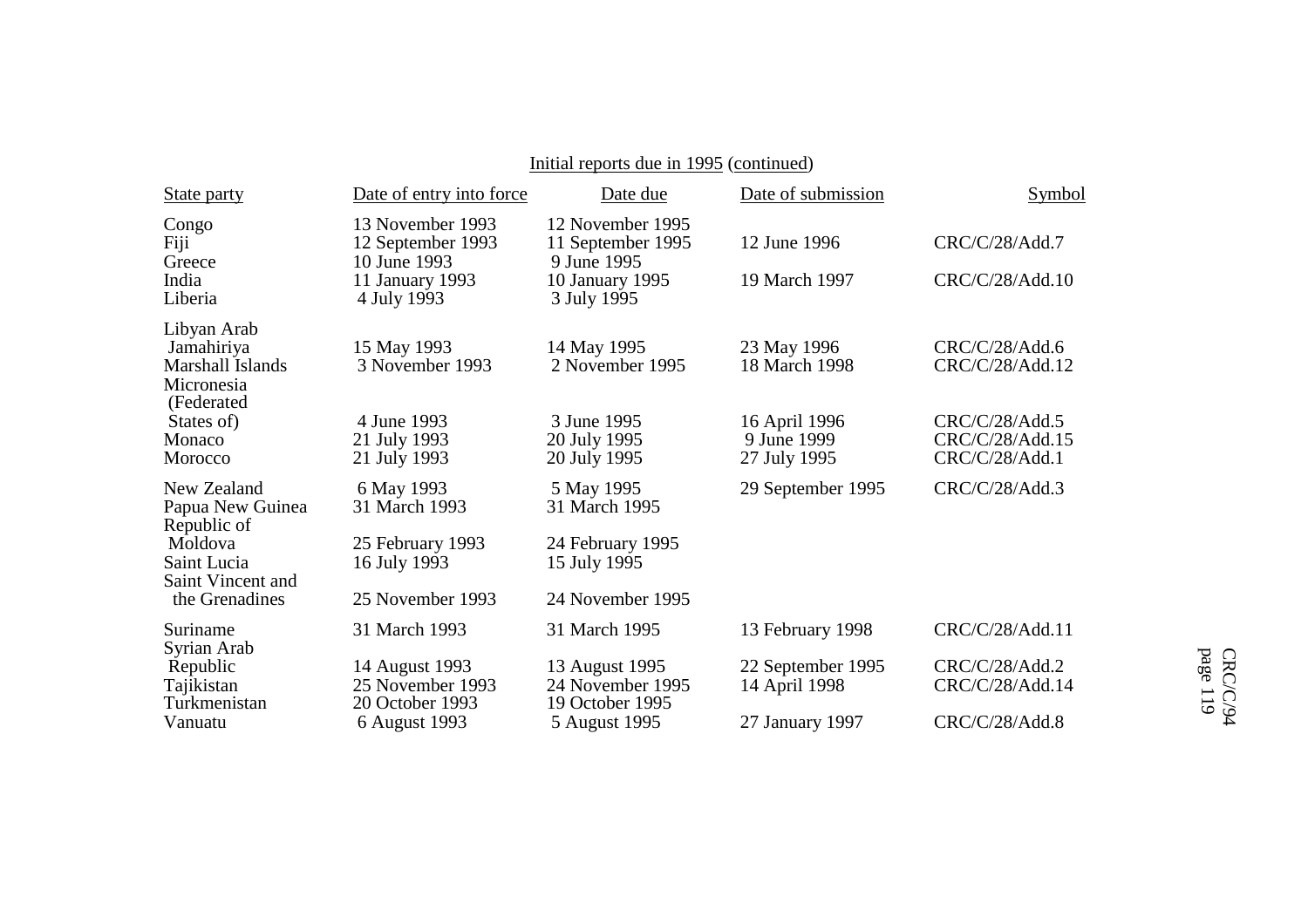Initial reports due in 1995 (continued)

| State party | Date of entry into force | Date due | Date of submission | Symbol |
|---|---|---|---|---|
| Congo | 13 November 1993 | 12 November 1995 | | |
| Fiji | 12 September 1993 | 11 September 1995 | 12 June 1996 | CRC/C/28/Add.7 |
| Greece | 10 June 1993 | 9 June 1995 | | |
| India | 11 January 1993 | 10 January 1995 | 19 March 1997 | CRC/C/28/Add.10 |
| Liberia | 4 July 1993 | 3 July 1995 | | |
| Libyan Arab Jamahiriya | 15 May 1993 | 14 May 1995 | 23 May 1996 | CRC/C/28/Add.6 |
| Marshall Islands | 3 November 1993 | 2 November 1995 | 18 March 1998 | CRC/C/28/Add.12 |
| Micronesia (Federated States of) | 4 June 1993 | 3 June 1995 | 16 April 1996 | CRC/C/28/Add.5 |
| Monaco | 21 July 1993 | 20 July 1995 | 9 June 1999 | CRC/C/28/Add.15 |
| Morocco | 21 July 1993 | 20 July 1995 | 27 July 1995 | CRC/C/28/Add.1 |
| New Zealand | 6 May 1993 | 5 May 1995 | 29 September 1995 | CRC/C/28/Add.3 |
| Papua New Guinea | 31 March 1993 | 31 March 1995 | | |
| Republic of Moldova | 25 February 1993 | 24 February 1995 | | |
| Saint Lucia | 16 July 1993 | 15 July 1995 | | |
| Saint Vincent and the Grenadines | 25 November 1993 | 24 November 1995 | | |
| Suriname | 31 March 1993 | 31 March 1995 | 13 February 1998 | CRC/C/28/Add.11 |
| Syrian Arab Republic | 14 August 1993 | 13 August 1995 | 22 September 1995 | CRC/C/28/Add.2 |
| Tajikistan | 25 November 1993 | 24 November 1995 | 14 April 1998 | CRC/C/28/Add.14 |
| Turkmenistan | 20 October 1993 | 19 October 1995 | | |
| Vanuatu | 6 August 1993 | 5 August 1995 | 27 January 1997 | CRC/C/28/Add.8 |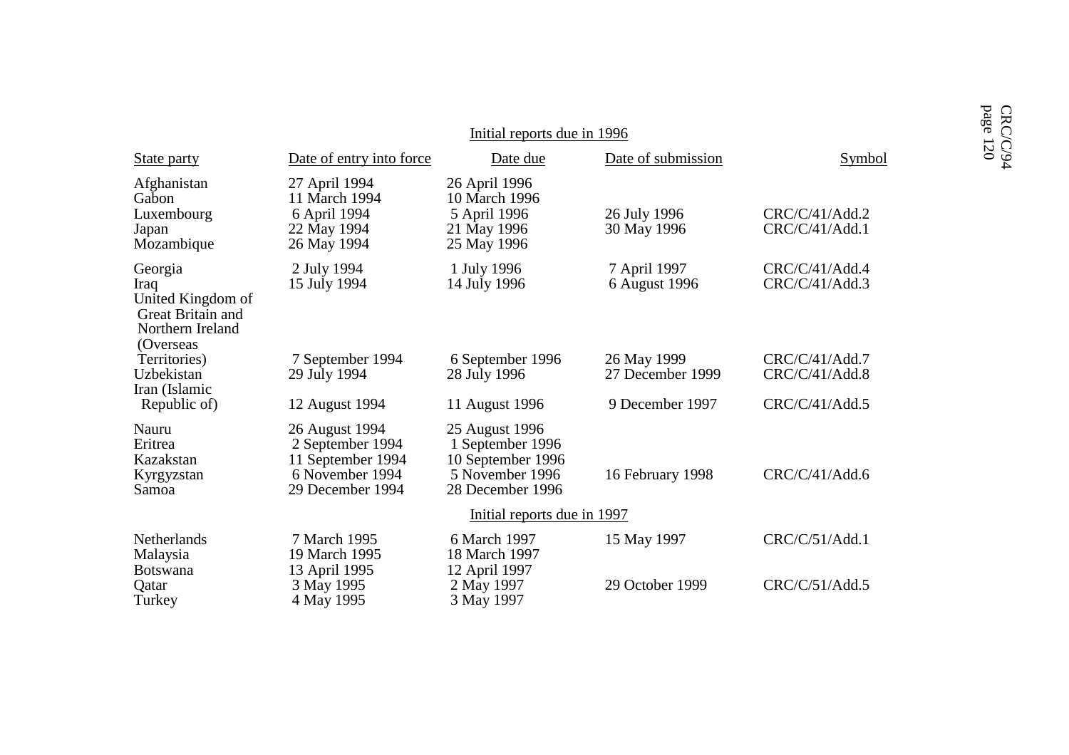Initial reports due in 1996

| State party | Date of entry into force | Date due | Date of submission | Symbol |
|---|---|---|---|---|
| Afghanistan | 27 April 1994 | 26 April 1996 | | |
| Gabon | 11 March 1994 | 10 March 1996 | | |
| Luxembourg | 6 April 1994 | 5 April 1996 | 26 July 1996 | CRC/C/41/Add.2 |
| Japan | 22 May 1994 | 21 May 1996 | 30 May 1996 | CRC/C/41/Add.1 |
| Mozambique | 26 May 1994 | 25 May 1996 | | |
| Georgia | 2 July 1994 | 1 July 1996 | 7 April 1997 | CRC/C/41/Add.4 |
| Iraq | 15 July 1994 | 14 July 1996 | 6 August 1996 | CRC/C/41/Add.3 |
| United Kingdom of Great Britain and Northern Ireland (Overseas Territories) | 7 September 1994 | 6 September 1996 | 26 May 1999 | CRC/C/41/Add.7 |
| Uzbekistan | 29 July 1994 | 28 July 1996 | 27 December 1999 | CRC/C/41/Add.8 |
| Iran (Islamic Republic of) | 12 August 1994 | 11 August 1996 | 9 December 1997 | CRC/C/41/Add.5 |
| Nauru | 26 August 1994 | 25 August 1996 | | |
| Eritrea | 2 September 1994 | 1 September 1996 | | |
| Kazakstan | 11 September 1994 | 10 September 1996 | | |
| Kyrgyzstan | 6 November 1994 | 5 November 1996 | 16 February 1998 | CRC/C/41/Add.6 |
| Samoa | 29 December 1994 | 28 December 1996 | | |

Initial reports due in 1997

| State party | Date of entry into force | Date due | Date of submission | Symbol |
|---|---|---|---|---|
| Netherlands | 7 March 1995 | 6 March 1997 | 15 May 1997 | CRC/C/51/Add.1 |
| Malaysia | 19 March 1995 | 18 March 1997 | | |
| Botswana | 13 April 1995 | 12 April 1997 | | |
| Qatar | 3 May 1995 | 2 May 1997 | 29 October 1999 | CRC/C/51/Add.5 |
| Turkey | 4 May 1995 | 3 May 1997 | | |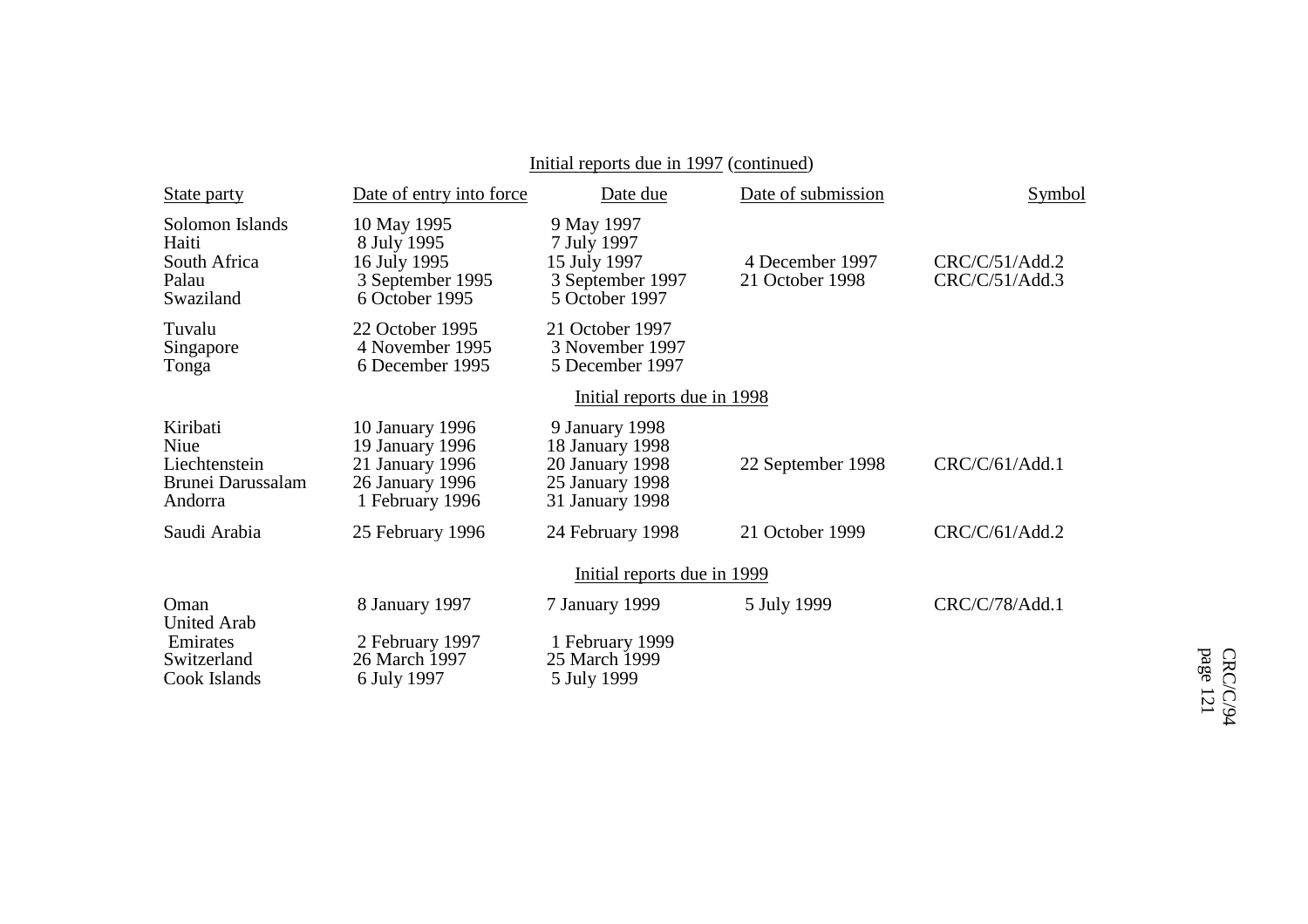Initial reports due in 1997 (continued)

| State party | Date of entry into force | Date due | Date of submission | Symbol |
|---|---|---|---|---|
| Solomon Islands | 10 May 1995 | 9 May 1997 | | |
| Haiti | 8 July 1995 | 7 July 1997 | | |
| South Africa | 16 July 1995 | 15 July 1997 | 4 December 1997 | CRC/C/51/Add.2 |
| Palau | 3 September 1995 | 3 September 1997 | 21 October 1998 | CRC/C/51/Add.3 |
| Swaziland | 6 October 1995 | 5 October 1997 | | |
| Tuvalu | 22 October 1995 | 21 October 1997 | | |
| Singapore | 4 November 1995 | 3 November 1997 | | |
| Tonga | 6 December 1995 | 5 December 1997 | | |

Initial reports due in 1998

| State party | Date of entry into force | Date due | Date of submission | Symbol |
|---|---|---|---|---|
| Kiribati | 10 January 1996 | 9 January 1998 | | |
| Niue | 19 January 1996 | 18 January 1998 | | |
| Liechtenstein | 21 January 1996 | 20 January 1998 | 22 September 1998 | CRC/C/61/Add.1 |
| Brunei Darussalam | 26 January 1996 | 25 January 1998 | | |
| Andorra | 1 February 1996 | 31 January 1998 | | |
| Saudi Arabia | 25 February 1996 | 24 February 1998 | 21 October 1999 | CRC/C/61/Add.2 |

Initial reports due in 1999

| State party | Date of entry into force | Date due | Date of submission | Symbol |
|---|---|---|---|---|
| Oman | 8 January 1997 | 7 January 1999 | 5 July 1999 | CRC/C/78/Add.1 |
| United Arab Emirates | 2 February 1997 | 1 February 1999 | | |
| Switzerland | 26 March 1997 | 25 March 1999 | | |
| Cook Islands | 6 July 1997 | 5 July 1999 | | |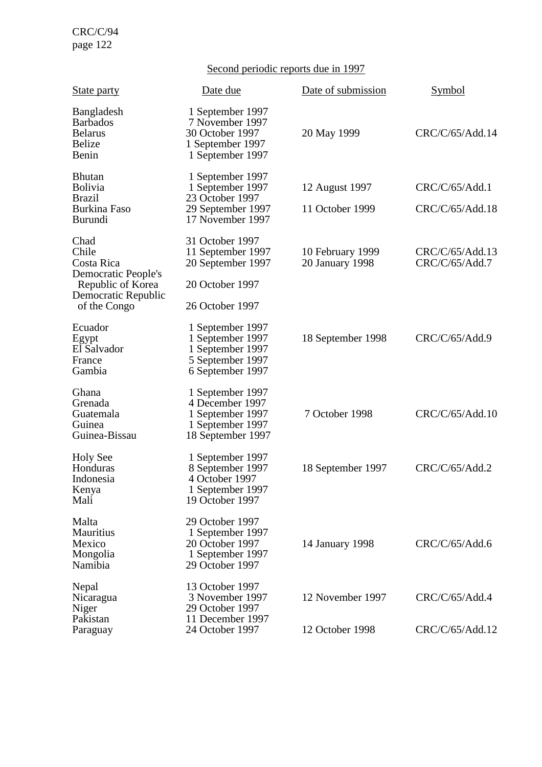Second periodic reports due in 1997

| State party | Date due | Date of submission | Symbol |
|---|---|---|---|
| Bangladesh | 1 September 1997 | | |
| Barbados | 7 November 1997 | | |
| Belarus | 30 October 1997 | 20 May 1999 | CRC/C/65/Add.14 |
| Belize | 1 September 1997 | | |
| Benin | 1 September 1997 | | |
| Bhutan | 1 September 1997 | | |
| Bolivia | 1 September 1997 | 12 August 1997 | CRC/C/65/Add.1 |
| Brazil | 23 October 1997 | | |
| Burkina Faso | 29 September 1997 | 11 October 1999 | CRC/C/65/Add.18 |
| Burundi | 17 November 1997 | | |
| Chad | 31 October 1997 | | |
| Chile | 11 September 1997 | 10 February 1999 | CRC/C/65/Add.13 |
| Costa Rica | 20 September 1997 | 20 January 1998 | CRC/C/65/Add.7 |
| Democratic People's Republic of Korea | 20 October 1997 | | |
| Democratic Republic of the Congo | 26 October 1997 | | |
| Ecuador | 1 September 1997 | | |
| Egypt | 1 September 1997 | 18 September 1998 | CRC/C/65/Add.9 |
| El Salvador | 1 September 1997 | | |
| France | 5 September 1997 | | |
| Gambia | 6 September 1997 | | |
| Ghana | 1 September 1997 | | |
| Grenada | 4 December 1997 | | |
| Guatemala | 1 September 1997 | 7 October 1998 | CRC/C/65/Add.10 |
| Guinea | 1 September 1997 | | |
| Guinea-Bissau | 18 September 1997 | | |
| Holy See | 1 September 1997 | | |
| Honduras | 8 September 1997 | 18 September 1997 | CRC/C/65/Add.2 |
| Indonesia | 4 October 1997 | | |
| Kenya | 1 September 1997 | | |
| Mali | 19 October 1997 | | |
| Malta | 29 October 1997 | | |
| Mauritius | 1 September 1997 | | |
| Mexico | 20 October 1997 | 14 January 1998 | CRC/C/65/Add.6 |
| Mongolia | 1 September 1997 | | |
| Namibia | 29 October 1997 | | |
| Nepal | 13 October 1997 | | |
| Nicaragua | 3 November 1997 | 12 November 1997 | CRC/C/65/Add.4 |
| Niger | 29 October 1997 | | |
| Pakistan | 11 December 1997 | | |
| Paraguay | 24 October 1997 | 12 October 1998 | CRC/C/65/Add.12 |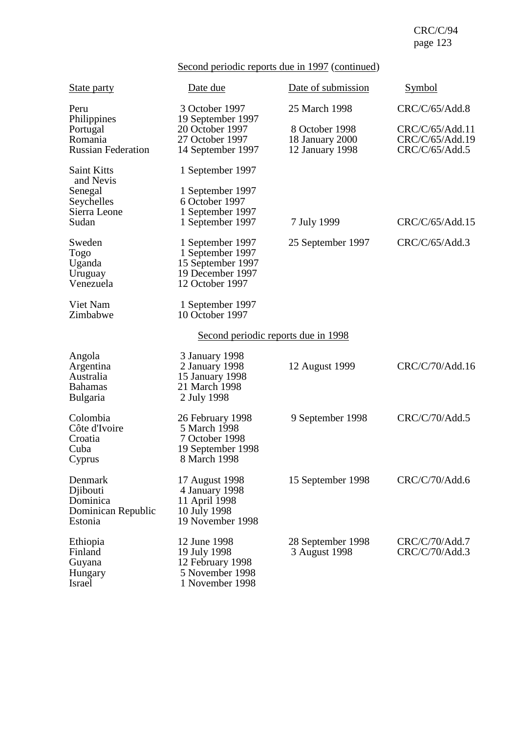Second periodic reports due in 1997 (continued)

| State party | Date due | Date of submission | Symbol |
|---|---|---|---|
| Peru | 3 October 1997 | 25 March 1998 | CRC/C/65/Add.8 |
| Philippines | 19 September 1997 | | |
| Portugal | 20 October 1997 | 8 October 1998 | CRC/C/65/Add.11 |
| Romania | 27 October 1997 | 18 January 2000 | CRC/C/65/Add.19 |
| Russian Federation | 14 September 1997 | 12 January 1998 | CRC/C/65/Add.5 |
| Saint Kitts and Nevis | 1 September 1997 | | |
| Senegal | 1 September 1997 | | |
| Seychelles | 6 October 1997 | | |
| Sierra Leone | 1 September 1997 | | |
| Sudan | 1 September 1997 | 7 July 1999 | CRC/C/65/Add.15 |
| Sweden | 1 September 1997 | 25 September 1997 | CRC/C/65/Add.3 |
| Togo | 1 September 1997 | | |
| Uganda | 15 September 1997 | | |
| Uruguay | 19 December 1997 | | |
| Venezuela | 12 October 1997 | | |
| Viet Nam | 1 September 1997 | | |
| Zimbabwe | 10 October 1997 | | |

Second periodic reports due in 1998

| State party | Date due | Date of submission | Symbol |
|---|---|---|---|
| Angola | 3 January 1998 | | |
| Argentina | 2 January 1998 | 12 August 1999 | CRC/C/70/Add.16 |
| Australia | 15 January 1998 | | |
| Bahamas | 21 March 1998 | | |
| Bulgaria | 2 July 1998 | | |
| Colombia | 26 February 1998 | 9 September 1998 | CRC/C/70/Add.5 |
| Côte d'Ivoire | 5 March 1998 | | |
| Croatia | 7 October 1998 | | |
| Cuba | 19 September 1998 | | |
| Cyprus | 8 March 1998 | | |
| Denmark | 17 August 1998 | 15 September 1998 | CRC/C/70/Add.6 |
| Djibouti | 4 January 1998 | | |
| Dominica | 11 April 1998 | | |
| Dominican Republic | 10 July 1998 | | |
| Estonia | 19 November 1998 | | |
| Ethiopia | 12 June 1998 | 28 September 1998 | CRC/C/70/Add.7 |
| Finland | 19 July 1998 | 3 August 1998 | CRC/C/70/Add.3 |
| Guyana | 12 February 1998 | | |
| Hungary | 5 November 1998 | | |
| Israel | 1 November 1998 | | |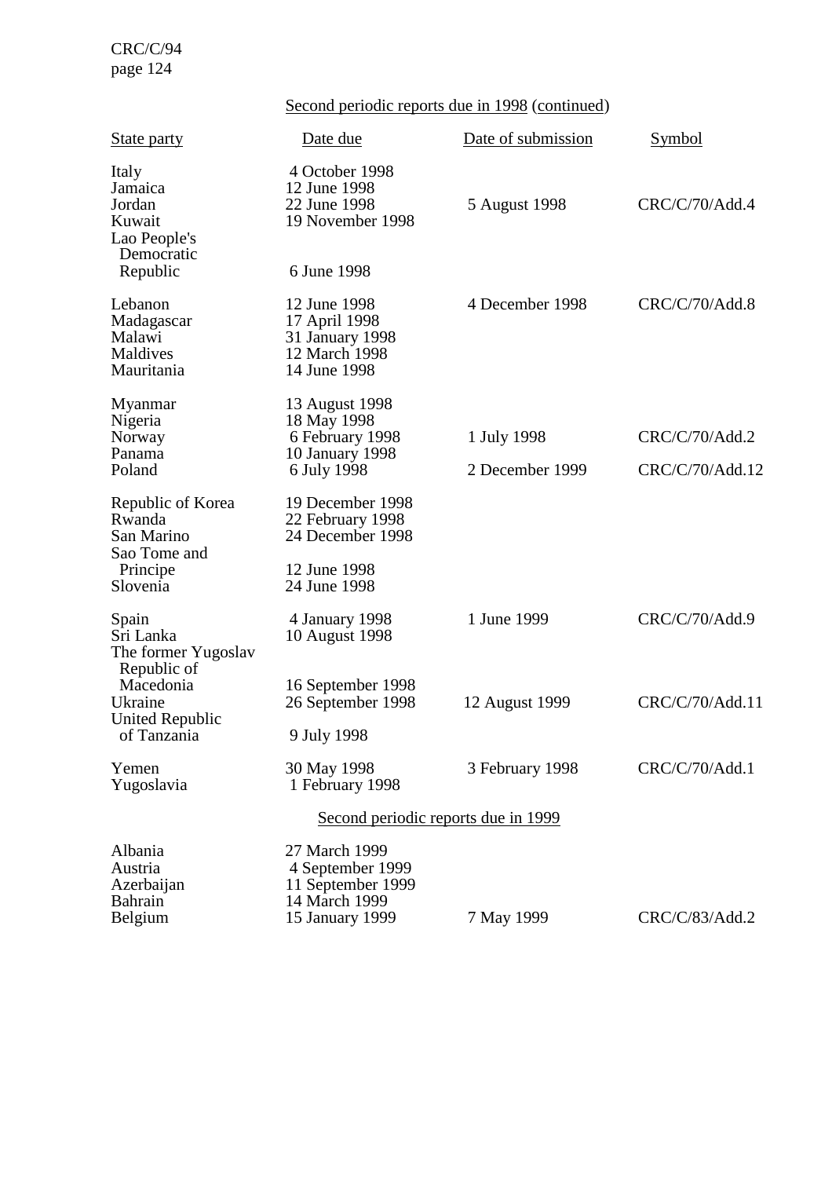Second periodic reports due in 1998 (continued)

| State party | Date due | Date of submission | Symbol |
|---|---|---|---|
| Italy | 4 October 1998 | | |
| Jamaica | 12 June 1998 | | |
| Jordan | 22 June 1998 | 5 August 1998 | CRC/C/70/Add.4 |
| Kuwait | 19 November 1998 | | |
| Lao People's Democratic Republic | 6 June 1998 | | |
| Lebanon | 12 June 1998 | 4 December 1998 | CRC/C/70/Add.8 |
| Madagascar | 17 April 1998 | | |
| Malawi | 31 January 1998 | | |
| Maldives | 12 March 1998 | | |
| Mauritania | 14 June 1998 | | |
| Myanmar | 13 August 1998 | | |
| Nigeria | 18 May 1998 | | |
| Norway | 6 February 1998 | 1 July 1998 | CRC/C/70/Add.2 |
| Panama | 10 January 1998 | | |
| Poland | 6 July 1998 | 2 December 1999 | CRC/C/70/Add.12 |
| Republic of Korea | 19 December 1998 | | |
| Rwanda | 22 February 1998 | | |
| San Marino | 24 December 1998 | | |
| Sao Tome and Principe | 12 June 1998 | | |
| Slovenia | 24 June 1998 | | |
| Spain | 4 January 1998 | 1 June 1999 | CRC/C/70/Add.9 |
| Sri Lanka | 10 August 1998 | | |
| The former Yugoslav Republic of Macedonia | 16 September 1998 | | |
| Ukraine | 26 September 1998 | 12 August 1999 | CRC/C/70/Add.11 |
| United Republic of Tanzania | 9 July 1998 | | |
| Yemen | 30 May 1998 | 3 February 1998 | CRC/C/70/Add.1 |
| Yugoslavia | 1 February 1998 | | |

Second periodic reports due in 1999

| State party | Date due | Date of submission | Symbol |
|---|---|---|---|
| Albania | 27 March 1999 | | |
| Austria | 4 September 1999 | | |
| Azerbaijan | 11 September 1999 | | |
| Bahrain | 14 March 1999 | | |
| Belgium | 15 January 1999 | 7 May 1999 | CRC/C/83/Add.2 |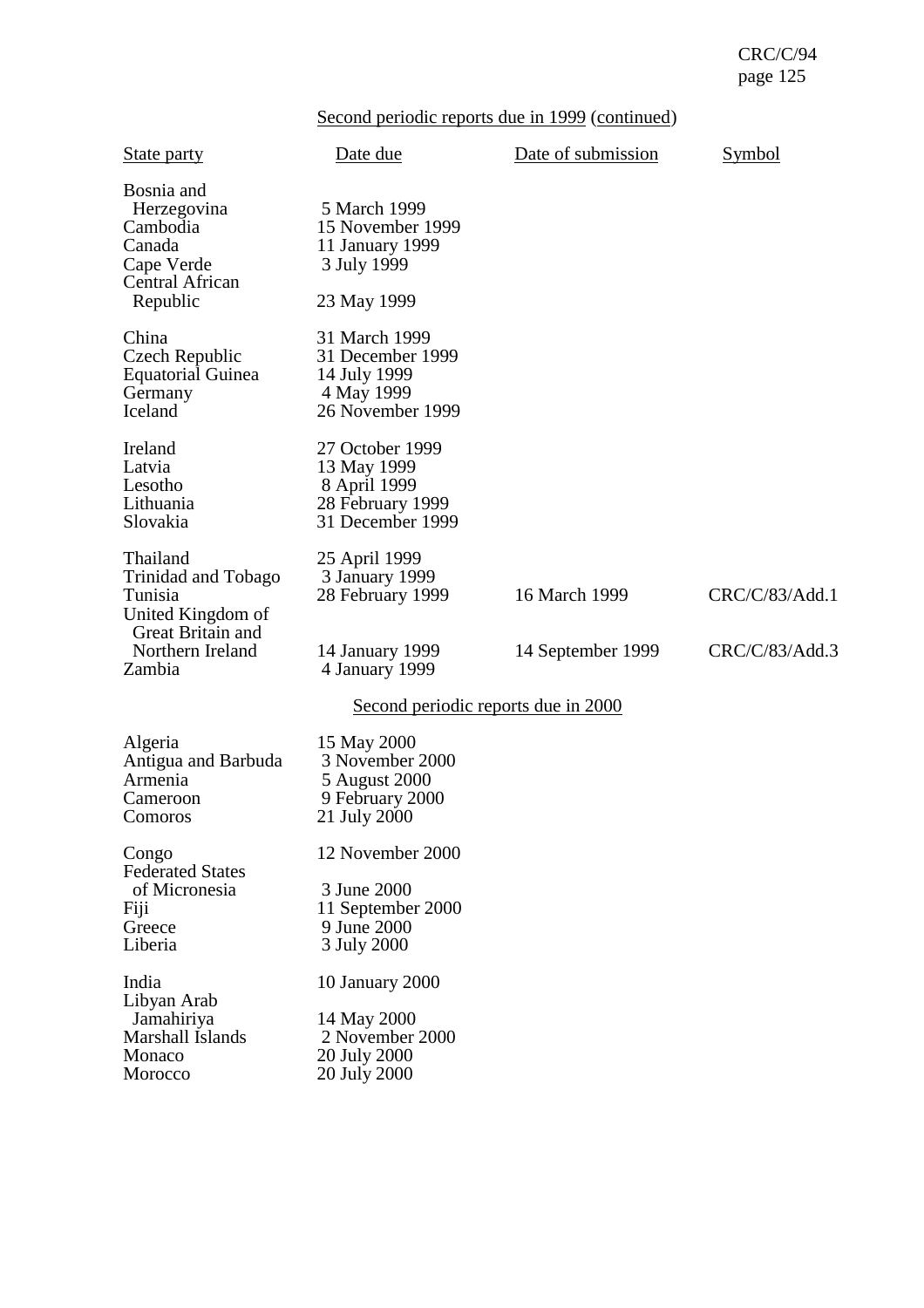Second periodic reports due in 1999 (continued)

| State party | Date due | Date of submission | Symbol |
|---|---|---|---|
| Bosnia and Herzegovina | 5 March 1999 | | |
| Cambodia | 15 November 1999 | | |
| Canada | 11 January 1999 | | |
| Cape Verde | 3 July 1999 | | |
| Central African Republic | 23 May 1999 | | |
| China | 31 March 1999 | | |
| Czech Republic | 31 December 1999 | | |
| Equatorial Guinea | 14 July 1999 | | |
| Germany | 4 May 1999 | | |
| Iceland | 26 November 1999 | | |
| Ireland | 27 October 1999 | | |
| Latvia | 13 May 1999 | | |
| Lesotho | 8 April 1999 | | |
| Lithuania | 28 February 1999 | | |
| Slovakia | 31 December 1999 | | |
| Thailand | 25 April 1999 | | |
| Trinidad and Tobago | 3 January 1999 | | |
| Tunisia | 28 February 1999 | 16 March 1999 | CRC/C/83/Add.1 |
| United Kingdom of Great Britain and Northern Ireland | 14 January 1999 | 14 September 1999 | CRC/C/83/Add.3 |
| Zambia | 4 January 1999 | | |

Second periodic reports due in 2000

| State party | Date due | Date of submission | Symbol |
|---|---|---|---|
| Algeria | 15 May 2000 | | |
| Antigua and Barbuda | 3 November 2000 | | |
| Armenia | 5 August 2000 | | |
| Cameroon | 9 February 2000 | | |
| Comoros | 21 July 2000 | | |
| Congo | 12 November 2000 | | |
| Federated States of Micronesia | 3 June 2000 | | |
| Fiji | 11 September 2000 | | |
| Greece | 9 June 2000 | | |
| Liberia | 3 July 2000 | | |
| India | 10 January 2000 | | |
| Libyan Arab Jamahiriya | 14 May 2000 | | |
| Marshall Islands | 2 November 2000 | | |
| Monaco | 20 July 2000 | | |
| Morocco | 20 July 2000 | | |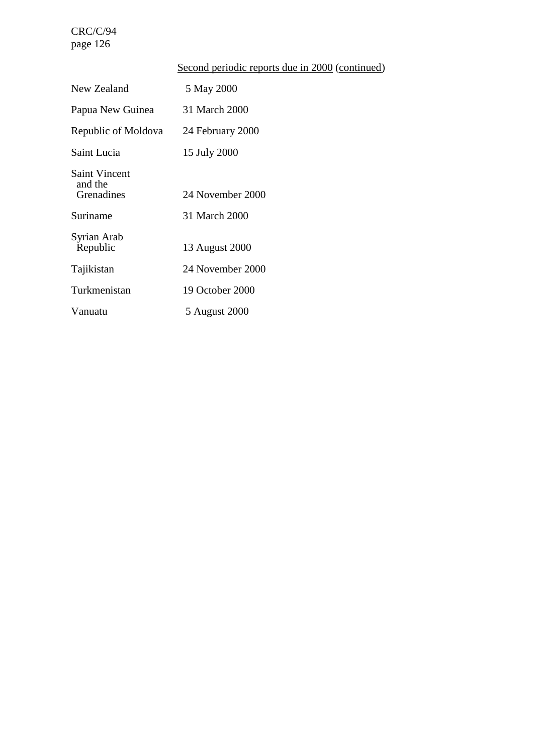Second periodic reports due in 2000 (continued)

| | |
|---|---|
| New Zealand | 5 May 2000 |
| Papua New Guinea | 31 March 2000 |
| Republic of Moldova | 24 February 2000 |
| Saint Lucia | 15 July 2000 |
| Saint Vincent and the Grenadines | 24 November 2000 |
| Suriname | 31 March 2000 |
| Syrian Arab Republic | 13 August 2000 |
| Tajikistan | 24 November 2000 |
| Turkmenistan | 19 October 2000 |
| Vanuatu | 5 August 2000 |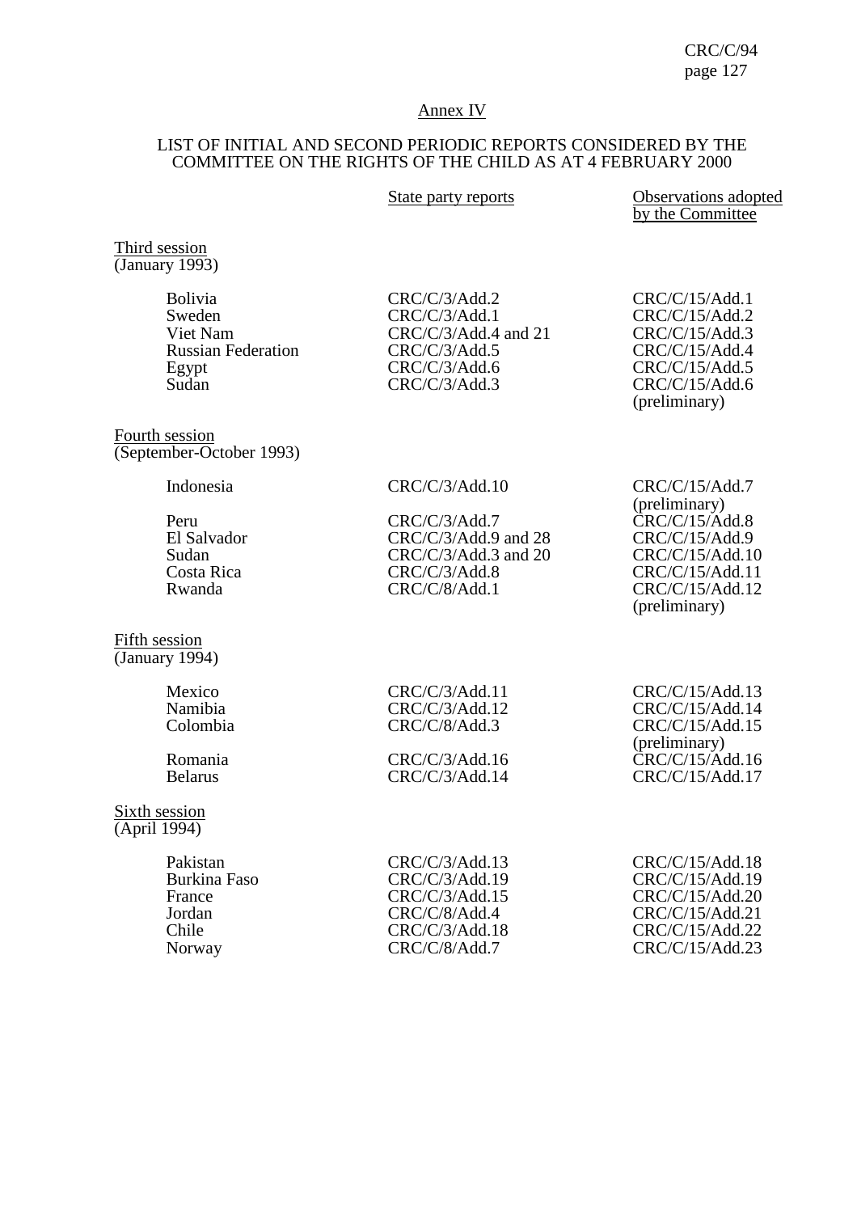Annex IV

LIST OF INITIAL AND SECOND PERIODIC REPORTS CONSIDERED BY THE COMMITTEE ON THE RIGHTS OF THE CHILD AS AT 4 FEBRUARY 2000

| | State party reports | Observations adopted by the Committee |
|---|---|---|
| **Third session (January 1993)** | | |
| Bolivia | CRC/C/3/Add.2 | CRC/C/15/Add.1 |
| Sweden | CRC/C/3/Add.1 | CRC/C/15/Add.2 |
| Viet Nam | CRC/C/3/Add.4 and 21 | CRC/C/15/Add.3 |
| Russian Federation | CRC/C/3/Add.5 | CRC/C/15/Add.4 |
| Egypt | CRC/C/3/Add.6 | CRC/C/15/Add.5 |
| Sudan | CRC/C/3/Add.3 | CRC/C/15/Add.6 (preliminary) |
| **Fourth session (September-October 1993)** | | |
| Indonesia | CRC/C/3/Add.10 | CRC/C/15/Add.7 (preliminary) |
| Peru | CRC/C/3/Add.7 | CRC/C/15/Add.8 |
| El Salvador | CRC/C/3/Add.9 and 28 | CRC/C/15/Add.9 |
| Sudan | CRC/C/3/Add.3 and 20 | CRC/C/15/Add.10 |
| Costa Rica | CRC/C/3/Add.8 | CRC/C/15/Add.11 |
| Rwanda | CRC/C/8/Add.1 | CRC/C/15/Add.12 (preliminary) |
| **Fifth session (January 1994)** | | |
| Mexico | CRC/C/3/Add.11 | CRC/C/15/Add.13 |
| Namibia | CRC/C/3/Add.12 | CRC/C/15/Add.14 |
| Colombia | CRC/C/8/Add.3 | CRC/C/15/Add.15 (preliminary) |
| Romania | CRC/C/3/Add.16 | CRC/C/15/Add.16 |
| Belarus | CRC/C/3/Add.14 | CRC/C/15/Add.17 |
| **Sixth session (April 1994)** | | |
| Pakistan | CRC/C/3/Add.13 | CRC/C/15/Add.18 |
| Burkina Faso | CRC/C/3/Add.19 | CRC/C/15/Add.19 |
| France | CRC/C/3/Add.15 | CRC/C/15/Add.20 |
| Jordan | CRC/C/8/Add.4 | CRC/C/15/Add.21 |
| Chile | CRC/C/3/Add.18 | CRC/C/15/Add.22 |
| Norway | CRC/C/8/Add.7 | CRC/C/15/Add.23 |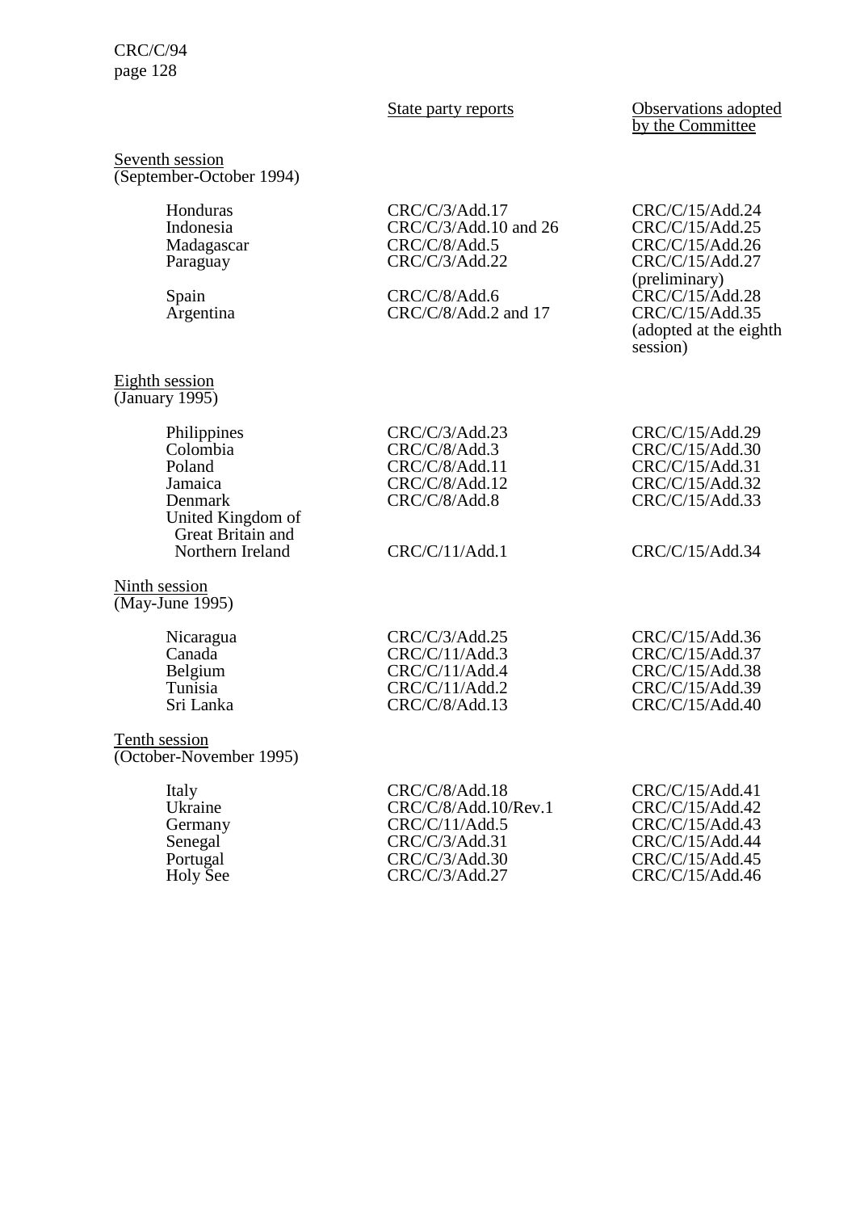| | State party reports | Observations adopted by the Committee |
|---|---|---|
| Seventh session (September-October 1994) | | |
| Honduras | CRC/C/3/Add.17 | CRC/C/15/Add.24 |
| Indonesia | CRC/C/3/Add.10 and 26 | CRC/C/15/Add.25 |
| Madagascar | CRC/C/8/Add.5 | CRC/C/15/Add.26 |
| Paraguay | CRC/C/3/Add.22 | CRC/C/15/Add.27 (preliminary) |
| Spain | CRC/C/8/Add.6 | CRC/C/15/Add.28 |
| Argentina | CRC/C/8/Add.2 and 17 | CRC/C/15/Add.35 (adopted at the eighth session) |
| Eighth session (January 1995) | | |
| Philippines | CRC/C/3/Add.23 | CRC/C/15/Add.29 |
| Colombia | CRC/C/8/Add.3 | CRC/C/15/Add.30 |
| Poland | CRC/C/8/Add.11 | CRC/C/15/Add.31 |
| Jamaica | CRC/C/8/Add.12 | CRC/C/15/Add.32 |
| Denmark | CRC/C/8/Add.8 | CRC/C/15/Add.33 |
| United Kingdom of Great Britain and Northern Ireland | CRC/C/11/Add.1 | CRC/C/15/Add.34 |
| Ninth session (May-June 1995) | | |
| Nicaragua | CRC/C/3/Add.25 | CRC/C/15/Add.36 |
| Canada | CRC/C/11/Add.3 | CRC/C/15/Add.37 |
| Belgium | CRC/C/11/Add.4 | CRC/C/15/Add.38 |
| Tunisia | CRC/C/11/Add.2 | CRC/C/15/Add.39 |
| Sri Lanka | CRC/C/8/Add.13 | CRC/C/15/Add.40 |
| Tenth session (October-November 1995) | | |
| Italy | CRC/C/8/Add.18 | CRC/C/15/Add.41 |
| Ukraine | CRC/C/8/Add.10/Rev.1 | CRC/C/15/Add.42 |
| Germany | CRC/C/11/Add.5 | CRC/C/15/Add.43 |
| Senegal | CRC/C/3/Add.31 | CRC/C/15/Add.44 |
| Portugal | CRC/C/3/Add.30 | CRC/C/15/Add.45 |
| Holy See | CRC/C/3/Add.27 | CRC/C/15/Add.46 |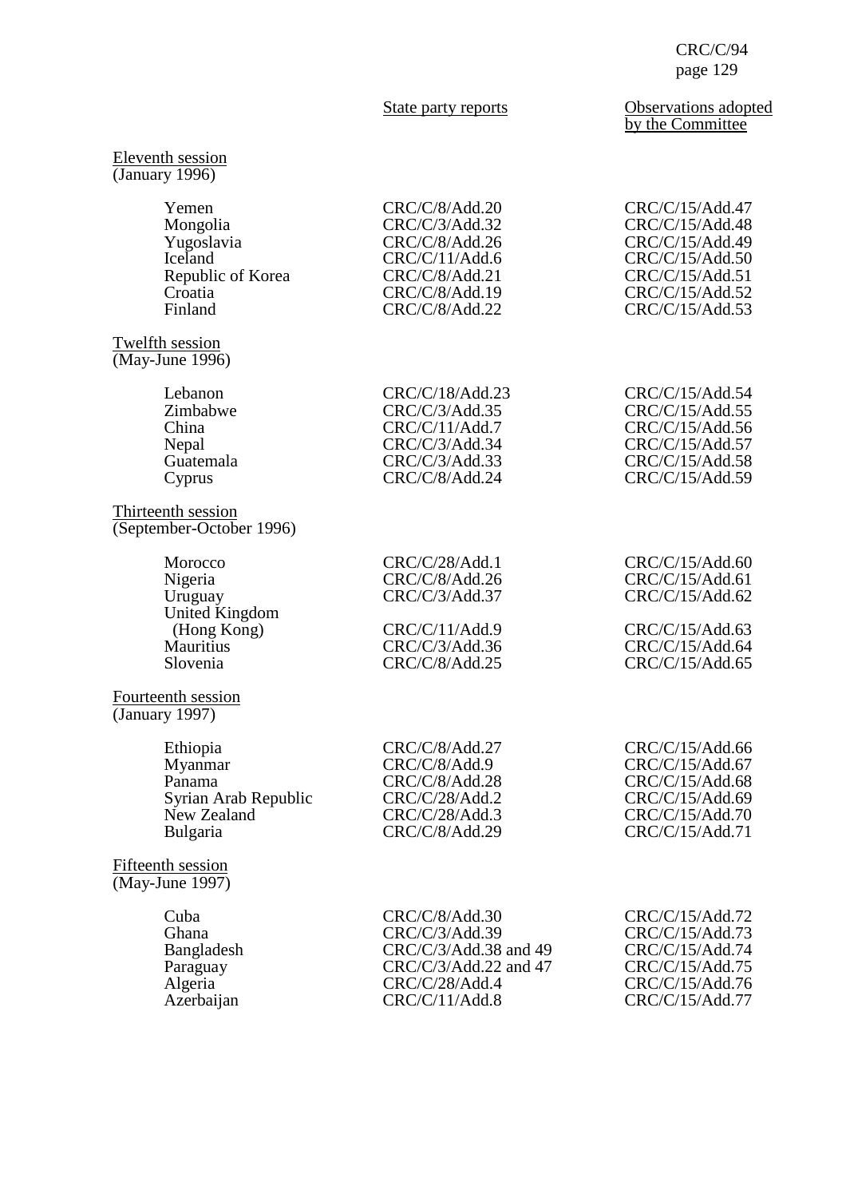| | State party reports | Observations adopted by the Committee |
|---|---|---|
| Eleventh session (January 1996) | | |
| Yemen | CRC/C/8/Add.20 | CRC/C/15/Add.47 |
| Mongolia | CRC/C/3/Add.32 | CRC/C/15/Add.48 |
| Yugoslavia | CRC/C/8/Add.26 | CRC/C/15/Add.49 |
| Iceland | CRC/C/11/Add.6 | CRC/C/15/Add.50 |
| Republic of Korea | CRC/C/8/Add.21 | CRC/C/15/Add.51 |
| Croatia | CRC/C/8/Add.19 | CRC/C/15/Add.52 |
| Finland | CRC/C/8/Add.22 | CRC/C/15/Add.53 |
| Twelfth session (May-June 1996) | | |
| Lebanon | CRC/C/18/Add.23 | CRC/C/15/Add.54 |
| Zimbabwe | CRC/C/3/Add.35 | CRC/C/15/Add.55 |
| China | CRC/C/11/Add.7 | CRC/C/15/Add.56 |
| Nepal | CRC/C/3/Add.34 | CRC/C/15/Add.57 |
| Guatemala | CRC/C/3/Add.33 | CRC/C/15/Add.58 |
| Cyprus | CRC/C/8/Add.24 | CRC/C/15/Add.59 |
| Thirteenth session (September-October 1996) | | |
| Morocco | CRC/C/28/Add.1 | CRC/C/15/Add.60 |
| Nigeria | CRC/C/8/Add.26 | CRC/C/15/Add.61 |
| Uruguay | CRC/C/3/Add.37 | CRC/C/15/Add.62 |
| United Kingdom (Hong Kong) | CRC/C/11/Add.9 | CRC/C/15/Add.63 |
| Mauritius | CRC/C/3/Add.36 | CRC/C/15/Add.64 |
| Slovenia | CRC/C/8/Add.25 | CRC/C/15/Add.65 |
| Fourteenth session (January 1997) | | |
| Ethiopia | CRC/C/8/Add.27 | CRC/C/15/Add.66 |
| Myanmar | CRC/C/8/Add.9 | CRC/C/15/Add.67 |
| Panama | CRC/C/8/Add.28 | CRC/C/15/Add.68 |
| Syrian Arab Republic | CRC/C/28/Add.2 | CRC/C/15/Add.69 |
| New Zealand | CRC/C/28/Add.3 | CRC/C/15/Add.70 |
| Bulgaria | CRC/C/8/Add.29 | CRC/C/15/Add.71 |
| Fifteenth session (May-June 1997) | | |
| Cuba | CRC/C/8/Add.30 | CRC/C/15/Add.72 |
| Ghana | CRC/C/3/Add.39 | CRC/C/15/Add.73 |
| Bangladesh | CRC/C/3/Add.38 and 49 | CRC/C/15/Add.74 |
| Paraguay | CRC/C/3/Add.22 and 47 | CRC/C/15/Add.75 |
| Algeria | CRC/C/28/Add.4 | CRC/C/15/Add.76 |
| Azerbaijan | CRC/C/11/Add.8 | CRC/C/15/Add.77 |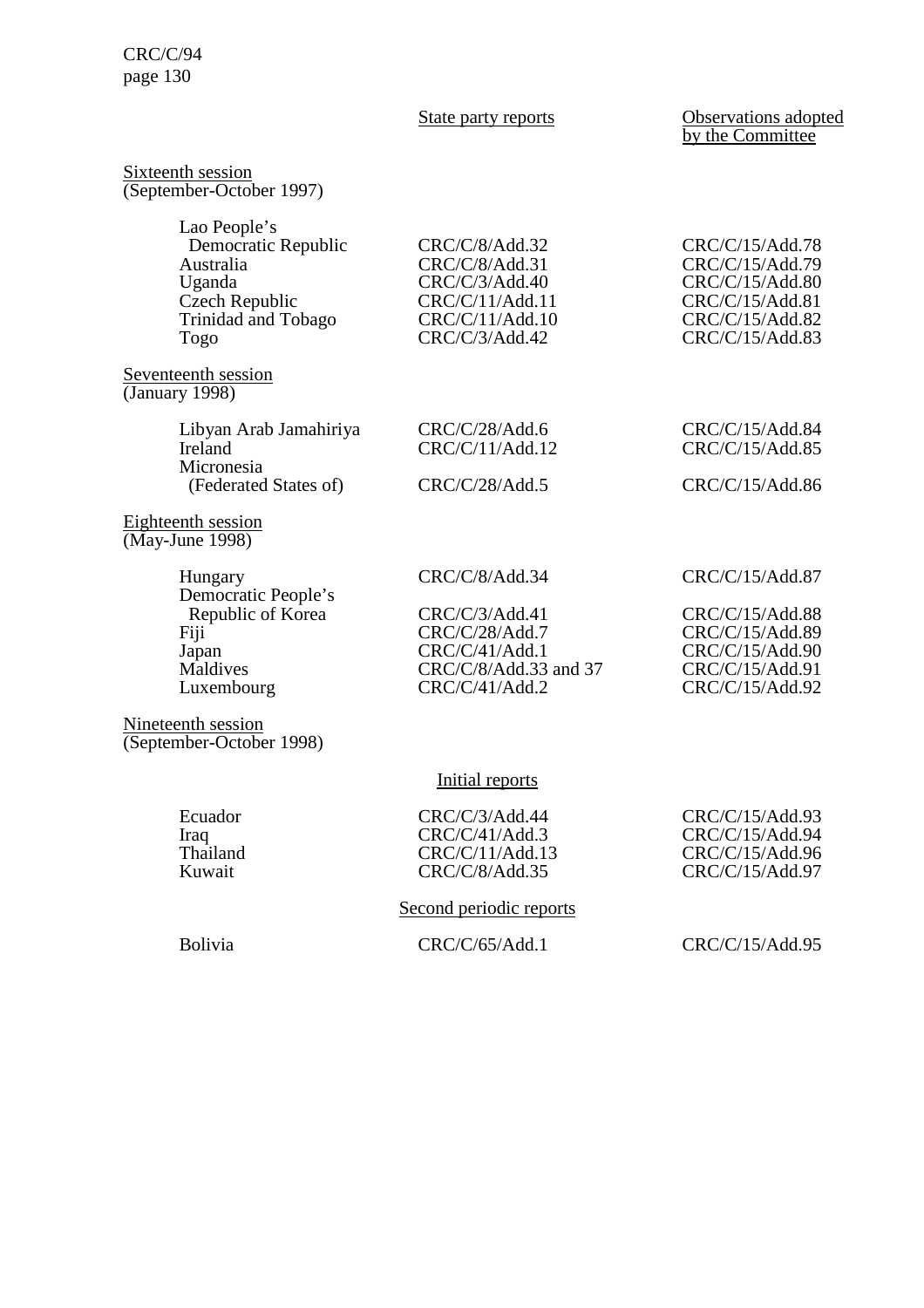| | State party reports | Observations adopted by the Committee |
|---|---|---|
| Sixteenth session (September-October 1997) | | |
| Lao People's Democratic Republic | CRC/C/8/Add.32 | CRC/C/15/Add.78 |
| Australia | CRC/C/8/Add.31 | CRC/C/15/Add.79 |
| Uganda | CRC/C/3/Add.40 | CRC/C/15/Add.80 |
| Czech Republic | CRC/C/11/Add.11 | CRC/C/15/Add.81 |
| Trinidad and Tobago | CRC/C/11/Add.10 | CRC/C/15/Add.82 |
| Togo | CRC/C/3/Add.42 | CRC/C/15/Add.83 |
| Seventeenth session (January 1998) | | |
| Libyan Arab Jamahiriya | CRC/C/28/Add.6 | CRC/C/15/Add.84 |
| Ireland | CRC/C/11/Add.12 | CRC/C/15/Add.85 |
| Micronesia (Federated States of) | CRC/C/28/Add.5 | CRC/C/15/Add.86 |
| Eighteenth session (May-June 1998) | | |
| Hungary | CRC/C/8/Add.34 | CRC/C/15/Add.87 |
| Democratic People's Republic of Korea | CRC/C/3/Add.41 | CRC/C/15/Add.88 |
| Fiji | CRC/C/28/Add.7 | CRC/C/15/Add.89 |
| Japan | CRC/C/41/Add.1 | CRC/C/15/Add.90 |
| Maldives | CRC/C/8/Add.33 and 37 | CRC/C/15/Add.91 |
| Luxembourg | CRC/C/41/Add.2 | CRC/C/15/Add.92 |
| Nineteenth session (September-October 1998) | | |
| | Initial reports | |
| Ecuador | CRC/C/3/Add.44 | CRC/C/15/Add.93 |
| Iraq | CRC/C/41/Add.3 | CRC/C/15/Add.94 |
| Thailand | CRC/C/11/Add.13 | CRC/C/15/Add.96 |
| Kuwait | CRC/C/8/Add.35 | CRC/C/15/Add.97 |
| | Second periodic reports | |
| Bolivia | CRC/C/65/Add.1 | CRC/C/15/Add.95 |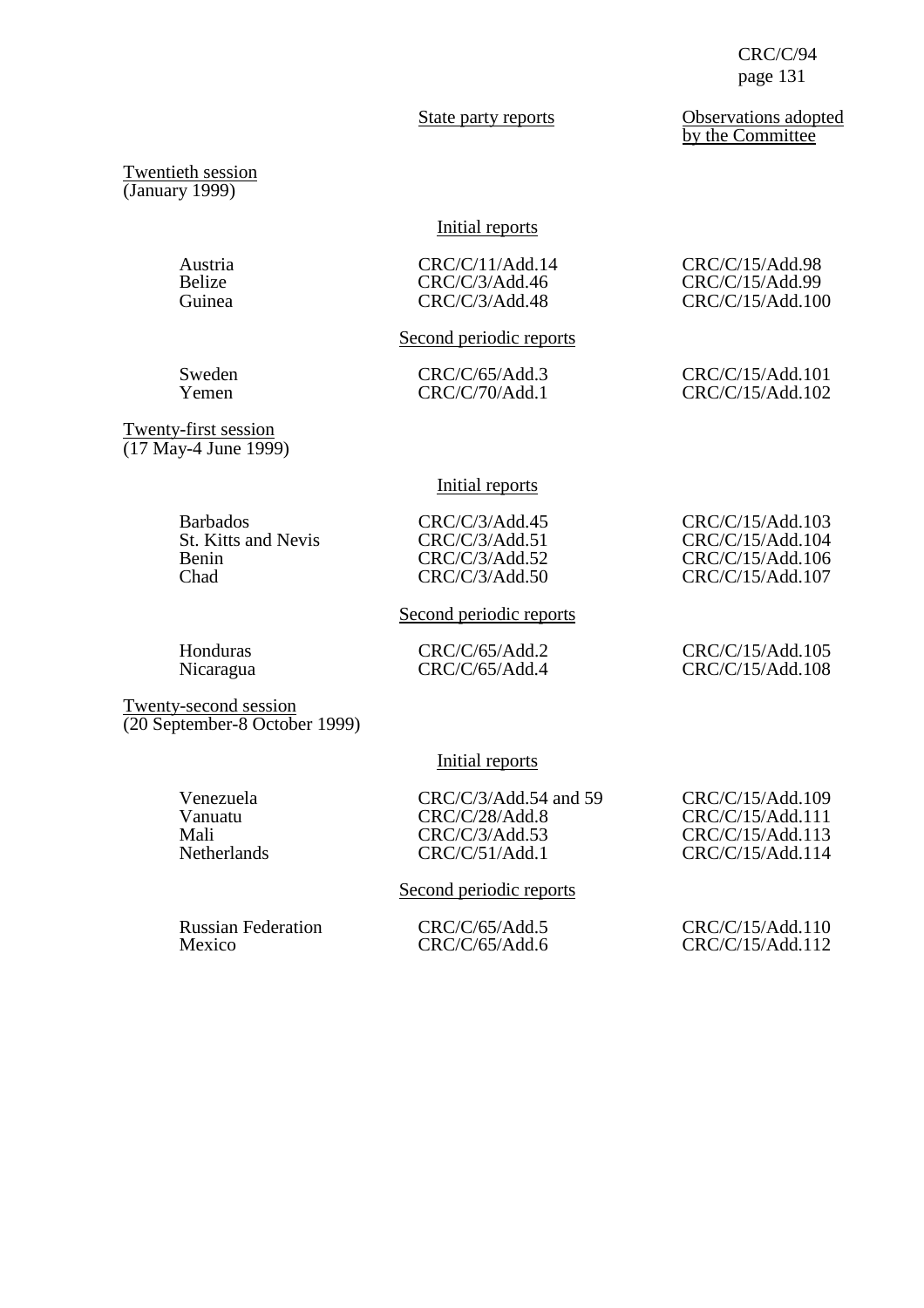| | State party reports | Observations adopted by the Committee |
|---|---|---|
| Twentieth session (January 1999) | | |
| | Initial reports | |
| Austria | CRC/C/11/Add.14 | CRC/C/15/Add.98 |
| Belize | CRC/C/3/Add.46 | CRC/C/15/Add.99 |
| Guinea | CRC/C/3/Add.48 | CRC/C/15/Add.100 |
| | Second periodic reports | |
| Sweden | CRC/C/65/Add.3 | CRC/C/15/Add.101 |
| Yemen | CRC/C/70/Add.1 | CRC/C/15/Add.102 |
| Twenty-first session (17 May-4 June 1999) | | |
| | Initial reports | |
| Barbados | CRC/C/3/Add.45 | CRC/C/15/Add.103 |
| St. Kitts and Nevis | CRC/C/3/Add.51 | CRC/C/15/Add.104 |
| Benin | CRC/C/3/Add.52 | CRC/C/15/Add.106 |
| Chad | CRC/C/3/Add.50 | CRC/C/15/Add.107 |
| | Second periodic reports | |
| Honduras | CRC/C/65/Add.2 | CRC/C/15/Add.105 |
| Nicaragua | CRC/C/65/Add.4 | CRC/C/15/Add.108 |
| Twenty-second session (20 September-8 October 1999) | | |
| | Initial reports | |
| Venezuela | CRC/C/3/Add.54 and 59 | CRC/C/15/Add.109 |
| Vanuatu | CRC/C/28/Add.8 | CRC/C/15/Add.111 |
| Mali | CRC/C/3/Add.53 | CRC/C/15/Add.113 |
| Netherlands | CRC/C/51/Add.1 | CRC/C/15/Add.114 |
| | Second periodic reports | |
| Russian Federation | CRC/C/65/Add.5 | CRC/C/15/Add.110 |
| Mexico | CRC/C/65/Add.6 | CRC/C/15/Add.112 |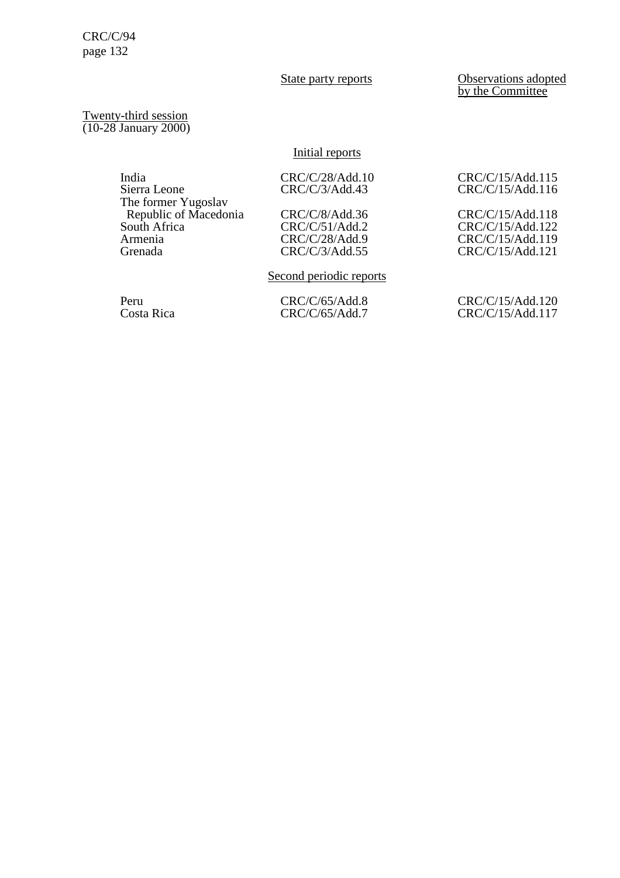| | State party reports | Observations adopted by the Committee |
|---|---|---|
| **Twenty-third session (10-28 January 2000)** | | |
| | Initial reports | |
| India | CRC/C/28/Add.10 | CRC/C/15/Add.115 |
| Sierra Leone | CRC/C/3/Add.43 | CRC/C/15/Add.116 |
| The former Yugoslav Republic of Macedonia | CRC/C/8/Add.36 | CRC/C/15/Add.118 |
| South Africa | CRC/C/51/Add.2 | CRC/C/15/Add.122 |
| Armenia | CRC/C/28/Add.9 | CRC/C/15/Add.119 |
| Grenada | CRC/C/3/Add.55 | CRC/C/15/Add.121 |
| | Second periodic reports | |
| Peru | CRC/C/65/Add.8 | CRC/C/15/Add.120 |
| Costa Rica | CRC/C/65/Add.7 | CRC/C/15/Add.117 |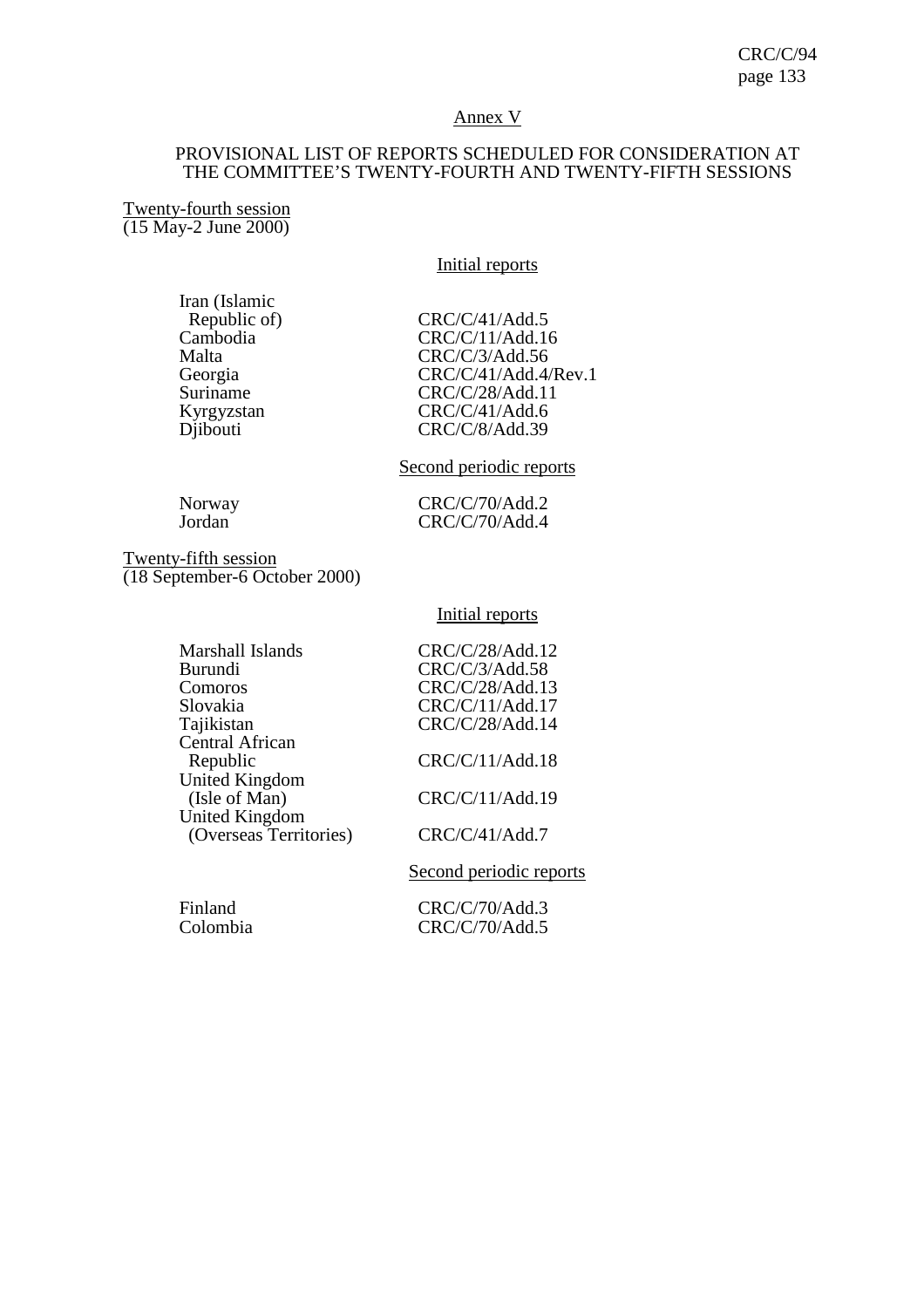## Annex V

### PROVISIONAL LIST OF REPORTS SCHEDULED FOR CONSIDERATION AT THE COMMITTEE'S TWENTY-FOURTH AND TWENTY-FIFTH SESSIONS

Twenty-fourth session
(15 May-2 June 2000)

Initial reports

| | |
|---|---|
| Iran (Islamic Republic of) | CRC/C/41/Add.5 |
| Cambodia | CRC/C/11/Add.16 |
| Malta | CRC/C/3/Add.56 |
| Georgia | CRC/C/41/Add.4/Rev.1 |
| Suriname | CRC/C/28/Add.11 |
| Kyrgyzstan | CRC/C/41/Add.6 |
| Djibouti | CRC/C/8/Add.39 |

Second periodic reports

| | |
|---|---|
| Norway | CRC/C/70/Add.2 |
| Jordan | CRC/C/70/Add.4 |

Twenty-fifth session
(18 September-6 October 2000)

Initial reports

| | |
|---|---|
| Marshall Islands | CRC/C/28/Add.12 |
| Burundi | CRC/C/3/Add.58 |
| Comoros | CRC/C/28/Add.13 |
| Slovakia | CRC/C/11/Add.17 |
| Tajikistan | CRC/C/28/Add.14 |
| Central African Republic | CRC/C/11/Add.18 |
| United Kingdom (Isle of Man) | CRC/C/11/Add.19 |
| United Kingdom (Overseas Territories) | CRC/C/41/Add.7 |

Second periodic reports

| | |
|---|---|
| Finland | CRC/C/70/Add.3 |
| Colombia | CRC/C/70/Add.5 |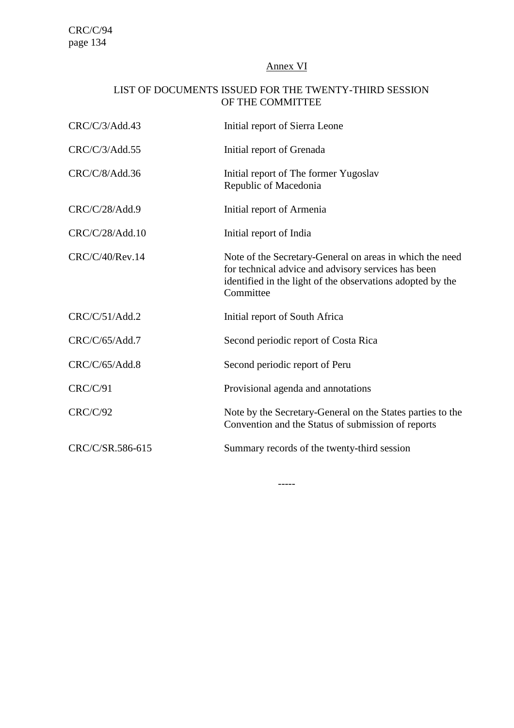## Annex VI

### LIST OF DOCUMENTS ISSUED FOR THE TWENTY-THIRD SESSION OF THE COMMITTEE

| | |
|---|---|
| CRC/C/3/Add.43 | Initial report of Sierra Leone |
| CRC/C/3/Add.55 | Initial report of Grenada |
| CRC/C/8/Add.36 | Initial report of The former Yugoslav Republic of Macedonia |
| CRC/C/28/Add.9 | Initial report of Armenia |
| CRC/C/28/Add.10 | Initial report of India |
| CRC/C/40/Rev.14 | Note of the Secretary-General on areas in which the need for technical advice and advisory services has been identified in the light of the observations adopted by the Committee |
| CRC/C/51/Add.2 | Initial report of South Africa |
| CRC/C/65/Add.7 | Second periodic report of Costa Rica |
| CRC/C/65/Add.8 | Second periodic report of Peru |
| CRC/C/91 | Provisional agenda and annotations |
| CRC/C/92 | Note by the Secretary-General on the States parties to the Convention and the Status of submission of reports |
| CRC/C/SR.586-615 | Summary records of the twenty-third session |

-----